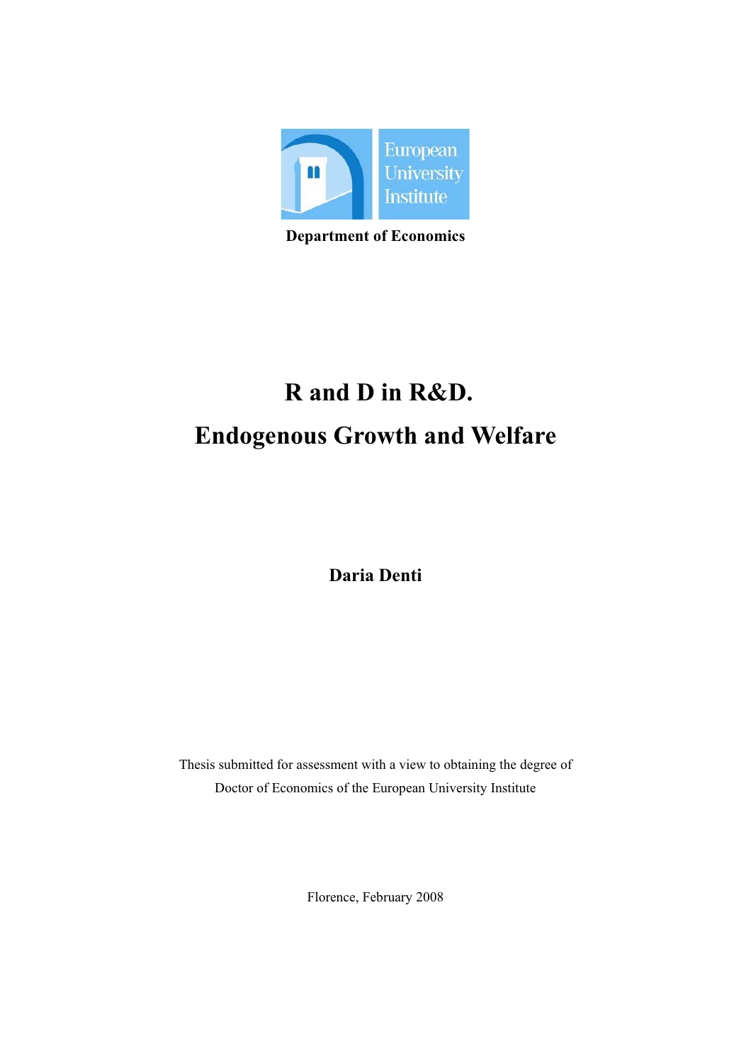European University Institute

**Department of Economics**

# R and D in R&D.

# Endogenous Growth and Welfare

**Daria Denti**

Thesis submitted for assessment with a view to obtaining the degree of Doctor of Economics of the European University Institute

Florence, February 2008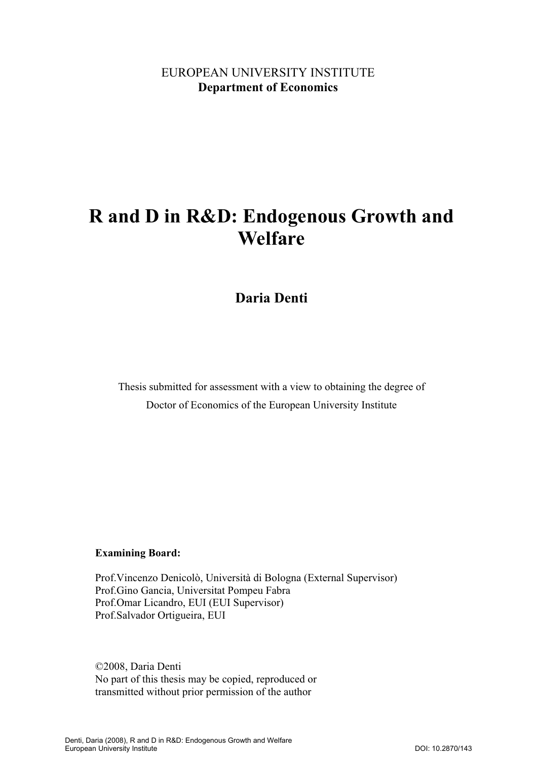EUROPEAN UNIVERSITY INSTITUTE
**Department of Economics**

# R and D in R&D: Endogenous Growth and Welfare

## Daria Denti

Thesis submitted for assessment with a view to obtaining the degree of
Doctor of Economics of the European University Institute

**Examining Board:**

Prof.Vincenzo Denicolò, Università di Bologna (External Supervisor)
Prof.Gino Gancia, Universitat Pompeu Fabra
Prof.Omar Licandro, EUI (EUI Supervisor)
Prof.Salvador Ortigueira, EUI

©2008, Daria Denti
No part of this thesis may be copied, reproduced or
transmitted without prior permission of the author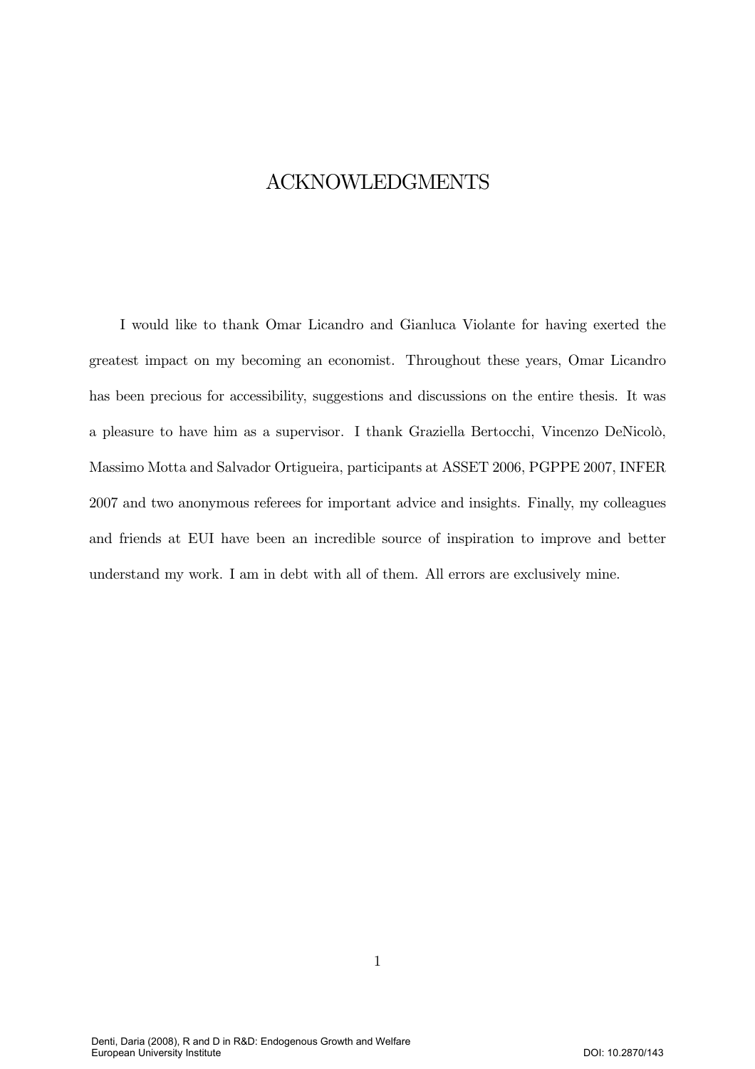# ACKNOWLEDGMENTS

I would like to thank Omar Licandro and Gianluca Violante for having exerted the greatest impact on my becoming an economist. Throughout these years, Omar Licandro has been precious for accessibility, suggestions and discussions on the entire thesis. It was a pleasure to have him as a supervisor. I thank Graziella Bertocchi, Vincenzo DeNicolò, Massimo Motta and Salvador Ortigueira, participants at ASSET 2006, PGPPE 2007, INFER 2007 and two anonymous referees for important advice and insights. Finally, my colleagues and friends at EUI have been an incredible source of inspiration to improve and better understand my work. I am in debt with all of them. All errors are exclusively mine.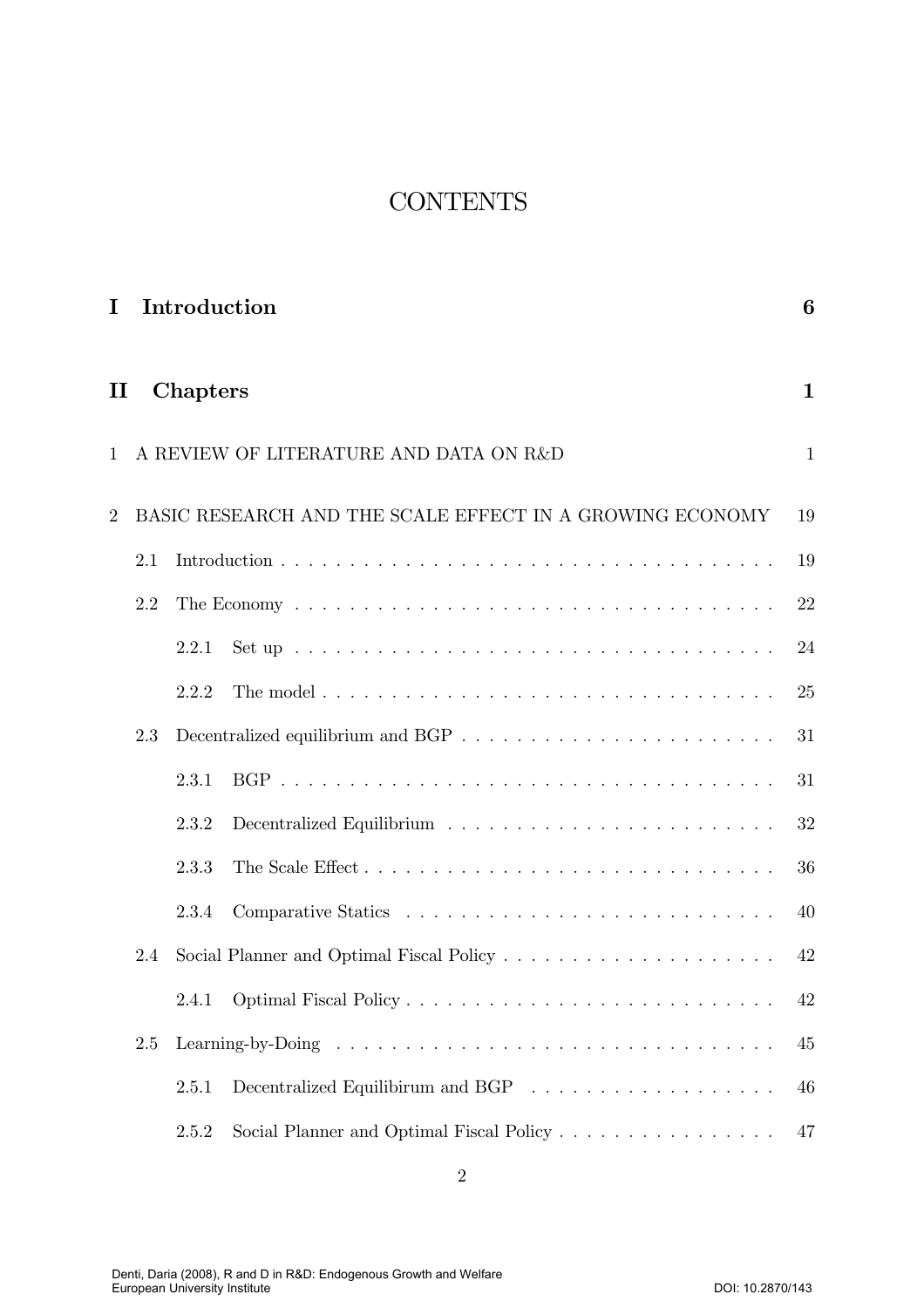# CONTENTS

**I Introduction** **6**

**II Chapters** **1**

1 A REVIEW OF LITERATURE AND DATA ON R&D 1

2 BASIC RESEARCH AND THE SCALE EFFECT IN A GROWING ECONOMY 19

- 2.1 Introduction . . . . . . . . . . . . . . . . . . . . . . . . . . . . . . . . . . . . . 19
- 2.2 The Economy . . . . . . . . . . . . . . . . . . . . . . . . . . . . . . . . . . . 22
  - 2.2.1 Set up . . . . . . . . . . . . . . . . . . . . . . . . . . . . . . . . . . . . 24
  - 2.2.2 The model . . . . . . . . . . . . . . . . . . . . . . . . . . . . . . . . . 25
- 2.3 Decentralized equilibrium and BGP . . . . . . . . . . . . . . . . . . . . . . . 31
  - 2.3.1 BGP . . . . . . . . . . . . . . . . . . . . . . . . . . . . . . . . . . . . . 31
  - 2.3.2 Decentralized Equilibrium . . . . . . . . . . . . . . . . . . . . . . . . . 32
  - 2.3.3 The Scale Effect . . . . . . . . . . . . . . . . . . . . . . . . . . . . . . 36
  - 2.3.4 Comparative Statics . . . . . . . . . . . . . . . . . . . . . . . . . . . . 40
- 2.4 Social Planner and Optimal Fiscal Policy . . . . . . . . . . . . . . . . . . . . 42
  - 2.4.1 Optimal Fiscal Policy . . . . . . . . . . . . . . . . . . . . . . . . . . . 42
- 2.5 Learning-by-Doing . . . . . . . . . . . . . . . . . . . . . . . . . . . . . . . . . 45
  - 2.5.1 Decentralized Equilibirum and BGP . . . . . . . . . . . . . . . . . . . 46
  - 2.5.2 Social Planner and Optimal Fiscal Policy . . . . . . . . . . . . . . . . 47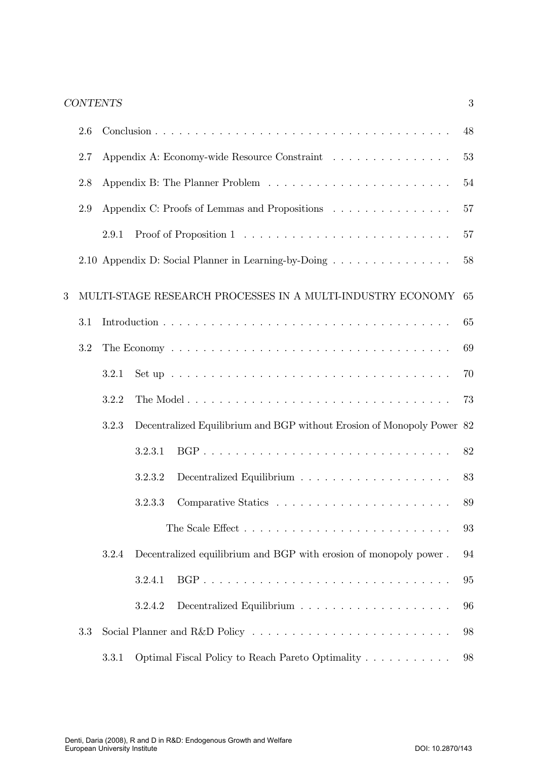2.6 Conclusion . . . . . . . . . . . . . . . . . . . . . . . . . . . . . . . . . . . . 48

2.7 Appendix A: Economy-wide Resource Constraint . . . . . . . . . . . . . . . 53

2.8 Appendix B: The Planner Problem . . . . . . . . . . . . . . . . . . . . . . . 54

2.9 Appendix C: Proofs of Lemmas and Propositions . . . . . . . . . . . . . . . 57

2.9.1 Proof of Proposition 1 . . . . . . . . . . . . . . . . . . . . . . . . . 57

2.10 Appendix D: Social Planner in Learning-by-Doing . . . . . . . . . . . . . . . 58

3 MULTI-STAGE RESEARCH PROCESSES IN A MULTI-INDUSTRY ECONOMY 65

3.1 Introduction . . . . . . . . . . . . . . . . . . . . . . . . . . . . . . . . . . . 65

3.2 The Economy . . . . . . . . . . . . . . . . . . . . . . . . . . . . . . . . . . 69

3.2.1 Set up . . . . . . . . . . . . . . . . . . . . . . . . . . . . . . . . . . 70

3.2.2 The Model . . . . . . . . . . . . . . . . . . . . . . . . . . . . . . . . 73

3.2.3 Decentralized Equilibrium and BGP without Erosion of Monopoly Power 82

3.2.3.1 BGP . . . . . . . . . . . . . . . . . . . . . . . . . . . . . . . 82

3.2.3.2 Decentralized Equilibrium . . . . . . . . . . . . . . . . . . . 83

3.2.3.3 Comparative Statics . . . . . . . . . . . . . . . . . . . . . . 89

The Scale Effect . . . . . . . . . . . . . . . . . . . . . . . . . 93

3.2.4 Decentralized equilibrium and BGP with erosion of monopoly power . 94

3.2.4.1 BGP . . . . . . . . . . . . . . . . . . . . . . . . . . . . . . . 95

3.2.4.2 Decentralized Equilibrium . . . . . . . . . . . . . . . . . . . 96

3.3 Social Planner and R&D Policy . . . . . . . . . . . . . . . . . . . . . . . . 98

3.3.1 Optimal Fiscal Policy to Reach Pareto Optimality . . . . . . . . . . . 98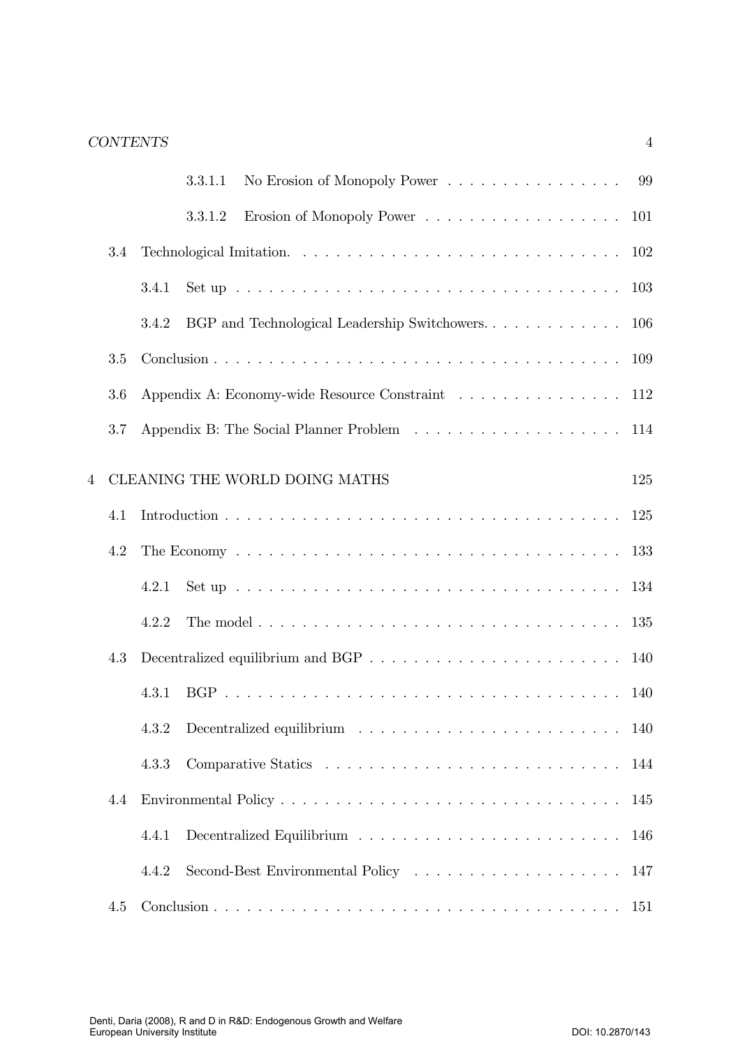| | | | |
|---|---|---|---|
| | | 3.3.1.1 No Erosion of Monopoly Power | 99 |
| | | 3.3.1.2 Erosion of Monopoly Power | 101 |
| | 3.4 | Technological Imitation. | 102 |
| | | 3.4.1 Set up | 103 |
| | | 3.4.2 BGP and Technological Leadership Switchowers. | 106 |
| | 3.5 | Conclusion | 109 |
| | 3.6 | Appendix A: Economy-wide Resource Constraint | 112 |
| | 3.7 | Appendix B: The Social Planner Problem | 114 |
| 4 | CLEANING THE WORLD DOING MATHS | | 125 |
| | 4.1 | Introduction | 125 |
| | 4.2 | The Economy | 133 |
| | | 4.2.1 Set up | 134 |
| | | 4.2.2 The model | 135 |
| | 4.3 | Decentralized equilibrium and BGP | 140 |
| | | 4.3.1 BGP | 140 |
| | | 4.3.2 Decentralized equilibrium | 140 |
| | | 4.3.3 Comparative Statics | 144 |
| | 4.4 | Environmental Policy | 145 |
| | | 4.4.1 Decentralized Equilibrium | 146 |
| | | 4.4.2 Second-Best Environmental Policy | 147 |
| | 4.5 | Conclusion | 151 |

Denti, Daria (2008), R and D in R&D: Endogenous Growth and Welfare
European University Institute DOI: 10.2870/143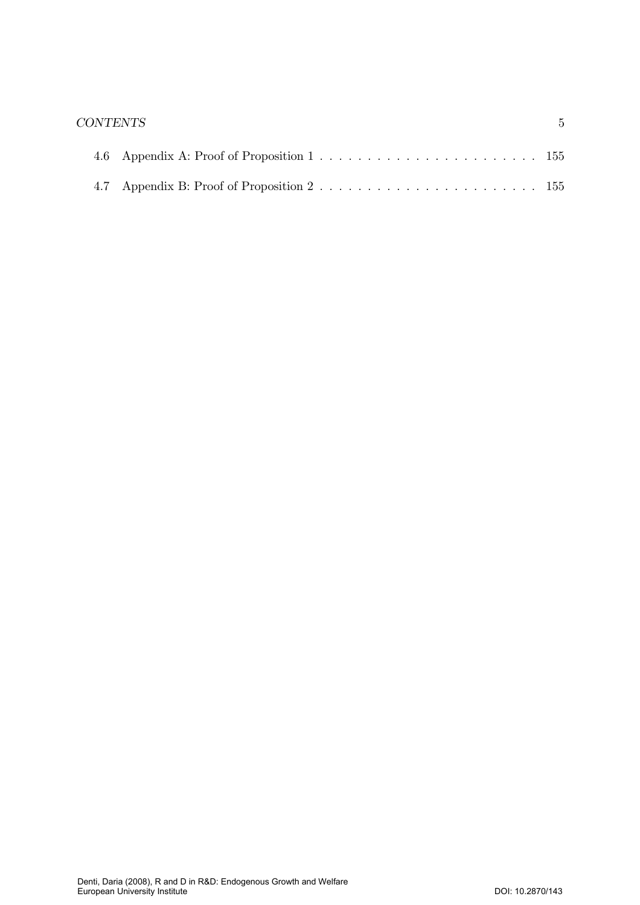4.6 Appendix A: Proof of Proposition 1 . . . . . . . . . . . . . . . . . . . . . . . 155

4.7 Appendix B: Proof of Proposition 2 . . . . . . . . . . . . . . . . . . . . . . . 155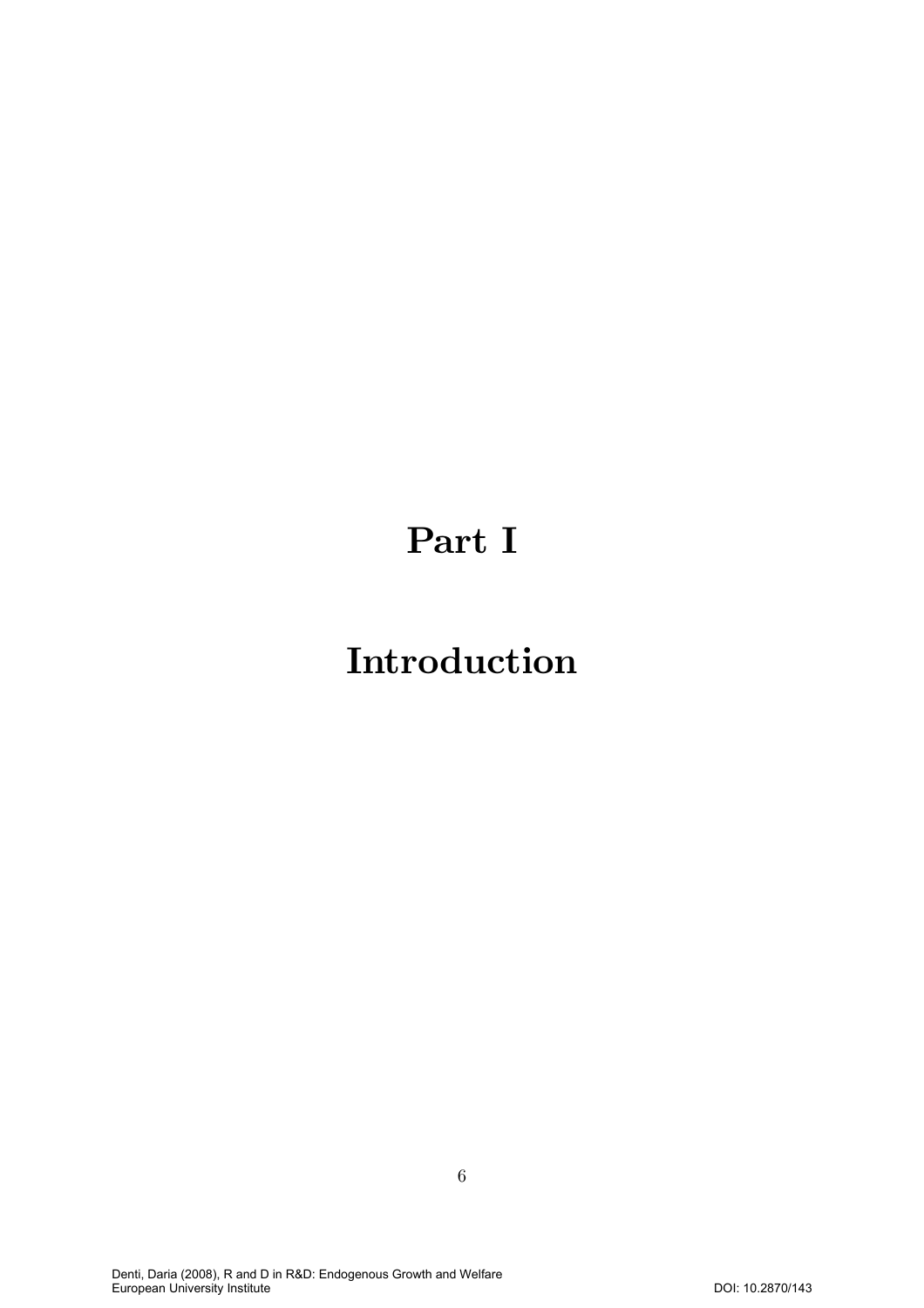# Part I

# Introduction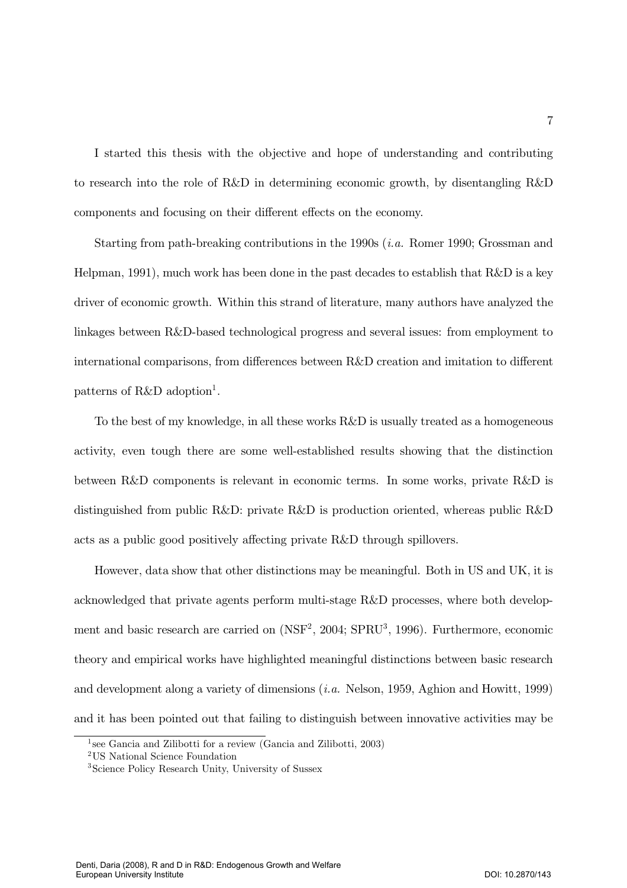I started this thesis with the objective and hope of understanding and contributing to research into the role of R&D in determining economic growth, by disentangling R&D components and focusing on their different effects on the economy.

Starting from path-breaking contributions in the 1990s (*i.a.* Romer 1990; Grossman and Helpman, 1991), much work has been done in the past decades to establish that R&D is a key driver of economic growth. Within this strand of literature, many authors have analyzed the linkages between R&D-based technological progress and several issues: from employment to international comparisons, from differences between R&D creation and imitation to different patterns of R&D adoption[1].

To the best of my knowledge, in all these works R&D is usually treated as a homogeneous activity, even tough there are some well-established results showing that the distinction between R&D components is relevant in economic terms. In some works, private R&D is distinguished from public R&D: private R&D is production oriented, whereas public R&D acts as a public good positively affecting private R&D through spillovers.

However, data show that other distinctions may be meaningful. Both in US and UK, it is acknowledged that private agents perform multi-stage R&D processes, where both development and basic research are carried on (NSF[2], 2004; SPRU[3], 1996). Furthermore, economic theory and empirical works have highlighted meaningful distinctions between basic research and development along a variety of dimensions (*i.a.* Nelson, 1959, Aghion and Howitt, 1999) and it has been pointed out that failing to distinguish between innovative activities may be

---

[1] see Gancia and Zilibotti for a review (Gancia and Zilibotti, 2003)

[2] US National Science Foundation

[3] Science Policy Research Unity, University of Sussex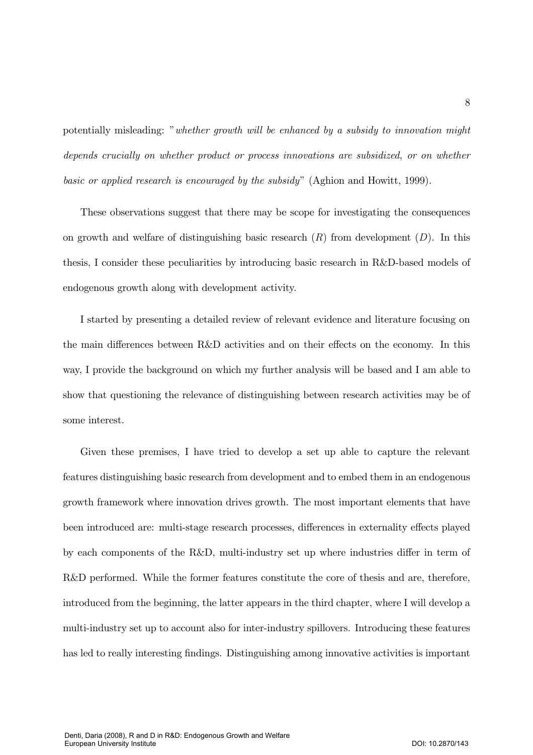potentially misleading: "*whether growth will be enhanced by a subsidy to innovation might depends crucially on whether product or process innovations are subsidized, or on whether basic or applied research is encouraged by the subsidy*" (Aghion and Howitt, 1999).

These observations suggest that there may be scope for investigating the consequences on growth and welfare of distinguishing basic research ($R$) from development ($D$). In this thesis, I consider these peculiarities by introducing basic research in R&D-based models of endogenous growth along with development activity.

I started by presenting a detailed review of relevant evidence and literature focusing on the main differences between R&D activities and on their effects on the economy. In this way, I provide the background on which my further analysis will be based and I am able to show that questioning the relevance of distinguishing between research activities may be of some interest.

Given these premises, I have tried to develop a set up able to capture the relevant features distinguishing basic research from development and to embed them in an endogenous growth framework where innovation drives growth. The most important elements that have been introduced are: multi-stage research processes, differences in externality effects played by each components of the R&D, multi-industry set up where industries differ in term of R&D performed. While the former features constitute the core of thesis and are, therefore, introduced from the beginning, the latter appears in the third chapter, where I will develop a multi-industry set up to account also for inter-industry spillovers. Introducing these features has led to really interesting findings. Distinguishing among innovative activities is important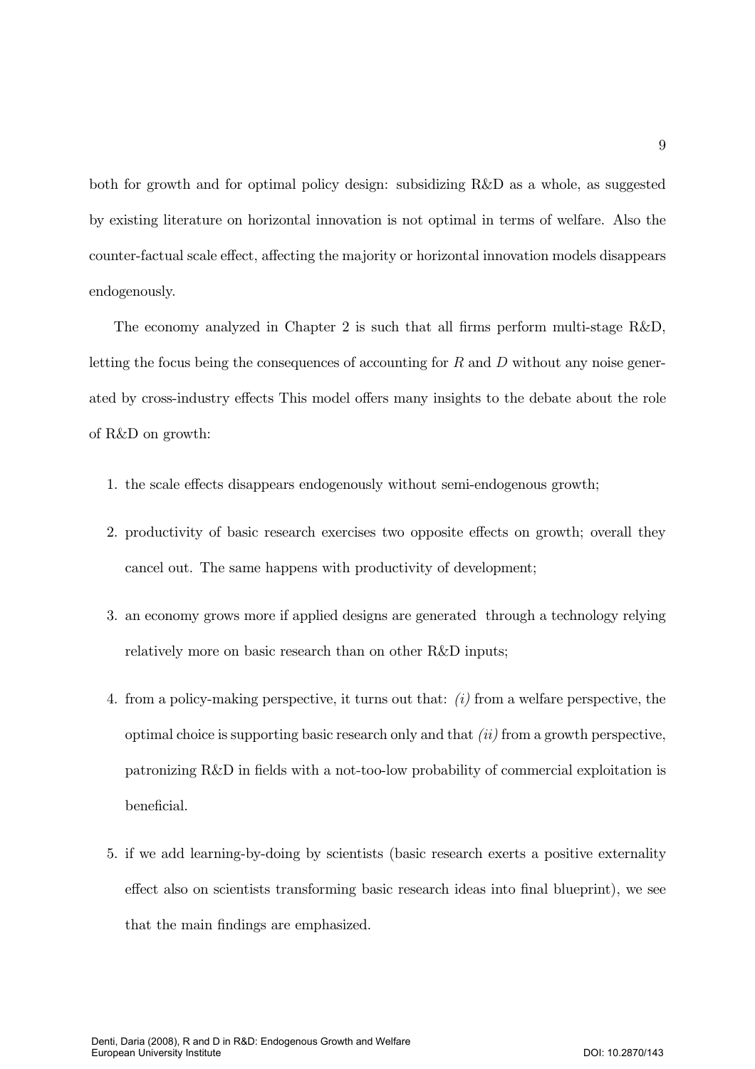both for growth and for optimal policy design: subsidizing R&D as a whole, as suggested by existing literature on horizontal innovation is not optimal in terms of welfare. Also the counter-factual scale effect, affecting the majority or horizontal innovation models disappears endogenously.

The economy analyzed in Chapter 2 is such that all firms perform multi-stage R&D, letting the focus being the consequences of accounting for $R$ and $D$ without any noise generated by cross-industry effects This model offers many insights to the debate about the role of R&D on growth:

1. the scale effects disappears endogenously without semi-endogenous growth;
2. productivity of basic research exercises two opposite effects on growth; overall they cancel out. The same happens with productivity of development;
3. an economy grows more if applied designs are generated through a technology relying relatively more on basic research than on other R&D inputs;
4. from a policy-making perspective, it turns out that: *(i)* from a welfare perspective, the optimal choice is supporting basic research only and that *(ii)* from a growth perspective, patronizing R&D in fields with a not-too-low probability of commercial exploitation is beneficial.
5. if we add learning-by-doing by scientists (basic research exerts a positive externality effect also on scientists transforming basic research ideas into final blueprint), we see that the main findings are emphasized.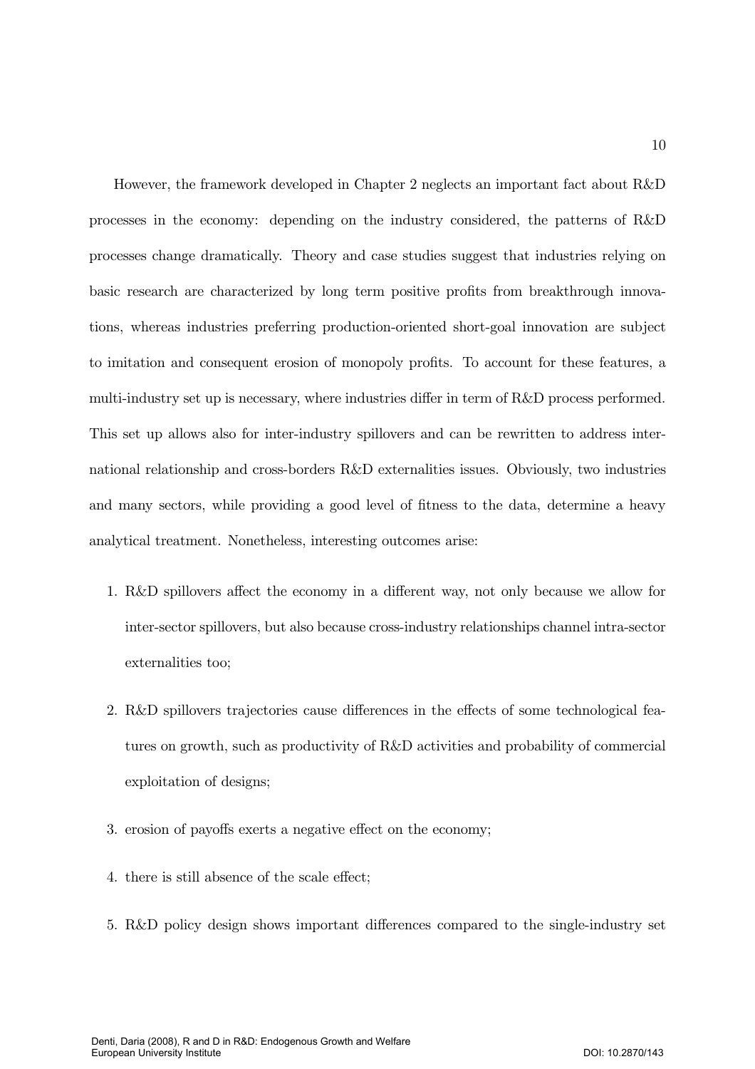However, the framework developed in Chapter 2 neglects an important fact about R&D processes in the economy: depending on the industry considered, the patterns of R&D processes change dramatically. Theory and case studies suggest that industries relying on basic research are characterized by long term positive profits from breakthrough innovations, whereas industries preferring production-oriented short-goal innovation are subject to imitation and consequent erosion of monopoly profits. To account for these features, a multi-industry set up is necessary, where industries differ in term of R&D process performed. This set up allows also for inter-industry spillovers and can be rewritten to address international relationship and cross-borders R&D externalities issues. Obviously, two industries and many sectors, while providing a good level of fitness to the data, determine a heavy analytical treatment. Nonetheless, interesting outcomes arise:

1. R&D spillovers affect the economy in a different way, not only because we allow for inter-sector spillovers, but also because cross-industry relationships channel intra-sector externalities too;

2. R&D spillovers trajectories cause differences in the effects of some technological features on growth, such as productivity of R&D activities and probability of commercial exploitation of designs;

3. erosion of payoffs exerts a negative effect on the economy;

4. there is still absence of the scale effect;

5. R&D policy design shows important differences compared to the single-industry set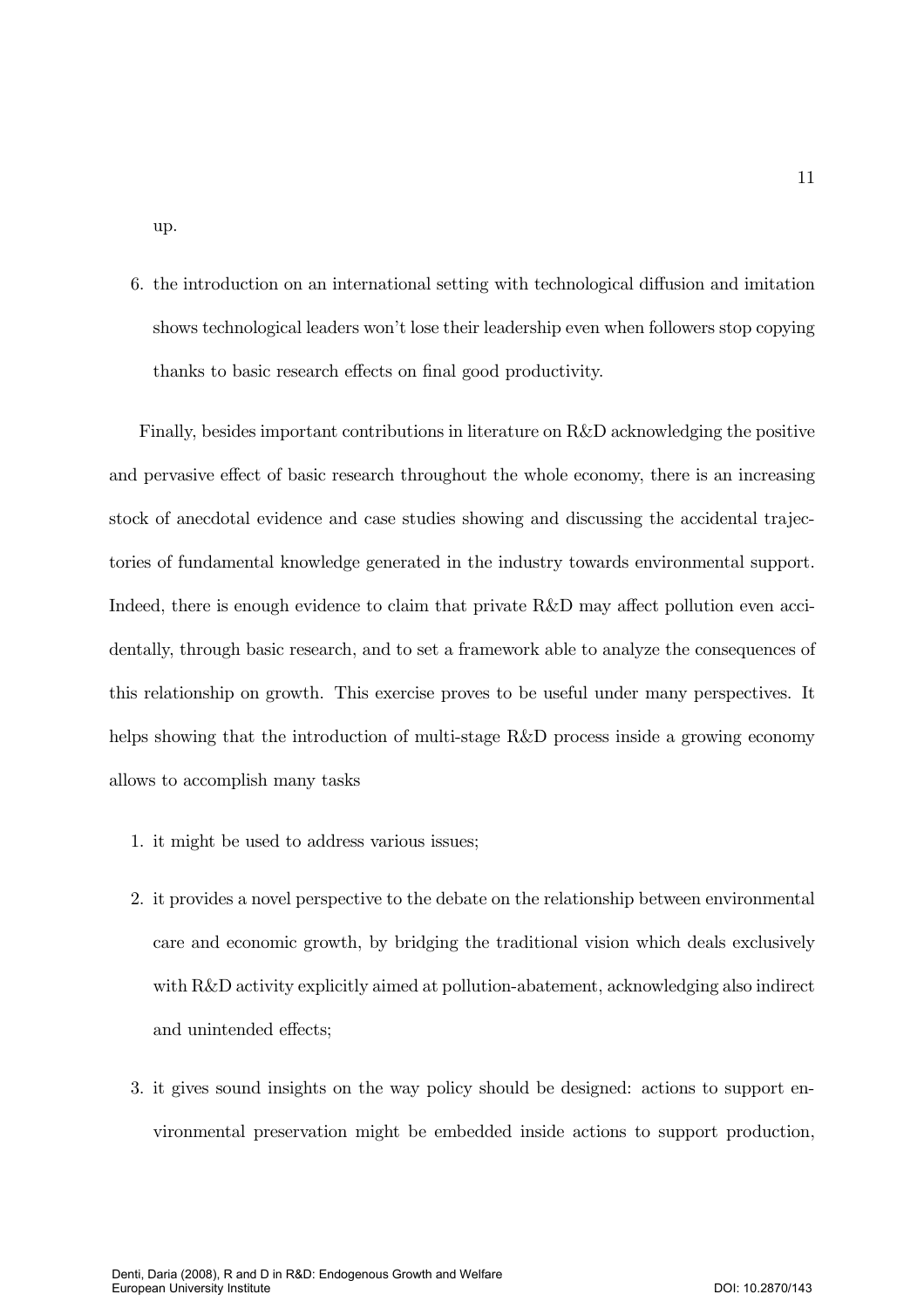up.

6. the introduction on an international setting with technological diffusion and imitation shows technological leaders won't lose their leadership even when followers stop copying thanks to basic research effects on final good productivity.

Finally, besides important contributions in literature on R&D acknowledging the positive and pervasive effect of basic research throughout the whole economy, there is an increasing stock of anecdotal evidence and case studies showing and discussing the accidental trajectories of fundamental knowledge generated in the industry towards environmental support. Indeed, there is enough evidence to claim that private R&D may affect pollution even accidentally, through basic research, and to set a framework able to analyze the consequences of this relationship on growth. This exercise proves to be useful under many perspectives. It helps showing that the introduction of multi-stage R&D process inside a growing economy allows to accomplish many tasks

1. it might be used to address various issues;

2. it provides a novel perspective to the debate on the relationship between environmental care and economic growth, by bridging the traditional vision which deals exclusively with R&D activity explicitly aimed at pollution-abatement, acknowledging also indirect and unintended effects;

3. it gives sound insights on the way policy should be designed: actions to support environmental preservation might be embedded inside actions to support production,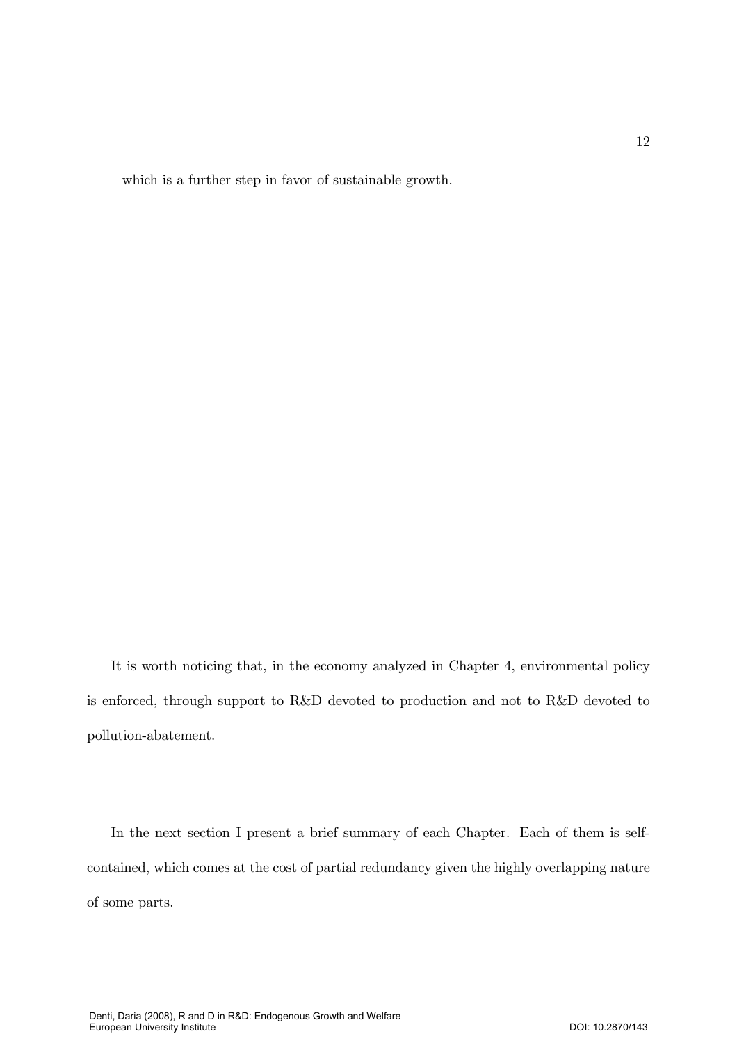which is a further step in favor of sustainable growth.

It is worth noticing that, in the economy analyzed in Chapter 4, environmental policy is enforced, through support to R&D devoted to production and not to R&D devoted to pollution-abatement.

In the next section I present a brief summary of each Chapter. Each of them is self-contained, which comes at the cost of partial redundancy given the highly overlapping nature of some parts.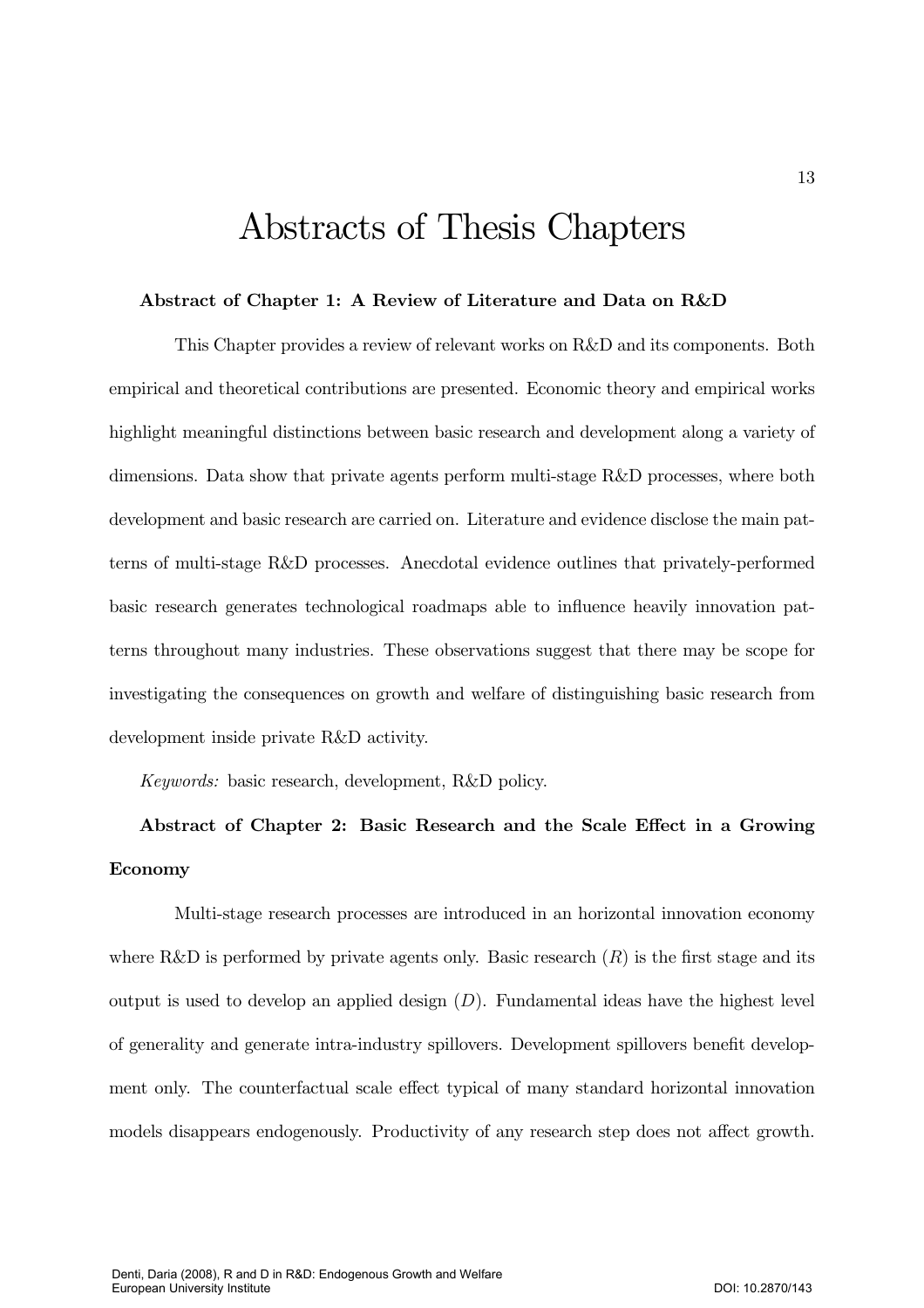# Abstracts of Thesis Chapters

**Abstract of Chapter 1: A Review of Literature and Data on R&D**

This Chapter provides a review of relevant works on R&D and its components. Both empirical and theoretical contributions are presented. Economic theory and empirical works highlight meaningful distinctions between basic research and development along a variety of dimensions. Data show that private agents perform multi-stage R&D processes, where both development and basic research are carried on. Literature and evidence disclose the main patterns of multi-stage R&D processes. Anecdotal evidence outlines that privately-performed basic research generates technological roadmaps able to influence heavily innovation patterns throughout many industries. These observations suggest that there may be scope for investigating the consequences on growth and welfare of distinguishing basic research from development inside private R&D activity.

*Keywords:* basic research, development, R&D policy.

**Abstract of Chapter 2: Basic Research and the Scale Effect in a Growing Economy**

Multi-stage research processes are introduced in an horizontal innovation economy where R&D is performed by private agents only. Basic research ($R$) is the first stage and its output is used to develop an applied design ($D$). Fundamental ideas have the highest level of generality and generate intra-industry spillovers. Development spillovers benefit development only. The counterfactual scale effect typical of many standard horizontal innovation models disappears endogenously. Productivity of any research step does not affect growth.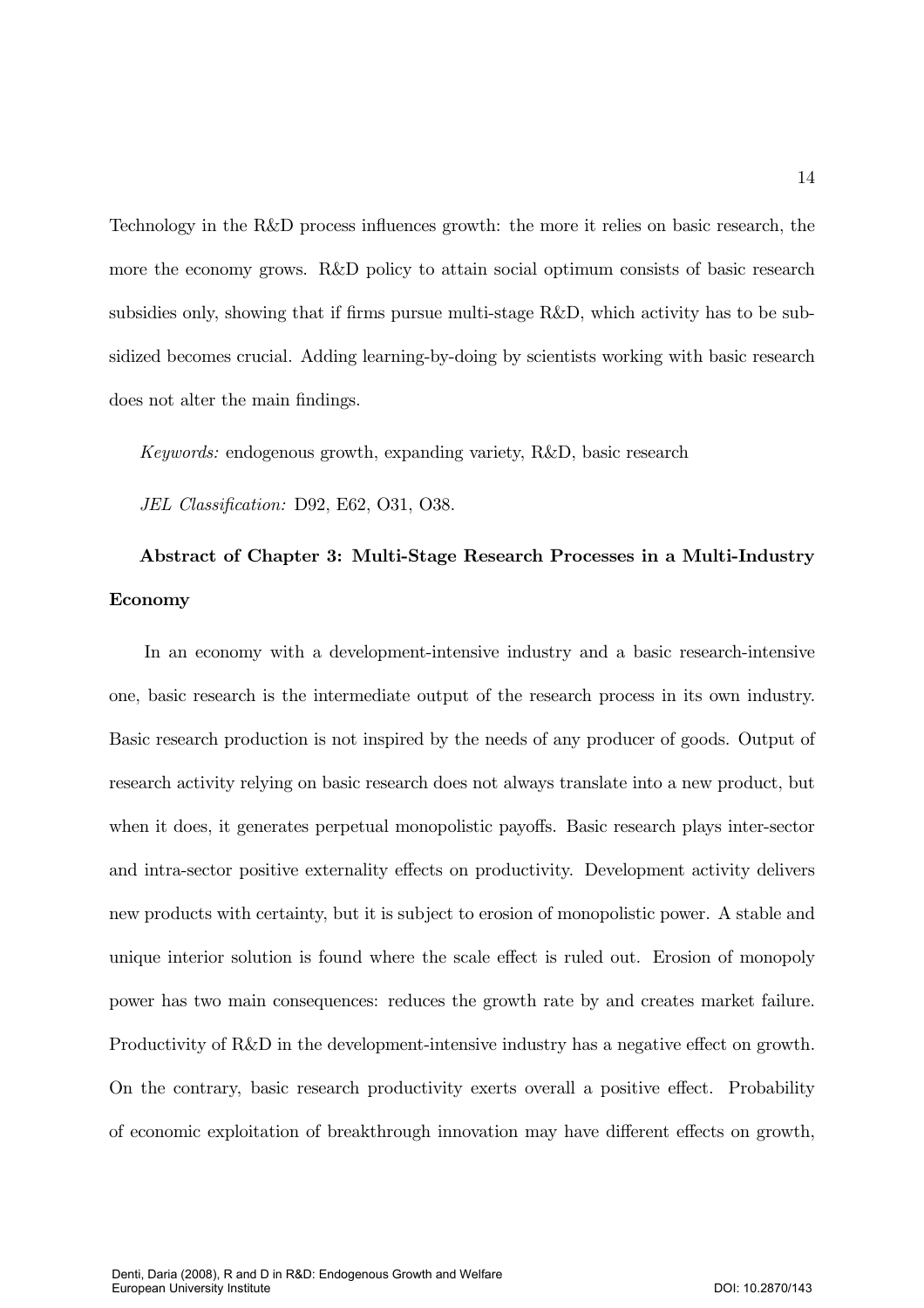Technology in the R&D process influences growth: the more it relies on basic research, the more the economy grows. R&D policy to attain social optimum consists of basic research subsidies only, showing that if firms pursue multi-stage R&D, which activity has to be subsidized becomes crucial. Adding learning-by-doing by scientists working with basic research does not alter the main findings.

*Keywords:* endogenous growth, expanding variety, R&D, basic research

*JEL Classification:* D92, E62, O31, O38.

**Abstract of Chapter 3: Multi-Stage Research Processes in a Multi-Industry Economy**

In an economy with a development-intensive industry and a basic research-intensive one, basic research is the intermediate output of the research process in its own industry. Basic research production is not inspired by the needs of any producer of goods. Output of research activity relying on basic research does not always translate into a new product, but when it does, it generates perpetual monopolistic payoffs. Basic research plays inter-sector and intra-sector positive externality effects on productivity. Development activity delivers new products with certainty, but it is subject to erosion of monopolistic power. A stable and unique interior solution is found where the scale effect is ruled out. Erosion of monopoly power has two main consequences: reduces the growth rate by and creates market failure. Productivity of R&D in the development-intensive industry has a negative effect on growth. On the contrary, basic research productivity exerts overall a positive effect. Probability of economic exploitation of breakthrough innovation may have different effects on growth,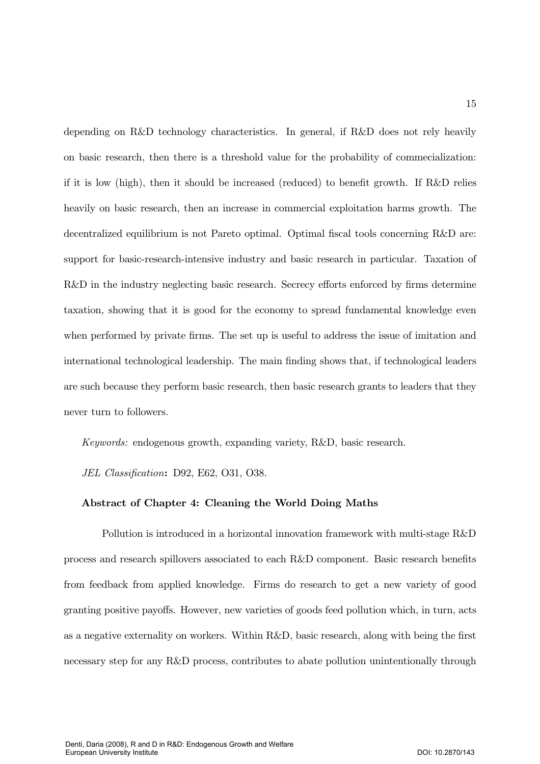depending on R&D technology characteristics. In general, if R&D does not rely heavily on basic research, then there is a threshold value for the probability of commecialization: if it is low (high), then it should be increased (reduced) to benefit growth. If R&D relies heavily on basic research, then an increase in commercial exploitation harms growth. The decentralized equilibrium is not Pareto optimal. Optimal fiscal tools concerning R&D are: support for basic-research-intensive industry and basic research in particular. Taxation of R&D in the industry neglecting basic research. Secrecy efforts enforced by firms determine taxation, showing that it is good for the economy to spread fundamental knowledge even when performed by private firms. The set up is useful to address the issue of imitation and international technological leadership. The main finding shows that, if technological leaders are such because they perform basic research, then basic research grants to leaders that they never turn to followers.

*Keywords:* endogenous growth, expanding variety, R&D, basic research.

*JEL Classification*: D92, E62, O31, O38.

**Abstract of Chapter 4: Cleaning the World Doing Maths**

Pollution is introduced in a horizontal innovation framework with multi-stage R&D process and research spillovers associated to each R&D component. Basic research benefits from feedback from applied knowledge. Firms do research to get a new variety of good granting positive payoffs. However, new varieties of goods feed pollution which, in turn, acts as a negative externality on workers. Within R&D, basic research, along with being the first necessary step for any R&D process, contributes to abate pollution unintentionally through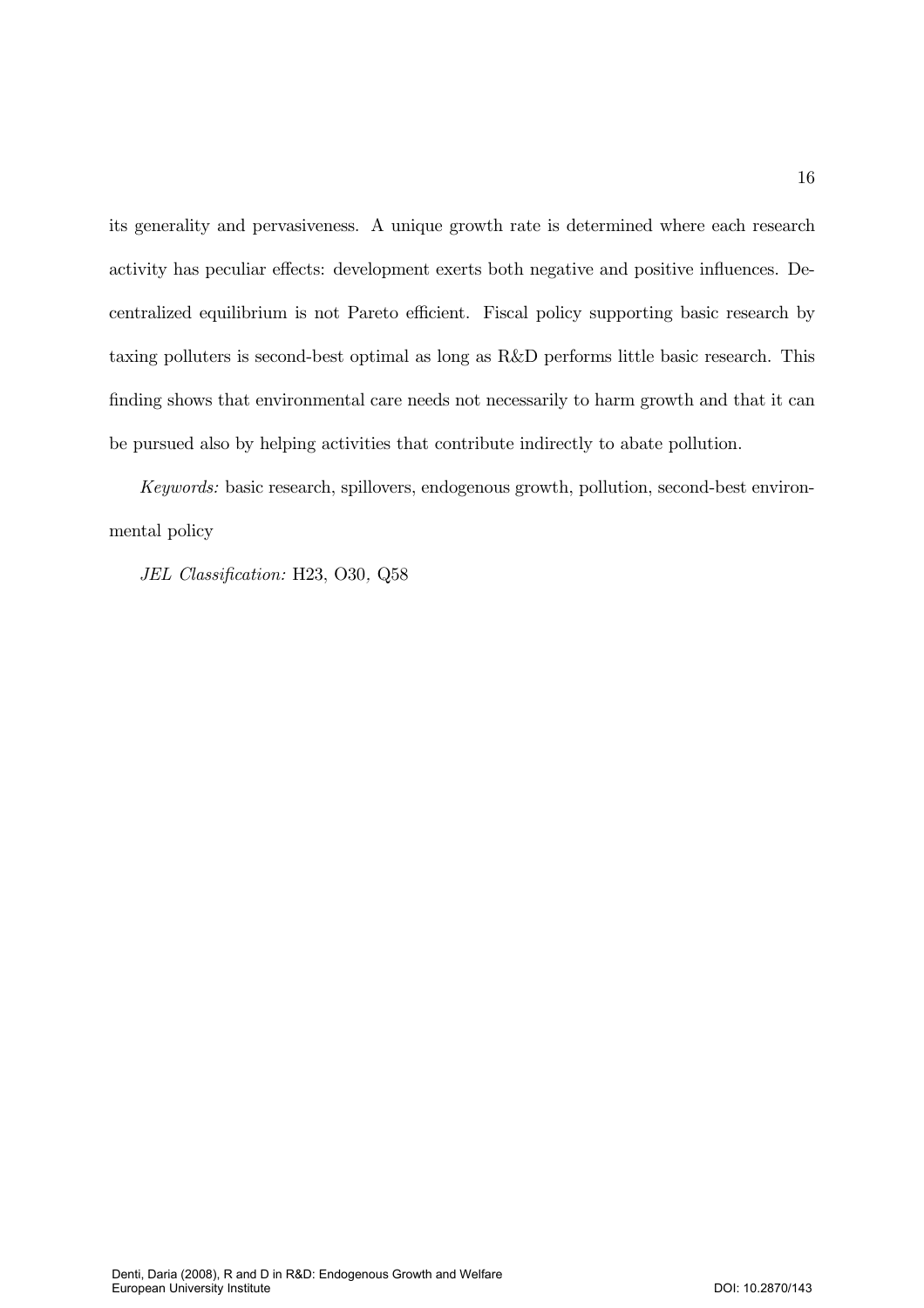its generality and pervasiveness. A unique growth rate is determined where each research activity has peculiar effects: development exerts both negative and positive influences. Decentralized equilibrium is not Pareto efficient. Fiscal policy supporting basic research by taxing polluters is second-best optimal as long as R&D performs little basic research. This finding shows that environmental care needs not necessarily to harm growth and that it can be pursued also by helping activities that contribute indirectly to abate pollution.

*Keywords:* basic research, spillovers, endogenous growth, pollution, second-best environmental policy

*JEL Classification:* H23, O30*,* Q58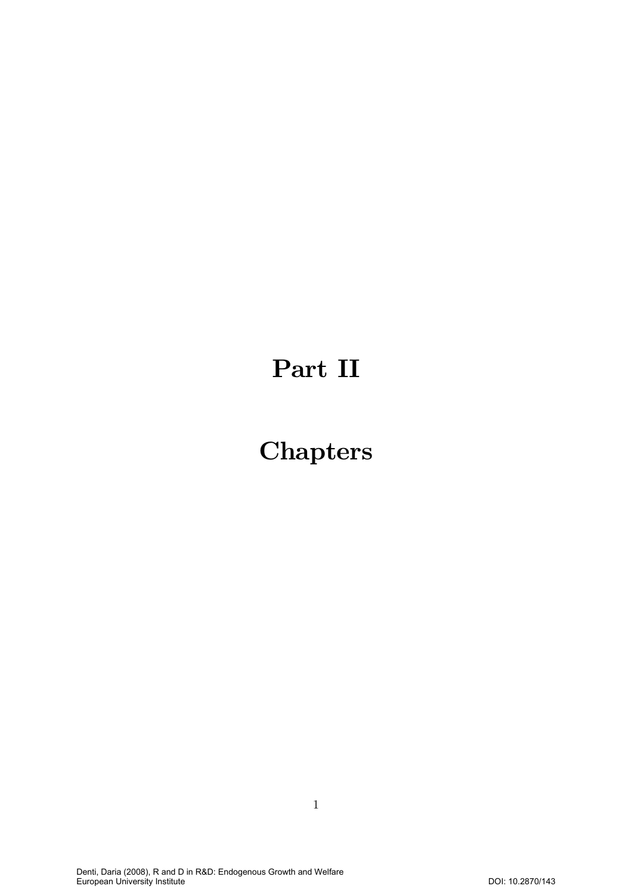# Part II

# Chapters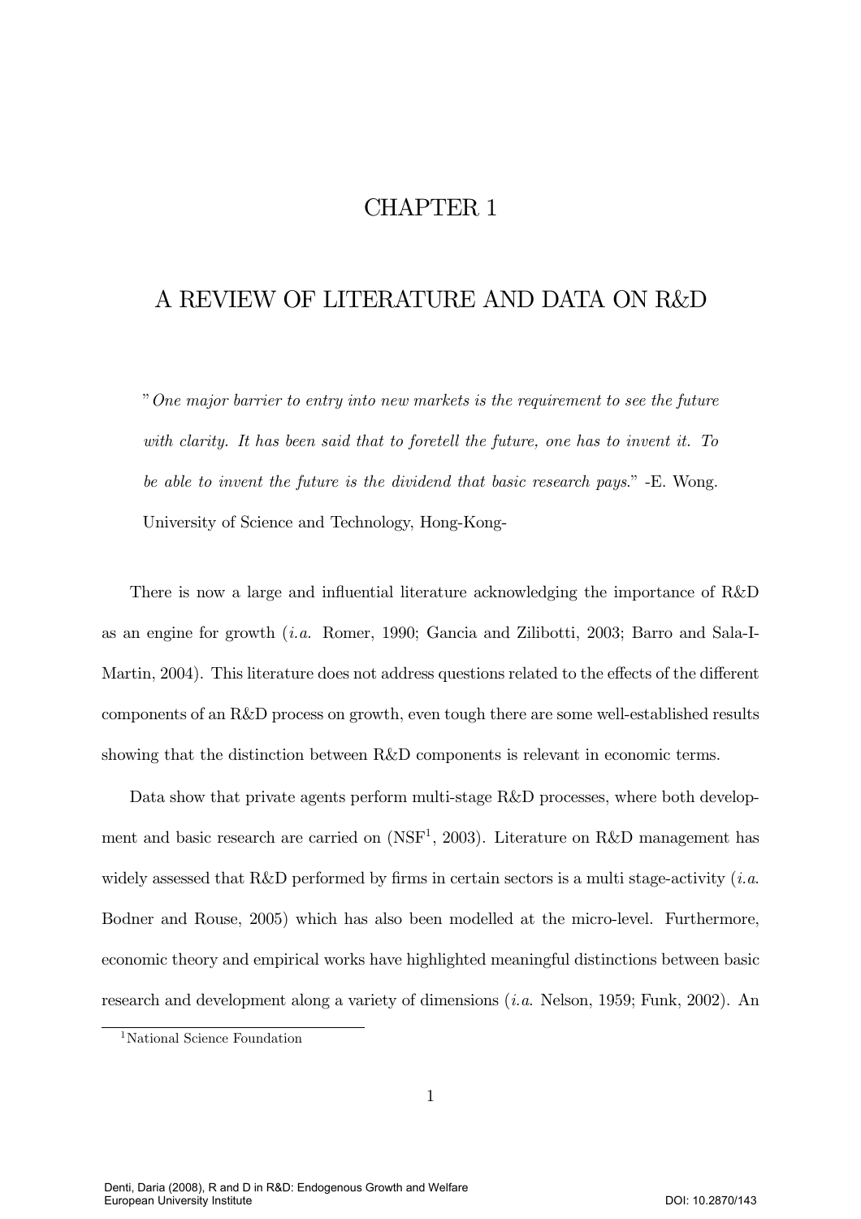# CHAPTER 1

# A REVIEW OF LITERATURE AND DATA ON R&D

> "*One major barrier to entry into new markets is the requirement to see the future with clarity. It has been said that to foretell the future, one has to invent it. To be able to invent the future is the dividend that basic research pays.*" -E. Wong. University of Science and Technology, Hong-Kong-

There is now a large and influential literature acknowledging the importance of R&D as an engine for growth (*i.a.* Romer, 1990; Gancia and Zilibotti, 2003; Barro and Sala-I-Martin, 2004). This literature does not address questions related to the effects of the different components of an R&D process on growth, even tough there are some well-established results showing that the distinction between R&D components is relevant in economic terms.

Data show that private agents perform multi-stage R&D processes, where both development and basic research are carried on (NSF[1], 2003). Literature on R&D management has widely assessed that R&D performed by firms in certain sectors is a multi stage-activity (*i.a.* Bodner and Rouse, 2005) which has also been modelled at the micro-level. Furthermore, economic theory and empirical works have highlighted meaningful distinctions between basic research and development along a variety of dimensions (*i.a.* Nelson, 1959; Funk, 2002). An

[1] National Science Foundation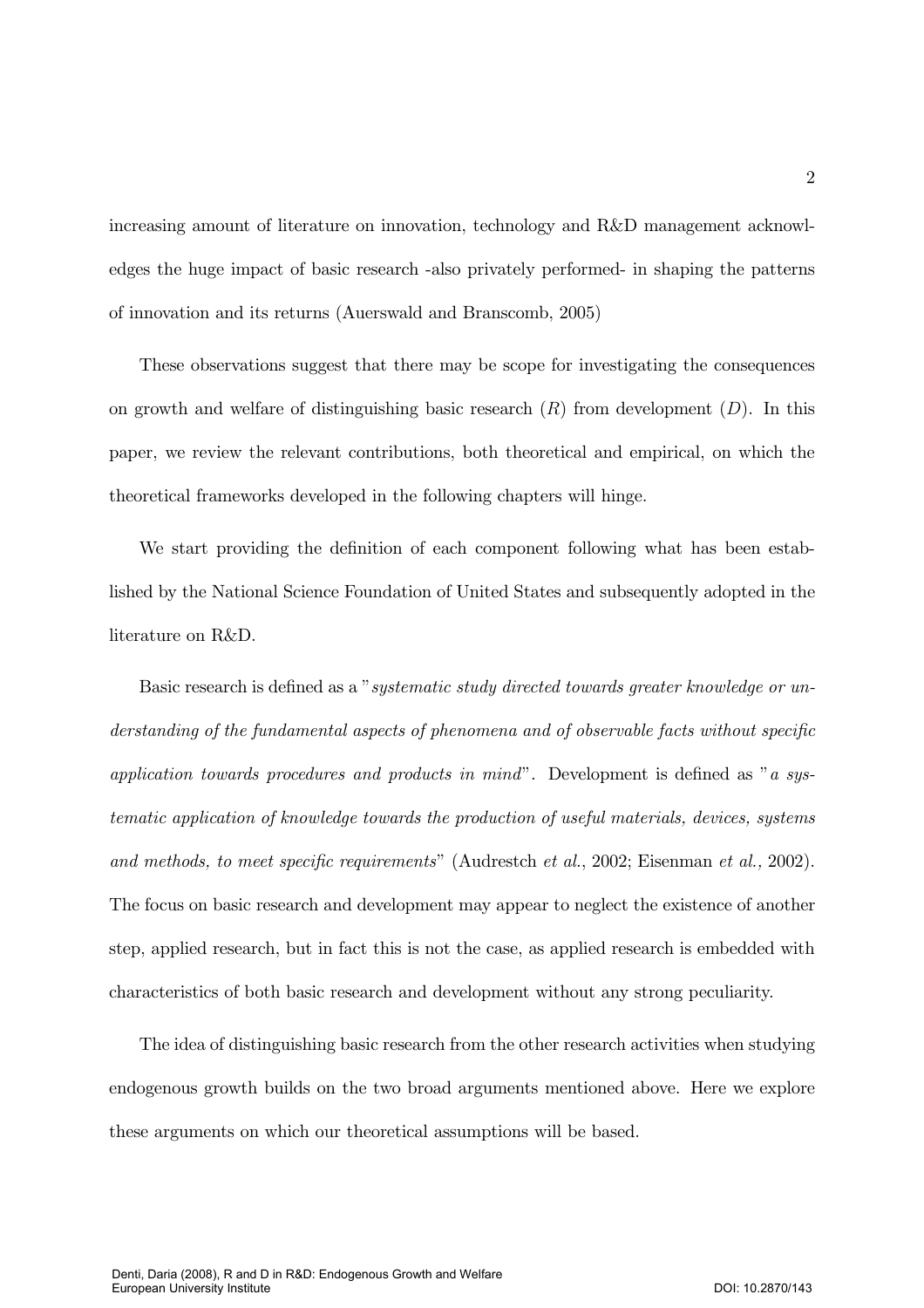increasing amount of literature on innovation, technology and R&D management acknowledges the huge impact of basic research -also privately performed- in shaping the patterns of innovation and its returns (Auerswald and Branscomb, 2005)

These observations suggest that there may be scope for investigating the consequences on growth and welfare of distinguishing basic research ($R$) from development ($D$). In this paper, we review the relevant contributions, both theoretical and empirical, on which the theoretical frameworks developed in the following chapters will hinge.

We start providing the definition of each component following what has been established by the National Science Foundation of United States and subsequently adopted in the literature on R&D.

Basic research is defined as a "*systematic study directed towards greater knowledge or understanding of the fundamental aspects of phenomena and of observable facts without specific application towards procedures and products in mind*". Development is defined as "*a systematic application of knowledge towards the production of useful materials, devices, systems and methods, to meet specific requirements*" (Audrestch *et al.*, 2002; Eisenman *et al.*, 2002). The focus on basic research and development may appear to neglect the existence of another step, applied research, but in fact this is not the case, as applied research is embedded with characteristics of both basic research and development without any strong peculiarity.

The idea of distinguishing basic research from the other research activities when studying endogenous growth builds on the two broad arguments mentioned above. Here we explore these arguments on which our theoretical assumptions will be based.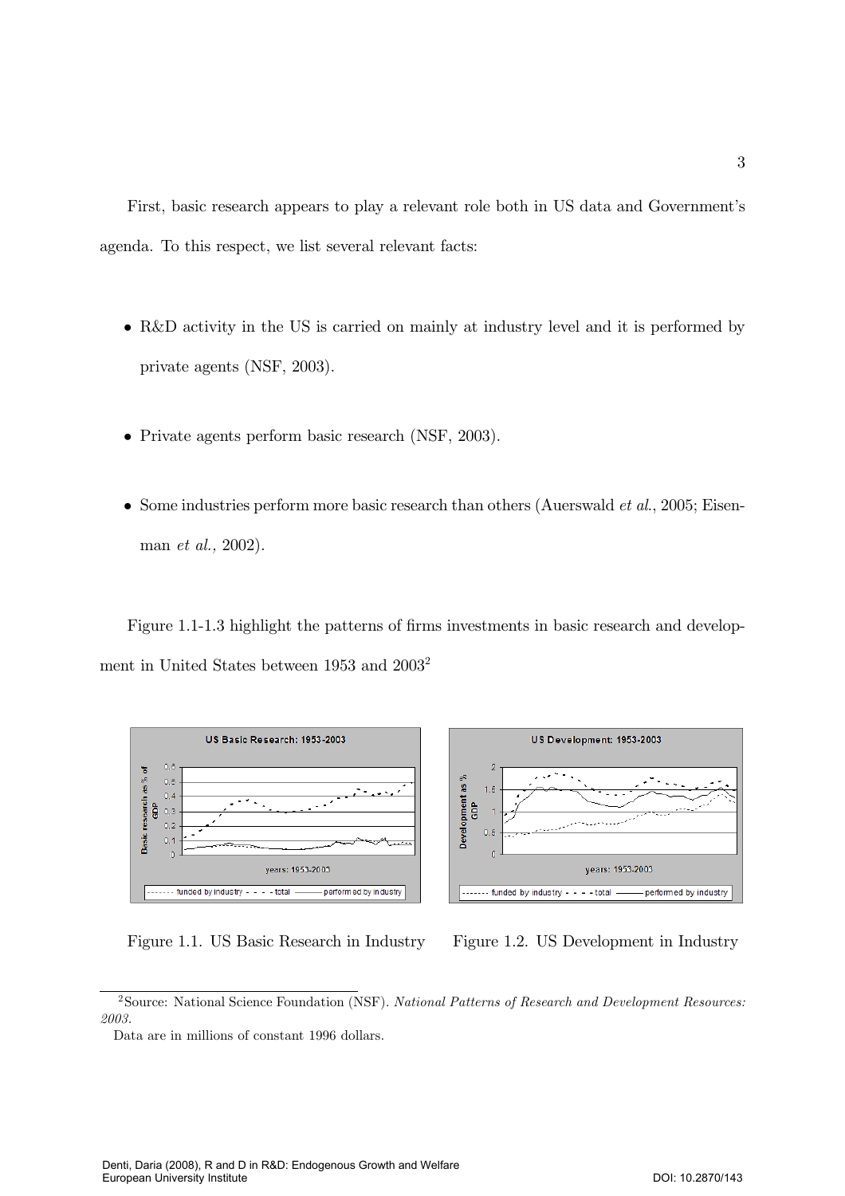First, basic research appears to play a relevant role both in US data and Government's agenda. To this respect, we list several relevant facts:

- R&D activity in the US is carried on mainly at industry level and it is performed by private agents (NSF, 2003).
- Private agents perform basic research (NSF, 2003).
- Some industries perform more basic research than others (Auerswald *et al.*, 2005; Eisenman *et al.,* 2002).

Figure 1.1-1.3 highlight the patterns of firms investments in basic research and development in United States between 1953 and 2003[2]

Figure 1.1. US Basic Research in Industry

Figure 1.2. US Development in Industry

[2]Source: National Science Foundation (NSF). *National Patterns of Research and Development Resources: 2003.*

Data are in millions of constant 1996 dollars.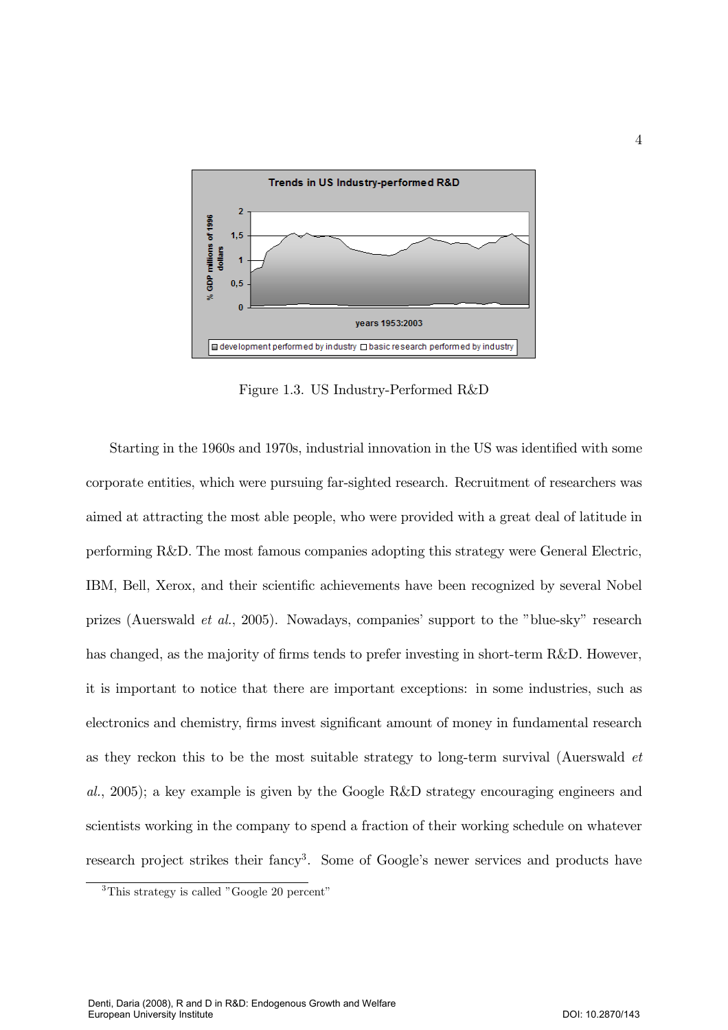Figure 1.3. US Industry-Performed R&D

Starting in the 1960s and 1970s, industrial innovation in the US was identified with some corporate entities, which were pursuing far-sighted research. Recruitment of researchers was aimed at attracting the most able people, who were provided with a great deal of latitude in performing R&D. The most famous companies adopting this strategy were General Electric, IBM, Bell, Xerox, and their scientific achievements have been recognized by several Nobel prizes (Auerswald *et al.*, 2005). Nowadays, companies' support to the "blue-sky" research has changed, as the majority of firms tends to prefer investing in short-term R&D. However, it is important to notice that there are important exceptions: in some industries, such as electronics and chemistry, firms invest significant amount of money in fundamental research as they reckon this to be the most suitable strategy to long-term survival (Auerswald *et al.*, 2005); a key example is given by the Google R&D strategy encouraging engineers and scientists working in the company to spend a fraction of their working schedule on whatever research project strikes their fancy[3]. Some of Google's newer services and products have

[3] This strategy is called "Google 20 percent"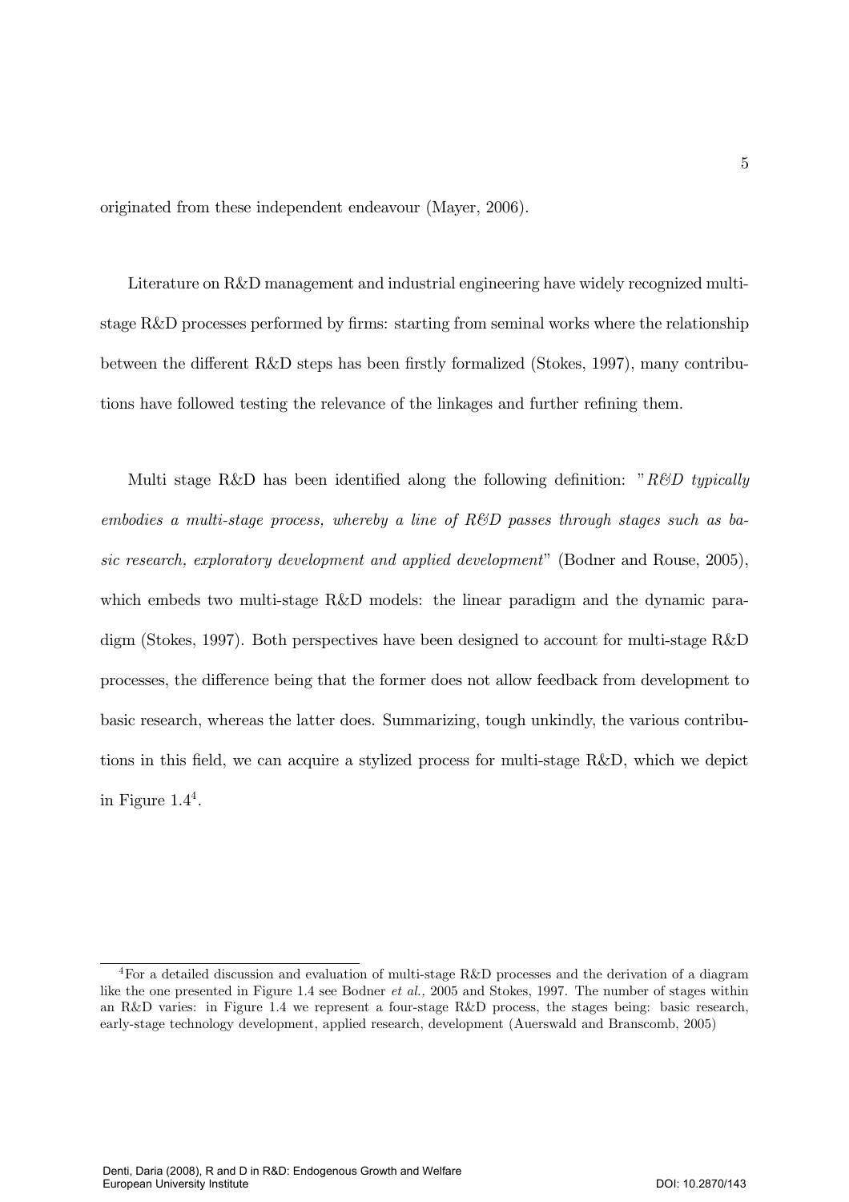originated from these independent endeavour (Mayer, 2006).

Literature on R&D management and industrial engineering have widely recognized multi-stage R&D processes performed by firms: starting from seminal works where the relationship between the different R&D steps has been firstly formalized (Stokes, 1997), many contributions have followed testing the relevance of the linkages and further refining them.

Multi stage R&D has been identified along the following definition: "*R&D typically embodies a multi-stage process, whereby a line of R&D passes through stages such as basic research, exploratory development and applied development*" (Bodner and Rouse, 2005), which embeds two multi-stage R&D models: the linear paradigm and the dynamic paradigm (Stokes, 1997). Both perspectives have been designed to account for multi-stage R&D processes, the difference being that the former does not allow feedback from development to basic research, whereas the latter does. Summarizing, tough unkindly, the various contributions in this field, we can acquire a stylized process for multi-stage R&D, which we depict in Figure 1.4[4].

---

[4] For a detailed discussion and evaluation of multi-stage R&D processes and the derivation of a diagram like the one presented in Figure 1.4 see Bodner *et al.,* 2005 and Stokes, 1997. The number of stages within an R&D varies: in Figure 1.4 we represent a four-stage R&D process, the stages being: basic research, early-stage technology development, applied research, development (Auerswald and Branscomb, 2005)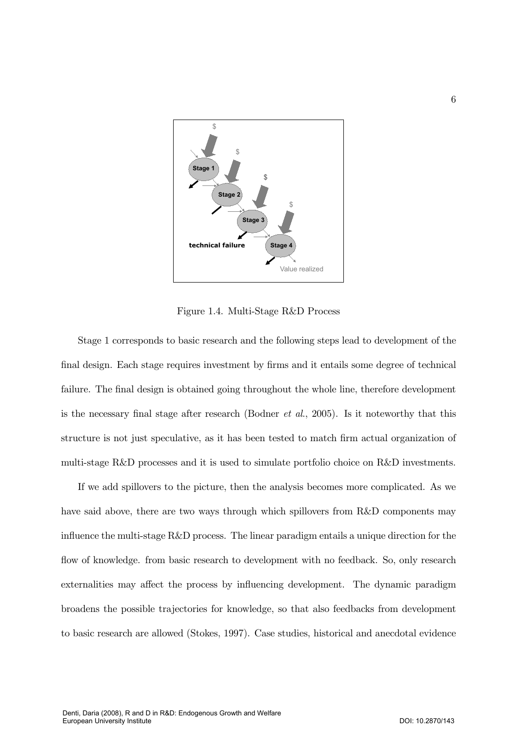Figure 1.4. Multi-Stage R&D Process

Stage 1 corresponds to basic research and the following steps lead to development of the final design. Each stage requires investment by firms and it entails some degree of technical failure. The final design is obtained going throughout the whole line, therefore development is the necessary final stage after research (Bodner *et al.*, 2005). Is it noteworthy that this structure is not just speculative, as it has been tested to match firm actual organization of multi-stage R&D processes and it is used to simulate portfolio choice on R&D investments.

If we add spillovers to the picture, then the analysis becomes more complicated. As we have said above, there are two ways through which spillovers from R&D components may influence the multi-stage R&D process. The linear paradigm entails a unique direction for the flow of knowledge. from basic research to development with no feedback. So, only research externalities may affect the process by influencing development. The dynamic paradigm broadens the possible trajectories for knowledge, so that also feedbacks from development to basic research are allowed (Stokes, 1997). Case studies, historical and anecdotal evidence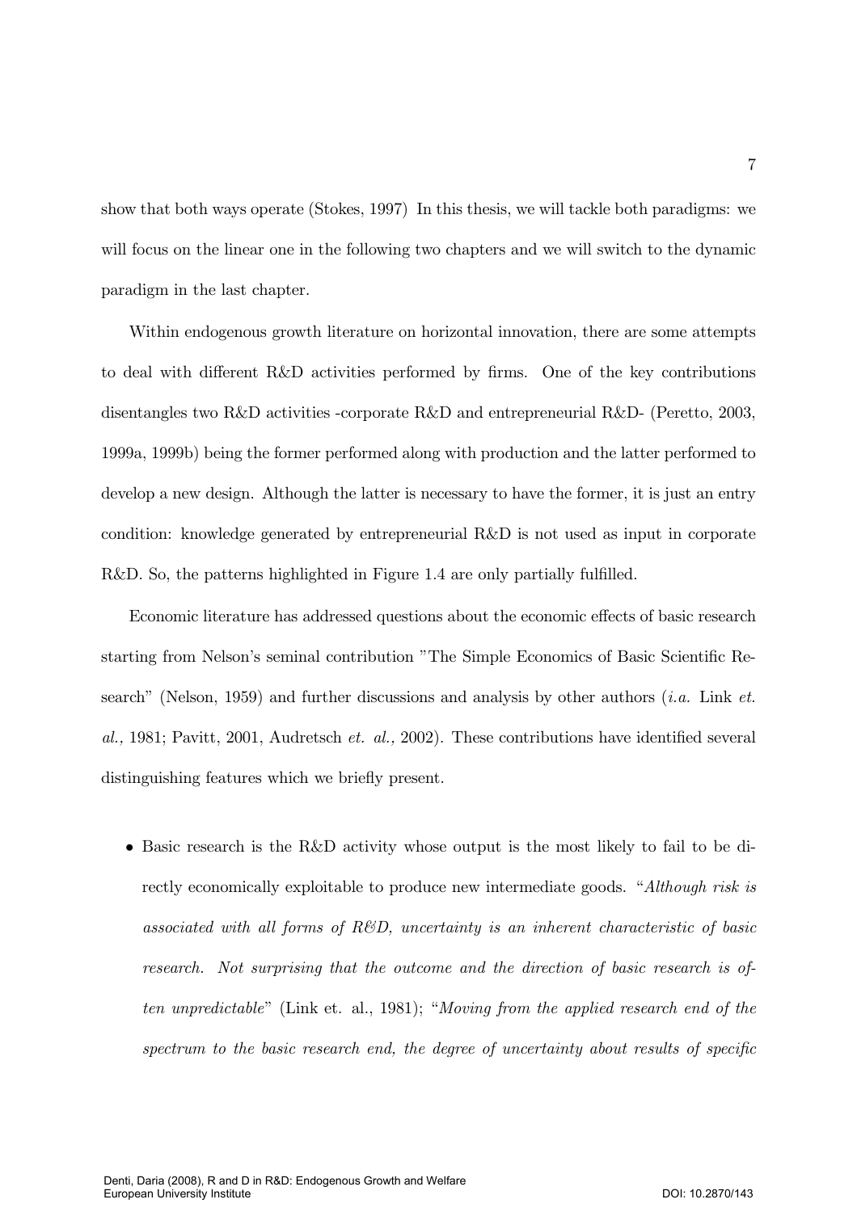show that both ways operate (Stokes, 1997) In this thesis, we will tackle both paradigms: we will focus on the linear one in the following two chapters and we will switch to the dynamic paradigm in the last chapter.

Within endogenous growth literature on horizontal innovation, there are some attempts to deal with different R&D activities performed by firms. One of the key contributions disentangles two R&D activities -corporate R&D and entrepreneurial R&D- (Peretto, 2003, 1999a, 1999b) being the former performed along with production and the latter performed to develop a new design. Although the latter is necessary to have the former, it is just an entry condition: knowledge generated by entrepreneurial R&D is not used as input in corporate R&D. So, the patterns highlighted in Figure 1.4 are only partially fulfilled.

Economic literature has addressed questions about the economic effects of basic research starting from Nelson's seminal contribution "The Simple Economics of Basic Scientific Research" (Nelson, 1959) and further discussions and analysis by other authors (*i.a.* Link *et. al.,* 1981; Pavitt, 2001, Audretsch *et. al.,* 2002). These contributions have identified several distinguishing features which we briefly present.

- Basic research is the R&D activity whose output is the most likely to fail to be directly economically exploitable to produce new intermediate goods. "*Although risk is associated with all forms of R&D, uncertainty is an inherent characteristic of basic research. Not surprising that the outcome and the direction of basic research is often unpredictable*" (Link et. al., 1981); "*Moving from the applied research end of the spectrum to the basic research end, the degree of uncertainty about results of specific*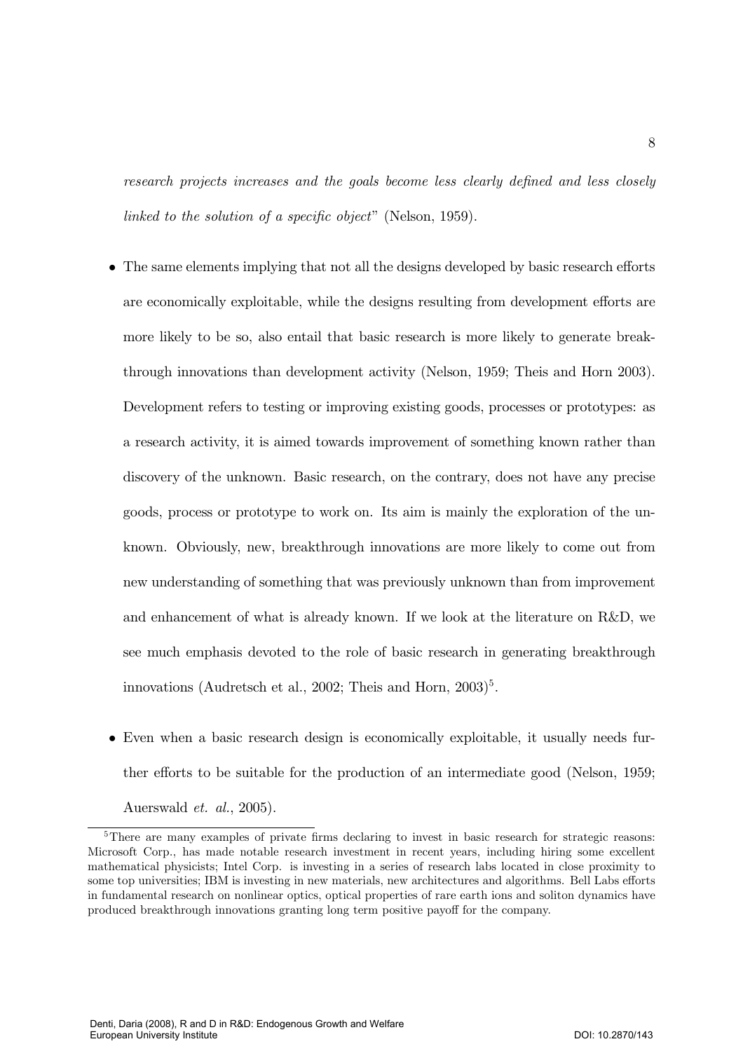*research projects increases and the goals become less clearly defined and less closely linked to the solution of a specific object*" (Nelson, 1959).

- The same elements implying that not all the designs developed by basic research efforts are economically exploitable, while the designs resulting from development efforts are more likely to be so, also entail that basic research is more likely to generate breakthrough innovations than development activity (Nelson, 1959; Theis and Horn 2003). Development refers to testing or improving existing goods, processes or prototypes: as a research activity, it is aimed towards improvement of something known rather than discovery of the unknown. Basic research, on the contrary, does not have any precise goods, process or prototype to work on. Its aim is mainly the exploration of the unknown. Obviously, new, breakthrough innovations are more likely to come out from new understanding of something that was previously unknown than from improvement and enhancement of what is already known. If we look at the literature on R&D, we see much emphasis devoted to the role of basic research in generating breakthrough innovations (Audretsch et al., 2002; Theis and Horn, 2003)[5].

- Even when a basic research design is economically exploitable, it usually needs further efforts to be suitable for the production of an intermediate good (Nelson, 1959; Auerswald *et. al.*, 2005).

[5] There are many examples of private firms declaring to invest in basic research for strategic reasons: Microsoft Corp., has made notable research investment in recent years, including hiring some excellent mathematical physicists; Intel Corp. is investing in a series of research labs located in close proximity to some top universities; IBM is investing in new materials, new architectures and algorithms. Bell Labs efforts in fundamental research on nonlinear optics, optical properties of rare earth ions and soliton dynamics have produced breakthrough innovations granting long term positive payoff for the company.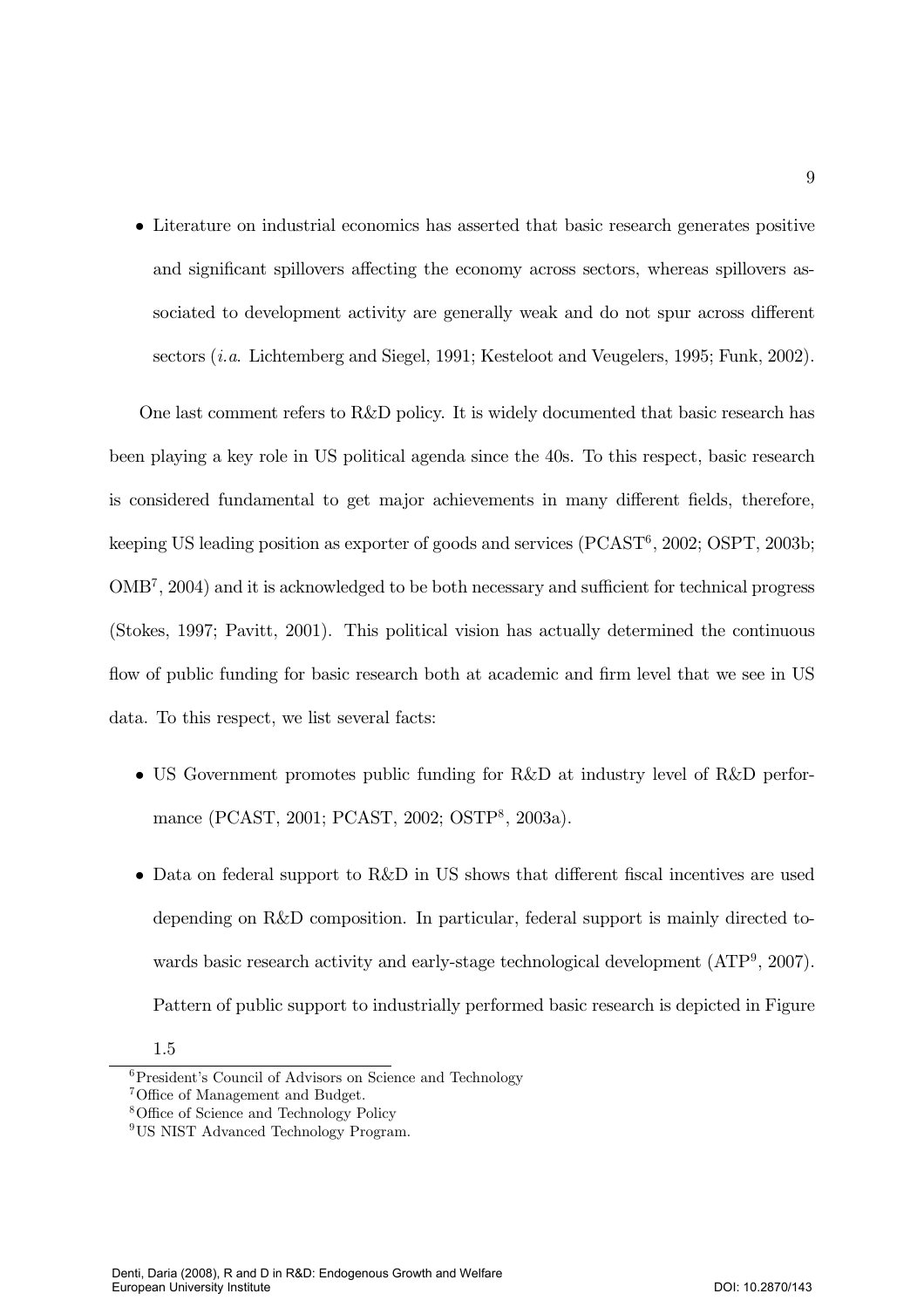- Literature on industrial economics has asserted that basic research generates positive and significant spillovers affecting the economy across sectors, whereas spillovers associated to development activity are generally weak and do not spur across different sectors (*i.a.* Lichtemberg and Siegel, 1991; Kesteloot and Veugelers, 1995; Funk, 2002).

One last comment refers to R&D policy. It is widely documented that basic research has been playing a key role in US political agenda since the 40s. To this respect, basic research is considered fundamental to get major achievements in many different fields, therefore, keeping US leading position as exporter of goods and services (PCAST[6], 2002; OSPT, 2003b; OMB[7], 2004) and it is acknowledged to be both necessary and sufficient for technical progress (Stokes, 1997; Pavitt, 2001). This political vision has actually determined the continuous flow of public funding for basic research both at academic and firm level that we see in US data. To this respect, we list several facts:

- US Government promotes public funding for R&D at industry level of R&D performance (PCAST, 2001; PCAST, 2002; OSTP[8], 2003a).
- Data on federal support to R&D in US shows that different fiscal incentives are used depending on R&D composition. In particular, federal support is mainly directed towards basic research activity and early-stage technological development (ATP[9], 2007). Pattern of public support to industrially performed basic research is depicted in Figure 1.5

[6] President's Council of Advisors on Science and Technology

[7] Office of Management and Budget.

[8] Office of Science and Technology Policy

[9] US NIST Advanced Technology Program.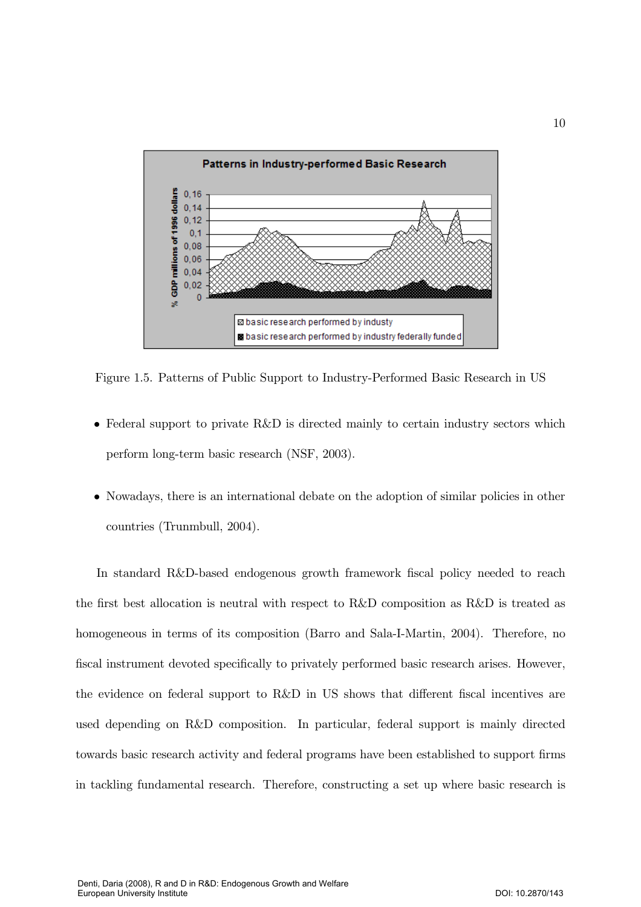Figure 1.5. Patterns of Public Support to Industry-Performed Basic Research in US

- Federal support to private R&D is directed mainly to certain industry sectors which perform long-term basic research (NSF, 2003).
- Nowadays, there is an international debate on the adoption of similar policies in other countries (Trunmbull, 2004).

In standard R&D-based endogenous growth framework fiscal policy needed to reach the first best allocation is neutral with respect to R&D composition as R&D is treated as homogeneous in terms of its composition (Barro and Sala-I-Martin, 2004). Therefore, no fiscal instrument devoted specifically to privately performed basic research arises. However, the evidence on federal support to R&D in US shows that different fiscal incentives are used depending on R&D composition. In particular, federal support is mainly directed towards basic research activity and federal programs have been established to support firms in tackling fundamental research. Therefore, constructing a set up where basic research is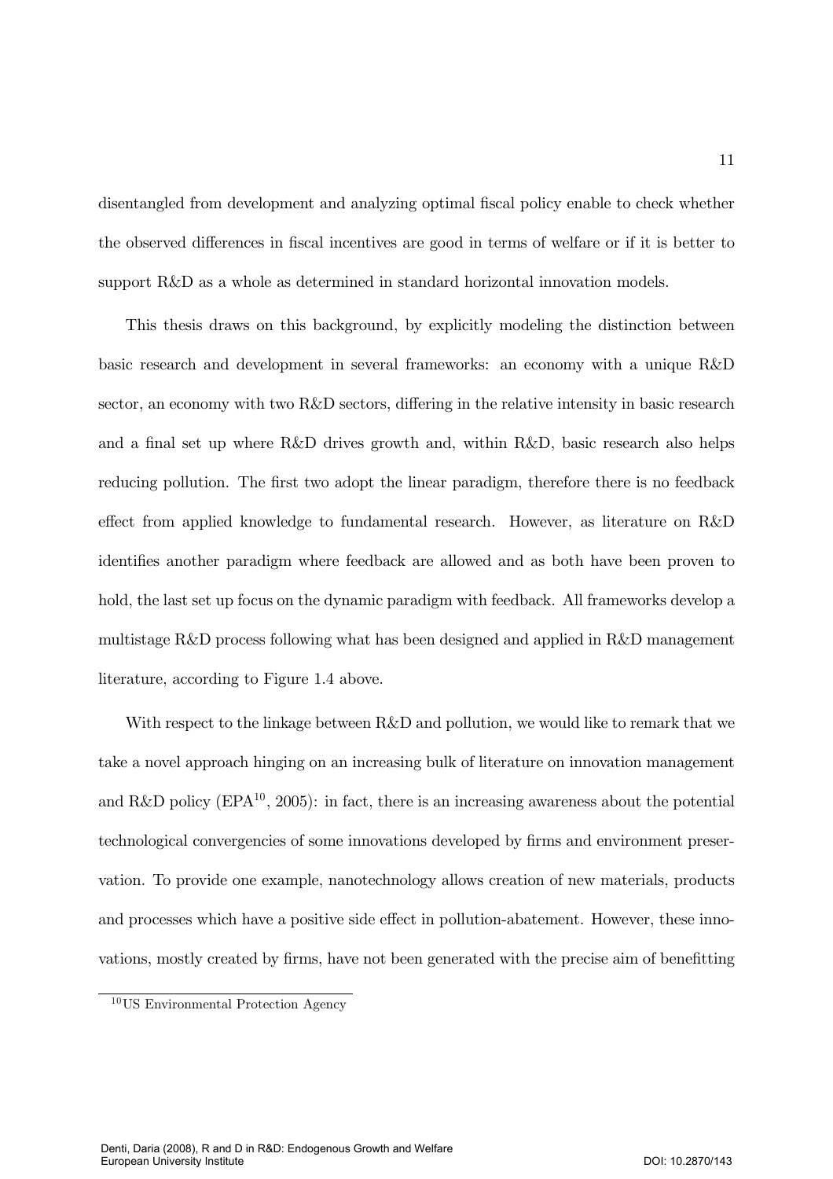disentangled from development and analyzing optimal fiscal policy enable to check whether the observed differences in fiscal incentives are good in terms of welfare or if it is better to support R&D as a whole as determined in standard horizontal innovation models.

This thesis draws on this background, by explicitly modeling the distinction between basic research and development in several frameworks: an economy with a unique R&D sector, an economy with two R&D sectors, differing in the relative intensity in basic research and a final set up where R&D drives growth and, within R&D, basic research also helps reducing pollution. The first two adopt the linear paradigm, therefore there is no feedback effect from applied knowledge to fundamental research. However, as literature on R&D identifies another paradigm where feedback are allowed and as both have been proven to hold, the last set up focus on the dynamic paradigm with feedback. All frameworks develop a multistage R&D process following what has been designed and applied in R&D management literature, according to Figure 1.4 above.

With respect to the linkage between R&D and pollution, we would like to remark that we take a novel approach hinging on an increasing bulk of literature on innovation management and R&D policy (EPA[10], 2005): in fact, there is an increasing awareness about the potential technological convergencies of some innovations developed by firms and environment preservation. To provide one example, nanotechnology allows creation of new materials, products and processes which have a positive side effect in pollution-abatement. However, these innovations, mostly created by firms, have not been generated with the precise aim of benefitting

[10] US Environmental Protection Agency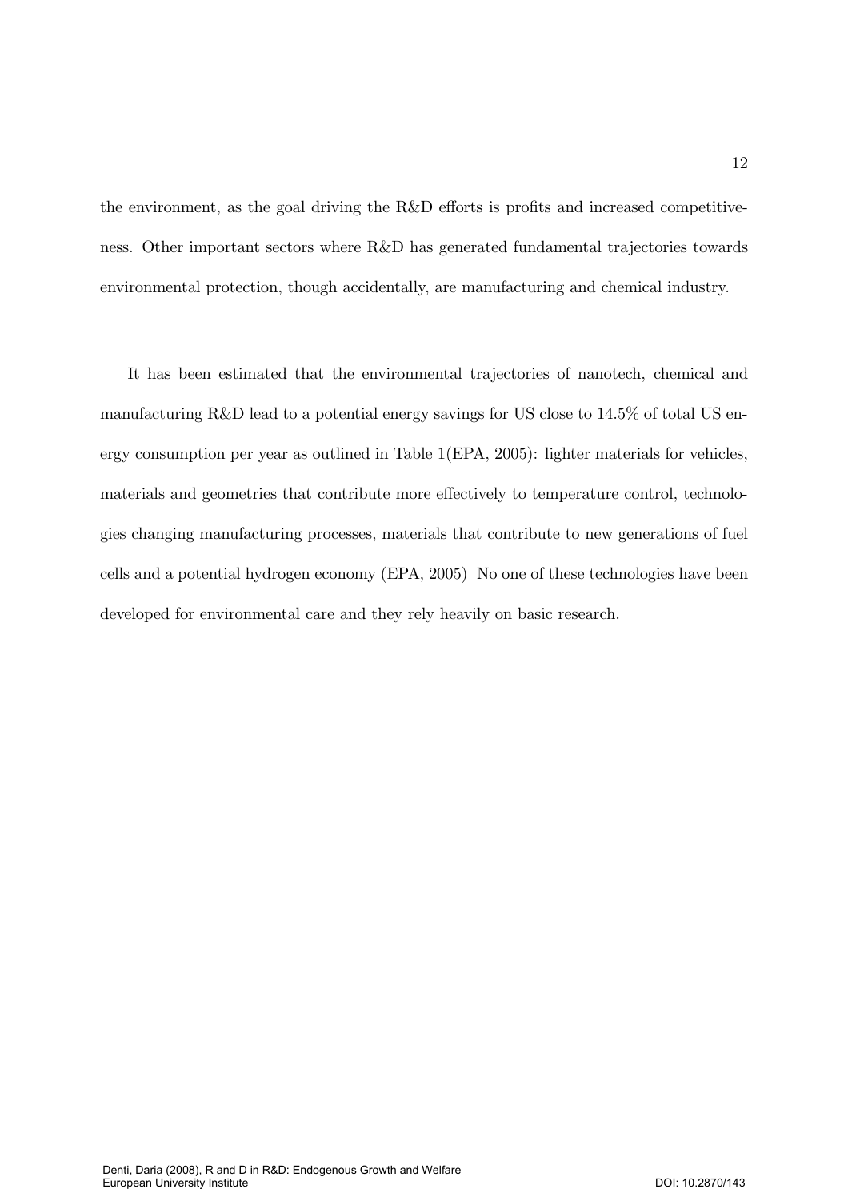the environment, as the goal driving the R&D efforts is profits and increased competitiveness. Other important sectors where R&D has generated fundamental trajectories towards environmental protection, though accidentally, are manufacturing and chemical industry.

It has been estimated that the environmental trajectories of nanotech, chemical and manufacturing R&D lead to a potential energy savings for US close to 14.5% of total US energy consumption per year as outlined in Table 1(EPA, 2005): lighter materials for vehicles, materials and geometries that contribute more effectively to temperature control, technologies changing manufacturing processes, materials that contribute to new generations of fuel cells and a potential hydrogen economy (EPA, 2005) No one of these technologies have been developed for environmental care and they rely heavily on basic research.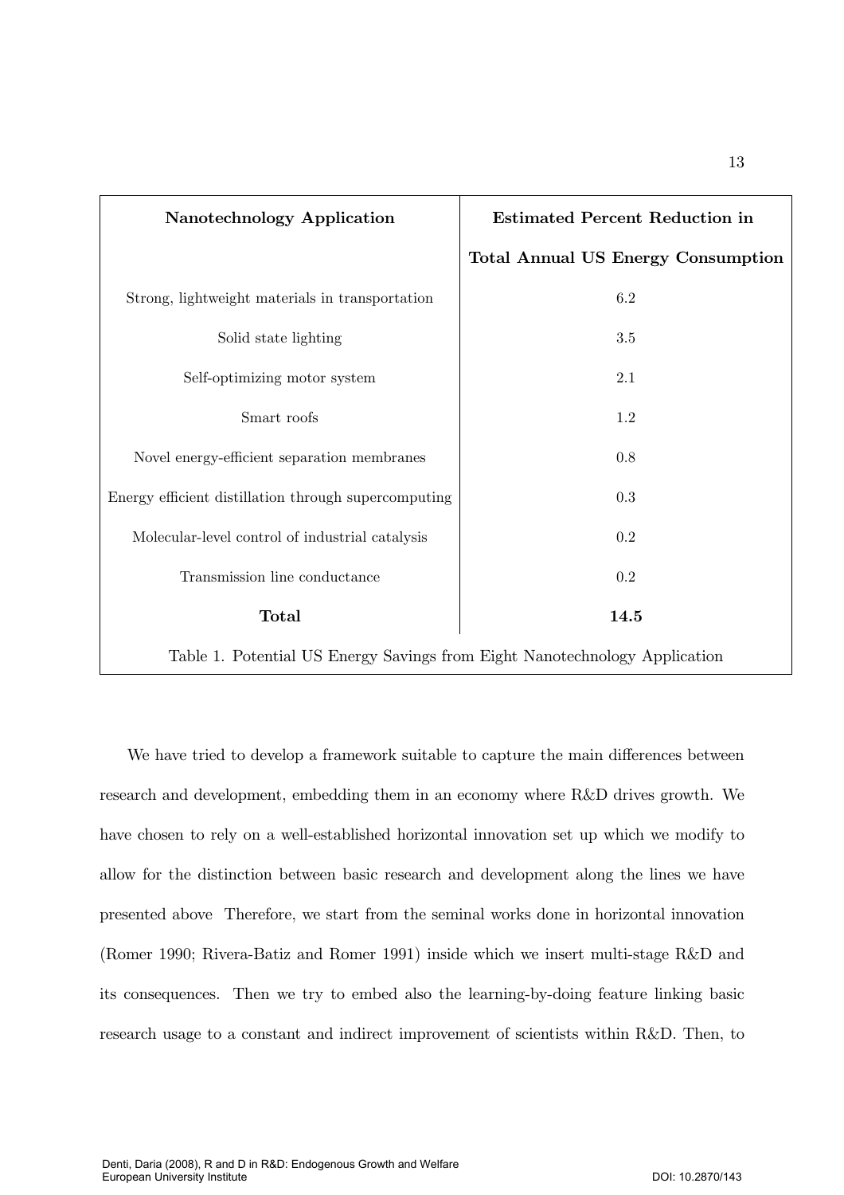| **Nanotechnology Application** | **Estimated Percent Reduction in Total Annual US Energy Consumption** |
|---|---|
| Strong, lightweight materials in transportation | 6.2 |
| Solid state lighting | 3.5 |
| Self-optimizing motor system | 2.1 |
| Smart roofs | 1.2 |
| Novel energy-efficient separation membranes | 0.8 |
| Energy efficient distillation through supercomputing | 0.3 |
| Molecular-level control of industrial catalysis | 0.2 |
| Transmission line conductance | 0.2 |
| **Total** | **14.5** |

Table 1. Potential US Energy Savings from Eight Nanotechnology Application

We have tried to develop a framework suitable to capture the main differences between research and development, embedding them in an economy where R&D drives growth. We have chosen to rely on a well-established horizontal innovation set up which we modify to allow for the distinction between basic research and development along the lines we have presented above Therefore, we start from the seminal works done in horizontal innovation (Romer 1990; Rivera-Batiz and Romer 1991) inside which we insert multi-stage R&D and its consequences. Then we try to embed also the learning-by-doing feature linking basic research usage to a constant and indirect improvement of scientists within R&D. Then, to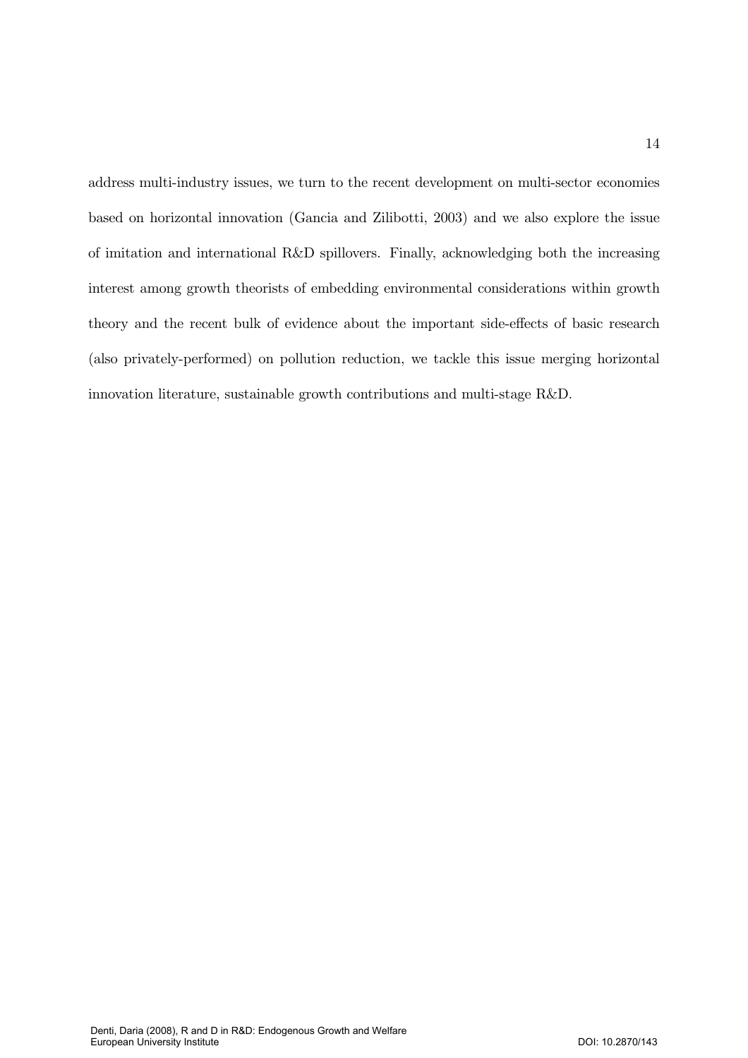address multi-industry issues, we turn to the recent development on multi-sector economies based on horizontal innovation (Gancia and Zilibotti, 2003) and we also explore the issue of imitation and international R&D spillovers. Finally, acknowledging both the increasing interest among growth theorists of embedding environmental considerations within growth theory and the recent bulk of evidence about the important side-effects of basic research (also privately-performed) on pollution reduction, we tackle this issue merging horizontal innovation literature, sustainable growth contributions and multi-stage R&D.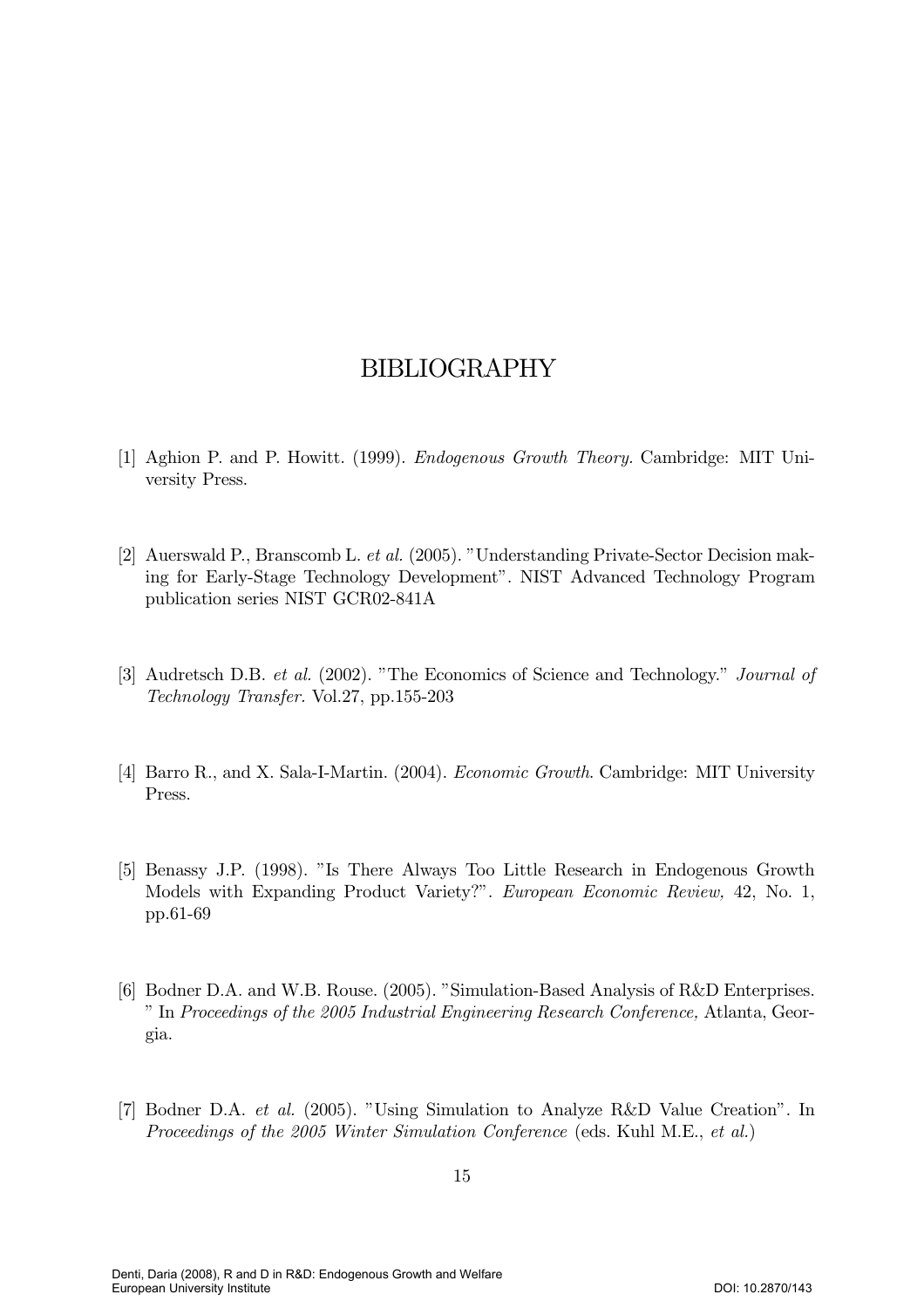# BIBLIOGRAPHY

[1] Aghion P. and P. Howitt. (1999). *Endogenous Growth Theory.* Cambridge: MIT University Press.

[2] Auerswald P., Branscomb L. *et al.* (2005). "Understanding Private-Sector Decision making for Early-Stage Technology Development". NIST Advanced Technology Program publication series NIST GCR02-841A

[3] Audretsch D.B. *et al.* (2002). "The Economics of Science and Technology." *Journal of Technology Transfer.* Vol.27, pp.155-203

[4] Barro R., and X. Sala-I-Martin. (2004). *Economic Growth*. Cambridge: MIT University Press.

[5] Benassy J.P. (1998). "Is There Always Too Little Research in Endogenous Growth Models with Expanding Product Variety?". *European Economic Review,* 42, No. 1, pp.61-69

[6] Bodner D.A. and W.B. Rouse. (2005). "Simulation-Based Analysis of R&D Enterprises. " In *Proceedings of the 2005 Industrial Engineering Research Conference,* Atlanta, Georgia.

[7] Bodner D.A. *et al.* (2005). "Using Simulation to Analyze R&D Value Creation". In *Proceedings of the 2005 Winter Simulation Conference* (eds. Kuhl M.E., *et al.*)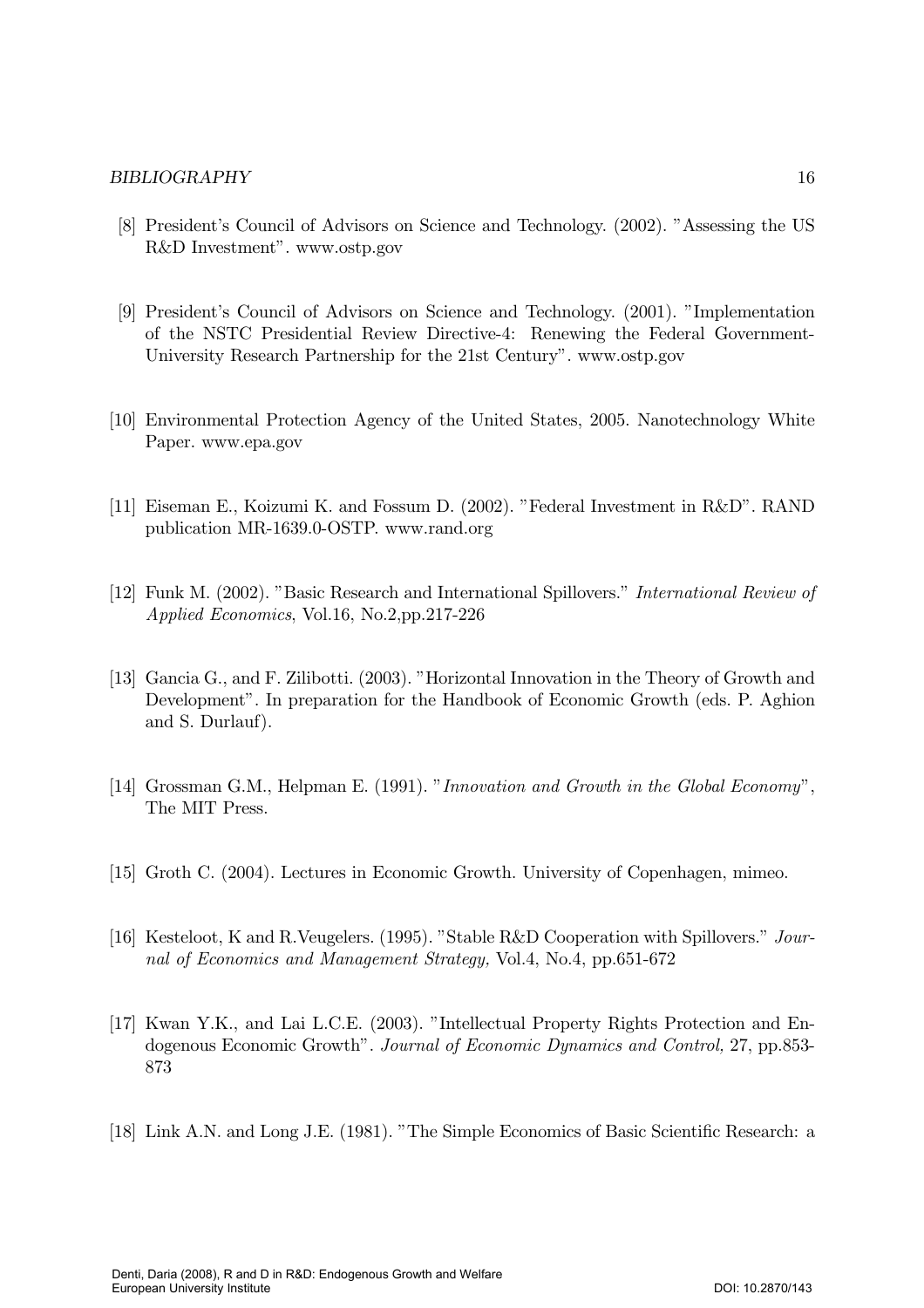[8] President's Council of Advisors on Science and Technology. (2002). "Assessing the US R&D Investment". www.ostp.gov

[9] President's Council of Advisors on Science and Technology. (2001). "Implementation of the NSTC Presidential Review Directive-4: Renewing the Federal Government-University Research Partnership for the 21st Century". www.ostp.gov

[10] Environmental Protection Agency of the United States, 2005. Nanotechnology White Paper. www.epa.gov

[11] Eiseman E., Koizumi K. and Fossum D. (2002). "Federal Investment in R&D". RAND publication MR-1639.0-OSTP. www.rand.org

[12] Funk M. (2002). "Basic Research and International Spillovers." *International Review of Applied Economics*, Vol.16, No.2,pp.217-226

[13] Gancia G., and F. Zilibotti. (2003). "Horizontal Innovation in the Theory of Growth and Development". In preparation for the Handbook of Economic Growth (eds. P. Aghion and S. Durlauf).

[14] Grossman G.M., Helpman E. (1991). "*Innovation and Growth in the Global Economy*", The MIT Press.

[15] Groth C. (2004). Lectures in Economic Growth. University of Copenhagen, mimeo.

[16] Kesteloot, K and R.Veugelers. (1995). "Stable R&D Cooperation with Spillovers." *Journal of Economics and Management Strategy,* Vol.4, No.4, pp.651-672

[17] Kwan Y.K., and Lai L.C.E. (2003). "Intellectual Property Rights Protection and Endogenous Economic Growth". *Journal of Economic Dynamics and Control,* 27, pp.853-873

[18] Link A.N. and Long J.E. (1981). "The Simple Economics of Basic Scientific Research: a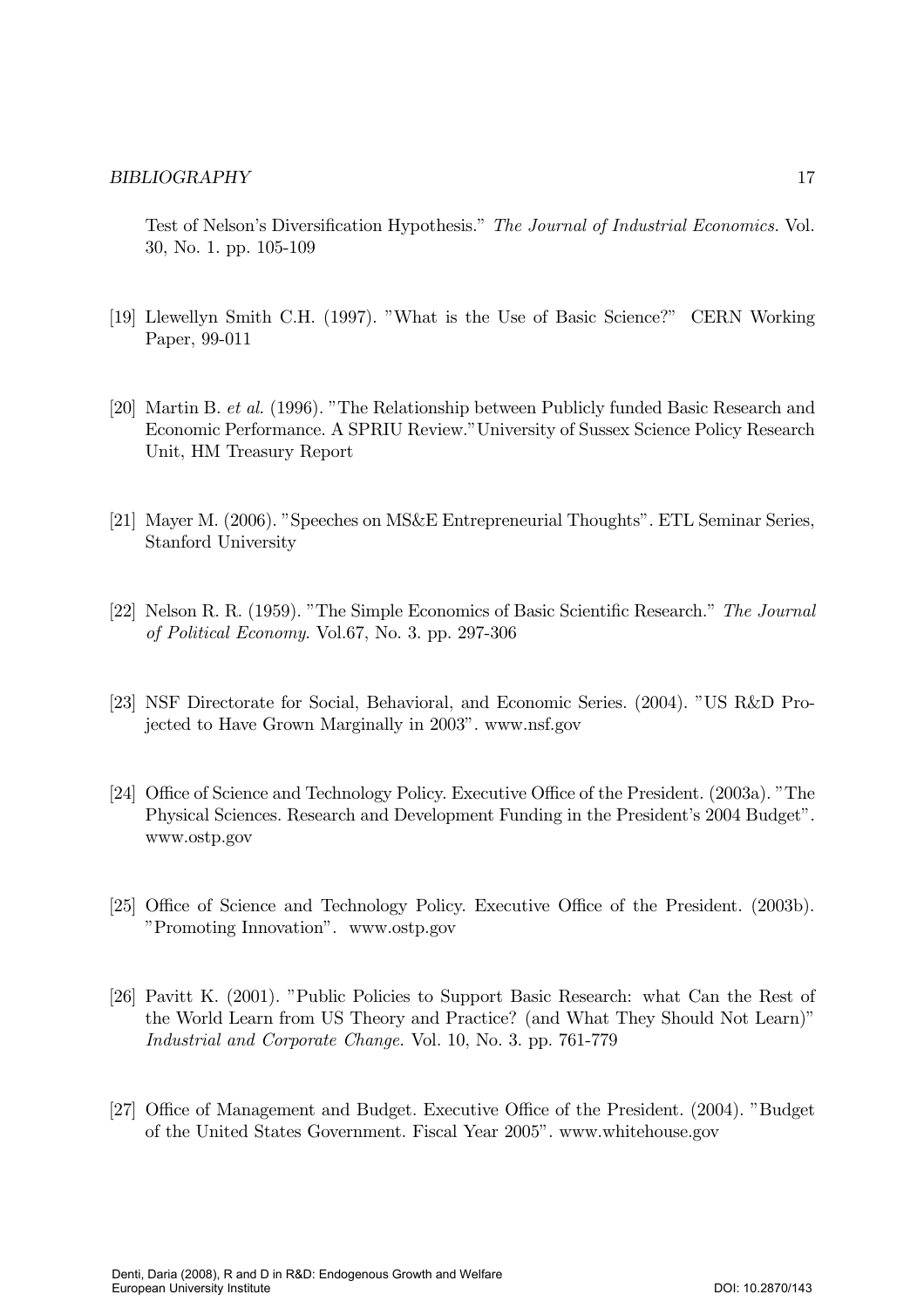Test of Nelson's Diversification Hypothesis." *The Journal of Industrial Economics.* Vol. 30, No. 1. pp. 105-109

[19] Llewellyn Smith C.H. (1997). "What is the Use of Basic Science?" CERN Working Paper, 99-011

[20] Martin B. *et al.* (1996). "The Relationship between Publicly funded Basic Research and Economic Performance. A SPRIU Review."University of Sussex Science Policy Research Unit, HM Treasury Report

[21] Mayer M. (2006). "Speeches on MS&E Entrepreneurial Thoughts". ETL Seminar Series, Stanford University

[22] Nelson R. R. (1959). "The Simple Economics of Basic Scientific Research." *The Journal of Political Economy.* Vol.67, No. 3. pp. 297-306

[23] NSF Directorate for Social, Behavioral, and Economic Series. (2004). "US R&D Projected to Have Grown Marginally in 2003". www.nsf.gov

[24] Office of Science and Technology Policy. Executive Office of the President. (2003a). "The Physical Sciences. Research and Development Funding in the President's 2004 Budget". www.ostp.gov

[25] Office of Science and Technology Policy. Executive Office of the President. (2003b). "Promoting Innovation". www.ostp.gov

[26] Pavitt K. (2001). "Public Policies to Support Basic Research: what Can the Rest of the World Learn from US Theory and Practice? (and What They Should Not Learn)" *Industrial and Corporate Change.* Vol. 10, No. 3. pp. 761-779

[27] Office of Management and Budget. Executive Office of the President. (2004). "Budget of the United States Government. Fiscal Year 2005". www.whitehouse.gov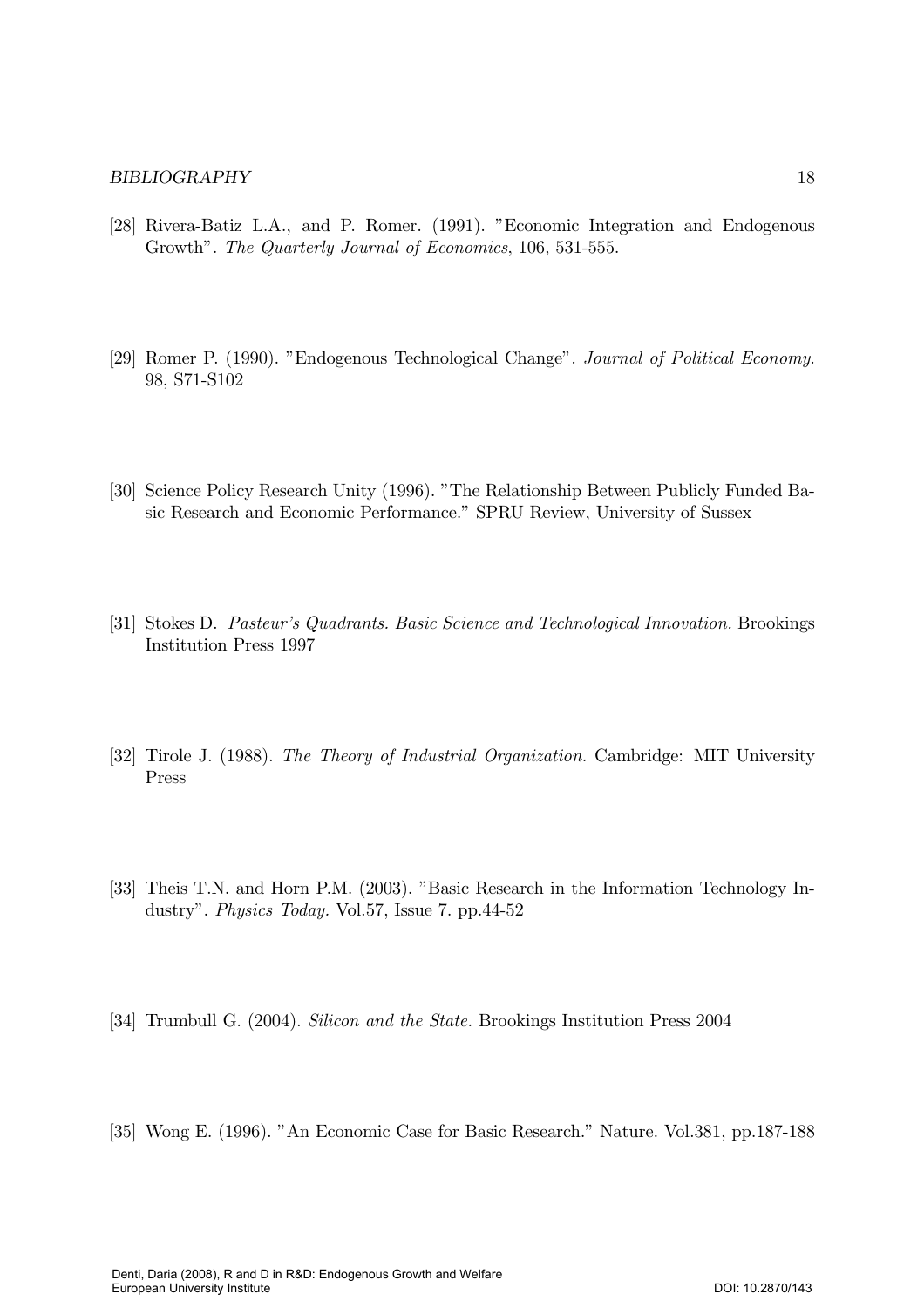[28] Rivera-Batiz L.A., and P. Romer. (1991). "Economic Integration and Endogenous Growth". *The Quarterly Journal of Economics*, 106, 531-555.

[29] Romer P. (1990). "Endogenous Technological Change". *Journal of Political Economy*. 98, S71-S102

[30] Science Policy Research Unity (1996). "The Relationship Between Publicly Funded Basic Research and Economic Performance." SPRU Review, University of Sussex

[31] Stokes D. *Pasteur's Quadrants. Basic Science and Technological Innovation.* Brookings Institution Press 1997

[32] Tirole J. (1988). *The Theory of Industrial Organization.* Cambridge: MIT University Press

[33] Theis T.N. and Horn P.M. (2003). "Basic Research in the Information Technology Industry". *Physics Today.* Vol.57, Issue 7. pp.44-52

[34] Trumbull G. (2004). *Silicon and the State.* Brookings Institution Press 2004

[35] Wong E. (1996). "An Economic Case for Basic Research." Nature. Vol.381, pp.187-188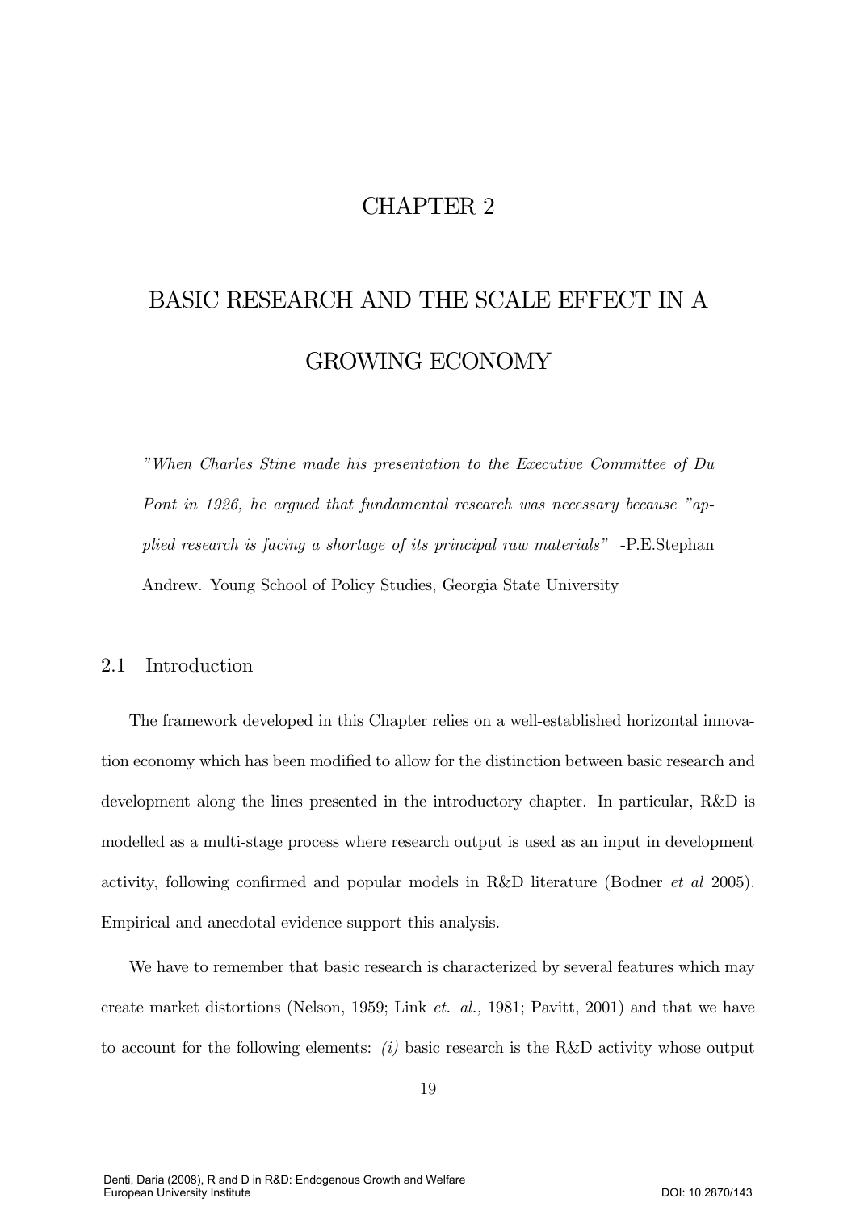# CHAPTER 2

# BASIC RESEARCH AND THE SCALE EFFECT IN A GROWING ECONOMY

*"When Charles Stine made his presentation to the Executive Committee of Du Pont in 1926, he argued that fundamental research was necessary because "applied research is facing a shortage of its principal raw materials"* -P.E.Stephan Andrew. Young School of Policy Studies, Georgia State University

## 2.1 Introduction

The framework developed in this Chapter relies on a well-established horizontal innovation economy which has been modified to allow for the distinction between basic research and development along the lines presented in the introductory chapter. In particular, R&D is modelled as a multi-stage process where research output is used as an input in development activity, following confirmed and popular models in R&D literature (Bodner *et al* 2005). Empirical and anecdotal evidence support this analysis.

We have to remember that basic research is characterized by several features which may create market distortions (Nelson, 1959; Link *et. al.*, 1981; Pavitt, 2001) and that we have to account for the following elements: *(i)* basic research is the R&D activity whose output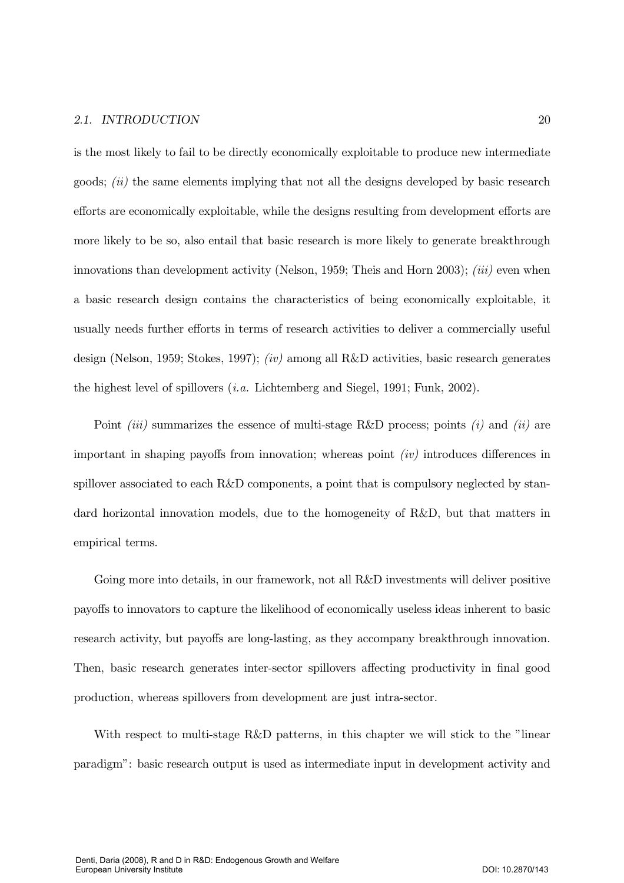is the most likely to fail to be directly economically exploitable to produce new intermediate goods; *(ii)* the same elements implying that not all the designs developed by basic research efforts are economically exploitable, while the designs resulting from development efforts are more likely to be so, also entail that basic research is more likely to generate breakthrough innovations than development activity (Nelson, 1959; Theis and Horn 2003); *(iii)* even when a basic research design contains the characteristics of being economically exploitable, it usually needs further efforts in terms of research activities to deliver a commercially useful design (Nelson, 1959; Stokes, 1997); *(iv)* among all R&D activities, basic research generates the highest level of spillovers (*i.a.* Lichtemberg and Siegel, 1991; Funk, 2002).

Point *(iii)* summarizes the essence of multi-stage R&D process; points *(i)* and *(ii)* are important in shaping payoffs from innovation; whereas point *(iv)* introduces differences in spillover associated to each R&D components, a point that is compulsory neglected by standard horizontal innovation models, due to the homogeneity of R&D, but that matters in empirical terms.

Going more into details, in our framework, not all R&D investments will deliver positive payoffs to innovators to capture the likelihood of economically useless ideas inherent to basic research activity, but payoffs are long-lasting, as they accompany breakthrough innovation. Then, basic research generates inter-sector spillovers affecting productivity in final good production, whereas spillovers from development are just intra-sector.

With respect to multi-stage R&D patterns, in this chapter we will stick to the "linear paradigm": basic research output is used as intermediate input in development activity and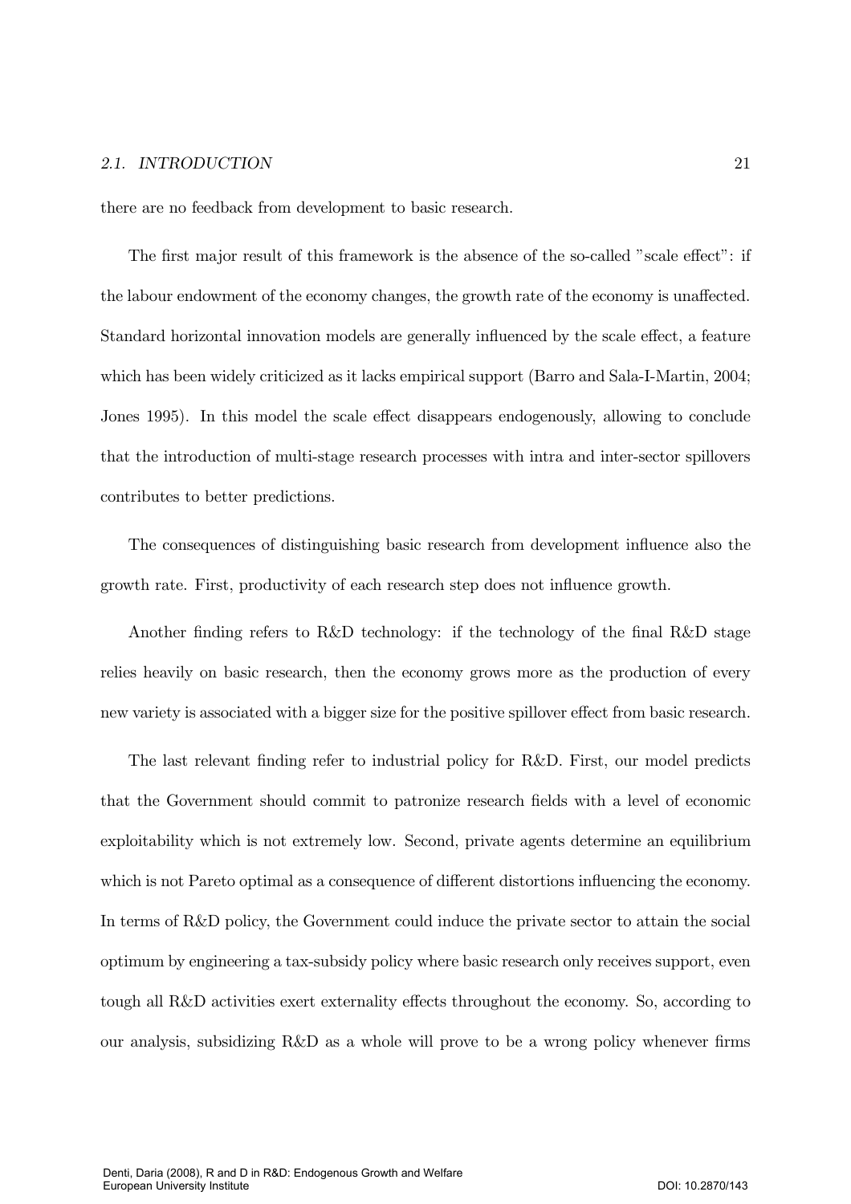there are no feedback from development to basic research.

The first major result of this framework is the absence of the so-called "scale effect": if the labour endowment of the economy changes, the growth rate of the economy is unaffected. Standard horizontal innovation models are generally influenced by the scale effect, a feature which has been widely criticized as it lacks empirical support (Barro and Sala-I-Martin, 2004; Jones 1995). In this model the scale effect disappears endogenously, allowing to conclude that the introduction of multi-stage research processes with intra and inter-sector spillovers contributes to better predictions.

The consequences of distinguishing basic research from development influence also the growth rate. First, productivity of each research step does not influence growth.

Another finding refers to R&D technology: if the technology of the final R&D stage relies heavily on basic research, then the economy grows more as the production of every new variety is associated with a bigger size for the positive spillover effect from basic research.

The last relevant finding refer to industrial policy for R&D. First, our model predicts that the Government should commit to patronize research fields with a level of economic exploitability which is not extremely low. Second, private agents determine an equilibrium which is not Pareto optimal as a consequence of different distortions influencing the economy. In terms of R&D policy, the Government could induce the private sector to attain the social optimum by engineering a tax-subsidy policy where basic research only receives support, even tough all R&D activities exert externality effects throughout the economy. So, according to our analysis, subsidizing R&D as a whole will prove to be a wrong policy whenever firms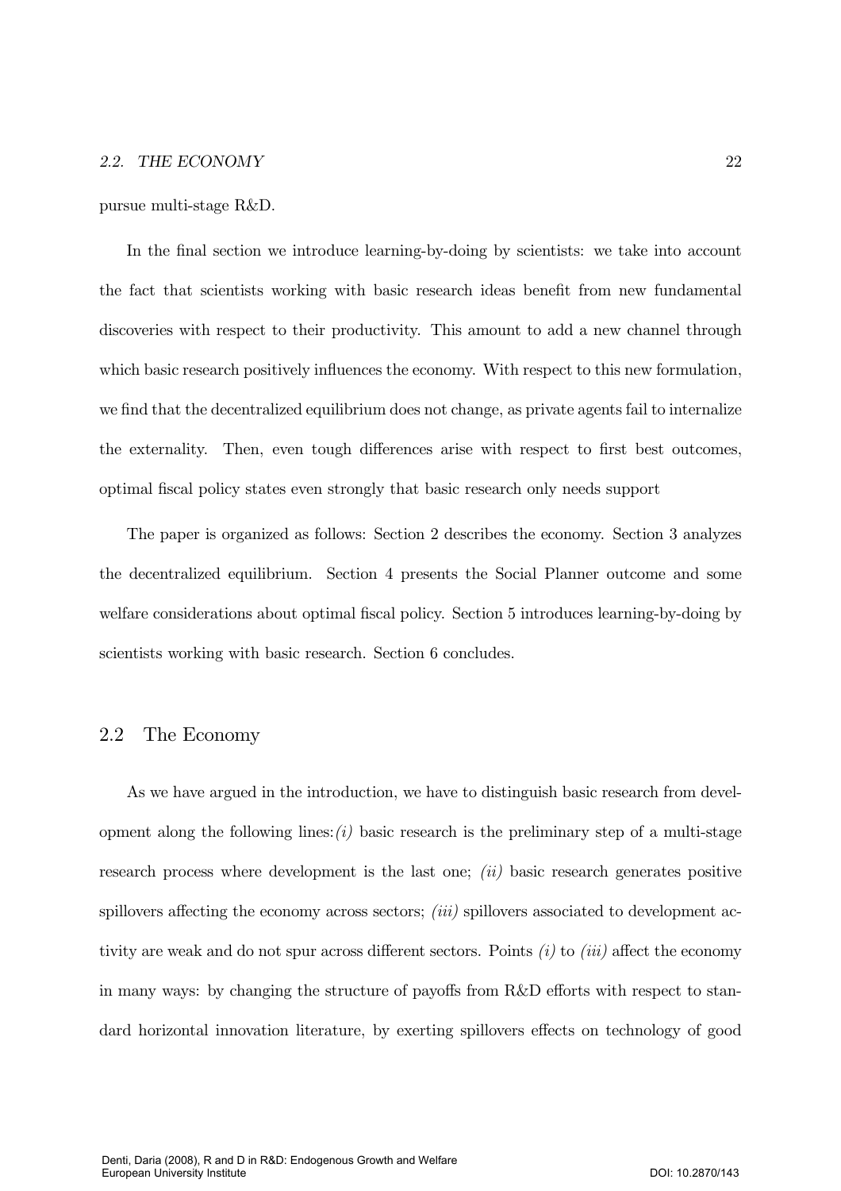pursue multi-stage R&D.

In the final section we introduce learning-by-doing by scientists: we take into account the fact that scientists working with basic research ideas benefit from new fundamental discoveries with respect to their productivity. This amount to add a new channel through which basic research positively influences the economy. With respect to this new formulation, we find that the decentralized equilibrium does not change, as private agents fail to internalize the externality. Then, even tough differences arise with respect to first best outcomes, optimal fiscal policy states even strongly that basic research only needs support

The paper is organized as follows: Section 2 describes the economy. Section 3 analyzes the decentralized equilibrium. Section 4 presents the Social Planner outcome and some welfare considerations about optimal fiscal policy. Section 5 introduces learning-by-doing by scientists working with basic research. Section 6 concludes.

## 2.2 The Economy

As we have argued in the introduction, we have to distinguish basic research from development along the following lines: *(i)* basic research is the preliminary step of a multi-stage research process where development is the last one; *(ii)* basic research generates positive spillovers affecting the economy across sectors; *(iii)* spillovers associated to development activity are weak and do not spur across different sectors. Points *(i)* to *(iii)* affect the economy in many ways: by changing the structure of payoffs from R&D efforts with respect to standard horizontal innovation literature, by exerting spillovers effects on technology of good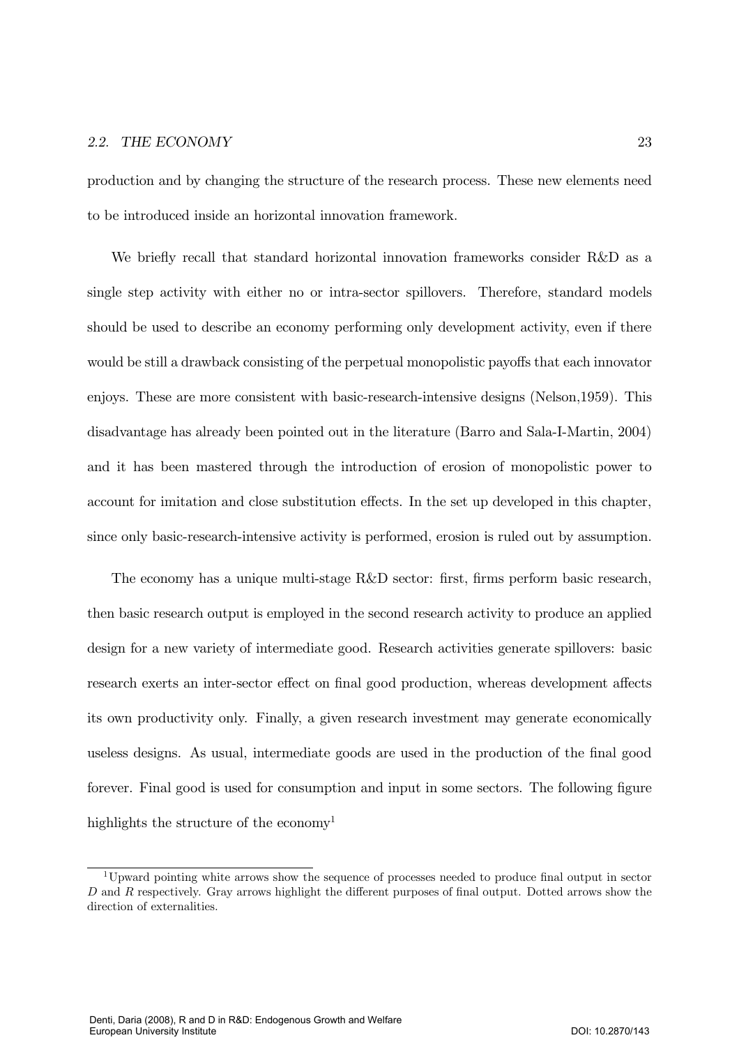production and by changing the structure of the research process. These new elements need to be introduced inside an horizontal innovation framework.

We briefly recall that standard horizontal innovation frameworks consider R&D as a single step activity with either no or intra-sector spillovers. Therefore, standard models should be used to describe an economy performing only development activity, even if there would be still a drawback consisting of the perpetual monopolistic payoffs that each innovator enjoys. These are more consistent with basic-research-intensive designs (Nelson,1959). This disadvantage has already been pointed out in the literature (Barro and Sala-I-Martin, 2004) and it has been mastered through the introduction of erosion of monopolistic power to account for imitation and close substitution effects. In the set up developed in this chapter, since only basic-research-intensive activity is performed, erosion is ruled out by assumption.

The economy has a unique multi-stage R&D sector: first, firms perform basic research, then basic research output is employed in the second research activity to produce an applied design for a new variety of intermediate good. Research activities generate spillovers: basic research exerts an inter-sector effect on final good production, whereas development affects its own productivity only. Finally, a given research investment may generate economically useless designs. As usual, intermediate goods are used in the production of the final good forever. Final good is used for consumption and input in some sectors. The following figure highlights the structure of the economy[1]

[1] Upward pointing white arrows show the sequence of processes needed to produce final output in sector $D$ and $R$ respectively. Gray arrows highlight the different purposes of final output. Dotted arrows show the direction of externalities.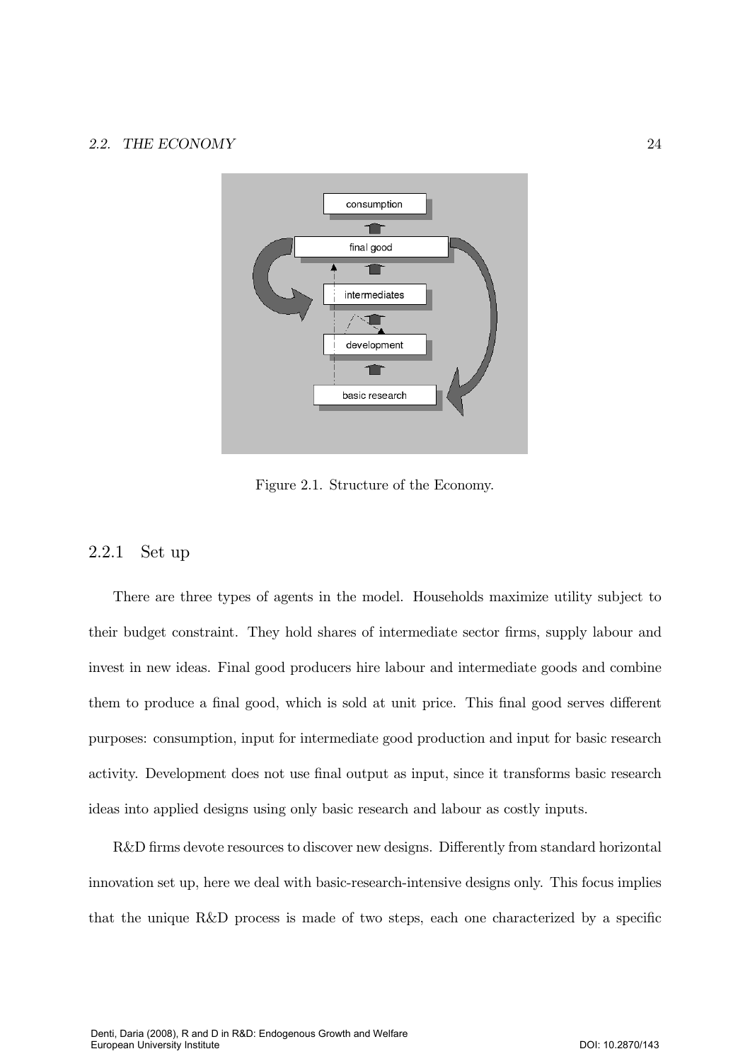Figure 2.1. Structure of the Economy.

### 2.2.1 Set up

There are three types of agents in the model. Households maximize utility subject to their budget constraint. They hold shares of intermediate sector firms, supply labour and invest in new ideas. Final good producers hire labour and intermediate goods and combine them to produce a final good, which is sold at unit price. This final good serves different purposes: consumption, input for intermediate good production and input for basic research activity. Development does not use final output as input, since it transforms basic research ideas into applied designs using only basic research and labour as costly inputs.

R&D firms devote resources to discover new designs. Differently from standard horizontal innovation set up, here we deal with basic-research-intensive designs only. This focus implies that the unique R&D process is made of two steps, each one characterized by a specific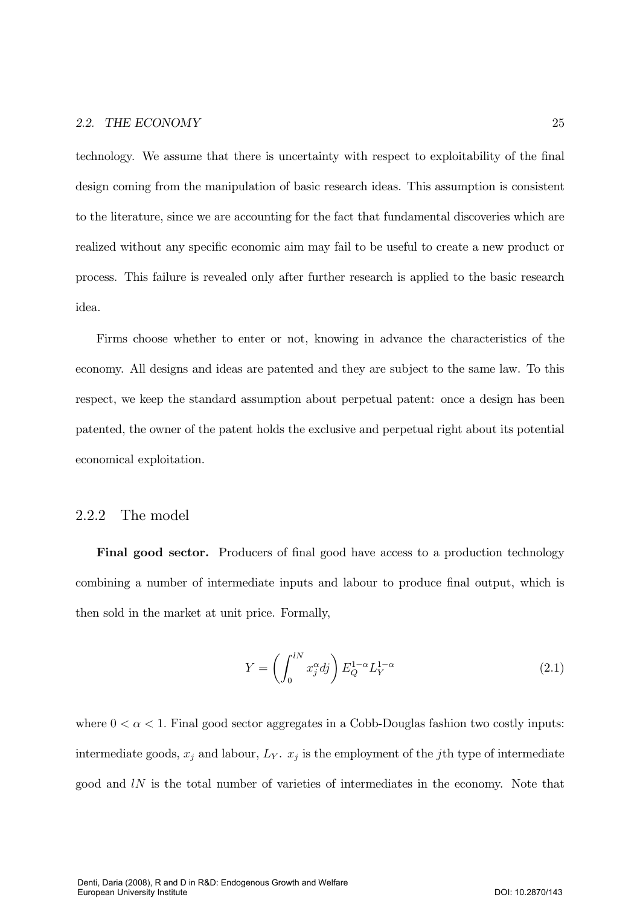technology. We assume that there is uncertainty with respect to exploitability of the final design coming from the manipulation of basic research ideas. This assumption is consistent to the literature, since we are accounting for the fact that fundamental discoveries which are realized without any specific economic aim may fail to be useful to create a new product or process. This failure is revealed only after further research is applied to the basic research idea.

Firms choose whether to enter or not, knowing in advance the characteristics of the economy. All designs and ideas are patented and they are subject to the same law. To this respect, we keep the standard assumption about perpetual patent: once a design has been patented, the owner of the patent holds the exclusive and perpetual right about its potential economical exploitation.

### 2.2.2 The model

**Final good sector.** Producers of final good have access to a production technology combining a number of intermediate inputs and labour to produce final output, which is then sold in the market at unit price. Formally,

$$Y = \left( \int_0^{lN} x_j^{\alpha} dj \right) E_Q^{1-\alpha} L_Y^{1-\alpha} \tag{2.1}$$

where $0 < \alpha < 1$. Final good sector aggregates in a Cobb-Douglas fashion two costly inputs: intermediate goods, $x_j$ and labour, $L_Y$. $x_j$ is the employment of the $j$th type of intermediate good and $lN$ is the total number of varieties of intermediates in the economy. Note that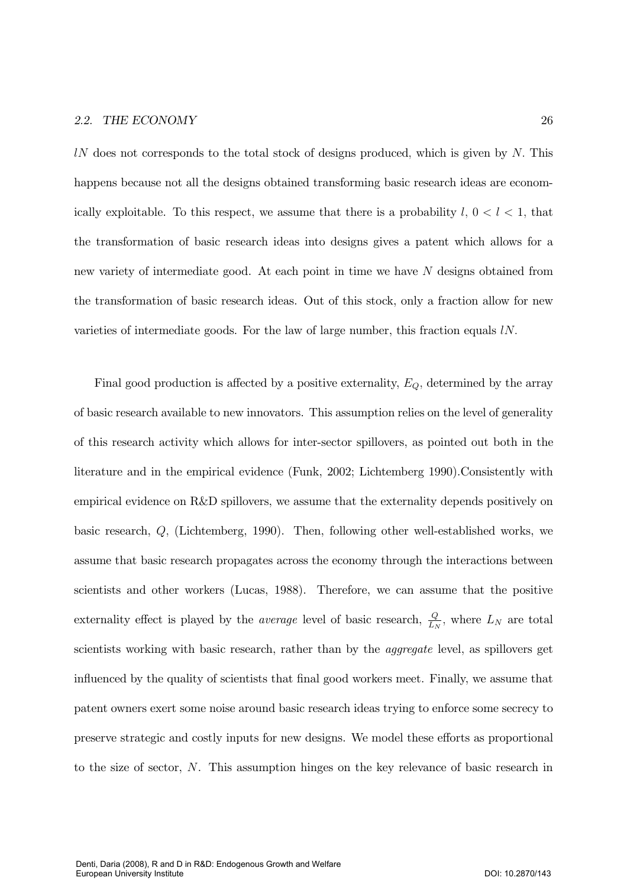$lN$ does not corresponds to the total stock of designs produced, which is given by $N$. This happens because not all the designs obtained transforming basic research ideas are economically exploitable. To this respect, we assume that there is a probability $l$, $0 < l < 1$, that the transformation of basic research ideas into designs gives a patent which allows for a new variety of intermediate good. At each point in time we have $N$ designs obtained from the transformation of basic research ideas. Out of this stock, only a fraction allow for new varieties of intermediate goods. For the law of large number, this fraction equals $lN$.

Final good production is affected by a positive externality, $E_Q$, determined by the array of basic research available to new innovators. This assumption relies on the level of generality of this research activity which allows for inter-sector spillovers, as pointed out both in the literature and in the empirical evidence (Funk, 2002; Lichtemberg 1990).Consistently with empirical evidence on R&D spillovers, we assume that the externality depends positively on basic research, $Q$, (Lichtemberg, 1990). Then, following other well-established works, we assume that basic research propagates across the economy through the interactions between scientists and other workers (Lucas, 1988). Therefore, we can assume that the positive externality effect is played by the *average* level of basic research, $\frac{Q}{L_N}$, where $L_N$ are total scientists working with basic research, rather than by the *aggregate* level, as spillovers get influenced by the quality of scientists that final good workers meet. Finally, we assume that patent owners exert some noise around basic research ideas trying to enforce some secrecy to preserve strategic and costly inputs for new designs. We model these efforts as proportional to the size of sector, $N$. This assumption hinges on the key relevance of basic research in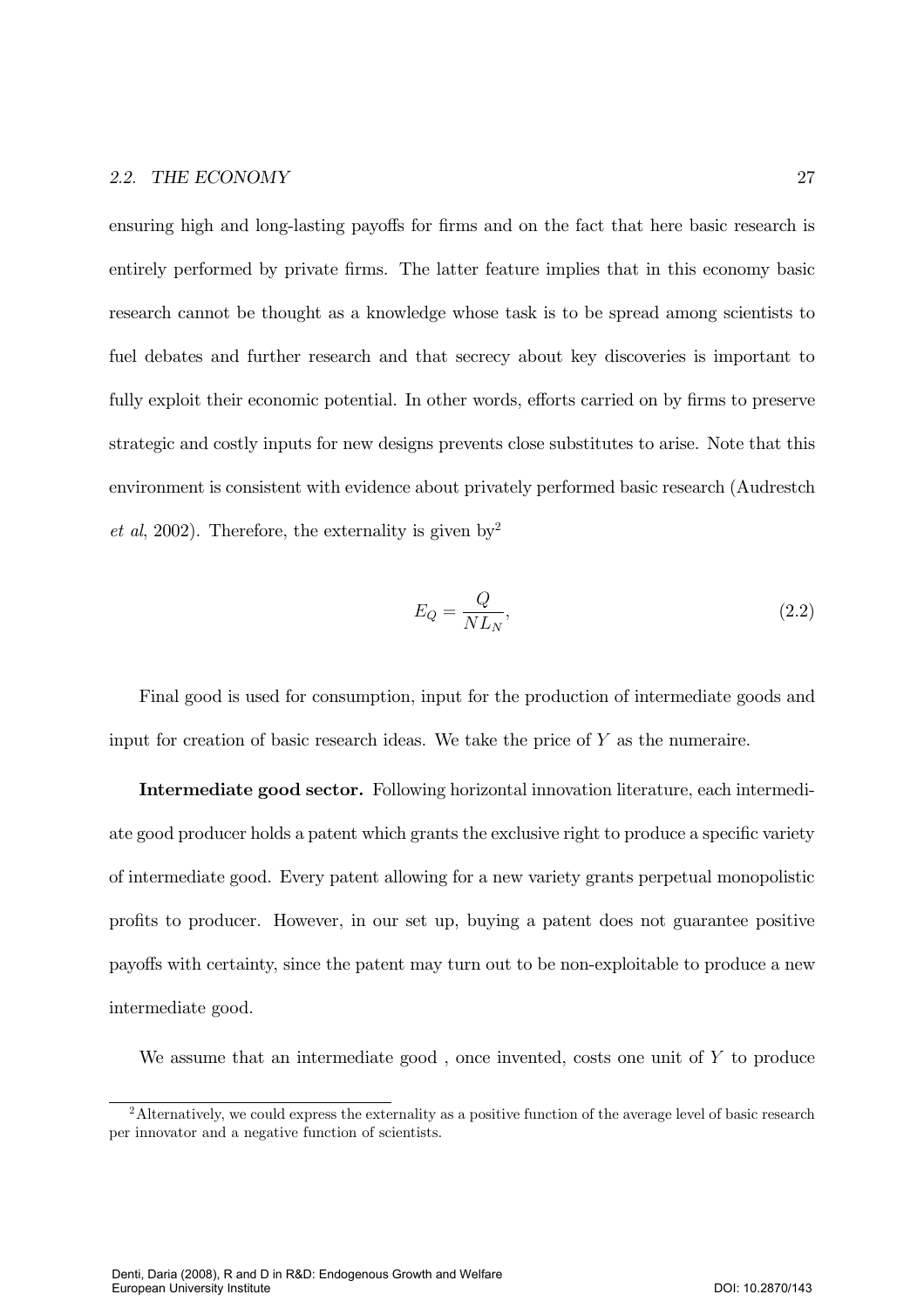ensuring high and long-lasting payoffs for firms and on the fact that here basic research is entirely performed by private firms. The latter feature implies that in this economy basic research cannot be thought as a knowledge whose task is to be spread among scientists to fuel debates and further research and that secrecy about key discoveries is important to fully exploit their economic potential. In other words, efforts carried on by firms to preserve strategic and costly inputs for new designs prevents close substitutes to arise. Note that this environment is consistent with evidence about privately performed basic research (Audrestch *et al*, 2002). Therefore, the externality is given by[2]

$$E_Q = \frac{Q}{NL_N}, \tag{2.2}$$

Final good is used for consumption, input for the production of intermediate goods and input for creation of basic research ideas. We take the price of $Y$ as the numeraire.

**Intermediate good sector.** Following horizontal innovation literature, each intermediate good producer holds a patent which grants the exclusive right to produce a specific variety of intermediate good. Every patent allowing for a new variety grants perpetual monopolistic profits to producer. However, in our set up, buying a patent does not guarantee positive payoffs with certainty, since the patent may turn out to be non-exploitable to produce a new intermediate good.

We assume that an intermediate good , once invented, costs one unit of $Y$ to produce

[2] Alternatively, we could express the externality as a positive function of the average level of basic research per innovator and a negative function of scientists.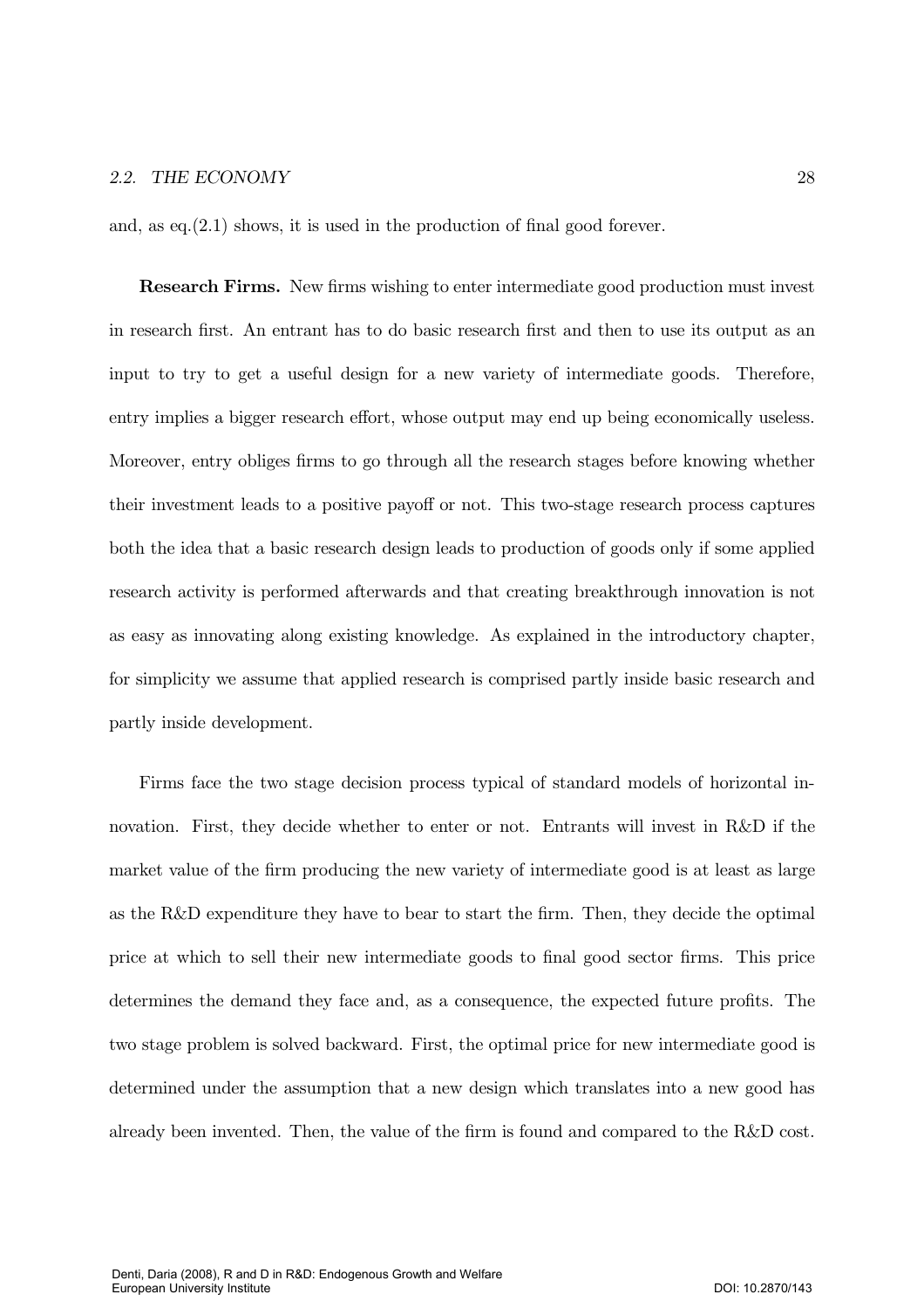and, as eq.(2.1) shows, it is used in the production of final good forever.

**Research Firms.** New firms wishing to enter intermediate good production must invest in research first. An entrant has to do basic research first and then to use its output as an input to try to get a useful design for a new variety of intermediate goods. Therefore, entry implies a bigger research effort, whose output may end up being economically useless. Moreover, entry obliges firms to go through all the research stages before knowing whether their investment leads to a positive payoff or not. This two-stage research process captures both the idea that a basic research design leads to production of goods only if some applied research activity is performed afterwards and that creating breakthrough innovation is not as easy as innovating along existing knowledge. As explained in the introductory chapter, for simplicity we assume that applied research is comprised partly inside basic research and partly inside development.

Firms face the two stage decision process typical of standard models of horizontal innovation. First, they decide whether to enter or not. Entrants will invest in R&D if the market value of the firm producing the new variety of intermediate good is at least as large as the R&D expenditure they have to bear to start the firm. Then, they decide the optimal price at which to sell their new intermediate goods to final good sector firms. This price determines the demand they face and, as a consequence, the expected future profits. The two stage problem is solved backward. First, the optimal price for new intermediate good is determined under the assumption that a new design which translates into a new good has already been invented. Then, the value of the firm is found and compared to the R&D cost.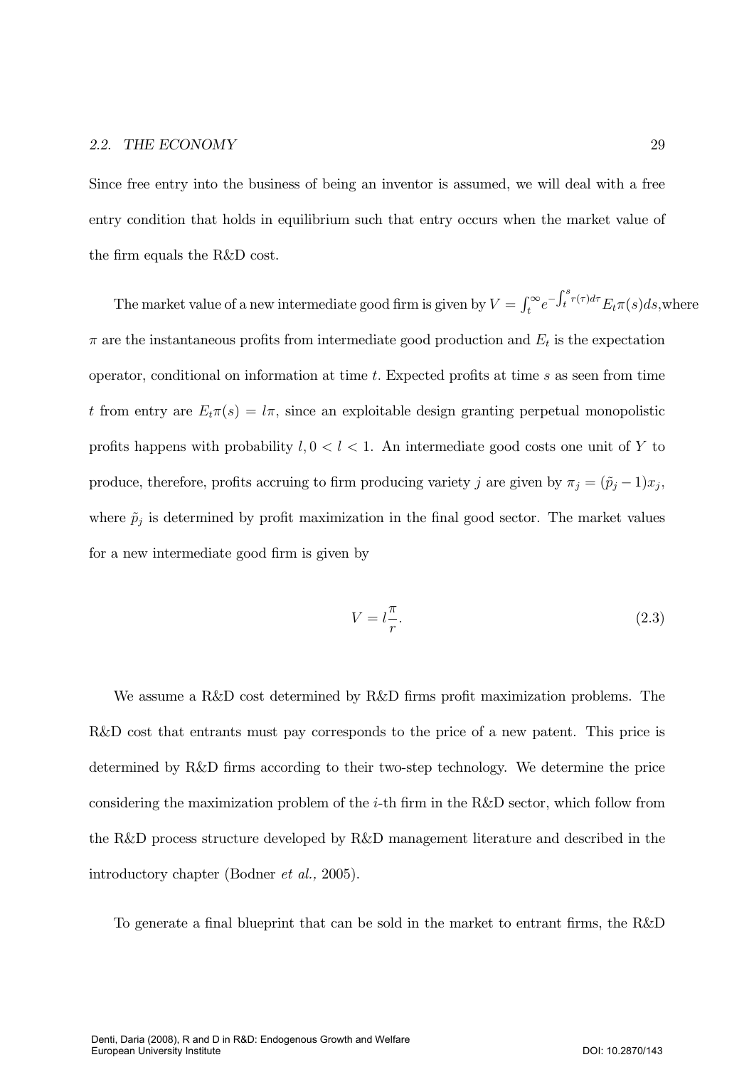Since free entry into the business of being an inventor is assumed, we will deal with a free entry condition that holds in equilibrium such that entry occurs when the market value of the firm equals the R&D cost.

The market value of a new intermediate good firm is given by $V = \int_t^{\infty} e^{-\int_t^s r(\tau)d\tau} E_t \pi(s) ds$,where $\pi$ are the instantaneous profits from intermediate good production and $E_t$ is the expectation operator, conditional on information at time $t$. Expected profits at time $s$ as seen from time $t$ from entry are $E_t\pi(s) = l\pi$, since an exploitable design granting perpetual monopolistic profits happens with probability $l, 0 < l < 1$. An intermediate good costs one unit of $Y$ to produce, therefore, profits accruing to firm producing variety $j$ are given by $\pi_j = (\tilde{p}_j - 1)x_j$, where $\tilde{p}_j$ is determined by profit maximization in the final good sector. The market values for a new intermediate good firm is given by

$$V = l\frac{\pi}{r}. \tag{2.3}$$

We assume a R&D cost determined by R&D firms profit maximization problems. The R&D cost that entrants must pay corresponds to the price of a new patent. This price is determined by R&D firms according to their two-step technology. We determine the price considering the maximization problem of the $i$-th firm in the R&D sector, which follow from the R&D process structure developed by R&D management literature and described in the introductory chapter (Bodner *et al.,* 2005).

To generate a final blueprint that can be sold in the market to entrant firms, the R&D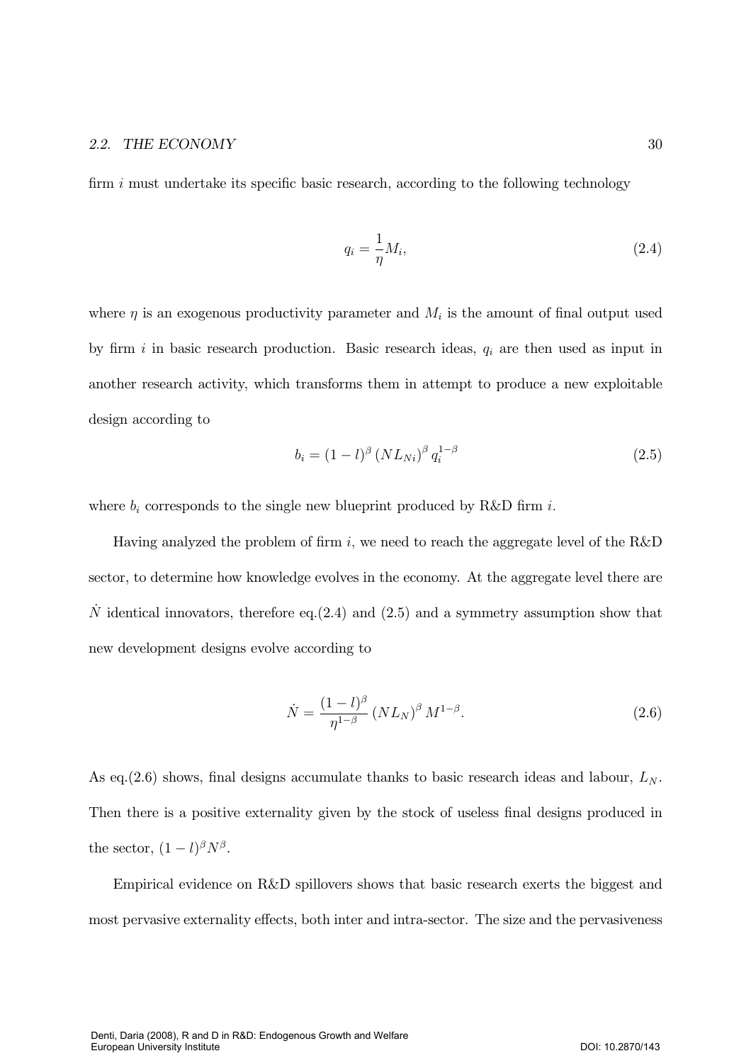firm $i$ must undertake its specific basic research, according to the following technology

$$q_i = \frac{1}{\eta} M_i, \tag{2.4}$$

where $\eta$ is an exogenous productivity parameter and $M_i$ is the amount of final output used by firm $i$ in basic research production. Basic research ideas, $q_i$ are then used as input in another research activity, which transforms them in attempt to produce a new exploitable design according to

$$b_i = (1-l)^{\beta} (NL_{Ni})^{\beta} q_i^{1-\beta} \tag{2.5}$$

where $b_i$ corresponds to the single new blueprint produced by R&D firm $i$.

Having analyzed the problem of firm $i$, we need to reach the aggregate level of the R&D sector, to determine how knowledge evolves in the economy. At the aggregate level there are $\dot{N}$ identical innovators, therefore eq.(2.4) and (2.5) and a symmetry assumption show that new development designs evolve according to

$$\dot{N} = \frac{(1-l)^{\beta}}{\eta^{1-\beta}} (NL_N)^{\beta} M^{1-\beta}. \tag{2.6}$$

As eq.(2.6) shows, final designs accumulate thanks to basic research ideas and labour, $L_N$. Then there is a positive externality given by the stock of useless final designs produced in the sector, $(1-l)^{\beta} N^{\beta}$.

Empirical evidence on R&D spillovers shows that basic research exerts the biggest and most pervasive externality effects, both inter and intra-sector. The size and the pervasiveness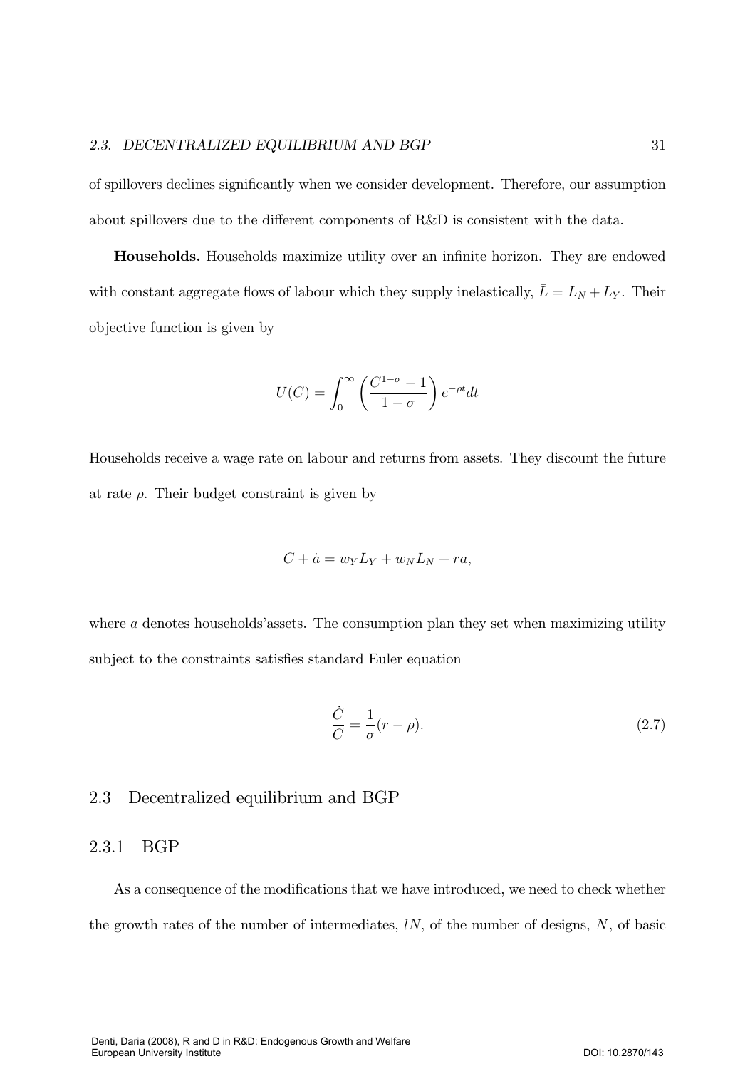of spillovers declines significantly when we consider development. Therefore, our assumption about spillovers due to the different components of R&D is consistent with the data.

**Households.** Households maximize utility over an infinite horizon. They are endowed with constant aggregate flows of labour which they supply inelastically, $\bar{L} = L_N + L_Y$. Their objective function is given by

$$U(C) = \int_0^\infty \left( \frac{C^{1-\sigma} - 1}{1-\sigma} \right) e^{-\rho t} dt$$

Households receive a wage rate on labour and returns from assets. They discount the future at rate $\rho$. Their budget constraint is given by

$$C + \dot{a} = w_Y L_Y + w_N L_N + ra,$$

where $a$ denotes households'assets. The consumption plan they set when maximizing utility subject to the constraints satisfies standard Euler equation

$$\frac{\dot{C}}{C} = \frac{1}{\sigma}(r - \rho). \tag{2.7}$$

## 2.3 Decentralized equilibrium and BGP

### 2.3.1 BGP

As a consequence of the modifications that we have introduced, we need to check whether the growth rates of the number of intermediates, $lN$, of the number of designs, $N$, of basic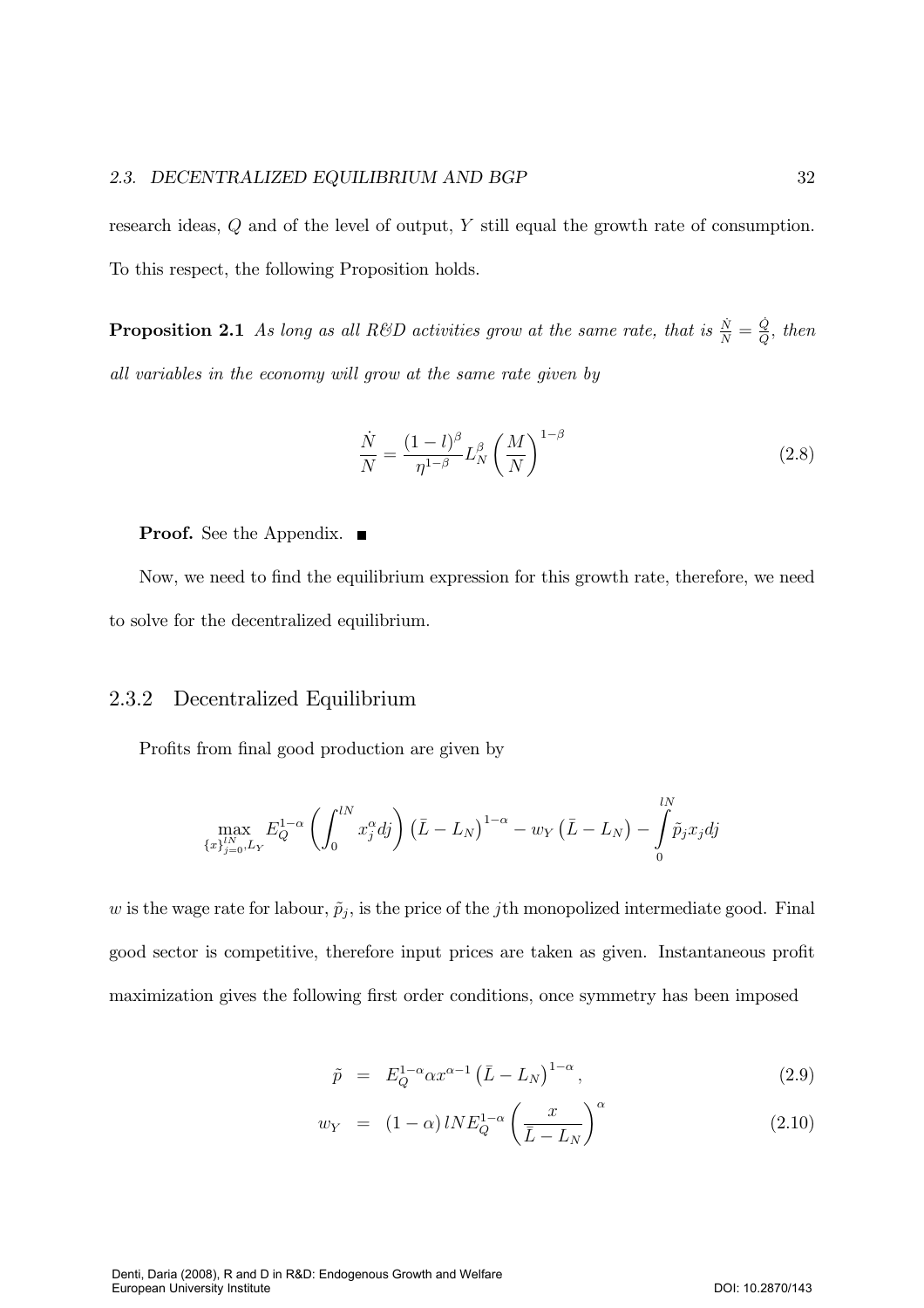research ideas, $Q$ and of the level of output, $Y$ still equal the growth rate of consumption. To this respect, the following Proposition holds.

**Proposition 2.1** *As long as all R&D activities grow at the same rate, that is $\frac{\dot{N}}{N} = \frac{\dot{Q}}{Q}$, then all variables in the economy will grow at the same rate given by*

$$\frac{\dot{N}}{N} = \frac{(1-l)^{\beta}}{\eta^{1-\beta}} L_N^{\beta} \left(\frac{M}{N}\right)^{1-\beta} \tag{2.8}$$

**Proof.** See the Appendix. ∎

Now, we need to find the equilibrium expression for this growth rate, therefore, we need to solve for the decentralized equilibrium.

### 2.3.2 Decentralized Equilibrium

Profits from final good production are given by

$$\max_{\{x\}_{j=0}^{lN}, L_Y} E_Q^{1-\alpha} \left( \int_0^{lN} x_j^{\alpha} dj \right) \left(\bar{L} - L_N\right)^{1-\alpha} - w_Y \left(\bar{L} - L_N\right) - \int_0^{lN} \tilde{p}_j x_j dj$$

$w$ is the wage rate for labour, $\tilde{p}_j$, is the price of the $j$th monopolized intermediate good. Final good sector is competitive, therefore input prices are taken as given. Instantaneous profit maximization gives the following first order conditions, once symmetry has been imposed

$$\tilde{p} = E_Q^{1-\alpha} \alpha x^{\alpha-1} \left(\bar{L} - L_N\right)^{1-\alpha}, \tag{2.9}$$

$$w_Y = (1-\alpha)\, lN E_Q^{1-\alpha} \left(\frac{x}{\bar{L} - L_N}\right)^{\alpha} \tag{2.10}$$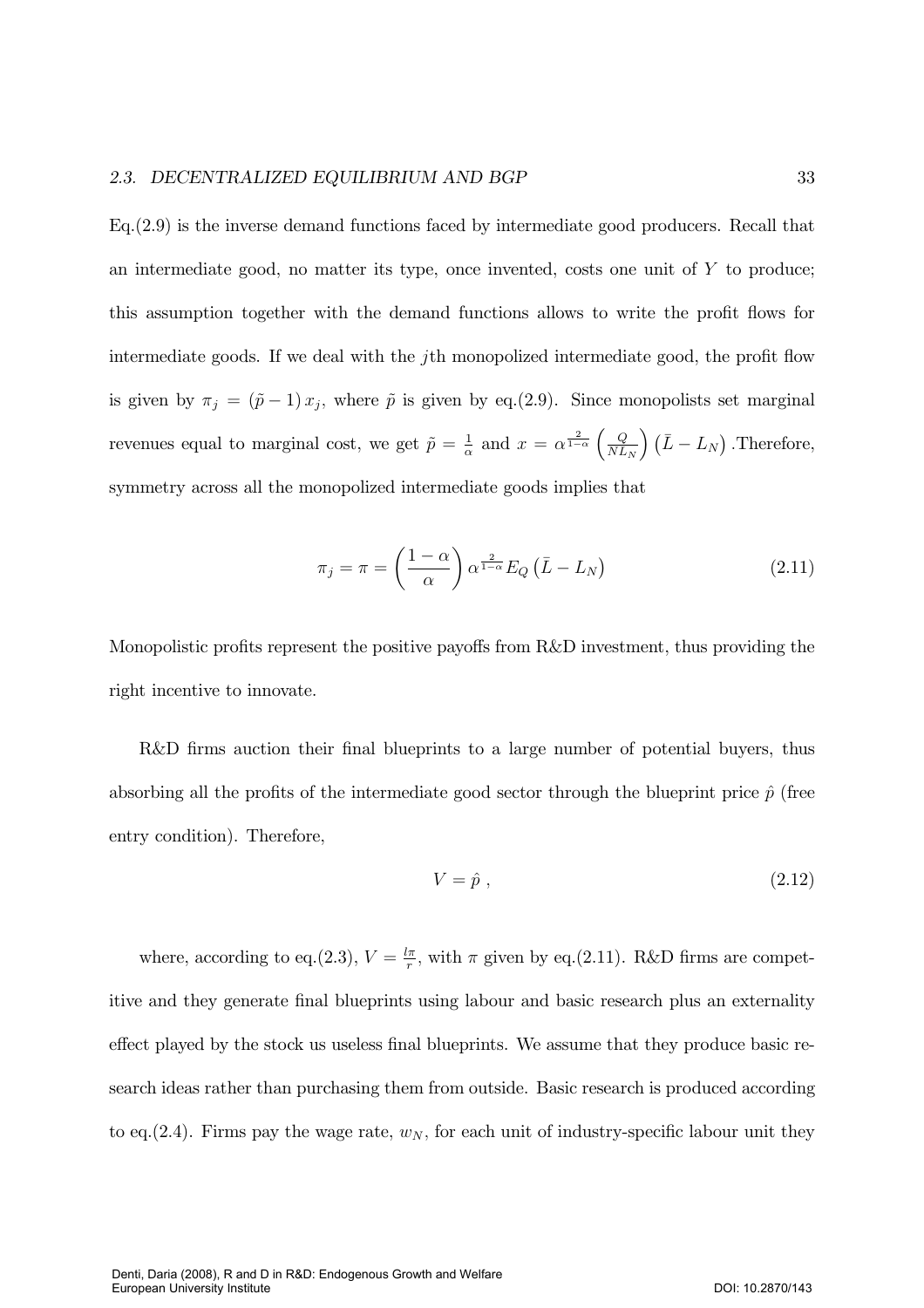Eq.(2.9) is the inverse demand functions faced by intermediate good producers. Recall that an intermediate good, no matter its type, once invented, costs one unit of $Y$ to produce; this assumption together with the demand functions allows to write the profit flows for intermediate goods. If we deal with the $j$th monopolized intermediate good, the profit flow is given by $\pi_j = (\tilde{p} - 1) x_j$, where $\tilde{p}$ is given by eq.(2.9). Since monopolists set marginal revenues equal to marginal cost, we get $\tilde{p} = \frac{1}{\alpha}$ and $x = \alpha^{\frac{2}{1-\alpha}} \left(\frac{Q}{NL_N}\right) \left(\bar{L} - L_N\right)$.Therefore, symmetry across all the monopolized intermediate goods implies that

$$\pi_j = \pi = \left(\frac{1-\alpha}{\alpha}\right) \alpha^{\frac{2}{1-\alpha}} E_Q \left(\bar{L} - L_N\right) \tag{2.11}$$

Monopolistic profits represent the positive payoffs from R&D investment, thus providing the right incentive to innovate.

R&D firms auction their final blueprints to a large number of potential buyers, thus absorbing all the profits of the intermediate good sector through the blueprint price $\hat{p}$ (free entry condition). Therefore,

$$V = \hat{p} \; , \tag{2.12}$$

where, according to eq.(2.3), $V = \frac{l\pi}{r}$, with $\pi$ given by eq.(2.11). R&D firms are competitive and they generate final blueprints using labour and basic research plus an externality effect played by the stock us useless final blueprints. We assume that they produce basic research ideas rather than purchasing them from outside. Basic research is produced according to eq.(2.4). Firms pay the wage rate, $w_N$, for each unit of industry-specific labour unit they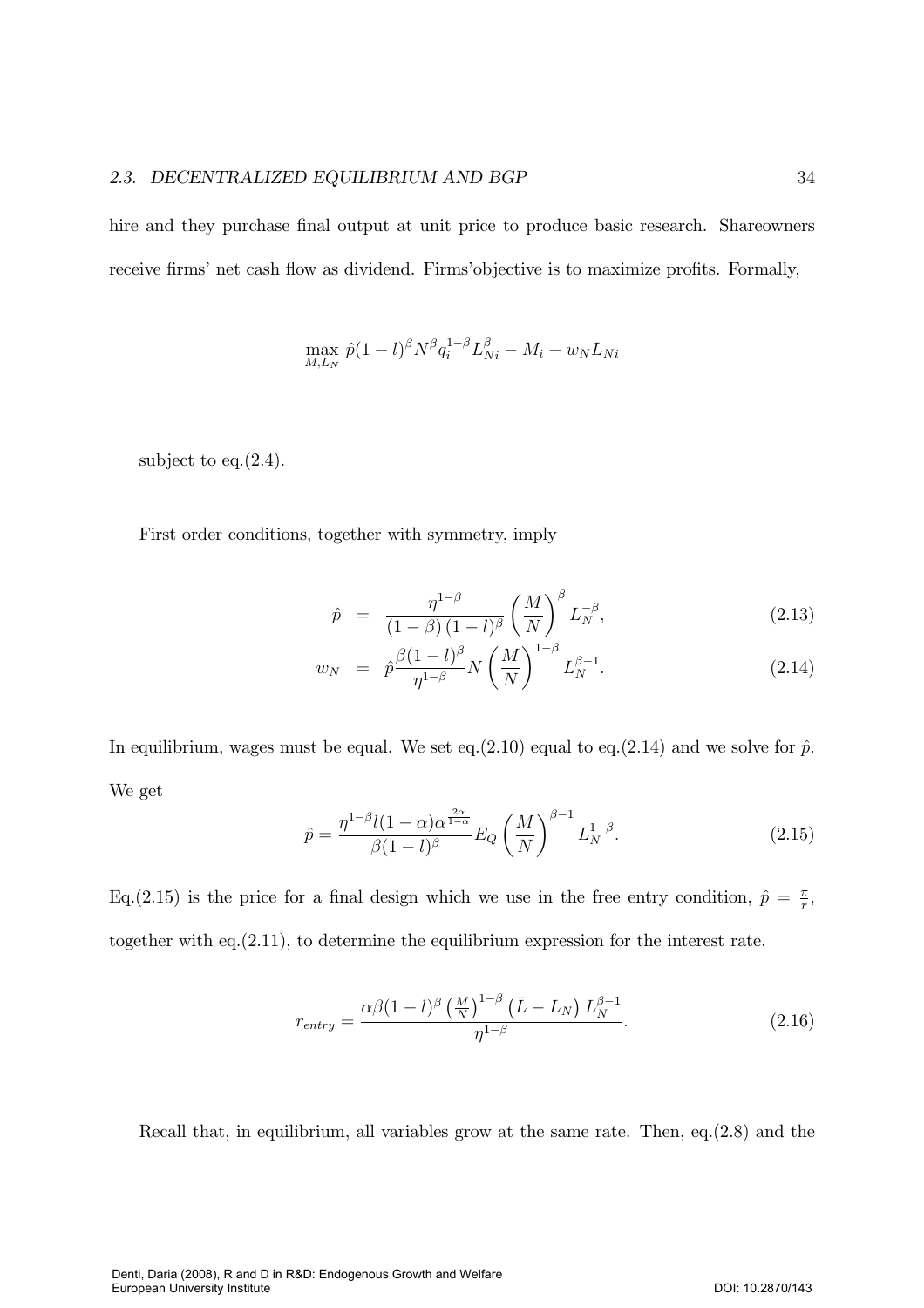hire and they purchase final output at unit price to produce basic research. Shareowners receive firms' net cash flow as dividend. Firms'objective is to maximize profits. Formally,

$$\max_{M, L_N} \hat{p}(1-l)^{\beta} N^{\beta} q_i^{1-\beta} L_{Ni}^{\beta} - M_i - w_N L_{Ni}$$

subject to eq.(2.4).

First order conditions, together with symmetry, imply

$$\hat{p} = \frac{\eta^{1-\beta}}{(1-\beta)(1-l)^{\beta}} \left(\frac{M}{N}\right)^{\beta} L_N^{-\beta}, \tag{2.13}$$

$$w_N = \hat{p} \frac{\beta(1-l)^{\beta}}{\eta^{1-\beta}} N \left(\frac{M}{N}\right)^{1-\beta} L_N^{\beta-1}. \tag{2.14}$$

In equilibrium, wages must be equal. We set eq.(2.10) equal to eq.(2.14) and we solve for $\hat{p}$. We get

$$\hat{p} = \frac{\eta^{1-\beta} l(1-\alpha)\alpha^{\frac{2\alpha}{1-\alpha}}}{\beta(1-l)^{\beta}} E_Q \left(\frac{M}{N}\right)^{\beta-1} L_N^{1-\beta}. \tag{2.15}$$

Eq.(2.15) is the price for a final design which we use in the free entry condition, $\hat{p} = \frac{\pi}{r}$, together with eq.(2.11), to determine the equilibrium expression for the interest rate.

$$r_{entry} = \frac{\alpha\beta(1-l)^{\beta} \left(\frac{M}{N}\right)^{1-\beta} \left(\bar{L} - L_N\right) L_N^{\beta-1}}{\eta^{1-\beta}}. \tag{2.16}$$

Recall that, in equilibrium, all variables grow at the same rate. Then, eq.(2.8) and the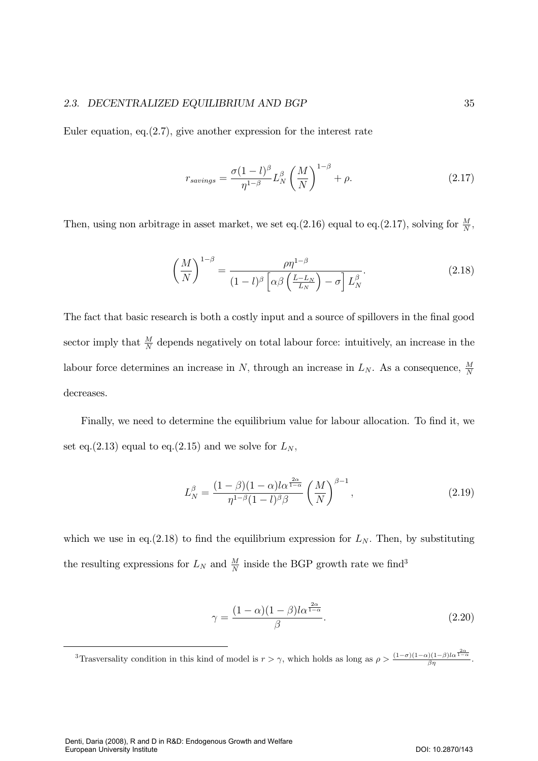Euler equation, eq.(2.7), give another expression for the interest rate

$$r_{savings} = \frac{\sigma(1-l)^{\beta}}{\eta^{1-\beta}} L_N^{\beta} \left(\frac{M}{N}\right)^{1-\beta} + \rho. \tag{2.17}$$

Then, using non arbitrage in asset market, we set eq.(2.16) equal to eq.(2.17), solving for $\frac{M}{N}$,

$$\left(\frac{M}{N}\right)^{1-\beta} = \frac{\rho\eta^{1-\beta}}{(1-l)^{\beta}\left[\alpha\beta\left(\frac{\bar{L}-L_N}{L_N}\right)-\sigma\right]L_N^{\beta}}. \tag{2.18}$$

The fact that basic research is both a costly input and a source of spillovers in the final good sector imply that $\frac{M}{N}$ depends negatively on total labour force: intuitively, an increase in the labour force determines an increase in $N$, through an increase in $L_N$. As a consequence, $\frac{M}{N}$ decreases.

Finally, we need to determine the equilibrium value for labour allocation. To find it, we set eq.(2.13) equal to eq.(2.15) and we solve for $L_N$,

$$L_N^{\beta} = \frac{(1-\beta)(1-\alpha)l\alpha^{\frac{2\alpha}{1-\alpha}}}{\eta^{1-\beta}(1-l)^{\beta}\beta}\left(\frac{M}{N}\right)^{\beta-1}, \tag{2.19}$$

which we use in eq.(2.18) to find the equilibrium expression for $L_N$. Then, by substituting the resulting expressions for $L_N$ and $\frac{M}{N}$ inside the BGP growth rate we find[3]

$$\gamma = \frac{(1-\alpha)(1-\beta)l\alpha^{\frac{2\alpha}{1-\alpha}}}{\beta}. \tag{2.20}$$

[3]Trasversality condition in this kind of model is $r > \gamma$, which holds as long as $\rho > \frac{(1-\sigma)(1-\alpha)(1-\beta)l\alpha^{\frac{2\alpha}{1-\alpha}}}{\beta\eta}$.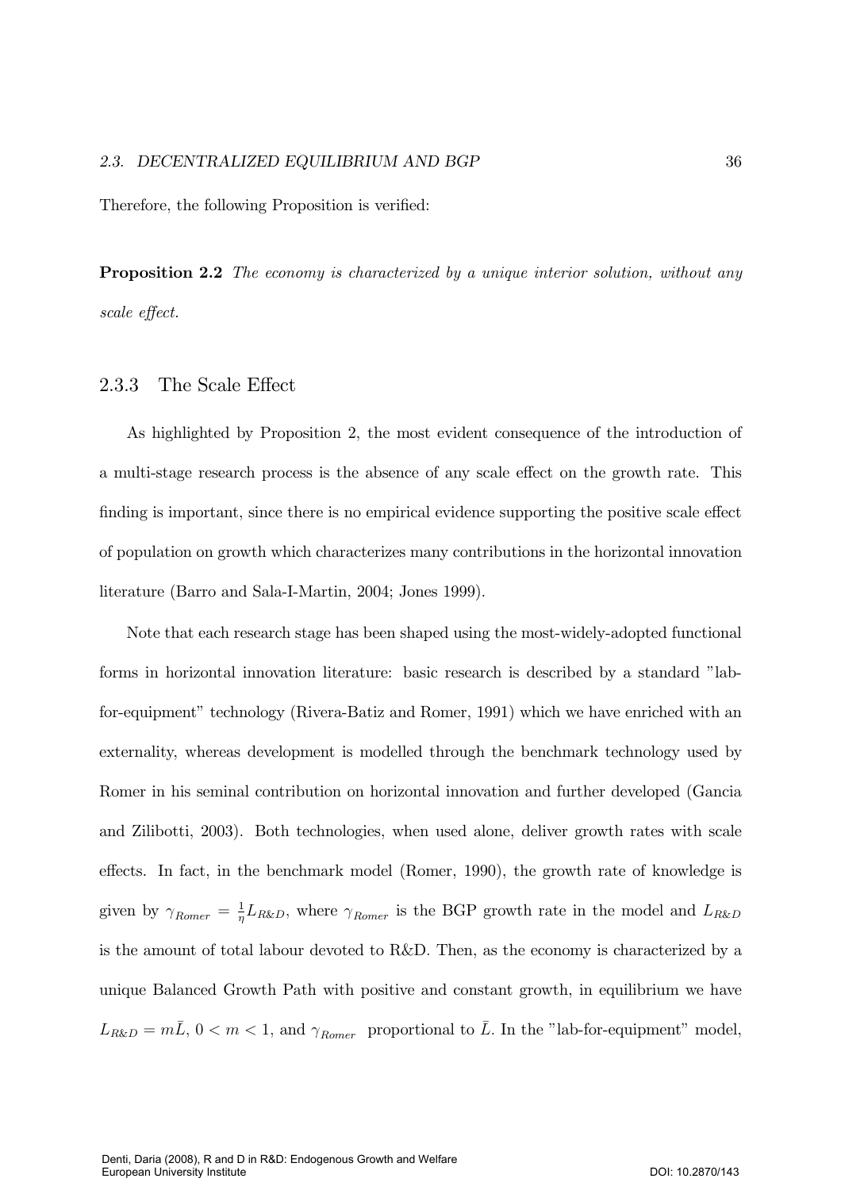Therefore, the following Proposition is verified:

**Proposition 2.2** *The economy is characterized by a unique interior solution, without any scale effect.*

### 2.3.3 The Scale Effect

As highlighted by Proposition 2, the most evident consequence of the introduction of a multi-stage research process is the absence of any scale effect on the growth rate. This finding is important, since there is no empirical evidence supporting the positive scale effect of population on growth which characterizes many contributions in the horizontal innovation literature (Barro and Sala-I-Martin, 2004; Jones 1999).

Note that each research stage has been shaped using the most-widely-adopted functional forms in horizontal innovation literature: basic research is described by a standard "lab-for-equipment" technology (Rivera-Batiz and Romer, 1991) which we have enriched with an externality, whereas development is modelled through the benchmark technology used by Romer in his seminal contribution on horizontal innovation and further developed (Gancia and Zilibotti, 2003). Both technologies, when used alone, deliver growth rates with scale effects. In fact, in the benchmark model (Romer, 1990), the growth rate of knowledge is given by $\gamma_{Romer} = \frac{1}{\eta} L_{R\&D}$, where $\gamma_{Romer}$ is the BGP growth rate in the model and $L_{R\&D}$ is the amount of total labour devoted to R&D. Then, as the economy is characterized by a unique Balanced Growth Path with positive and constant growth, in equilibrium we have $L_{R\&D} = m\bar{L}$, $0 < m < 1$, and $\gamma_{Romer}$ proportional to $\bar{L}$. In the "lab-for-equipment" model,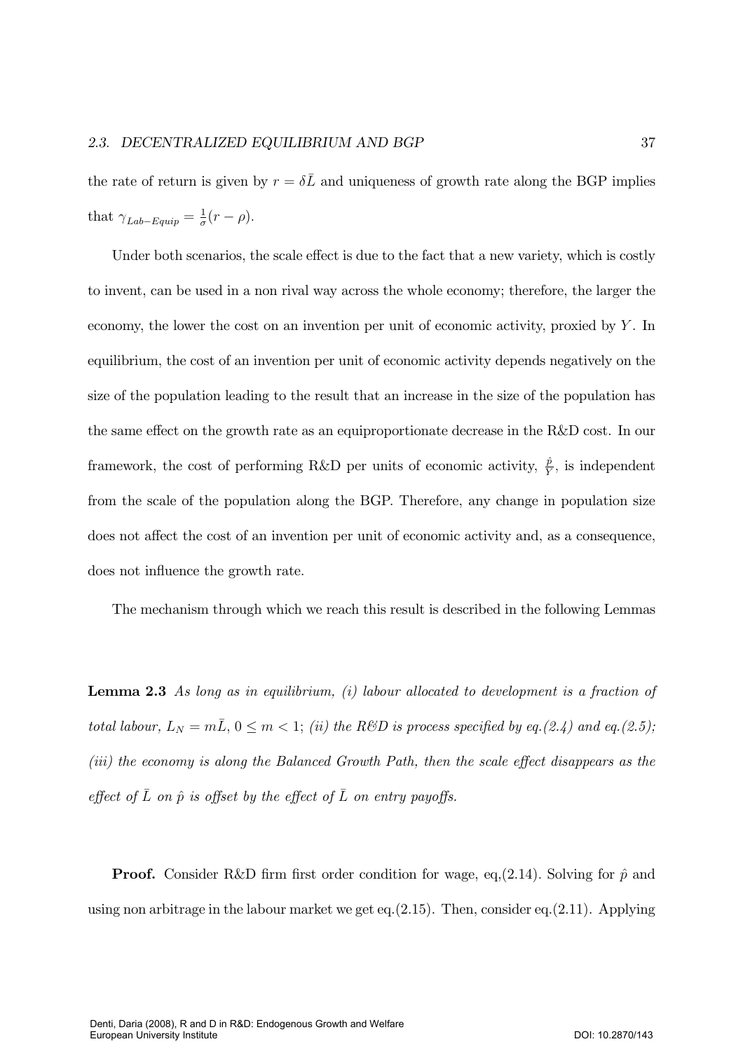the rate of return is given by $r = \delta \bar{L}$ and uniqueness of growth rate along the BGP implies that $\gamma_{Lab-Equip} = \frac{1}{\sigma}(r - \rho)$.

Under both scenarios, the scale effect is due to the fact that a new variety, which is costly to invent, can be used in a non rival way across the whole economy; therefore, the larger the economy, the lower the cost on an invention per unit of economic activity, proxied by $Y$. In equilibrium, the cost of an invention per unit of economic activity depends negatively on the size of the population leading to the result that an increase in the size of the population has the same effect on the growth rate as an equiproportionate decrease in the R&D cost. In our framework, the cost of performing R&D per units of economic activity, $\frac{\hat{p}}{Y}$, is independent from the scale of the population along the BGP. Therefore, any change in population size does not affect the cost of an invention per unit of economic activity and, as a consequence, does not influence the growth rate.

The mechanism through which we reach this result is described in the following Lemmas

**Lemma 2.3** *As long as in equilibrium, (i) labour allocated to development is a fraction of total labour, $L_N = m\bar{L}$, $0 \leq m < 1$; (ii) the R&D is process specified by eq.(2.4) and eq.(2.5); (iii) the economy is along the Balanced Growth Path, then the scale effect disappears as the effect of $\bar{L}$ on $\hat{p}$ is offset by the effect of $\bar{L}$ on entry payoffs.*

**Proof.** Consider R&D firm first order condition for wage, eq,(2.14). Solving for $\hat{p}$ and using non arbitrage in the labour market we get eq.(2.15). Then, consider eq.(2.11). Applying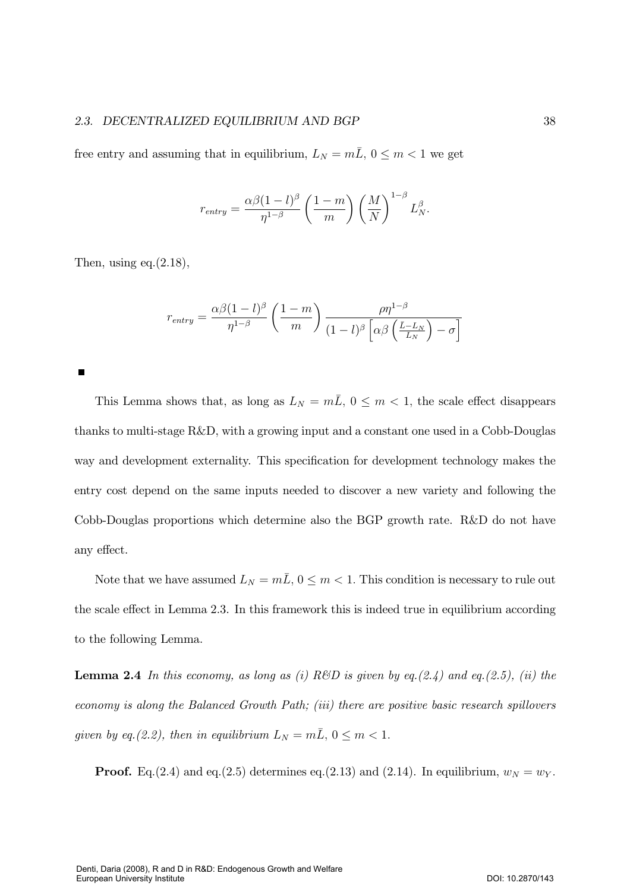free entry and assuming that in equilibrium, $L_N = m\bar{L}$, $0 \leq m < 1$ we get

$$r_{entry} = \frac{\alpha\beta(1-l)^{\beta}}{\eta^{1-\beta}} \left(\frac{1-m}{m}\right) \left(\frac{M}{N}\right)^{1-\beta} L_N^{\beta}.$$

Then, using eq.(2.18),

$$r_{entry} = \frac{\alpha\beta(1-l)^{\beta}}{\eta^{1-\beta}} \left(\frac{1-m}{m}\right) \frac{\rho\eta^{1-\beta}}{(1-l)^{\beta}\left[\alpha\beta\left(\frac{\bar{L}-L_N}{L_N}\right)-\sigma\right]}$$

■

This Lemma shows that, as long as $L_N = m\bar{L}$, $0 \leq m < 1$, the scale effect disappears thanks to multi-stage R&D, with a growing input and a constant one used in a Cobb-Douglas way and development externality. This specification for development technology makes the entry cost depend on the same inputs needed to discover a new variety and following the Cobb-Douglas proportions which determine also the BGP growth rate. R&D do not have any effect.

Note that we have assumed $L_N = m\bar{L}$, $0 \leq m < 1$. This condition is necessary to rule out the scale effect in Lemma 2.3. In this framework this is indeed true in equilibrium according to the following Lemma.

**Lemma 2.4** *In this economy, as long as (i) R&D is given by eq.(2.4) and eq.(2.5), (ii) the economy is along the Balanced Growth Path; (iii) there are positive basic research spillovers given by eq.(2.2), then in equilibrium* $L_N = m\bar{L}$, $0 \leq m < 1$.

**Proof.** Eq.(2.4) and eq.(2.5) determines eq.(2.13) and (2.14). In equilibrium, $w_N = w_Y$.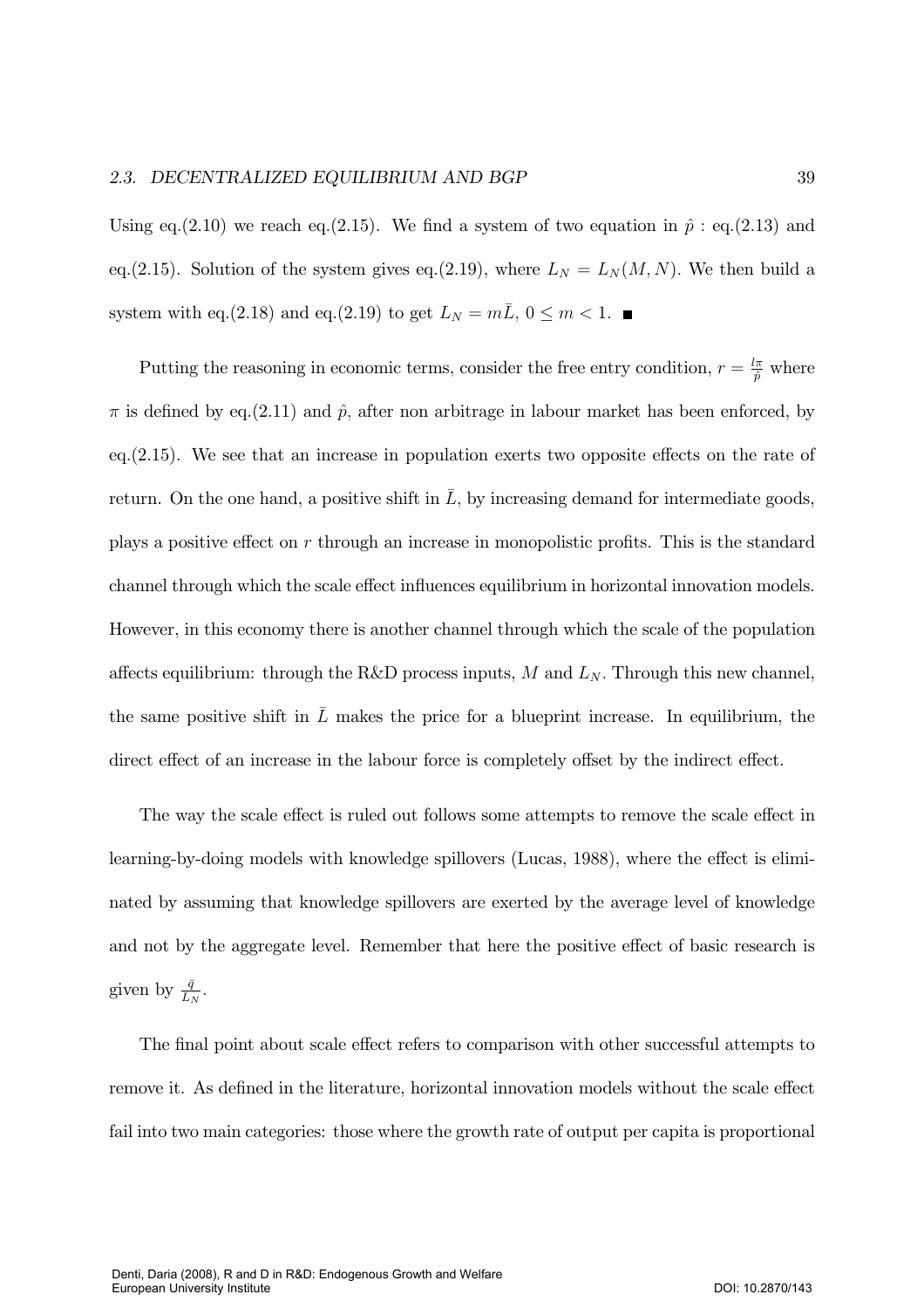Using eq.(2.10) we reach eq.(2.15). We find a system of two equation in $\hat{p}$ : eq.(2.13) and eq.(2.15). Solution of the system gives eq.(2.19), where $L_N = L_N(M, N)$. We then build a system with eq.(2.18) and eq.(2.19) to get $L_N = m\bar{L}$, $0 \leq m < 1$. ∎

Putting the reasoning in economic terms, consider the free entry condition, $r = \frac{l\pi}{\hat{p}}$ where $\pi$ is defined by eq.(2.11) and $\hat{p}$, after non arbitrage in labour market has been enforced, by eq.(2.15). We see that an increase in population exerts two opposite effects on the rate of return. On the one hand, a positive shift in $\bar{L}$, by increasing demand for intermediate goods, plays a positive effect on $r$ through an increase in monopolistic profits. This is the standard channel through which the scale effect influences equilibrium in horizontal innovation models. However, in this economy there is another channel through which the scale of the population affects equilibrium: through the R&D process inputs, $M$ and $L_N$. Through this new channel, the same positive shift in $\bar{L}$ makes the price for a blueprint increase. In equilibrium, the direct effect of an increase in the labour force is completely offset by the indirect effect.

The way the scale effect is ruled out follows some attempts to remove the scale effect in learning-by-doing models with knowledge spillovers (Lucas, 1988), where the effect is eliminated by assuming that knowledge spillovers are exerted by the average level of knowledge and not by the aggregate level. Remember that here the positive effect of basic research is given by $\frac{\bar{q}}{L_N}$.

The final point about scale effect refers to comparison with other successful attempts to remove it. As defined in the literature, horizontal innovation models without the scale effect fail into two main categories: those where the growth rate of output per capita is proportional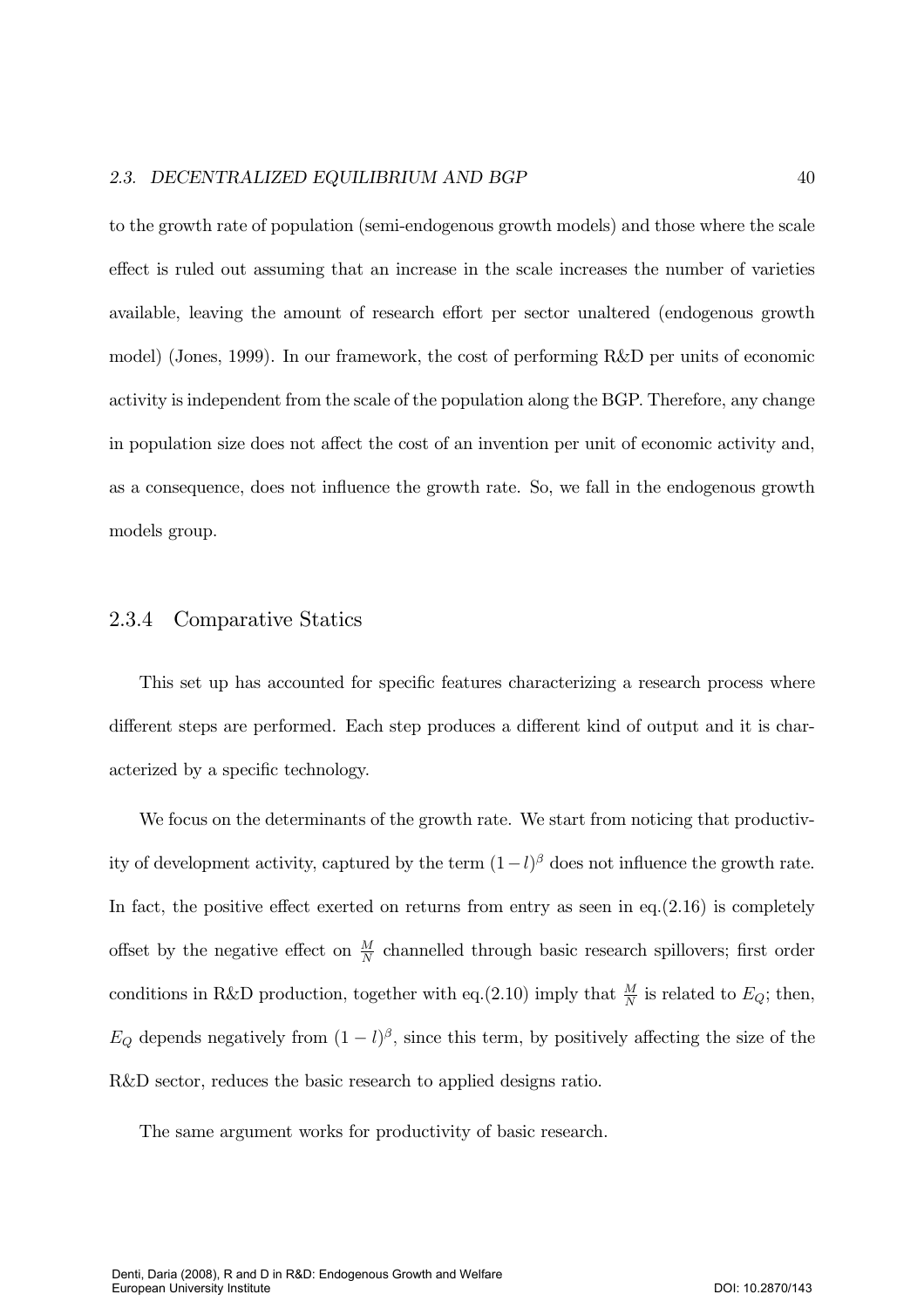to the growth rate of population (semi-endogenous growth models) and those where the scale effect is ruled out assuming that an increase in the scale increases the number of varieties available, leaving the amount of research effort per sector unaltered (endogenous growth model) (Jones, 1999). In our framework, the cost of performing R&D per units of economic activity is independent from the scale of the population along the BGP. Therefore, any change in population size does not affect the cost of an invention per unit of economic activity and, as a consequence, does not influence the growth rate. So, we fall in the endogenous growth models group.

### 2.3.4 Comparative Statics

This set up has accounted for specific features characterizing a research process where different steps are performed. Each step produces a different kind of output and it is characterized by a specific technology.

We focus on the determinants of the growth rate. We start from noticing that productivity of development activity, captured by the term $(1-l)^{\beta}$ does not influence the growth rate. In fact, the positive effect exerted on returns from entry as seen in eq.(2.16) is completely offset by the negative effect on $\frac{M}{N}$ channelled through basic research spillovers; first order conditions in R&D production, together with eq.(2.10) imply that $\frac{M}{N}$ is related to $E_Q$; then, $E_Q$ depends negatively from $(1-l)^{\beta}$, since this term, by positively affecting the size of the R&D sector, reduces the basic research to applied designs ratio.

The same argument works for productivity of basic research.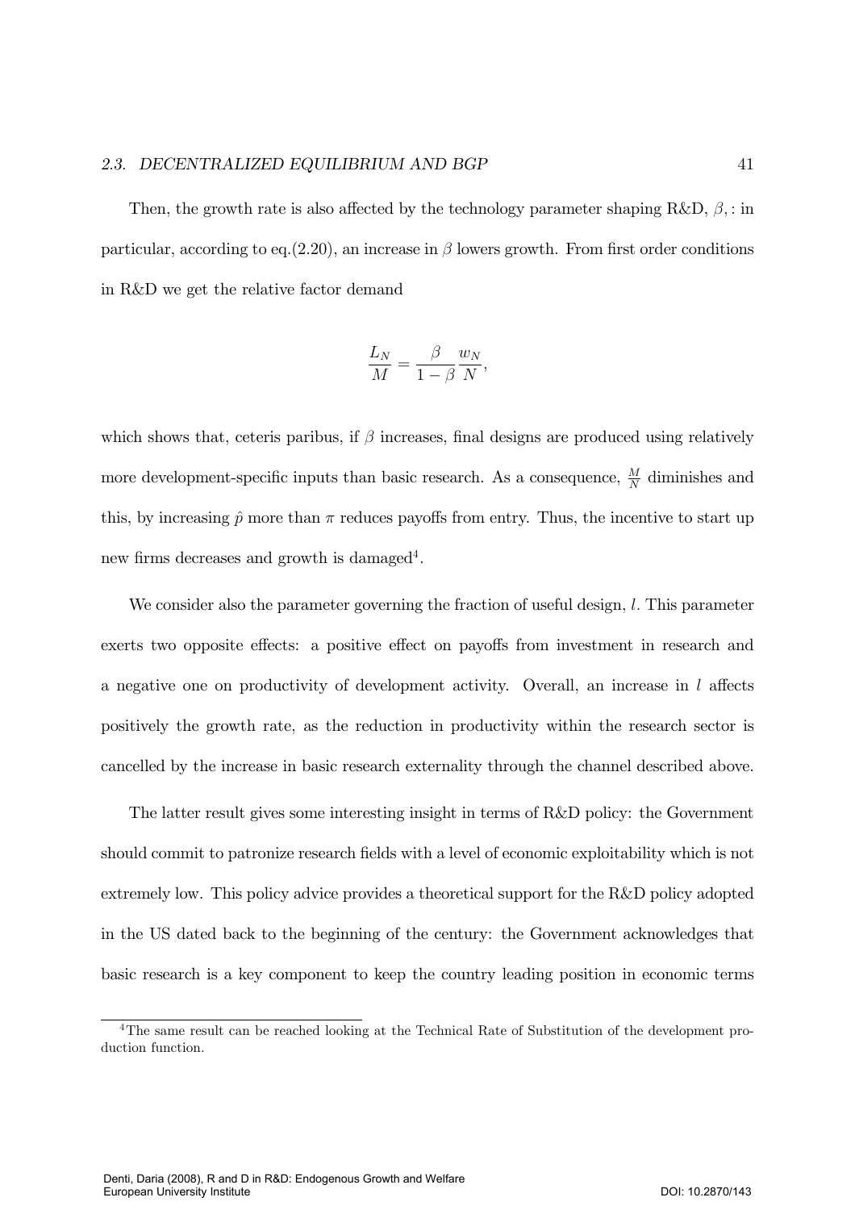Then, the growth rate is also affected by the technology parameter shaping R&D, $\beta,$: in particular, according to eq.(2.20), an increase in $\beta$ lowers growth. From first order conditions in R&D we get the relative factor demand

$$\frac{L_N}{M} = \frac{\beta}{1-\beta}\frac{w_N}{N},$$

which shows that, ceteris paribus, if $\beta$ increases, final designs are produced using relatively more development-specific inputs than basic research. As a consequence, $\frac{M}{N}$ diminishes and this, by increasing $\hat{p}$ more than $\pi$ reduces payoffs from entry. Thus, the incentive to start up new firms decreases and growth is damaged[4].

We consider also the parameter governing the fraction of useful design, $l$. This parameter exerts two opposite effects: a positive effect on payoffs from investment in research and a negative one on productivity of development activity. Overall, an increase in $l$ affects positively the growth rate, as the reduction in productivity within the research sector is cancelled by the increase in basic research externality through the channel described above.

The latter result gives some interesting insight in terms of R&D policy: the Government should commit to patronize research fields with a level of economic exploitability which is not extremely low. This policy advice provides a theoretical support for the R&D policy adopted in the US dated back to the beginning of the century: the Government acknowledges that basic research is a key component to keep the country leading position in economic terms

[4] The same result can be reached looking at the Technical Rate of Substitution of the development production function.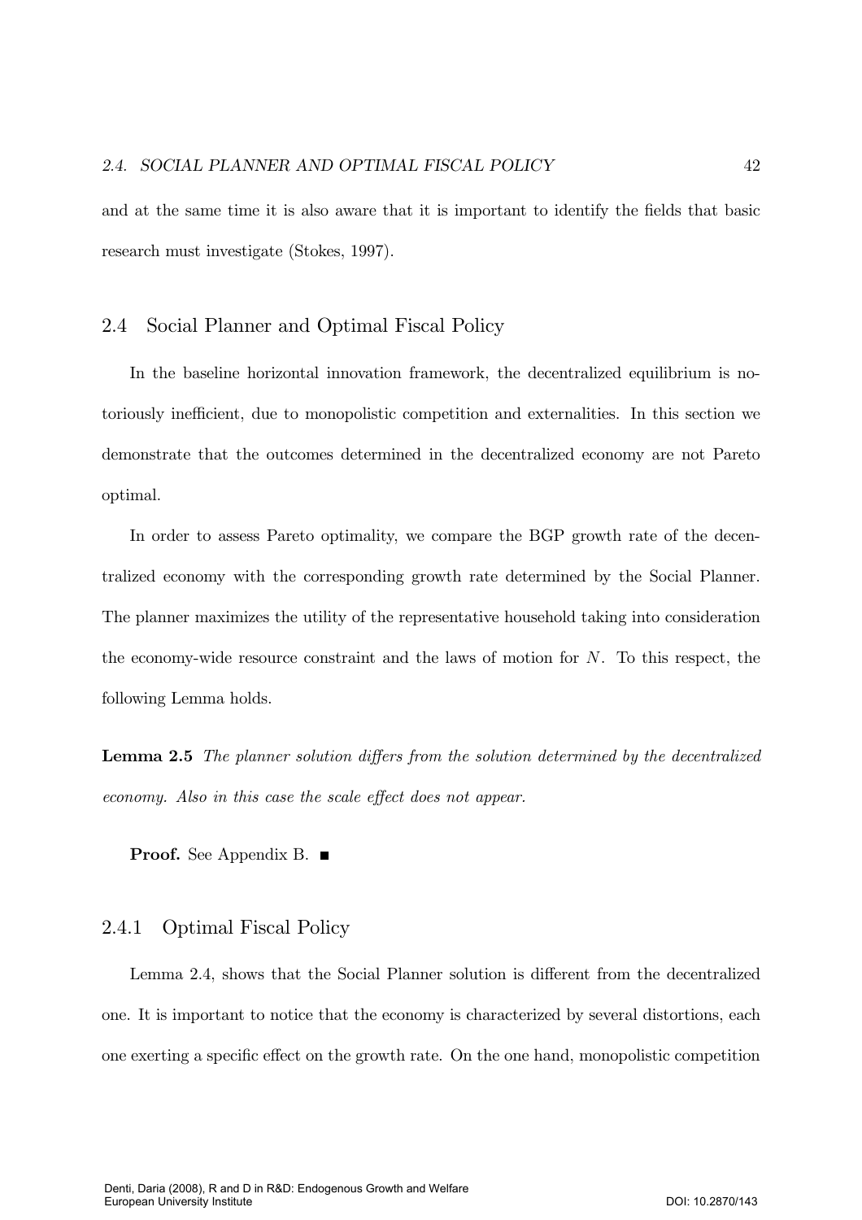and at the same time it is also aware that it is important to identify the fields that basic research must investigate (Stokes, 1997).

## 2.4 Social Planner and Optimal Fiscal Policy

In the baseline horizontal innovation framework, the decentralized equilibrium is notoriously inefficient, due to monopolistic competition and externalities. In this section we demonstrate that the outcomes determined in the decentralized economy are not Pareto optimal.

In order to assess Pareto optimality, we compare the BGP growth rate of the decentralized economy with the corresponding growth rate determined by the Social Planner. The planner maximizes the utility of the representative household taking into consideration the economy-wide resource constraint and the laws of motion for $N$. To this respect, the following Lemma holds.

**Lemma 2.5** *The planner solution differs from the solution determined by the decentralized economy. Also in this case the scale effect does not appear.*

**Proof.** See Appendix B. ■

### 2.4.1 Optimal Fiscal Policy

Lemma 2.4, shows that the Social Planner solution is different from the decentralized one. It is important to notice that the economy is characterized by several distortions, each one exerting a specific effect on the growth rate. On the one hand, monopolistic competition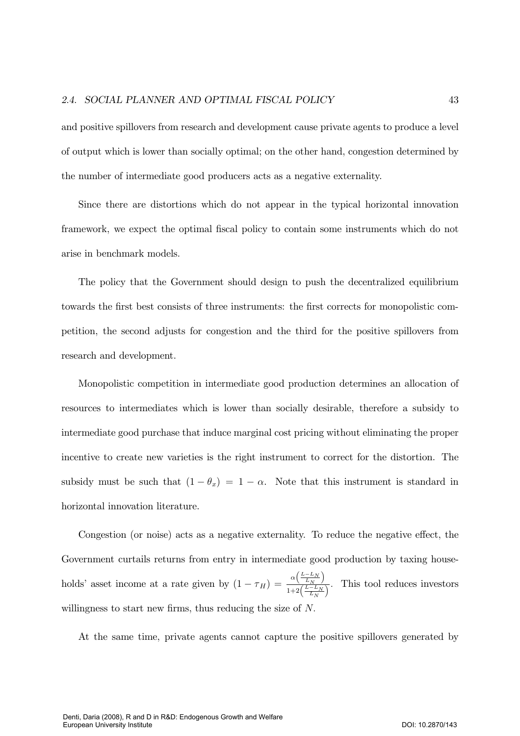and positive spillovers from research and development cause private agents to produce a level of output which is lower than socially optimal; on the other hand, congestion determined by the number of intermediate good producers acts as a negative externality.

Since there are distortions which do not appear in the typical horizontal innovation framework, we expect the optimal fiscal policy to contain some instruments which do not arise in benchmark models.

The policy that the Government should design to push the decentralized equilibrium towards the first best consists of three instruments: the first corrects for monopolistic competition, the second adjusts for congestion and the third for the positive spillovers from research and development.

Monopolistic competition in intermediate good production determines an allocation of resources to intermediates which is lower than socially desirable, therefore a subsidy to intermediate good purchase that induce marginal cost pricing without eliminating the proper incentive to create new varieties is the right instrument to correct for the distortion. The subsidy must be such that $(1-\theta_x) = 1-\alpha$. Note that this instrument is standard in horizontal innovation literature.

Congestion (or noise) acts as a negative externality. To reduce the negative effect, the Government curtails returns from entry in intermediate good production by taxing households' asset income at a rate given by $(1-\tau_H) = \frac{\alpha\left(\frac{L-L_N}{L_N}\right)}{1+2\left(\frac{L-L_N}{L_N}\right)}$. This tool reduces investors willingness to start new firms, thus reducing the size of $N$.

At the same time, private agents cannot capture the positive spillovers generated by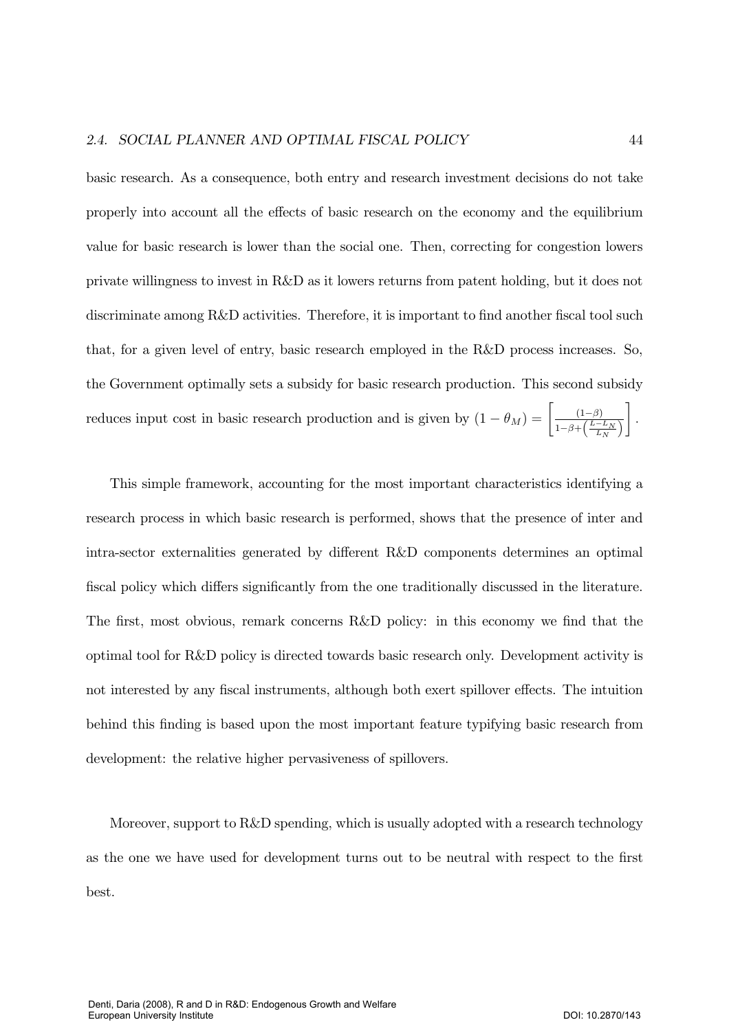basic research. As a consequence, both entry and research investment decisions do not take properly into account all the effects of basic research on the economy and the equilibrium value for basic research is lower than the social one. Then, correcting for congestion lowers private willingness to invest in R&D as it lowers returns from patent holding, but it does not discriminate among R&D activities. Therefore, it is important to find another fiscal tool such that, for a given level of entry, basic research employed in the R&D process increases. So, the Government optimally sets a subsidy for basic research production. This second subsidy reduces input cost in basic research production and is given by $(1-\theta_M) = \left[\frac{(1-\beta)}{1-\beta+\left(\frac{L-L_N}{L_N}\right)}\right]$.

This simple framework, accounting for the most important characteristics identifying a research process in which basic research is performed, shows that the presence of inter and intra-sector externalities generated by different R&D components determines an optimal fiscal policy which differs significantly from the one traditionally discussed in the literature. The first, most obvious, remark concerns R&D policy: in this economy we find that the optimal tool for R&D policy is directed towards basic research only. Development activity is not interested by any fiscal instruments, although both exert spillover effects. The intuition behind this finding is based upon the most important feature typifying basic research from development: the relative higher pervasiveness of spillovers.

Moreover, support to R&D spending, which is usually adopted with a research technology as the one we have used for development turns out to be neutral with respect to the first best.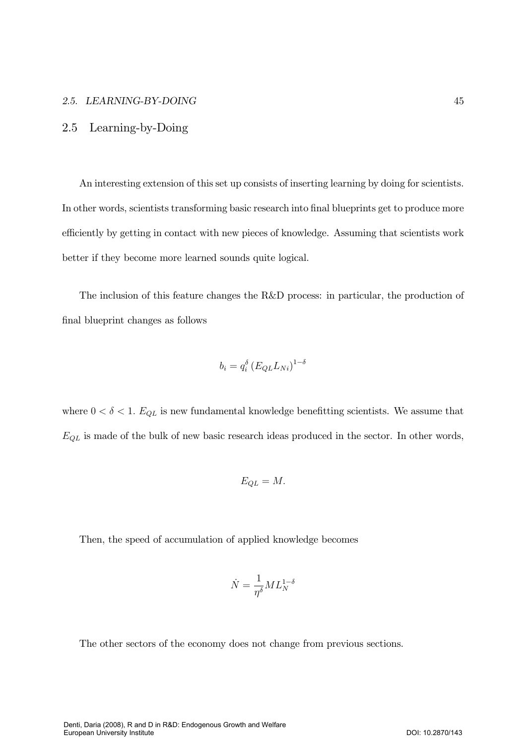## 2.5 Learning-by-Doing

An interesting extension of this set up consists of inserting learning by doing for scientists. In other words, scientists transforming basic research into final blueprints get to produce more efficiently by getting in contact with new pieces of knowledge. Assuming that scientists work better if they become more learned sounds quite logical.

The inclusion of this feature changes the R&D process: in particular, the production of final blueprint changes as follows

$$b_i = q_i^{\delta} \left( E_{QL} L_{Ni} \right)^{1-\delta}$$

where $0 < \delta < 1$. $E_{QL}$ is new fundamental knowledge benefitting scientists. We assume that $E_{QL}$ is made of the bulk of new basic research ideas produced in the sector. In other words,

$$E_{QL} = M.$$

Then, the speed of accumulation of applied knowledge becomes

$$\dot{N} = \frac{1}{\eta^{\delta}} M L_N^{1-\delta}$$

The other sectors of the economy does not change from previous sections.

Denti, Daria (2008), R and D in R&D: Endogenous Growth and Welfare
European University Institute DOI: 10.2870/143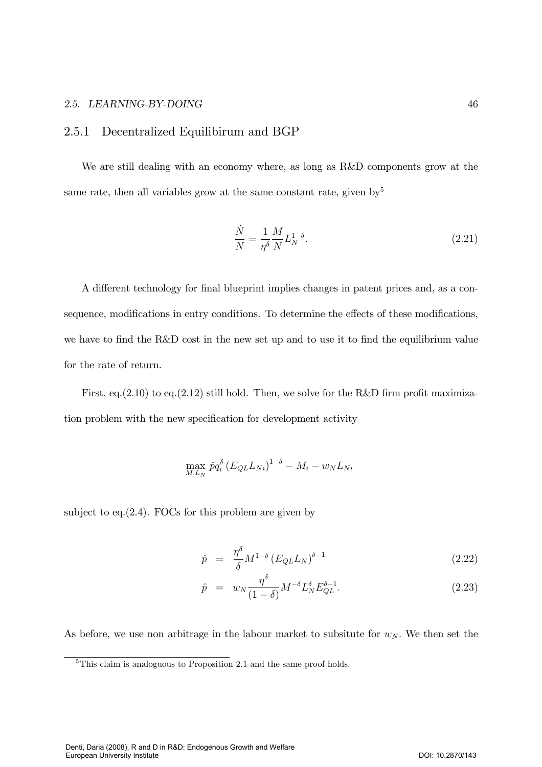### 2.5.1 Decentralized Equilibirum and BGP

We are still dealing with an economy where, as long as R&D components grow at the same rate, then all variables grow at the same constant rate, given by[5]

$$\frac{\dot{N}}{N} = \frac{1}{\eta^{\delta}} \frac{M}{N} L_N^{1-\delta}. \tag{2.21}$$

A different technology for final blueprint implies changes in patent prices and, as a consequence, modifications in entry conditions. To determine the effects of these modifications, we have to find the R&D cost in the new set up and to use it to find the equilibrium value for the rate of return.

First, eq.(2.10) to eq.(2.12) still hold. Then, we solve for the R&D firm profit maximization problem with the new specification for development activity

$$\max_{M,L_N} \hat{p} q_i^{\delta} \left(E_{QL} L_{Ni}\right)^{1-\delta} - M_i - w_N L_{Ni}$$

subject to eq.(2.4). FOCs for this problem are given by

$$\hat{p} = \frac{\eta^{\delta}}{\delta} M^{1-\delta} \left(E_{QL} L_N\right)^{\delta-1} \tag{2.22}$$

$$\hat{p} = w_N \frac{\eta^{\delta}}{(1-\delta)} M^{-\delta} L_N^{\delta} E_{QL}^{\delta-1}. \tag{2.23}$$

As before, we use non arbitrage in the labour market to subsitute for $w_N$. We then set the

[5]This claim is analoguous to Proposition 2.1 and the same proof holds.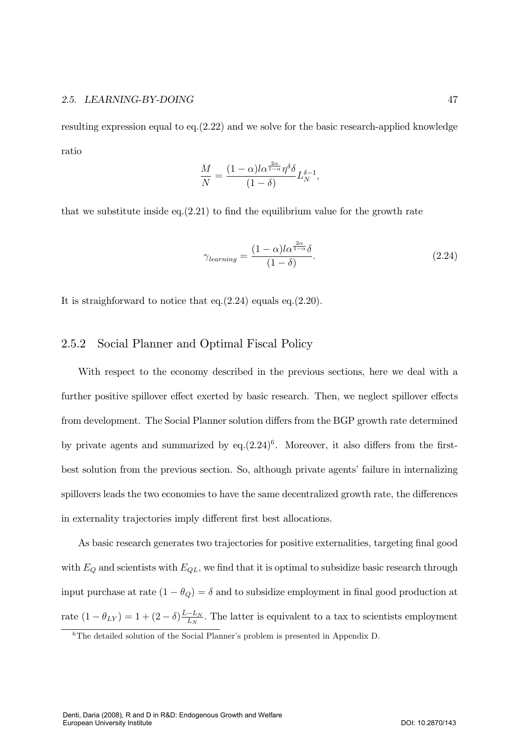resulting expression equal to eq.(2.22) and we solve for the basic research-applied knowledge ratio

$$\frac{M}{N} = \frac{(1-\alpha) l \alpha^{\frac{2\alpha}{1-\alpha}} \eta^{\delta} \delta}{(1-\delta)} L_N^{\delta - 1},$$

that we substitute inside eq.(2.21) to find the equilibrium value for the growth rate

$$\gamma_{learning} = \frac{(1-\alpha) l \alpha^{\frac{2\alpha}{1-\alpha}} \delta}{(1-\delta)}. \tag{2.24}$$

It is straighforward to notice that eq.(2.24) equals eq.(2.20).

### 2.5.2 Social Planner and Optimal Fiscal Policy

With respect to the economy described in the previous sections, here we deal with a further positive spillover effect exerted by basic research. Then, we neglect spillover effects from development. The Social Planner solution differs from the BGP growth rate determined by private agents and summarized by eq.(2.24)[6]. Moreover, it also differs from the first-best solution from the previous section. So, although private agents' failure in internalizing spillovers leads the two economies to have the same decentralized growth rate, the differences in externality trajectories imply different first best allocations.

As basic research generates two trajectories for positive externalities, targeting final good with $E_Q$ and scientists with $E_{QL}$, we find that it is optimal to subsidize basic research through input purchase at rate $(1-\theta_Q) = \delta$ and to subsidize employment in final good production at rate $(1-\theta_{LY}) = 1 + (2-\delta)\frac{\bar{L}-L_N}{L_N}$. The latter is equivalent to a tax to scientists employment

[6] The detailed solution of the Social Planner's problem is presented in Appendix D.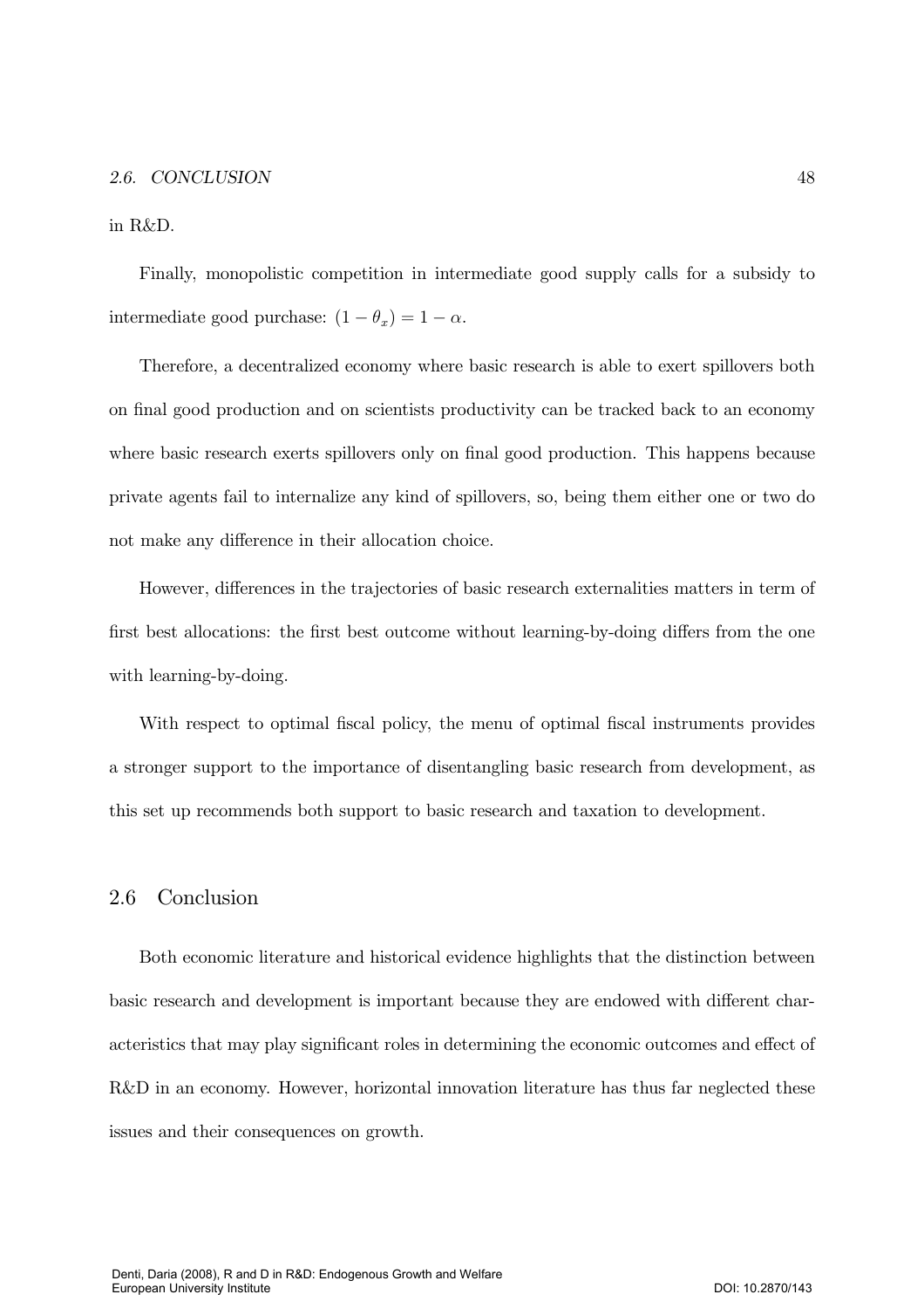in R&D.

Finally, monopolistic competition in intermediate good supply calls for a subsidy to intermediate good purchase: $(1-\theta_x) = 1-\alpha$.

Therefore, a decentralized economy where basic research is able to exert spillovers both on final good production and on scientists productivity can be tracked back to an economy where basic research exerts spillovers only on final good production. This happens because private agents fail to internalize any kind of spillovers, so, being them either one or two do not make any difference in their allocation choice.

However, differences in the trajectories of basic research externalities matters in term of first best allocations: the first best outcome without learning-by-doing differs from the one with learning-by-doing.

With respect to optimal fiscal policy, the menu of optimal fiscal instruments provides a stronger support to the importance of disentangling basic research from development, as this set up recommends both support to basic research and taxation to development.

## 2.6 Conclusion

Both economic literature and historical evidence highlights that the distinction between basic research and development is important because they are endowed with different characteristics that may play significant roles in determining the economic outcomes and effect of R&D in an economy. However, horizontal innovation literature has thus far neglected these issues and their consequences on growth.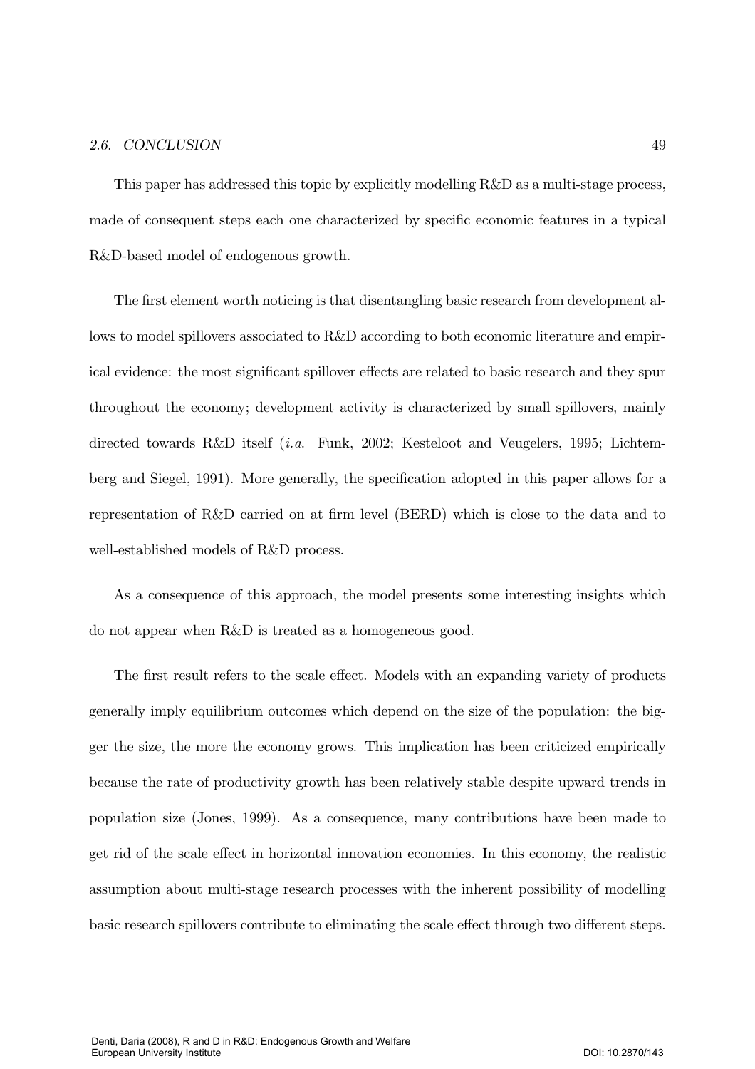This paper has addressed this topic by explicitly modelling R&D as a multi-stage process, made of consequent steps each one characterized by specific economic features in a typical R&D-based model of endogenous growth.

The first element worth noticing is that disentangling basic research from development allows to model spillovers associated to R&D according to both economic literature and empirical evidence: the most significant spillover effects are related to basic research and they spur throughout the economy; development activity is characterized by small spillovers, mainly directed towards R&D itself (*i.a.* Funk, 2002; Kesteloot and Veugelers, 1995; Lichtemberg and Siegel, 1991). More generally, the specification adopted in this paper allows for a representation of R&D carried on at firm level (BERD) which is close to the data and to well-established models of R&D process.

As a consequence of this approach, the model presents some interesting insights which do not appear when R&D is treated as a homogeneous good.

The first result refers to the scale effect. Models with an expanding variety of products generally imply equilibrium outcomes which depend on the size of the population: the bigger the size, the more the economy grows. This implication has been criticized empirically because the rate of productivity growth has been relatively stable despite upward trends in population size (Jones, 1999). As a consequence, many contributions have been made to get rid of the scale effect in horizontal innovation economies. In this economy, the realistic assumption about multi-stage research processes with the inherent possibility of modelling basic research spillovers contribute to eliminating the scale effect through two different steps.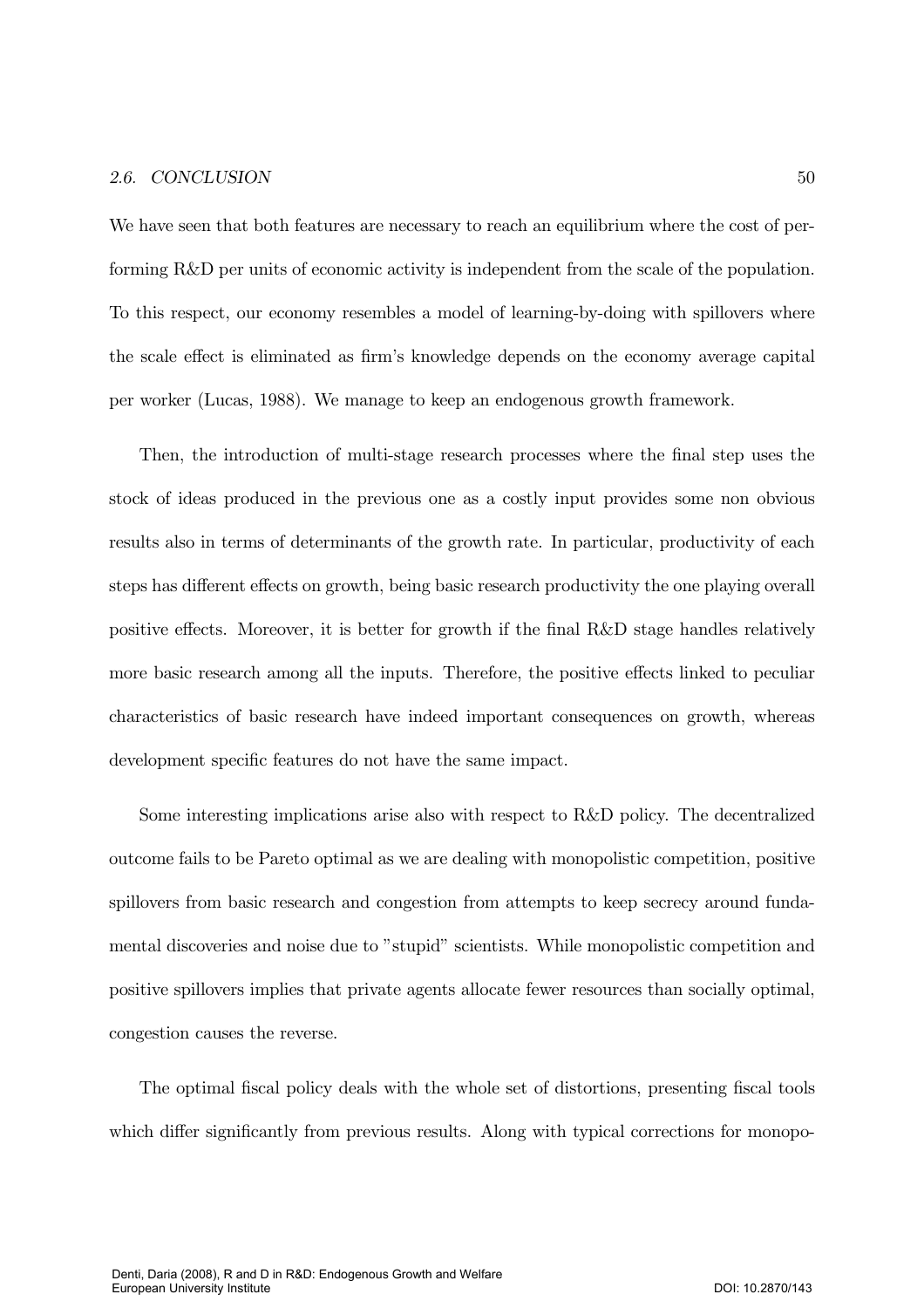We have seen that both features are necessary to reach an equilibrium where the cost of performing R&D per units of economic activity is independent from the scale of the population. To this respect, our economy resembles a model of learning-by-doing with spillovers where the scale effect is eliminated as firm's knowledge depends on the economy average capital per worker (Lucas, 1988). We manage to keep an endogenous growth framework.

Then, the introduction of multi-stage research processes where the final step uses the stock of ideas produced in the previous one as a costly input provides some non obvious results also in terms of determinants of the growth rate. In particular, productivity of each steps has different effects on growth, being basic research productivity the one playing overall positive effects. Moreover, it is better for growth if the final R&D stage handles relatively more basic research among all the inputs. Therefore, the positive effects linked to peculiar characteristics of basic research have indeed important consequences on growth, whereas development specific features do not have the same impact.

Some interesting implications arise also with respect to R&D policy. The decentralized outcome fails to be Pareto optimal as we are dealing with monopolistic competition, positive spillovers from basic research and congestion from attempts to keep secrecy around fundamental discoveries and noise due to "stupid" scientists. While monopolistic competition and positive spillovers implies that private agents allocate fewer resources than socially optimal, congestion causes the reverse.

The optimal fiscal policy deals with the whole set of distortions, presenting fiscal tools which differ significantly from previous results. Along with typical corrections for monopo-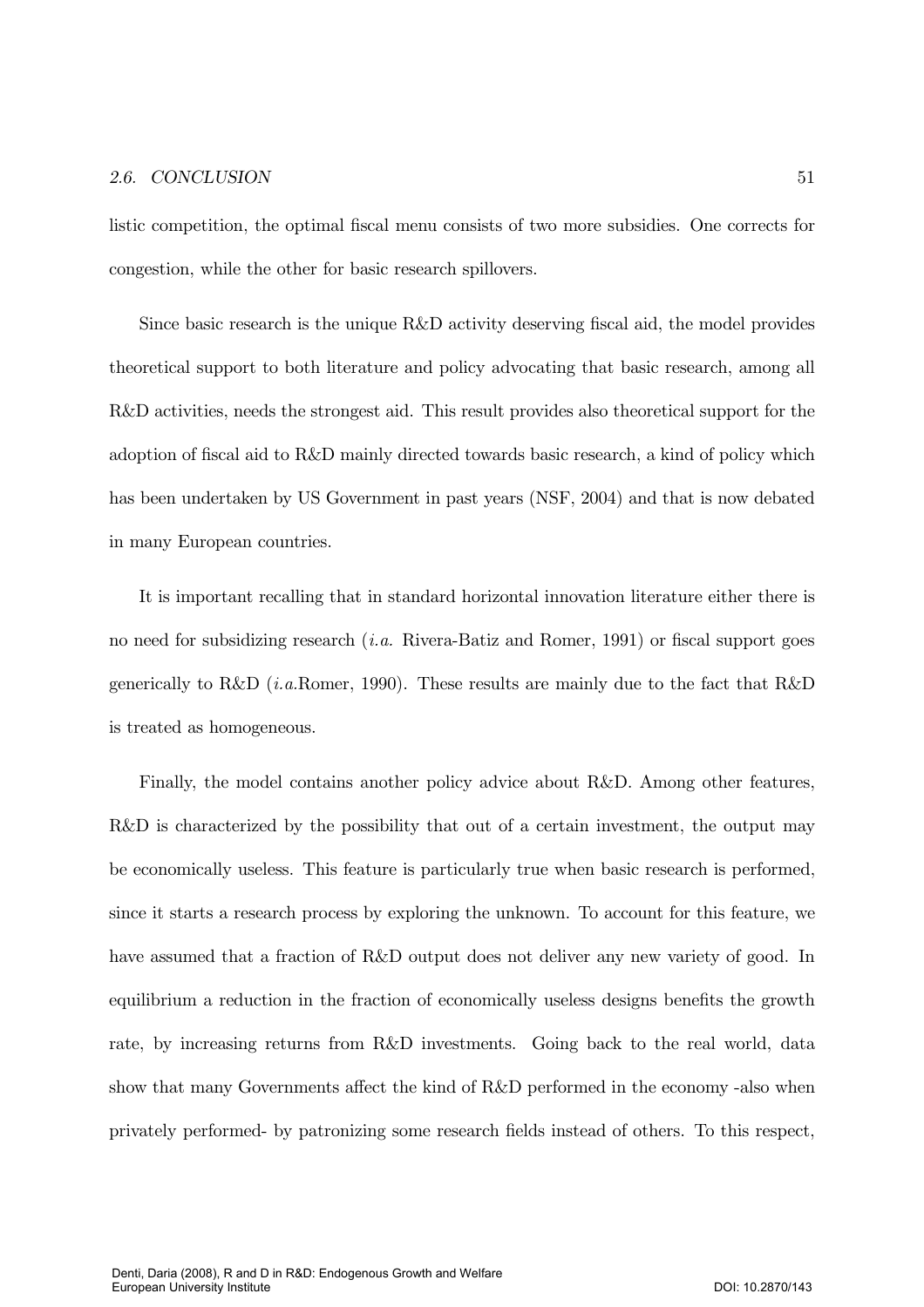listic competition, the optimal fiscal menu consists of two more subsidies. One corrects for congestion, while the other for basic research spillovers.

Since basic research is the unique R&D activity deserving fiscal aid, the model provides theoretical support to both literature and policy advocating that basic research, among all R&D activities, needs the strongest aid. This result provides also theoretical support for the adoption of fiscal aid to R&D mainly directed towards basic research, a kind of policy which has been undertaken by US Government in past years (NSF, 2004) and that is now debated in many European countries.

It is important recalling that in standard horizontal innovation literature either there is no need for subsidizing research (*i.a.* Rivera-Batiz and Romer, 1991) or fiscal support goes generically to R&D (*i.a.*Romer, 1990). These results are mainly due to the fact that R&D is treated as homogeneous.

Finally, the model contains another policy advice about R&D. Among other features, R&D is characterized by the possibility that out of a certain investment, the output may be economically useless. This feature is particularly true when basic research is performed, since it starts a research process by exploring the unknown. To account for this feature, we have assumed that a fraction of R&D output does not deliver any new variety of good. In equilibrium a reduction in the fraction of economically useless designs benefits the growth rate, by increasing returns from R&D investments. Going back to the real world, data show that many Governments affect the kind of R&D performed in the economy -also when privately performed- by patronizing some research fields instead of others. To this respect,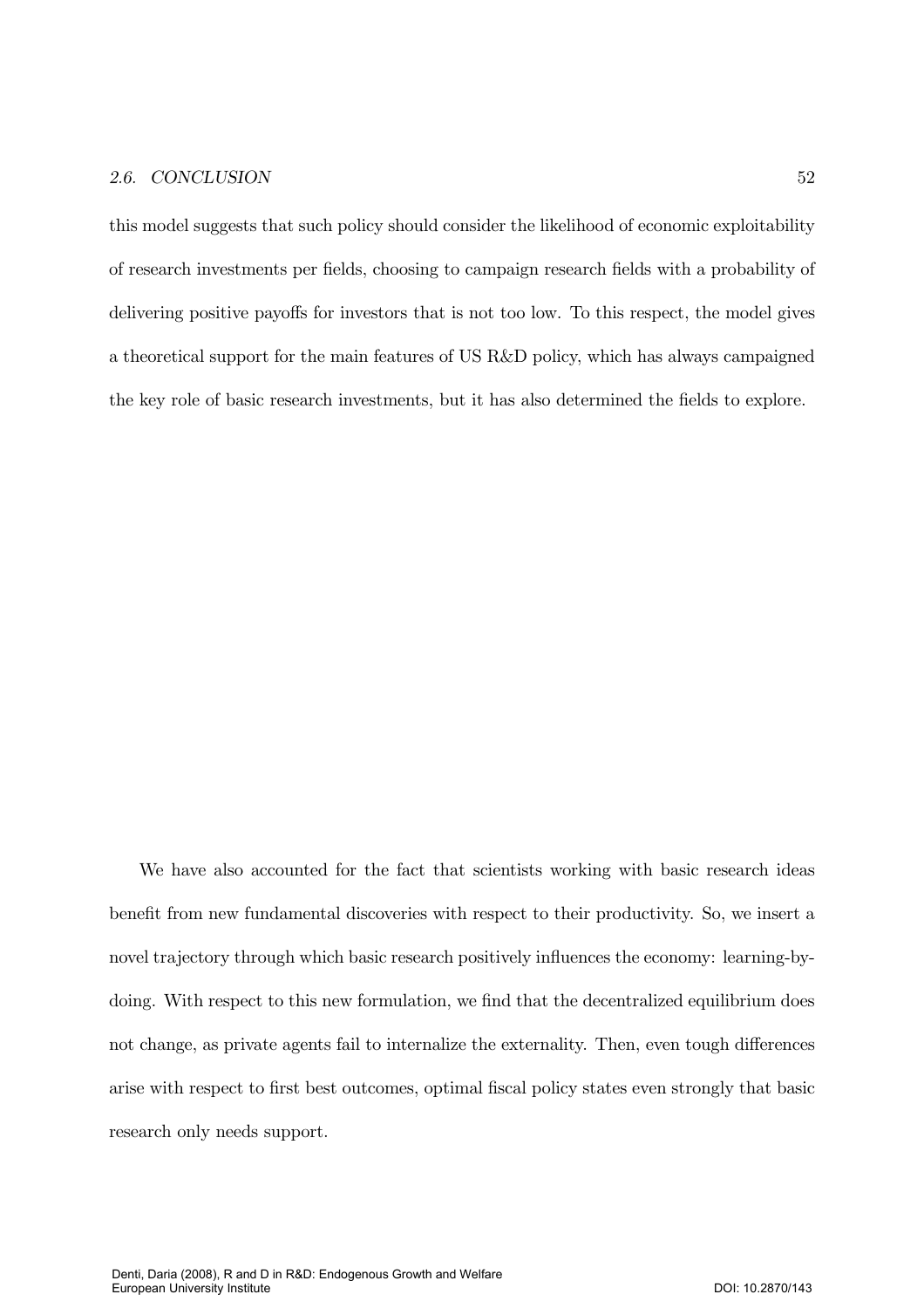this model suggests that such policy should consider the likelihood of economic exploitability of research investments per fields, choosing to campaign research fields with a probability of delivering positive payoffs for investors that is not too low. To this respect, the model gives a theoretical support for the main features of US R&D policy, which has always campaigned the key role of basic research investments, but it has also determined the fields to explore.

We have also accounted for the fact that scientists working with basic research ideas benefit from new fundamental discoveries with respect to their productivity. So, we insert a novel trajectory through which basic research positively influences the economy: learning-by-doing. With respect to this new formulation, we find that the decentralized equilibrium does not change, as private agents fail to internalize the externality. Then, even tough differences arise with respect to first best outcomes, optimal fiscal policy states even strongly that basic research only needs support.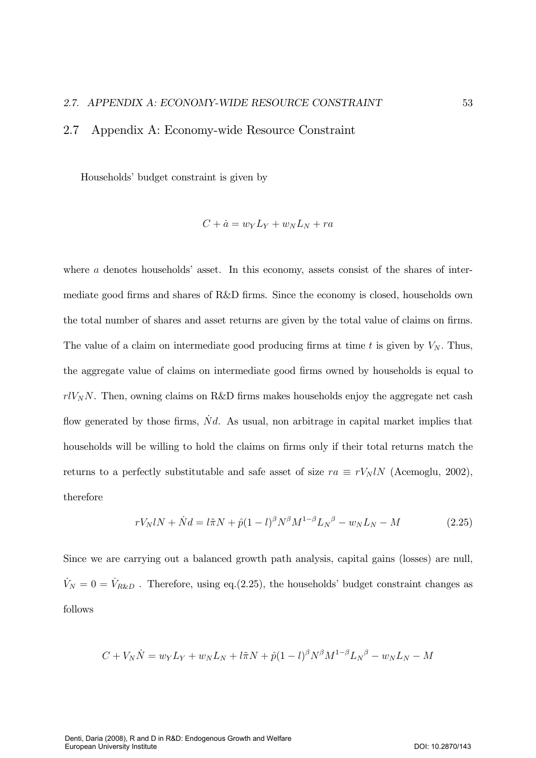## 2.7 Appendix A: Economy-wide Resource Constraint

Households' budget constraint is given by

$$C + \dot{a} = w_Y L_Y + w_N L_N + ra$$

where $a$ denotes households' asset. In this economy, assets consist of the shares of intermediate good firms and shares of R&D firms. Since the economy is closed, households own the total number of shares and asset returns are given by the total value of claims on firms. The value of a claim on intermediate good producing firms at time $t$ is given by $V_N$. Thus, the aggregate value of claims on intermediate good firms owned by households is equal to $rlV_N N$. Then, owning claims on R&D firms makes households enjoy the aggregate net cash flow generated by those firms, $\dot{N}d$. As usual, non arbitrage in capital market implies that households will be willing to hold the claims on firms only if their total returns match the returns to a perfectly substitutable and safe asset of size $ra \equiv rV_N lN$ (Acemoglu, 2002), therefore

$$rV_N lN + \dot{N}d = l\tilde{\pi}N + \hat{p}(1-l)^{\beta} N^{\beta} M^{1-\beta} {L_N}^{\beta} - w_N L_N - M \tag{2.25}$$

Since we are carrying out a balanced growth path analysis, capital gains (losses) are null, $\dot{V}_N = 0 = \dot{V}_{R\&D}$ . Therefore, using eq.(2.25), the households' budget constraint changes as follows

$$C + V_N \dot{N} = w_Y L_Y + w_N L_N + l\tilde{\pi}N + \hat{p}(1-l)^{\beta} N^{\beta} M^{1-\beta} {L_N}^{\beta} - w_N L_N - M$$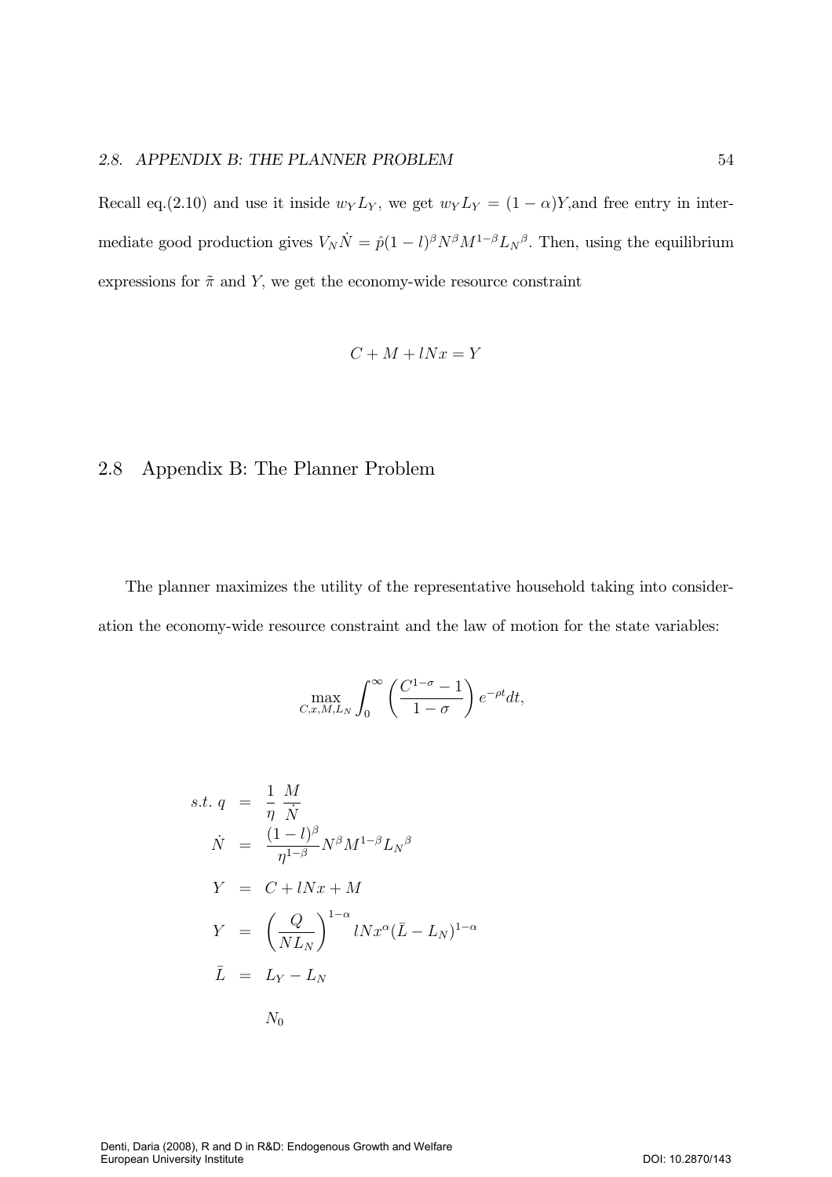Recall eq.(2.10) and use it inside $w_Y L_Y$, we get $w_Y L_Y = (1-\alpha)Y$,and free entry in intermediate good production gives $V_N \dot{N} = \hat{p}(1-l)^{\beta} N^{\beta} M^{1-\beta} L_N{}^{\beta}$. Then, using the equilibrium expressions for $\tilde{\pi}$ and $Y$, we get the economy-wide resource constraint

$$C + M + lNx = Y$$

## 2.8 Appendix B: The Planner Problem

The planner maximizes the utility of the representative household taking into consideration the economy-wide resource constraint and the law of motion for the state variables:

$$\max_{C,x,M,L_N} \int_0^{\infty} \left( \frac{C^{1-\sigma} - 1}{1-\sigma} \right) e^{-\rho t} dt,$$

$$
\begin{aligned}
s.t.\ q &= \frac{1}{\eta} \frac{M}{\dot{N}} \\
\dot{N} &= \frac{(1-l)^{\beta}}{\eta^{1-\beta}} N^{\beta} M^{1-\beta} L_N{}^{\beta} \\
Y &= C + lNx + M \\
Y &= \left( \frac{Q}{NL_N} \right)^{1-\alpha} lNx^{\alpha} (\bar{L} - L_N)^{1-\alpha} \\
\bar{L} &= L_Y - L_N \\
& N_0
\end{aligned}
$$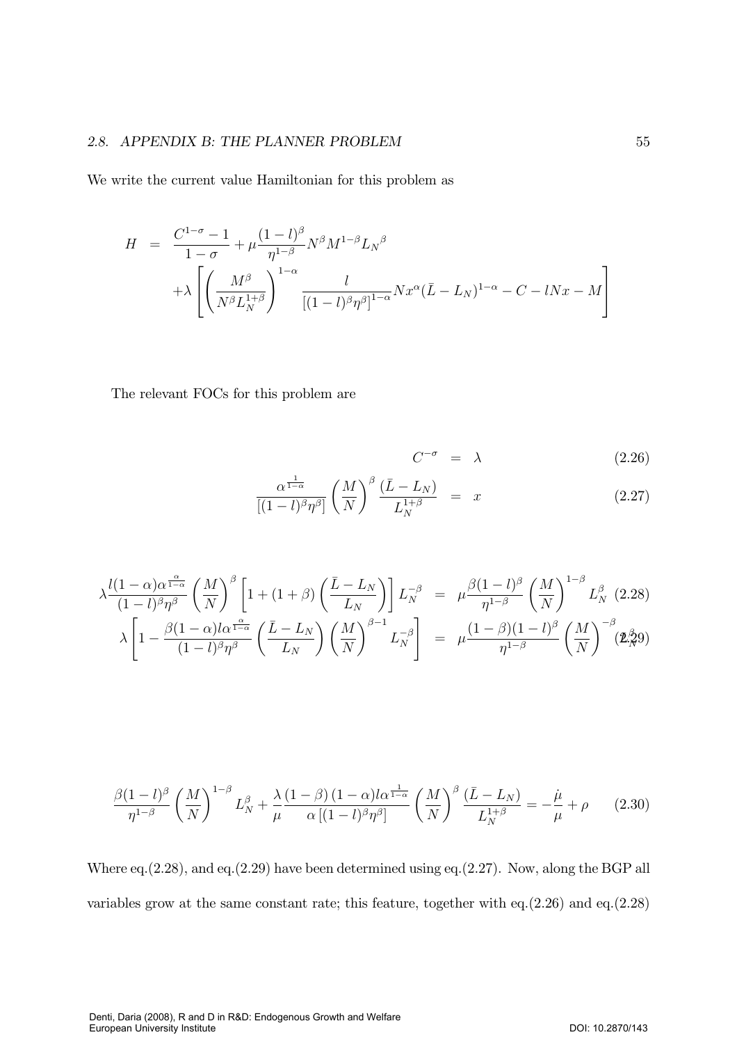We write the current value Hamiltonian for this problem as

$$
\begin{aligned}
H &= \frac{C^{1-\sigma}-1}{1-\sigma} + \mu \frac{(1-l)^{\beta}}{\eta^{1-\beta}} N^{\beta} M^{1-\beta} {L_N}^{\beta} \\
&\quad + \lambda \left[ \left( \frac{M^{\beta}}{N^{\beta} L_N^{1+\beta}} \right)^{1-\alpha} \frac{l}{\left[(1-l)^{\beta}\eta^{\beta}\right]^{1-\alpha}} N x^{\alpha} (\bar{L} - L_N)^{1-\alpha} - C - lNx - M \right]
\end{aligned}
$$

The relevant FOCs for this problem are

$$
C^{-\sigma} = \lambda \tag{2.26}
$$

$$
\frac{\alpha^{\frac{1}{1-\alpha}}}{[(1-l)^{\beta}\eta^{\beta}]} \left( \frac{M}{N} \right)^{\beta} \frac{(\bar{L} - L_N)}{L_N^{1+\beta}} = x \tag{2.27}
$$

$$
\lambda \frac{l(1-\alpha)\alpha^{\frac{\alpha}{1-\alpha}}}{(1-l)^{\beta}\eta^{\beta}} \left( \frac{M}{N} \right)^{\beta} \left[ 1 + (1+\beta) \left( \frac{\bar{L} - L_N}{L_N} \right) \right] L_N^{-\beta} = \mu \frac{\beta(1-l)^{\beta}}{\eta^{1-\beta}} \left( \frac{M}{N} \right)^{1-\beta} L_N^{\beta} \tag{2.28}
$$

$$
\lambda \left[ 1 - \frac{\beta(1-\alpha)l\alpha^{\frac{\alpha}{1-\alpha}}}{(1-l)^{\beta}\eta^{\beta}} \left( \frac{\bar{L} - L_N}{L_N} \right) \left( \frac{M}{N} \right)^{\beta-1} L_N^{-\beta} \right] = \mu \frac{(1-\beta)(1-l)^{\beta}}{\eta^{1-\beta}} \left( \frac{M}{N} \right)^{-\beta} L_N^{\beta} \tag{2.29}
$$

$$
\frac{\beta(1-l)^{\beta}}{\eta^{1-\beta}} \left( \frac{M}{N} \right)^{1-\beta} L_N^{\beta} + \frac{\lambda}{\mu} \frac{(1-\beta)(1-\alpha)l\alpha^{\frac{1}{1-\alpha}}}{\alpha\left[(1-l)^{\beta}\eta^{\beta}\right]} \left( \frac{M}{N} \right)^{\beta} \frac{(\bar{L} - L_N)}{L_N^{1+\beta}} = -\frac{\dot{\mu}}{\mu} + \rho \tag{2.30}
$$

Where eq.(2.28), and eq.(2.29) have been determined using eq.(2.27). Now, along the BGP all variables grow at the same constant rate; this feature, together with eq.(2.26) and eq.(2.28)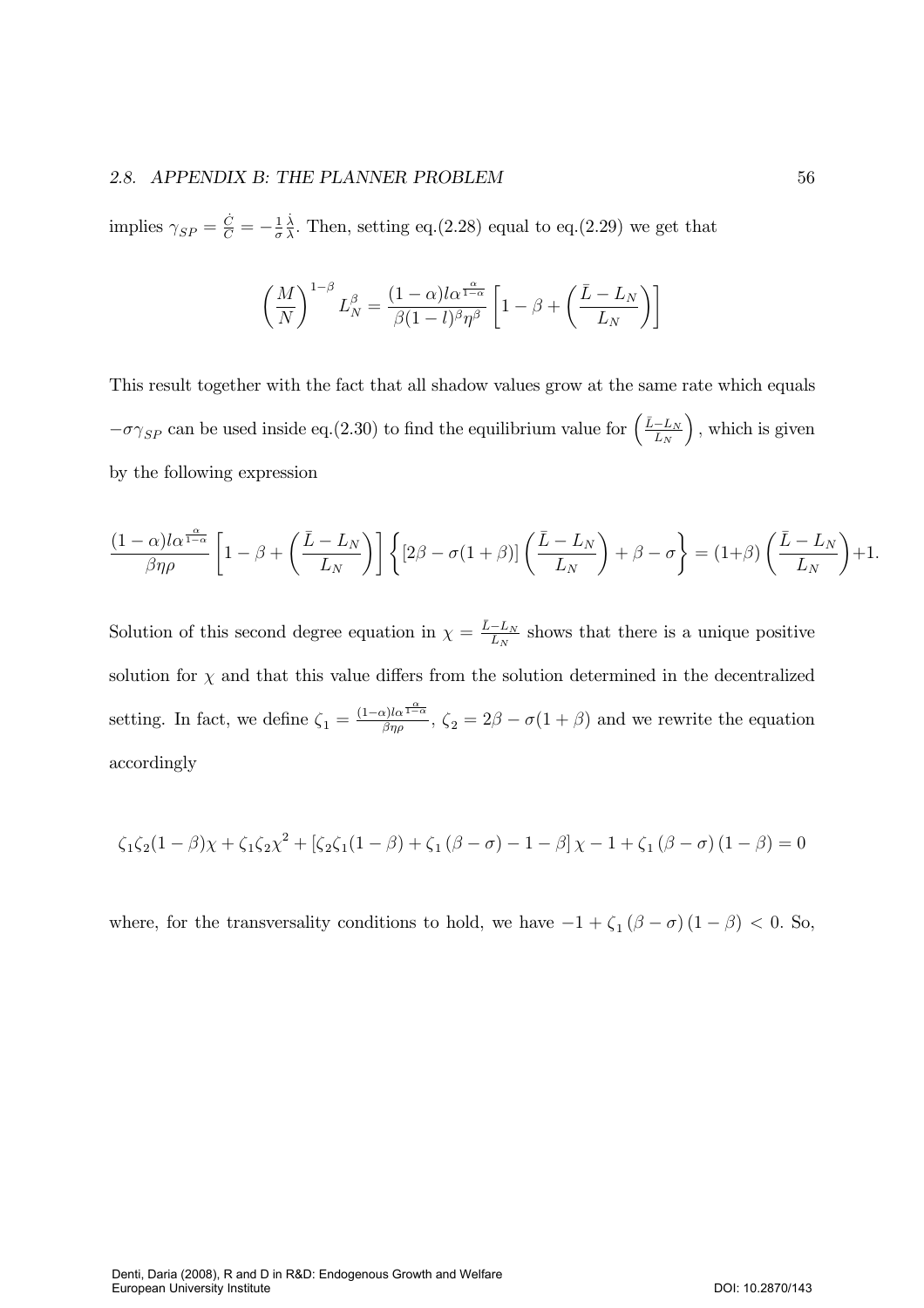implies $\gamma_{SP} = \frac{\dot{C}}{C} = -\frac{1}{\sigma}\frac{\dot{\lambda}}{\lambda}$. Then, setting eq.(2.28) equal to eq.(2.29) we get that

$$\left(\frac{M}{N}\right)^{1-\beta} L_N^{\beta} = \frac{(1-\alpha)l\alpha^{\frac{\alpha}{1-\alpha}}}{\beta(1-l)^{\beta}\eta^{\beta}}\left[1-\beta+\left(\frac{\bar{L}-L_N}{L_N}\right)\right]$$

This result together with the fact that all shadow values grow at the same rate which equals $-\sigma\gamma_{SP}$ can be used inside eq.(2.30) to find the equilibrium value for $\left(\frac{\bar{L}-L_N}{L_N}\right)$, which is given by the following expression

$$\frac{(1-\alpha)l\alpha^{\frac{\alpha}{1-\alpha}}}{\beta\eta\rho}\left[1-\beta+\left(\frac{\bar{L}-L_N}{L_N}\right)\right]\left\{[2\beta-\sigma(1+\beta)]\left(\frac{\bar{L}-L_N}{L_N}\right)+\beta-\sigma\right\} = (1+\beta)\left(\frac{\bar{L}-L_N}{L_N}\right)+1.$$

Solution of this second degree equation in $\chi = \frac{\bar{L}-L_N}{L_N}$ shows that there is a unique positive solution for $\chi$ and that this value differs from the solution determined in the decentralized setting. In fact, we define $\zeta_1 = \frac{(1-\alpha)l\alpha^{\frac{\alpha}{1-\alpha}}}{\beta\eta\rho}$, $\zeta_2 = 2\beta - \sigma(1+\beta)$ and we rewrite the equation accordingly

$$\zeta_1\zeta_2(1-\beta)\chi + \zeta_1\zeta_2\chi^2 + \left[\zeta_2\zeta_1(1-\beta) + \zeta_1(\beta-\sigma) - 1 - \beta\right]\chi - 1 + \zeta_1(\beta-\sigma)(1-\beta) = 0$$

where, for the transversality conditions to hold, we have $-1 + \zeta_1(\beta-\sigma)(1-\beta) < 0$. So,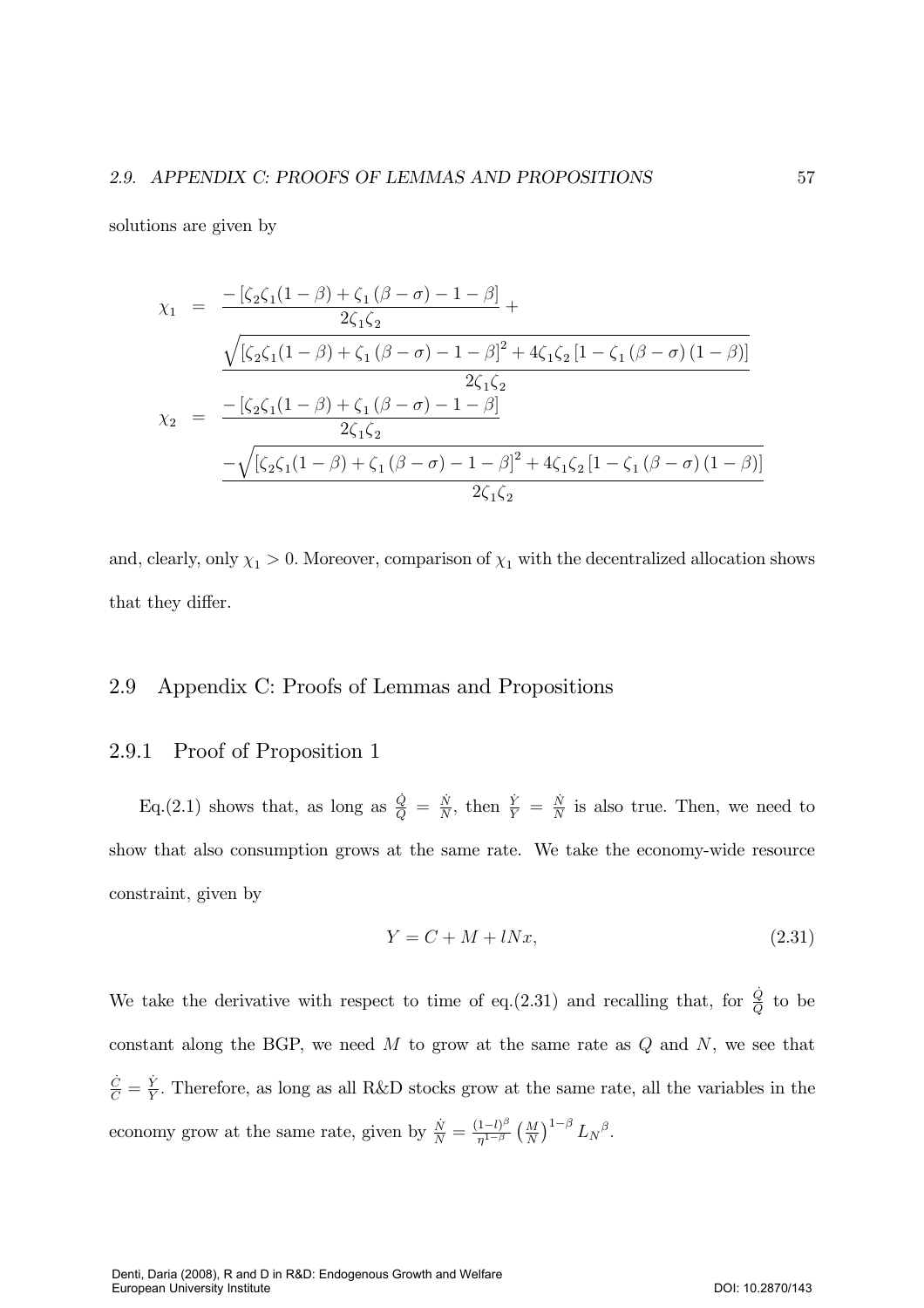solutions are given by

$$
\begin{aligned}
\chi_1 &= \frac{-\left[\zeta_2\zeta_1(1-\beta)+\zeta_1(\beta-\sigma)-1-\beta\right]}{2\zeta_1\zeta_2}+ \\
&\quad \frac{\sqrt{\left[\zeta_2\zeta_1(1-\beta)+\zeta_1(\beta-\sigma)-1-\beta\right]^2+4\zeta_1\zeta_2\left[1-\zeta_1(\beta-\sigma)(1-\beta)\right]}}{2\zeta_1\zeta_2} \\
\chi_2 &= \frac{-\left[\zeta_2\zeta_1(1-\beta)+\zeta_1(\beta-\sigma)-1-\beta\right]}{2\zeta_1\zeta_2} \\
&\quad \frac{-\sqrt{\left[\zeta_2\zeta_1(1-\beta)+\zeta_1(\beta-\sigma)-1-\beta\right]^2+4\zeta_1\zeta_2\left[1-\zeta_1(\beta-\sigma)(1-\beta)\right]}}{2\zeta_1\zeta_2}
\end{aligned}
$$

and, clearly, only $\chi_1 > 0$. Moreover, comparison of $\chi_1$ with the decentralized allocation shows that they differ.

## 2.9 Appendix C: Proofs of Lemmas and Propositions

### 2.9.1 Proof of Proposition 1

Eq.(2.1) shows that, as long as $\frac{\dot{Q}}{Q} = \frac{\dot{N}}{N}$, then $\frac{\dot{Y}}{Y} = \frac{\dot{N}}{N}$ is also true. Then, we need to show that also consumption grows at the same rate. We take the economy-wide resource constraint, given by

$$Y = C + M + lNx, \tag{2.31}$$

We take the derivative with respect to time of eq.(2.31) and recalling that, for $\frac{\dot{Q}}{Q}$ to be constant along the BGP, we need $M$ to grow at the same rate as $Q$ and $N$, we see that $\frac{\dot{C}}{C} = \frac{\dot{Y}}{Y}$. Therefore, as long as all R&D stocks grow at the same rate, all the variables in the economy grow at the same rate, given by $\frac{\dot{N}}{N} = \frac{(1-l)^{\beta}}{\eta^{1-\beta}}\left(\frac{M}{N}\right)^{1-\beta} {L_N}^{\beta}$.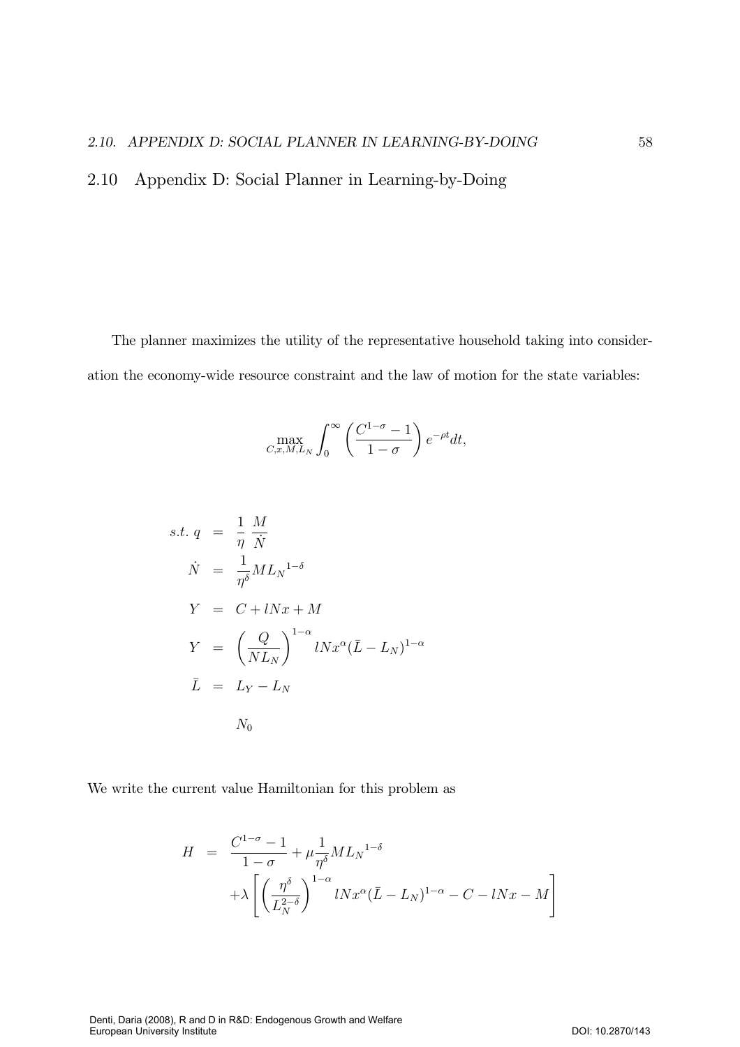## 2.10 Appendix D: Social Planner in Learning-by-Doing

The planner maximizes the utility of the representative household taking into consideration the economy-wide resource constraint and the law of motion for the state variables:

$$\max_{C,x,M,L_N} \int_0^\infty \left(\frac{C^{1-\sigma}-1}{1-\sigma}\right) e^{-\rho t} dt,$$

$$\begin{aligned}
s.t.\ q &= \frac{1}{\eta}\ \frac{M}{\dot{N}} \\
\dot{N} &= \frac{1}{\eta^{\delta}} M {L_N}^{1-\delta} \\
Y &= C + lNx + M \\
Y &= \left(\frac{Q}{NL_N}\right)^{1-\alpha} lNx^{\alpha}(\bar{L}-L_N)^{1-\alpha} \\
\bar{L} &= L_Y - L_N \\
& \quad N_0
\end{aligned}$$

We write the current value Hamiltonian for this problem as

$$\begin{aligned}
H &= \frac{C^{1-\sigma}-1}{1-\sigma} + \mu \frac{1}{\eta^{\delta}} M {L_N}^{1-\delta} \\
&\quad + \lambda \left[ \left(\frac{\eta^{\delta}}{L_N^{2-\delta}}\right)^{1-\alpha} lNx^{\alpha}(\bar{L}-L_N)^{1-\alpha} - C - lNx - M \right]
\end{aligned}$$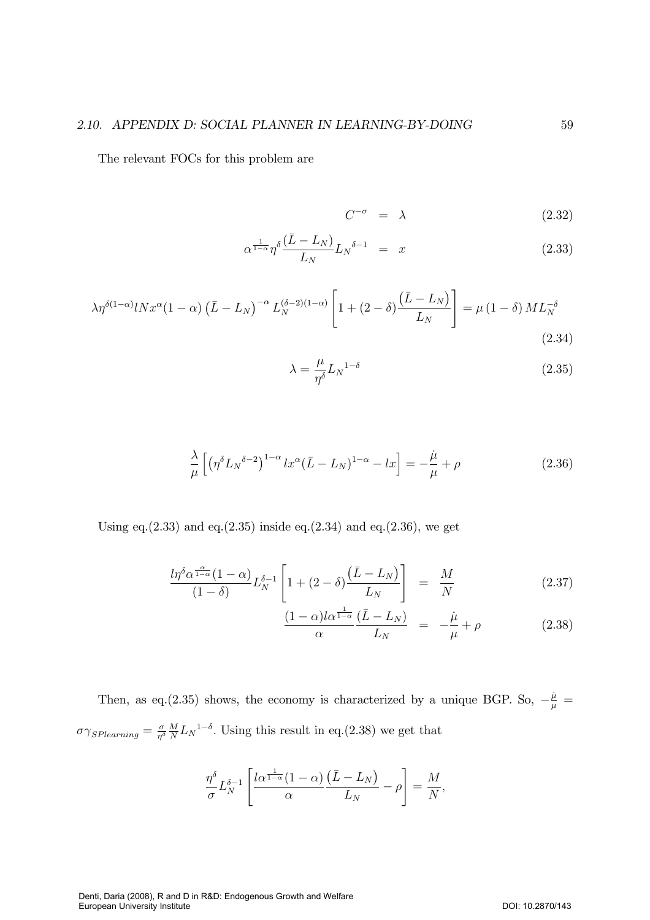The relevant FOCs for this problem are

$$C^{-\sigma} = \lambda \tag{2.32}$$

$$\alpha^{\frac{1}{1-\alpha}}\eta^{\delta}\frac{(\bar{L}-L_N)}{L_N}{L_N}^{\delta-1} = x \tag{2.33}$$

$$\lambda\eta^{\delta(1-\alpha)}lNx^{\alpha}(1-\alpha)\left(\bar{L}-L_N\right)^{-\alpha}L_N^{(\delta-2)(1-\alpha)}\left[1+(2-\delta)\frac{\left(\bar{L}-L_N\right)}{L_N}\right] = \mu\left(1-\delta\right)ML_N^{-\delta} \tag{2.34}$$

$$\lambda = \frac{\mu}{\eta^{\delta}}{L_N}^{1-\delta} \tag{2.35}$$

$$\frac{\lambda}{\mu}\left[\left(\eta^{\delta}{L_N}^{\delta-2}\right)^{1-\alpha}lx^{\alpha}(\bar{L}-L_N)^{1-\alpha}-lx\right] = -\frac{\dot{\mu}}{\mu}+\rho \tag{2.36}$$

Using eq.(2.33) and eq.(2.35) inside eq.(2.34) and eq.(2.36), we get

$$\frac{l\eta^{\delta}\alpha^{\frac{\alpha}{1-\alpha}}(1-\alpha)}{(1-\delta)}L_N^{\delta-1}\left[1+(2-\delta)\frac{\left(\bar{L}-L_N\right)}{L_N}\right] = \frac{M}{N} \tag{2.37}$$

$$\frac{(1-\alpha)l\alpha^{\frac{1}{1-\alpha}}}{\alpha}\frac{(\bar{L}-L_N)}{L_N} = -\frac{\dot{\mu}}{\mu}+\rho \tag{2.38}$$

Then, as eq.(2.35) shows, the economy is characterized by a unique BGP. So, $-\frac{\dot{\mu}}{\mu} = \sigma\gamma_{SPlearning} = \frac{\sigma}{\eta^{\delta}}\frac{M}{N}{L_N}^{1-\delta}$. Using this result in eq.(2.38) we get that

$$\frac{\eta^{\delta}}{\sigma}L_N^{\delta-1}\left[\frac{l\alpha^{\frac{1}{1-\alpha}}(1-\alpha)}{\alpha}\frac{\left(\bar{L}-L_N\right)}{L_N}-\rho\right] = \frac{M}{N},$$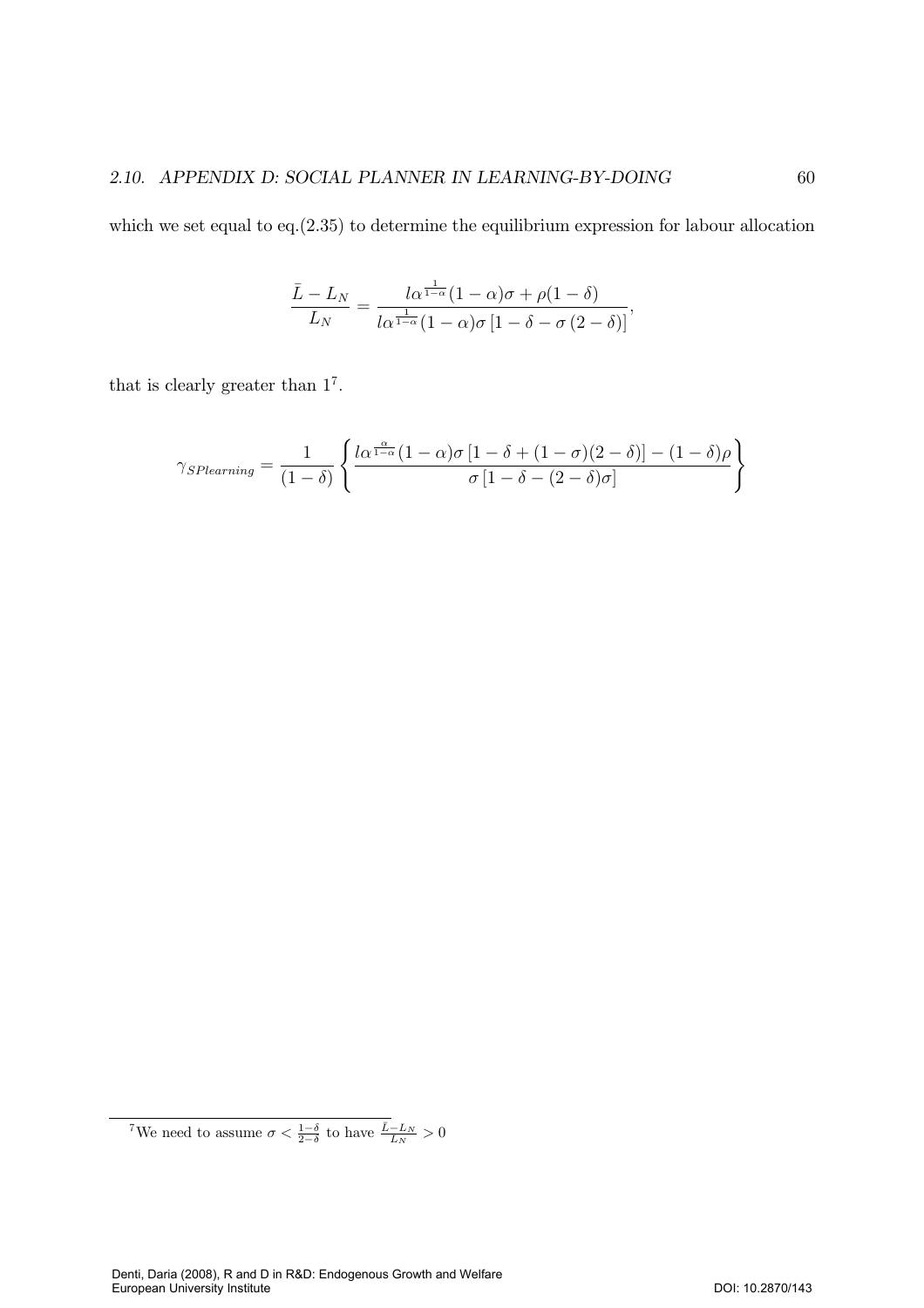which we set equal to eq.(2.35) to determine the equilibrium expression for labour allocation

$$\frac{\bar{L}-L_N}{L_N}=\frac{l\alpha^{\frac{1}{1-\alpha}}(1-\alpha)\sigma+\rho(1-\delta)}{l\alpha^{\frac{1}{1-\alpha}}(1-\alpha)\sigma\left[1-\delta-\sigma\left(2-\delta\right)\right]},$$

that is clearly greater than 1[7].

$$\gamma_{SPlearning}=\frac{1}{(1-\delta)}\left\{\frac{l\alpha^{\frac{\alpha}{1-\alpha}}(1-\alpha)\sigma\left[1-\delta+(1-\sigma)(2-\delta)\right]-(1-\delta)\rho}{\sigma\left[1-\delta-(2-\delta)\sigma\right]}\right\}$$

[7]We need to assume $\sigma<\frac{1-\delta}{2-\delta}$ to have $\frac{\bar{L}-L_N}{L_N}>0$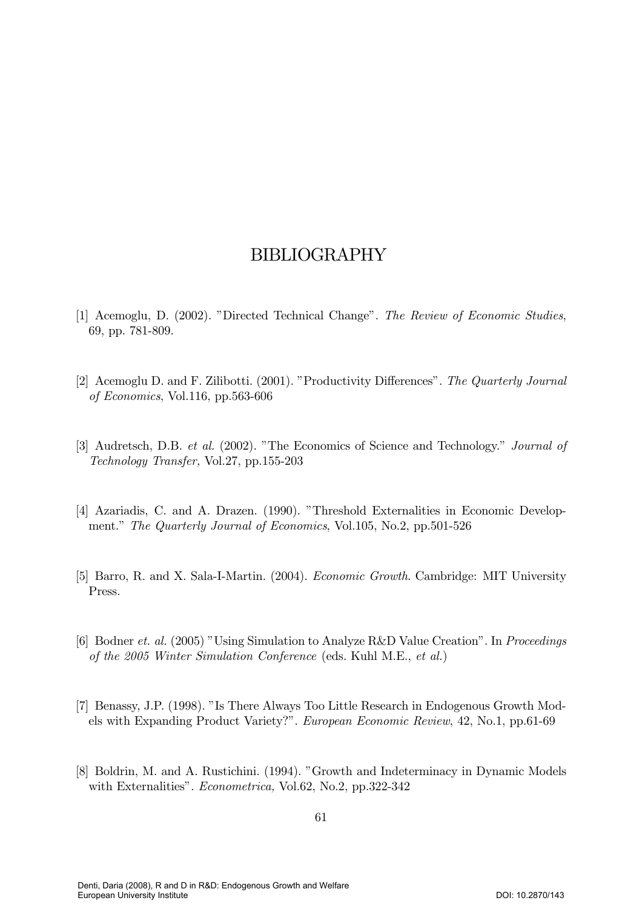# BIBLIOGRAPHY

[1] Acemoglu, D. (2002). "Directed Technical Change". *The Review of Economic Studies*, 69, pp. 781-809.

[2] Acemoglu D. and F. Zilibotti. (2001). "Productivity Differences". *The Quarterly Journal of Economics*, Vol.116, pp.563-606

[3] Audretsch, D.B. *et al.* (2002). "The Economics of Science and Technology." *Journal of Technology Transfer,* Vol.27, pp.155-203

[4] Azariadis, C. and A. Drazen. (1990). "Threshold Externalities in Economic Development." *The Quarterly Journal of Economics*, Vol.105, No.2, pp.501-526

[5] Barro, R. and X. Sala-I-Martin. (2004). *Economic Growth*. Cambridge: MIT University Press.

[6] Bodner *et. al.* (2005) "Using Simulation to Analyze R&D Value Creation". In *Proceedings of the 2005 Winter Simulation Conference* (eds. Kuhl M.E., *et al.*)

[7] Benassy, J.P. (1998). "Is There Always Too Little Research in Endogenous Growth Models with Expanding Product Variety?". *European Economic Review*, 42, No.1, pp.61-69

[8] Boldrin, M. and A. Rustichini. (1994). "Growth and Indeterminacy in Dynamic Models with Externalities". *Econometrica,* Vol.62, No.2, pp.322-342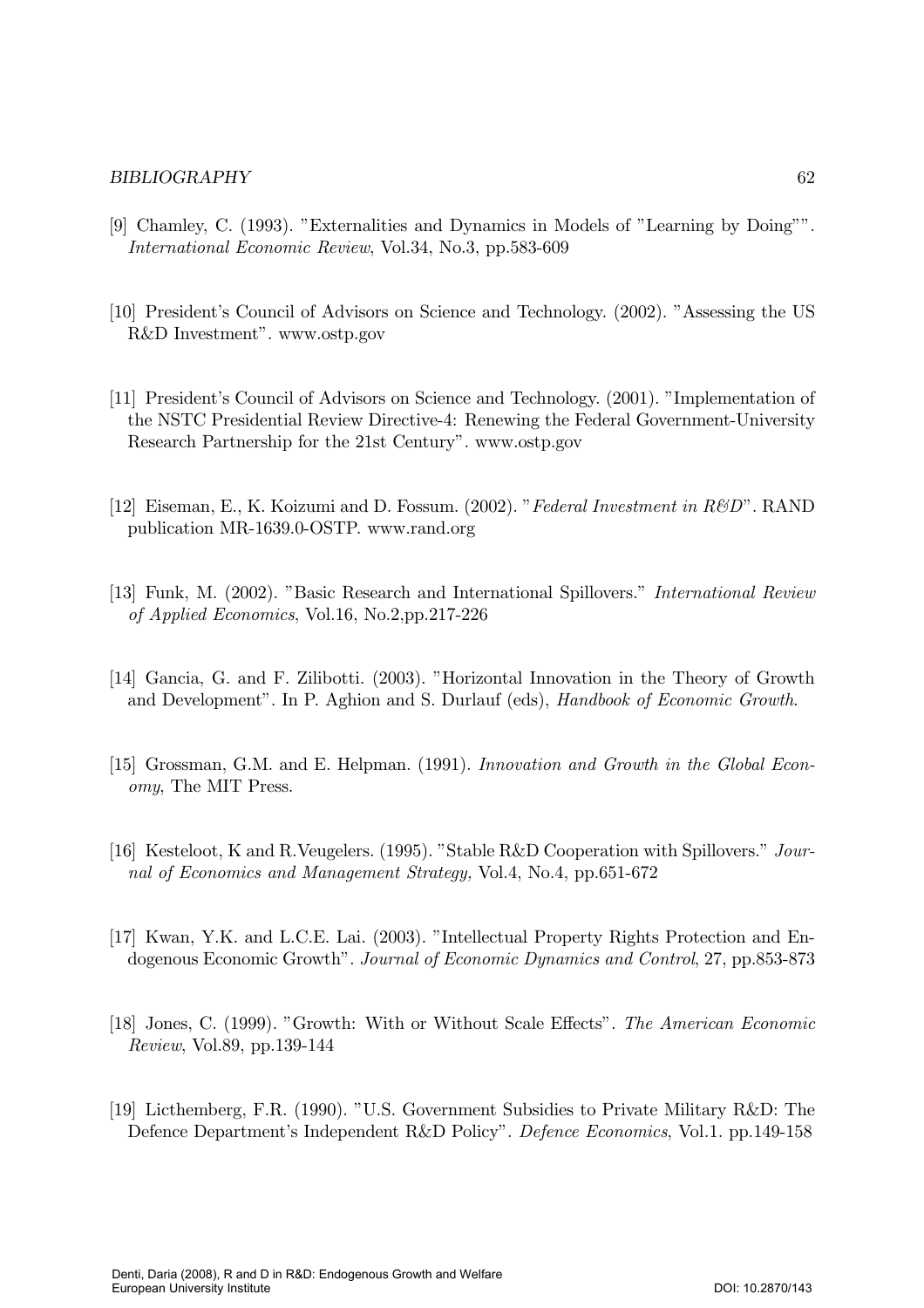[9] Chamley, C. (1993). "Externalities and Dynamics in Models of "Learning by Doing"". *International Economic Review*, Vol.34, No.3, pp.583-609

[10] President's Council of Advisors on Science and Technology. (2002). "Assessing the US R&D Investment". www.ostp.gov

[11] President's Council of Advisors on Science and Technology. (2001). "Implementation of the NSTC Presidential Review Directive-4: Renewing the Federal Government-University Research Partnership for the 21st Century". www.ostp.gov

[12] Eiseman, E., K. Koizumi and D. Fossum. (2002). "*Federal Investment in R&D*". RAND publication MR-1639.0-OSTP. www.rand.org

[13] Funk, M. (2002). "Basic Research and International Spillovers." *International Review of Applied Economics*, Vol.16, No.2,pp.217-226

[14] Gancia, G. and F. Zilibotti. (2003). "Horizontal Innovation in the Theory of Growth and Development". In P. Aghion and S. Durlauf (eds), *Handbook of Economic Growth*.

[15] Grossman, G.M. and E. Helpman. (1991). *Innovation and Growth in the Global Economy*, The MIT Press.

[16] Kesteloot, K and R.Veugelers. (1995). "Stable R&D Cooperation with Spillovers." *Journal of Economics and Management Strategy,* Vol.4, No.4, pp.651-672

[17] Kwan, Y.K. and L.C.E. Lai. (2003). "Intellectual Property Rights Protection and Endogenous Economic Growth". *Journal of Economic Dynamics and Control*, 27, pp.853-873

[18] Jones, C. (1999). "Growth: With or Without Scale Effects". *The American Economic Review*, Vol.89, pp.139-144

[19] Licthemberg, F.R. (1990). "U.S. Government Subsidies to Private Military R&D: The Defence Department's Independent R&D Policy". *Defence Economics*, Vol.1. pp.149-158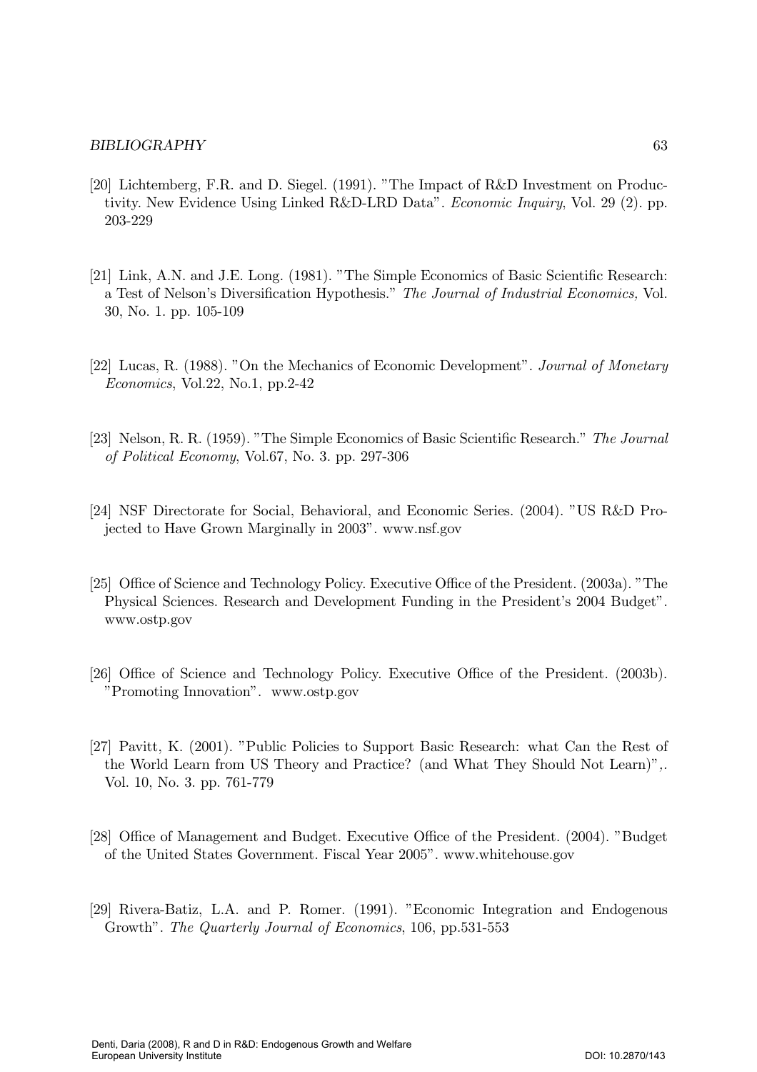[20] Lichtemberg, F.R. and D. Siegel. (1991). "The Impact of R&D Investment on Productivity. New Evidence Using Linked R&D-LRD Data". *Economic Inquiry*, Vol. 29 (2). pp. 203-229

[21] Link, A.N. and J.E. Long. (1981). "The Simple Economics of Basic Scientific Research: a Test of Nelson's Diversification Hypothesis." *The Journal of Industrial Economics,* Vol. 30, No. 1. pp. 105-109

[22] Lucas, R. (1988). "On the Mechanics of Economic Development". *Journal of Monetary Economics*, Vol.22, No.1, pp.2-42

[23] Nelson, R. R. (1959). "The Simple Economics of Basic Scientific Research." *The Journal of Political Economy*, Vol.67, No. 3. pp. 297-306

[24] NSF Directorate for Social, Behavioral, and Economic Series. (2004). "US R&D Projected to Have Grown Marginally in 2003". www.nsf.gov

[25] Office of Science and Technology Policy. Executive Office of the President. (2003a). "The Physical Sciences. Research and Development Funding in the President's 2004 Budget". www.ostp.gov

[26] Office of Science and Technology Policy. Executive Office of the President. (2003b). "Promoting Innovation". www.ostp.gov

[27] Pavitt, K. (2001). "Public Policies to Support Basic Research: what Can the Rest of the World Learn from US Theory and Practice? (and What They Should Not Learn)",. Vol. 10, No. 3. pp. 761-779

[28] Office of Management and Budget. Executive Office of the President. (2004). "Budget of the United States Government. Fiscal Year 2005". www.whitehouse.gov

[29] Rivera-Batiz, L.A. and P. Romer. (1991). "Economic Integration and Endogenous Growth". *The Quarterly Journal of Economics*, 106, pp.531-553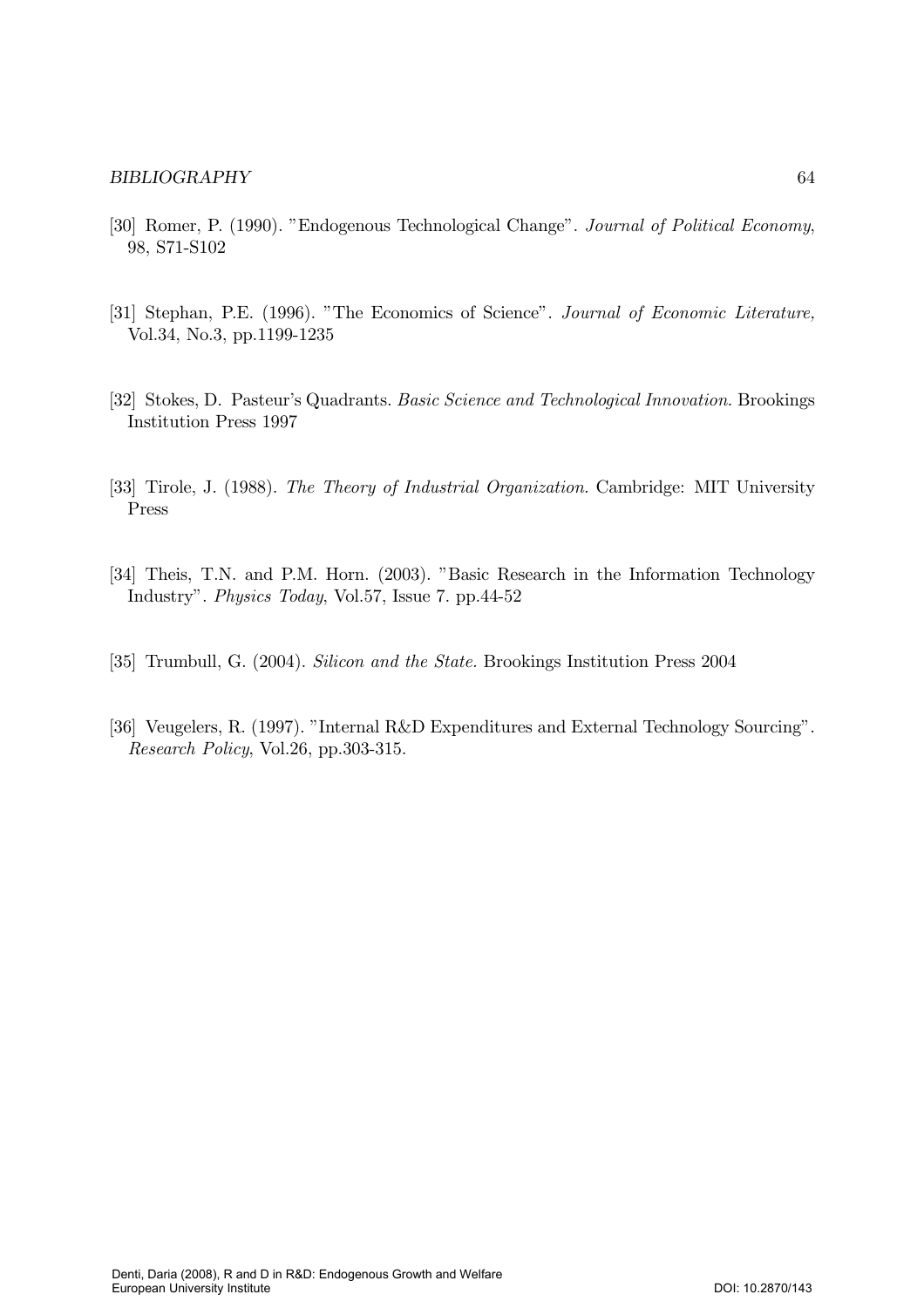[30] Romer, P. (1990). "Endogenous Technological Change". *Journal of Political Economy*, 98, S71-S102

[31] Stephan, P.E. (1996). "The Economics of Science". *Journal of Economic Literature,* Vol.34, No.3, pp.1199-1235

[32] Stokes, D. Pasteur's Quadrants. *Basic Science and Technological Innovation.* Brookings Institution Press 1997

[33] Tirole, J. (1988). *The Theory of Industrial Organization.* Cambridge: MIT University Press

[34] Theis, T.N. and P.M. Horn. (2003). "Basic Research in the Information Technology Industry". *Physics Today*, Vol.57, Issue 7. pp.44-52

[35] Trumbull, G. (2004). *Silicon and the State.* Brookings Institution Press 2004

[36] Veugelers, R. (1997). "Internal R&D Expenditures and External Technology Sourcing". *Research Policy*, Vol.26, pp.303-315.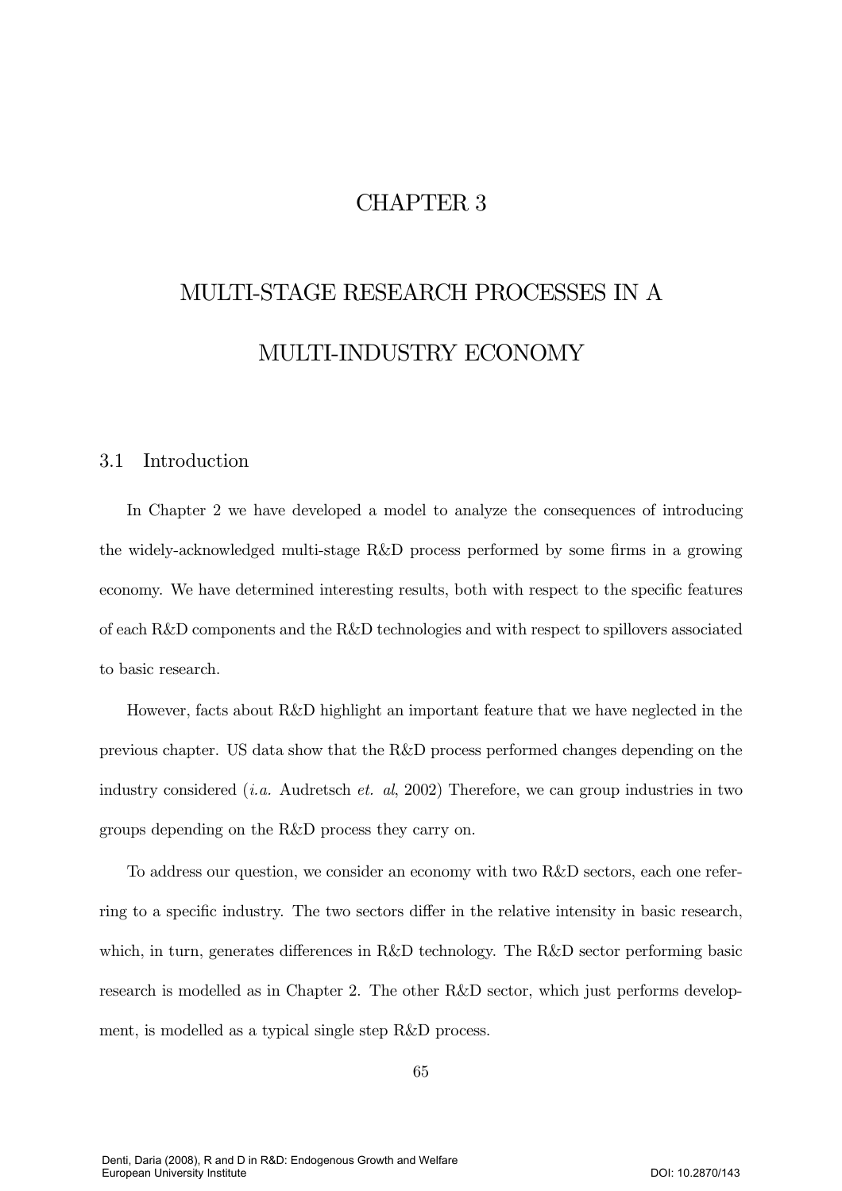# CHAPTER 3

# MULTI-STAGE RESEARCH PROCESSES IN A MULTI-INDUSTRY ECONOMY

## 3.1 Introduction

In Chapter 2 we have developed a model to analyze the consequences of introducing the widely-acknowledged multi-stage R&D process performed by some firms in a growing economy. We have determined interesting results, both with respect to the specific features of each R&D components and the R&D technologies and with respect to spillovers associated to basic research.

However, facts about R&D highlight an important feature that we have neglected in the previous chapter. US data show that the R&D process performed changes depending on the industry considered (*i.a.* Audretsch *et. al*, 2002) Therefore, we can group industries in two groups depending on the R&D process they carry on.

To address our question, we consider an economy with two R&D sectors, each one referring to a specific industry. The two sectors differ in the relative intensity in basic research, which, in turn, generates differences in R&D technology. The R&D sector performing basic research is modelled as in Chapter 2. The other R&D sector, which just performs development, is modelled as a typical single step R&D process.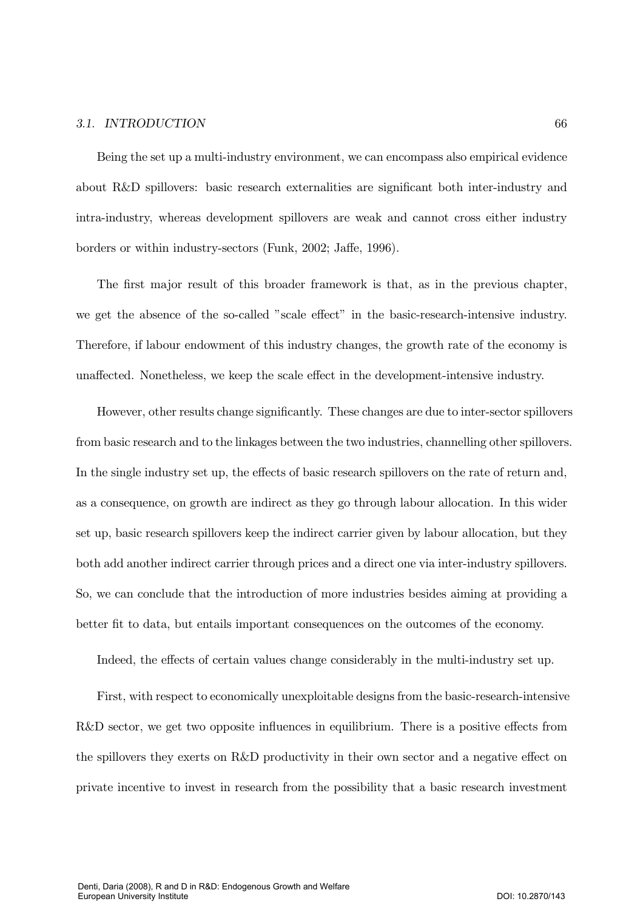Being the set up a multi-industry environment, we can encompass also empirical evidence about R&D spillovers: basic research externalities are significant both inter-industry and intra-industry, whereas development spillovers are weak and cannot cross either industry borders or within industry-sectors (Funk, 2002; Jaffe, 1996).

The first major result of this broader framework is that, as in the previous chapter, we get the absence of the so-called "scale effect" in the basic-research-intensive industry. Therefore, if labour endowment of this industry changes, the growth rate of the economy is unaffected. Nonetheless, we keep the scale effect in the development-intensive industry.

However, other results change significantly. These changes are due to inter-sector spillovers from basic research and to the linkages between the two industries, channelling other spillovers. In the single industry set up, the effects of basic research spillovers on the rate of return and, as a consequence, on growth are indirect as they go through labour allocation. In this wider set up, basic research spillovers keep the indirect carrier given by labour allocation, but they both add another indirect carrier through prices and a direct one via inter-industry spillovers. So, we can conclude that the introduction of more industries besides aiming at providing a better fit to data, but entails important consequences on the outcomes of the economy.

Indeed, the effects of certain values change considerably in the multi-industry set up.

First, with respect to economically unexploitable designs from the basic-research-intensive R&D sector, we get two opposite influences in equilibrium. There is a positive effects from the spillovers they exerts on R&D productivity in their own sector and a negative effect on private incentive to invest in research from the possibility that a basic research investment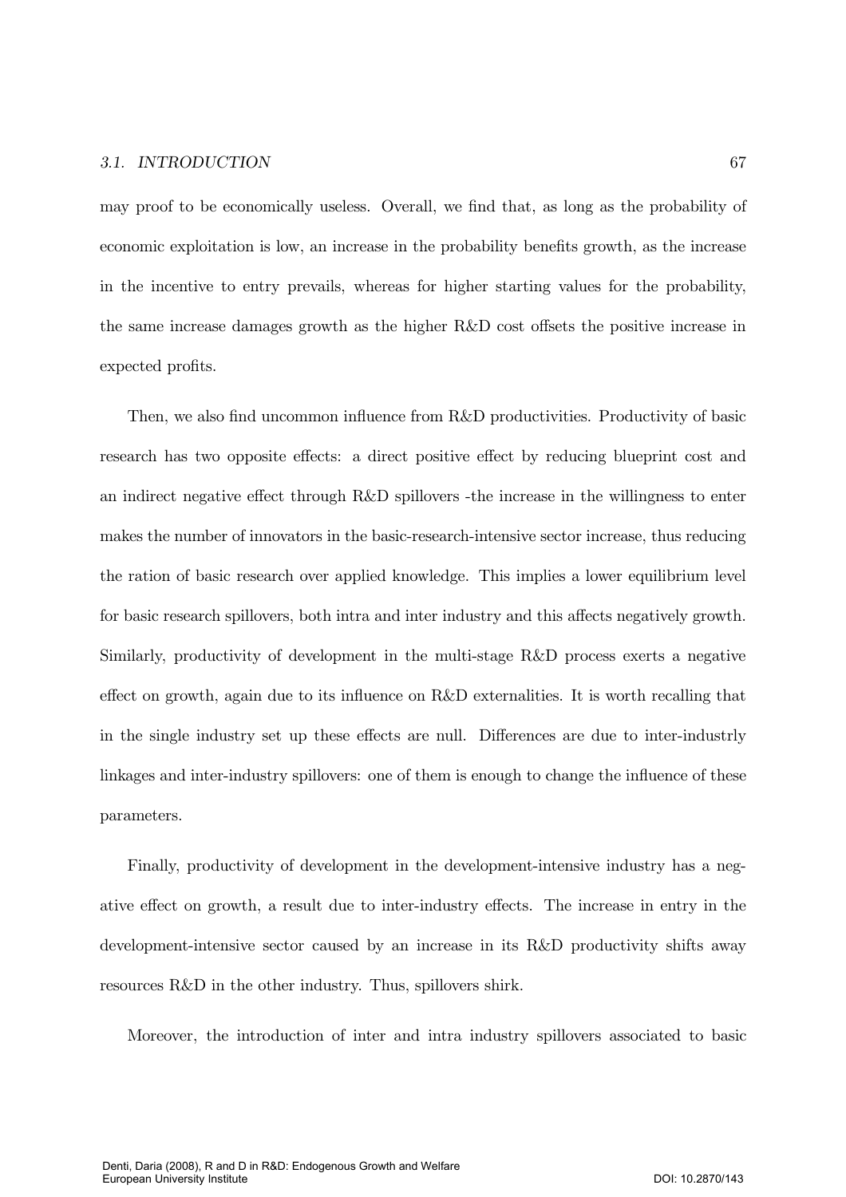may proof to be economically useless. Overall, we find that, as long as the probability of economic exploitation is low, an increase in the probability benefits growth, as the increase in the incentive to entry prevails, whereas for higher starting values for the probability, the same increase damages growth as the higher R&D cost offsets the positive increase in expected profits.

Then, we also find uncommon influence from R&D productivities. Productivity of basic research has two opposite effects: a direct positive effect by reducing blueprint cost and an indirect negative effect through R&D spillovers -the increase in the willingness to enter makes the number of innovators in the basic-research-intensive sector increase, thus reducing the ration of basic research over applied knowledge. This implies a lower equilibrium level for basic research spillovers, both intra and inter industry and this affects negatively growth. Similarly, productivity of development in the multi-stage R&D process exerts a negative effect on growth, again due to its influence on R&D externalities. It is worth recalling that in the single industry set up these effects are null. Differences are due to inter-industrly linkages and inter-industry spillovers: one of them is enough to change the influence of these parameters.

Finally, productivity of development in the development-intensive industry has a negative effect on growth, a result due to inter-industry effects. The increase in entry in the development-intensive sector caused by an increase in its R&D productivity shifts away resources R&D in the other industry. Thus, spillovers shirk.

Moreover, the introduction of inter and intra industry spillovers associated to basic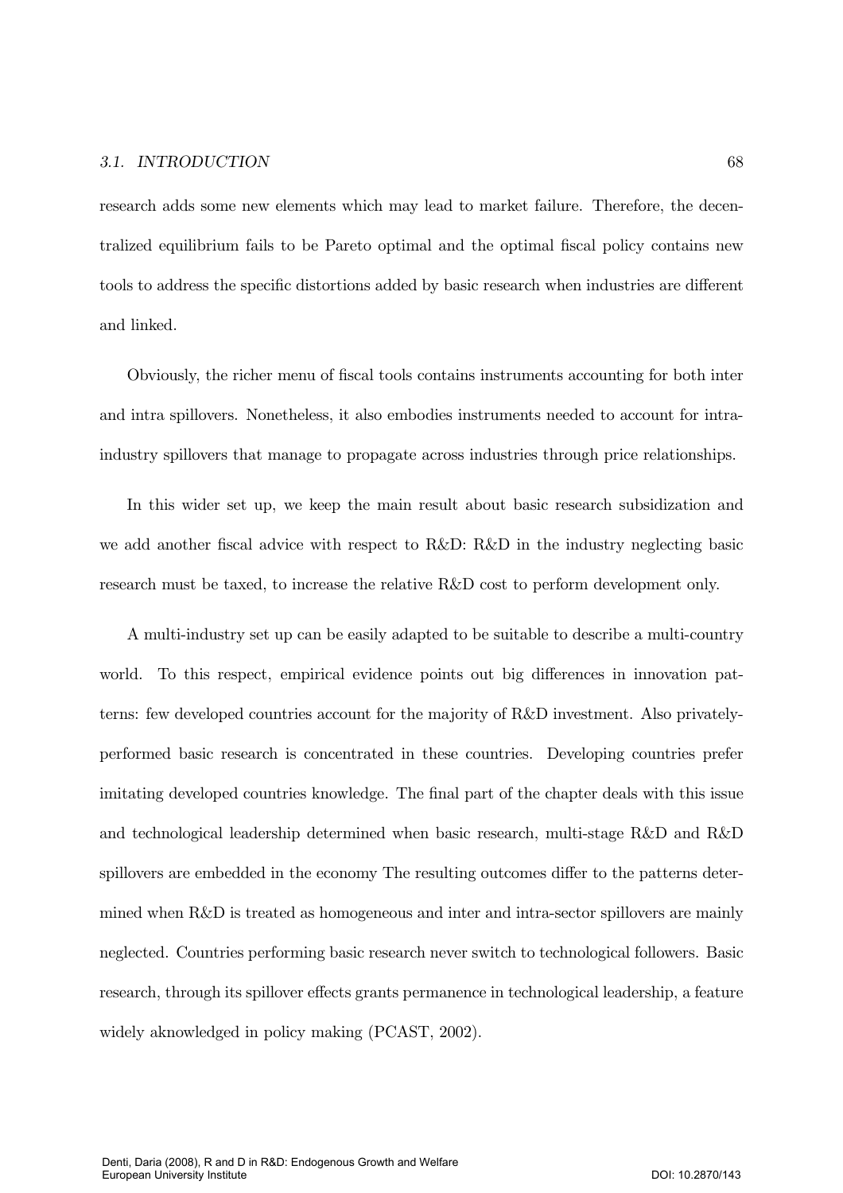research adds some new elements which may lead to market failure. Therefore, the decentralized equilibrium fails to be Pareto optimal and the optimal fiscal policy contains new tools to address the specific distortions added by basic research when industries are different and linked.

Obviously, the richer menu of fiscal tools contains instruments accounting for both inter and intra spillovers. Nonetheless, it also embodies instruments needed to account for intra-industry spillovers that manage to propagate across industries through price relationships.

In this wider set up, we keep the main result about basic research subsidization and we add another fiscal advice with respect to R&D: R&D in the industry neglecting basic research must be taxed, to increase the relative R&D cost to perform development only.

A multi-industry set up can be easily adapted to be suitable to describe a multi-country world. To this respect, empirical evidence points out big differences in innovation patterns: few developed countries account for the majority of R&D investment. Also privately-performed basic research is concentrated in these countries. Developing countries prefer imitating developed countries knowledge. The final part of the chapter deals with this issue and technological leadership determined when basic research, multi-stage R&D and R&D spillovers are embedded in the economy The resulting outcomes differ to the patterns determined when R&D is treated as homogeneous and inter and intra-sector spillovers are mainly neglected. Countries performing basic research never switch to technological followers. Basic research, through its spillover effects grants permanence in technological leadership, a feature widely aknowledged in policy making (PCAST, 2002).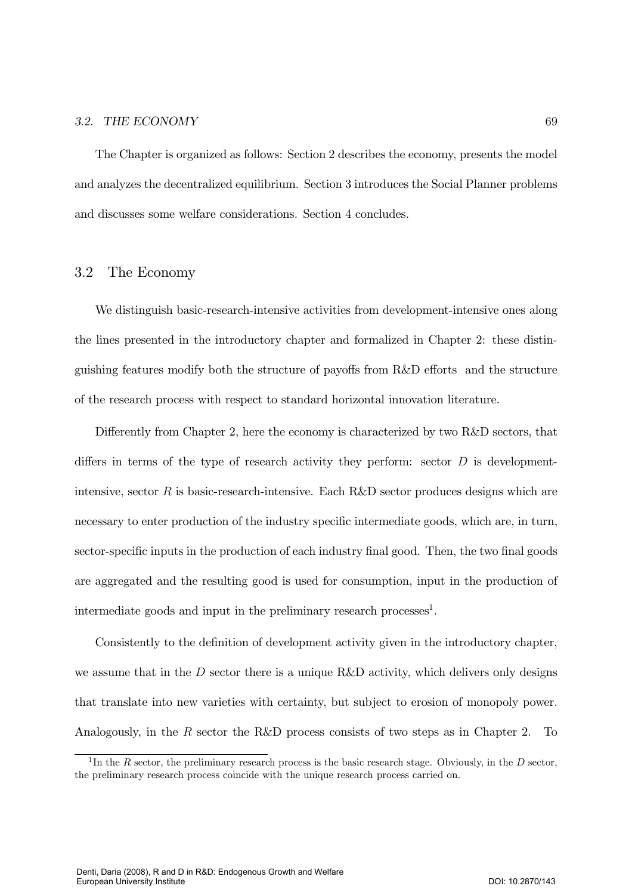The Chapter is organized as follows: Section 2 describes the economy, presents the model and analyzes the decentralized equilibrium. Section 3 introduces the Social Planner problems and discusses some welfare considerations. Section 4 concludes.

## 3.2 The Economy

We distinguish basic-research-intensive activities from development-intensive ones along the lines presented in the introductory chapter and formalized in Chapter 2: these distinguishing features modify both the structure of payoffs from R&D efforts and the structure of the research process with respect to standard horizontal innovation literature.

Differently from Chapter 2, here the economy is characterized by two R&D sectors, that differs in terms of the type of research activity they perform: sector $D$ is development-intensive, sector $R$ is basic-research-intensive. Each R&D sector produces designs which are necessary to enter production of the industry specific intermediate goods, which are, in turn, sector-specific inputs in the production of each industry final good. Then, the two final goods are aggregated and the resulting good is used for consumption, input in the production of intermediate goods and input in the preliminary research processes[1].

Consistently to the definition of development activity given in the introductory chapter, we assume that in the $D$ sector there is a unique R&D activity, which delivers only designs that translate into new varieties with certainty, but subject to erosion of monopoly power. Analogously, in the $R$ sector the R&D process consists of two steps as in Chapter 2. To

[1] In the $R$ sector, the preliminary research process is the basic research stage. Obviously, in the $D$ sector, the preliminary research process coincide with the unique research process carried on.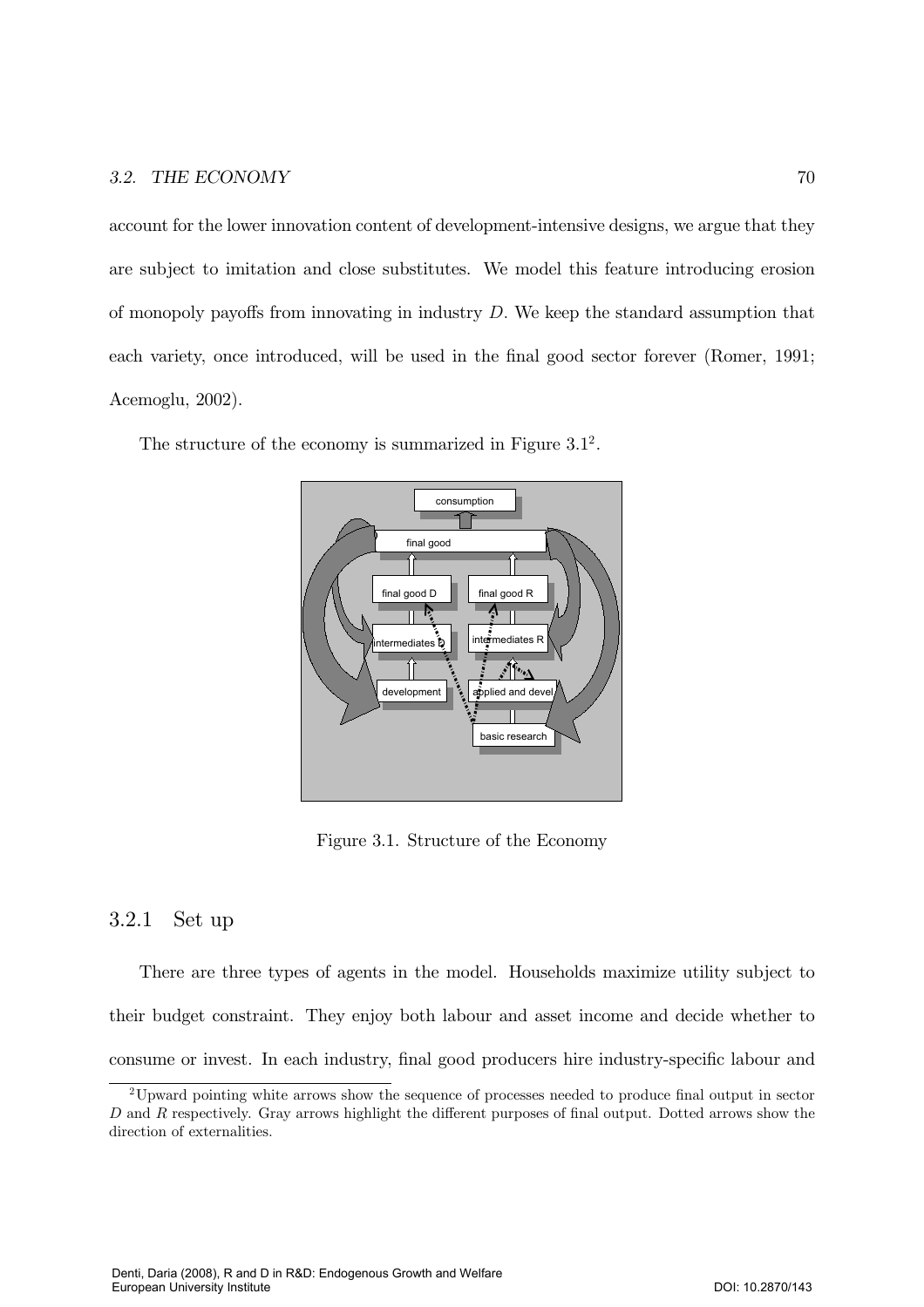account for the lower innovation content of development-intensive designs, we argue that they are subject to imitation and close substitutes. We model this feature introducing erosion of monopoly payoffs from innovating in industry $D$. We keep the standard assumption that each variety, once introduced, will be used in the final good sector forever (Romer, 1991; Acemoglu, 2002).

The structure of the economy is summarized in Figure 3.1[2].

Figure 3.1. Structure of the Economy

## 3.2.1 Set up

There are three types of agents in the model. Households maximize utility subject to their budget constraint. They enjoy both labour and asset income and decide whether to consume or invest. In each industry, final good producers hire industry-specific labour and

[2]Upward pointing white arrows show the sequence of processes needed to produce final output in sector $D$ and $R$ respectively. Gray arrows highlight the different purposes of final output. Dotted arrows show the direction of externalities.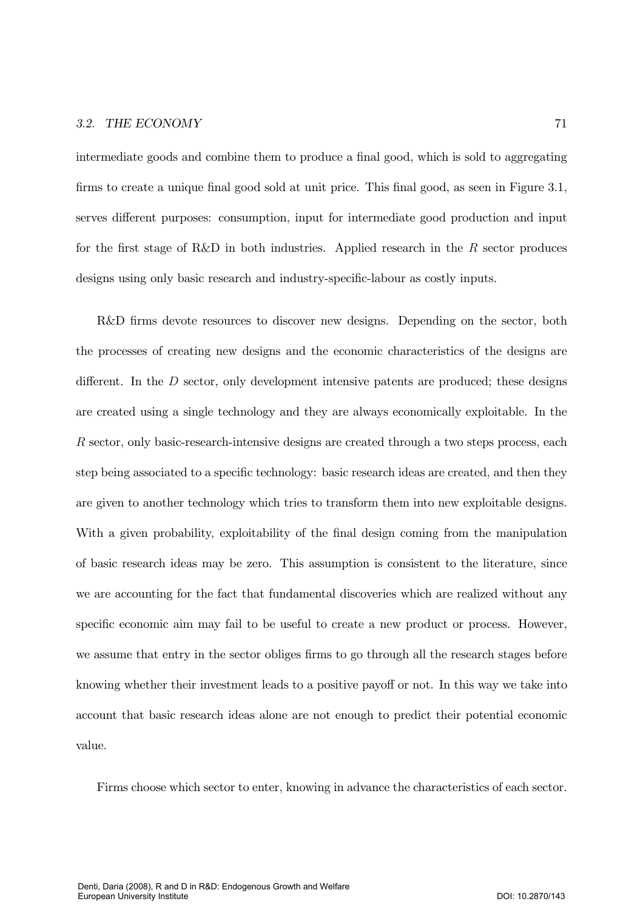intermediate goods and combine them to produce a final good, which is sold to aggregating firms to create a unique final good sold at unit price. This final good, as seen in Figure 3.1, serves different purposes: consumption, input for intermediate good production and input for the first stage of R&D in both industries. Applied research in the $R$ sector produces designs using only basic research and industry-specific-labour as costly inputs.

R&D firms devote resources to discover new designs. Depending on the sector, both the processes of creating new designs and the economic characteristics of the designs are different. In the $D$ sector, only development intensive patents are produced; these designs are created using a single technology and they are always economically exploitable. In the $R$ sector, only basic-research-intensive designs are created through a two steps process, each step being associated to a specific technology: basic research ideas are created, and then they are given to another technology which tries to transform them into new exploitable designs. With a given probability, exploitability of the final design coming from the manipulation of basic research ideas may be zero. This assumption is consistent to the literature, since we are accounting for the fact that fundamental discoveries which are realized without any specific economic aim may fail to be useful to create a new product or process. However, we assume that entry in the sector obliges firms to go through all the research stages before knowing whether their investment leads to a positive payoff or not. In this way we take into account that basic research ideas alone are not enough to predict their potential economic value.

Firms choose which sector to enter, knowing in advance the characteristics of each sector.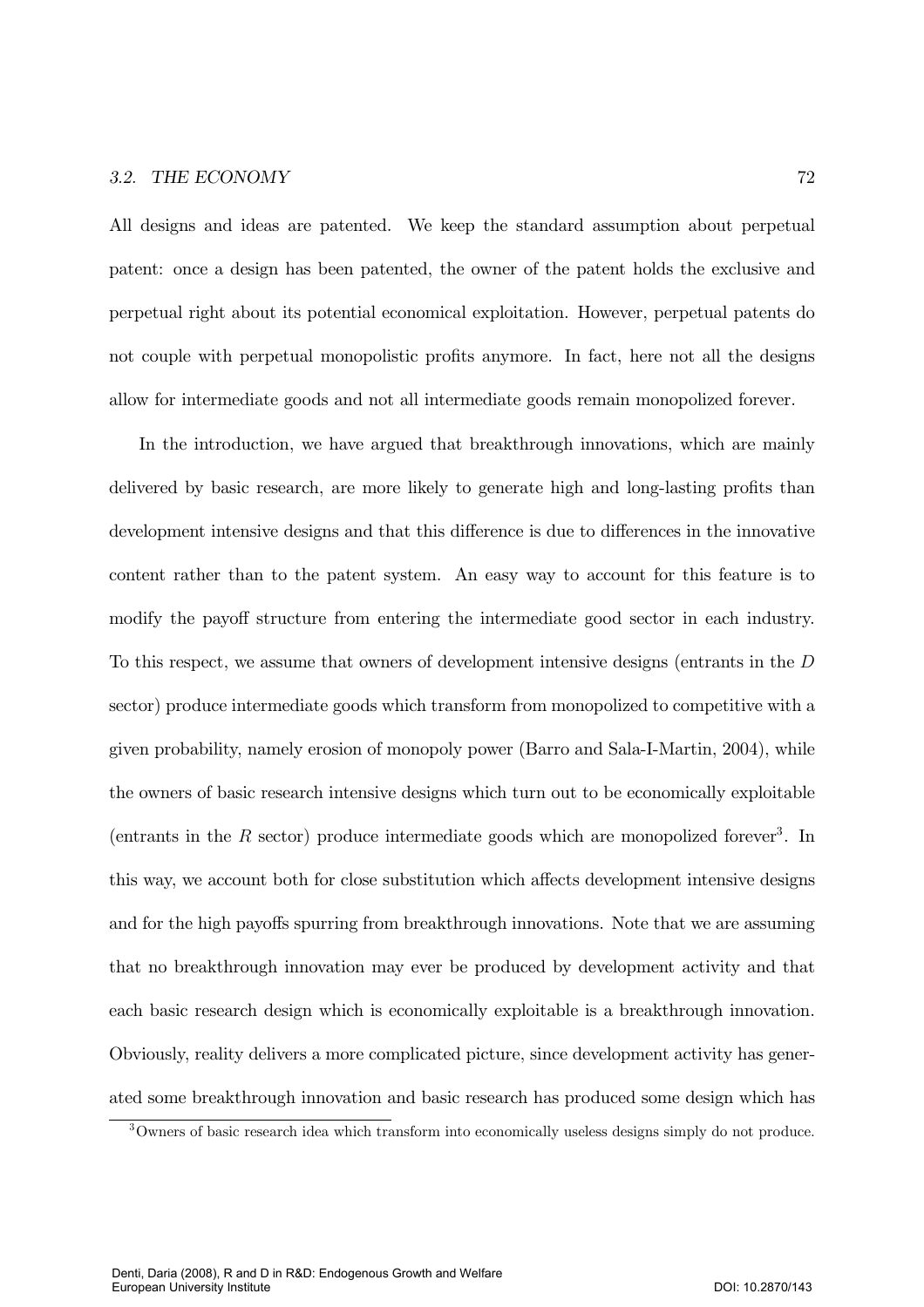All designs and ideas are patented. We keep the standard assumption about perpetual patent: once a design has been patented, the owner of the patent holds the exclusive and perpetual right about its potential economical exploitation. However, perpetual patents do not couple with perpetual monopolistic profits anymore. In fact, here not all the designs allow for intermediate goods and not all intermediate goods remain monopolized forever.

In the introduction, we have argued that breakthrough innovations, which are mainly delivered by basic research, are more likely to generate high and long-lasting profits than development intensive designs and that this difference is due to differences in the innovative content rather than to the patent system. An easy way to account for this feature is to modify the payoff structure from entering the intermediate good sector in each industry. To this respect, we assume that owners of development intensive designs (entrants in the $D$ sector) produce intermediate goods which transform from monopolized to competitive with a given probability, namely erosion of monopoly power (Barro and Sala-I-Martin, 2004), while the owners of basic research intensive designs which turn out to be economically exploitable (entrants in the $R$ sector) produce intermediate goods which are monopolized forever[3]. In this way, we account both for close substitution which affects development intensive designs and for the high payoffs spurring from breakthrough innovations. Note that we are assuming that no breakthrough innovation may ever be produced by development activity and that each basic research design which is economically exploitable is a breakthrough innovation. Obviously, reality delivers a more complicated picture, since development activity has generated some breakthrough innovation and basic research has produced some design which has

[3]Owners of basic research idea which transform into economically useless designs simply do not produce.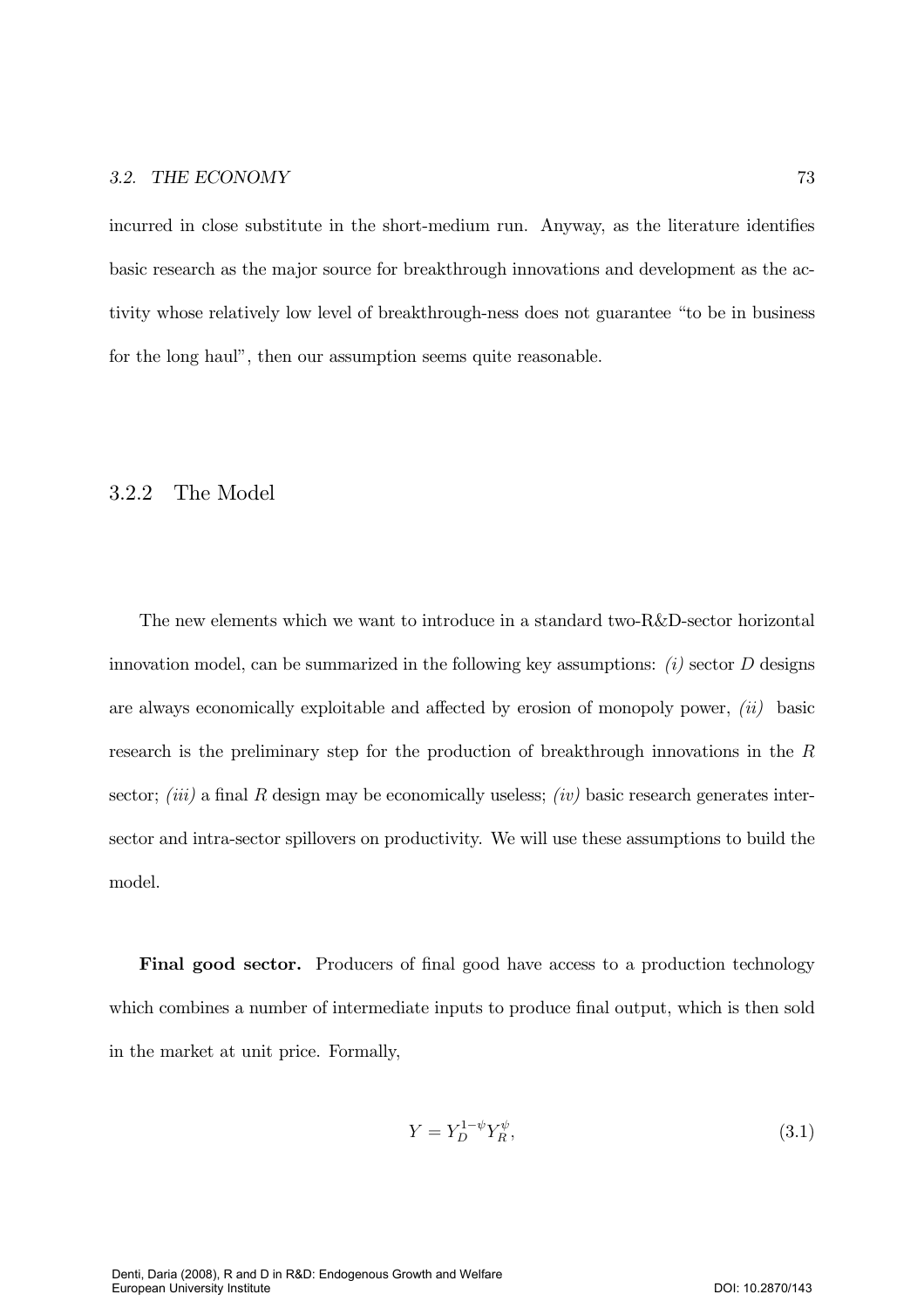incurred in close substitute in the short-medium run. Anyway, as the literature identifies basic research as the major source for breakthrough innovations and development as the activity whose relatively low level of breakthrough-ness does not guarantee "to be in business for the long haul", then our assumption seems quite reasonable.

### 3.2.2 The Model

The new elements which we want to introduce in a standard two-R&D-sector horizontal innovation model, can be summarized in the following key assumptions: *(i)* sector $D$ designs are always economically exploitable and affected by erosion of monopoly power, *(ii)* basic research is the preliminary step for the production of breakthrough innovations in the $R$ sector; *(iii)* a final $R$ design may be economically useless; *(iv)* basic research generates inter-sector and intra-sector spillovers on productivity. We will use these assumptions to build the model.

**Final good sector.** Producers of final good have access to a production technology which combines a number of intermediate inputs to produce final output, which is then sold in the market at unit price. Formally,

$$Y = Y_D^{1-\psi} Y_R^{\psi}, \tag{3.1}$$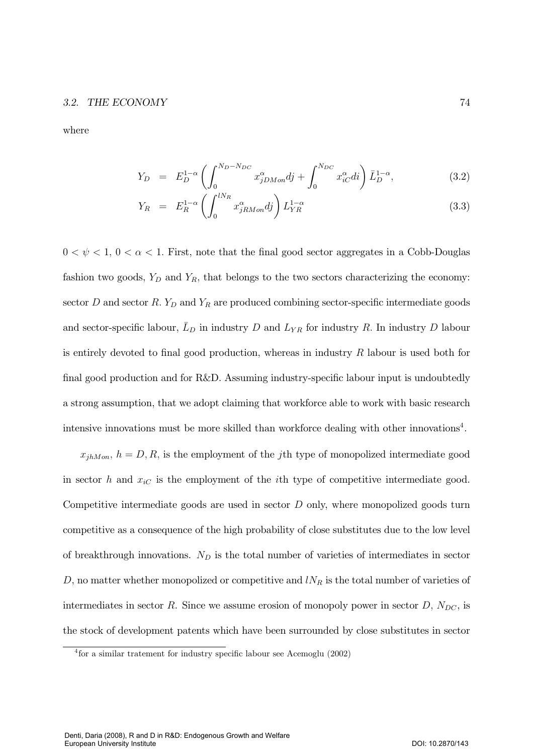where

$$
\begin{aligned}
Y_D &= E_D^{1-\alpha} \left( \int_0^{N_D - N_{DC}} x_{jDMon}^{\alpha} dj + \int_0^{N_{DC}} x_{iC}^{\alpha} di \right) \bar{L}_D^{1-\alpha}, & (3.2) \\
Y_R &= E_R^{1-\alpha} \left( \int_0^{lN_R} x_{jRMon}^{\alpha} dj \right) L_{YR}^{1-\alpha} & (3.3)
\end{aligned}
$$

$0 < \psi < 1$, $0 < \alpha < 1$. First, note that the final good sector aggregates in a Cobb-Douglas fashion two goods, $Y_D$ and $Y_R$, that belongs to the two sectors characterizing the economy: sector $D$ and sector $R$. $Y_D$ and $Y_R$ are produced combining sector-specific intermediate goods and sector-specific labour, $\bar{L}_D$ in industry $D$ and $L_{YR}$ for industry $R$. In industry $D$ labour is entirely devoted to final good production, whereas in industry $R$ labour is used both for final good production and for R&D. Assuming industry-specific labour input is undoubtedly a strong assumption, that we adopt claiming that workforce able to work with basic research intensive innovations must be more skilled than workforce dealing with other innovations[4].

$x_{jhMon}$, $h = D, R$, is the employment of the $j$th type of monopolized intermediate good in sector $h$ and $x_{iC}$ is the employment of the $i$th type of competitive intermediate good. Competitive intermediate goods are used in sector $D$ only, where monopolized goods turn competitive as a consequence of the high probability of close substitutes due to the low level of breakthrough innovations. $N_D$ is the total number of varieties of intermediates in sector $D$, no matter whether monopolized or competitive and $lN_R$ is the total number of varieties of intermediates in sector $R$. Since we assume erosion of monopoly power in sector $D$, $N_{DC}$, is the stock of development patents which have been surrounded by close substitutes in sector

[4]for a similar tratement for industry specific labour see Acemoglu (2002)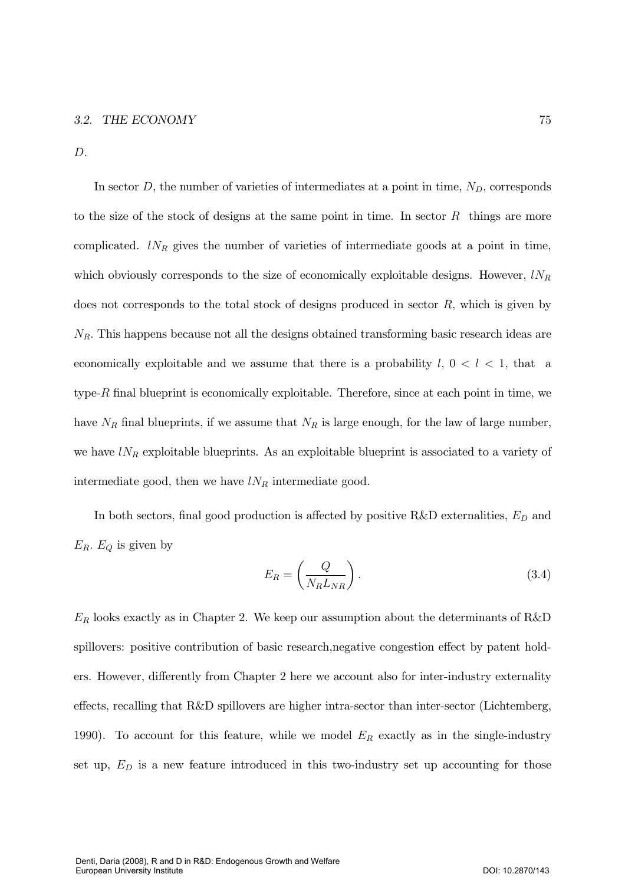$D$.

In sector $D$, the number of varieties of intermediates at a point in time, $N_D$, corresponds to the size of the stock of designs at the same point in time. In sector $R$ things are more complicated. $lN_R$ gives the number of varieties of intermediate goods at a point in time, which obviously corresponds to the size of economically exploitable designs. However, $lN_R$ does not corresponds to the total stock of designs produced in sector $R$, which is given by $N_R$. This happens because not all the designs obtained transforming basic research ideas are economically exploitable and we assume that there is a probability $l$, $0 < l < 1$, that a type-$R$ final blueprint is economically exploitable. Therefore, since at each point in time, we have $N_R$ final blueprints, if we assume that $N_R$ is large enough, for the law of large number, we have $lN_R$ exploitable blueprints. As an exploitable blueprint is associated to a variety of intermediate good, then we have $lN_R$ intermediate good.

In both sectors, final good production is affected by positive R&D externalities, $E_D$ and $E_R$. $E_Q$ is given by

$$E_R = \left( \frac{Q}{N_R L_{NR}} \right). \tag{3.4}$$

$E_R$ looks exactly as in Chapter 2. We keep our assumption about the determinants of R&D spillovers: positive contribution of basic research,negative congestion effect by patent holders. However, differently from Chapter 2 here we account also for inter-industry externality effects, recalling that R&D spillovers are higher intra-sector than inter-sector (Lichtemberg, 1990). To account for this feature, while we model $E_R$ exactly as in the single-industry set up, $E_D$ is a new feature introduced in this two-industry set up accounting for those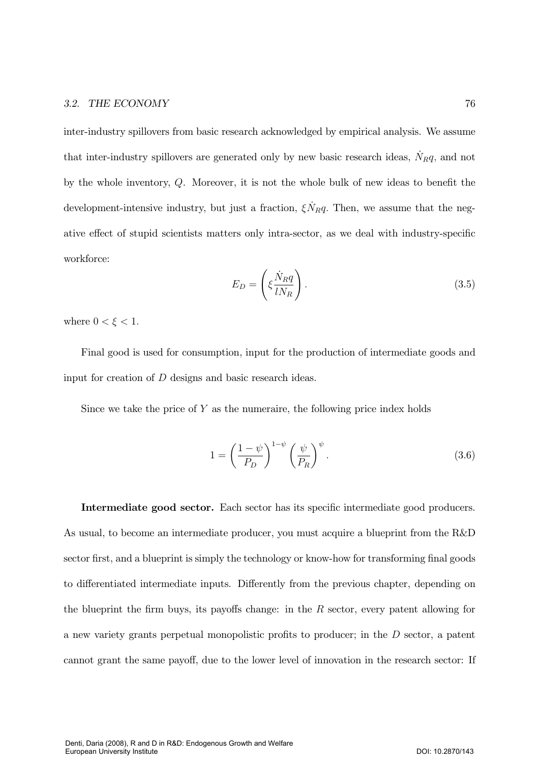inter-industry spillovers from basic research acknowledged by empirical analysis. We assume that inter-industry spillovers are generated only by new basic research ideas, $\dot{N}_R q$, and not by the whole inventory, $Q$. Moreover, it is not the whole bulk of new ideas to benefit the development-intensive industry, but just a fraction, $\xi \dot{N}_R q$. Then, we assume that the negative effect of stupid scientists matters only intra-sector, as we deal with industry-specific workforce:

$$E_D = \left( \xi \frac{\dot{N}_R q}{l N_R} \right). \tag{3.5}$$

where $0 < \xi < 1$.

Final good is used for consumption, input for the production of intermediate goods and input for creation of $D$ designs and basic research ideas.

Since we take the price of $Y$ as the numeraire, the following price index holds

$$1 = \left( \frac{1-\psi}{P_D} \right)^{1-\psi} \left( \frac{\psi}{P_R} \right)^{\psi}. \tag{3.6}$$

**Intermediate good sector.** Each sector has its specific intermediate good producers. As usual, to become an intermediate producer, you must acquire a blueprint from the R&D sector first, and a blueprint is simply the technology or know-how for transforming final goods to differentiated intermediate inputs. Differently from the previous chapter, depending on the blueprint the firm buys, its payoffs change: in the $R$ sector, every patent allowing for a new variety grants perpetual monopolistic profits to producer; in the $D$ sector, a patent cannot grant the same payoff, due to the lower level of innovation in the research sector: If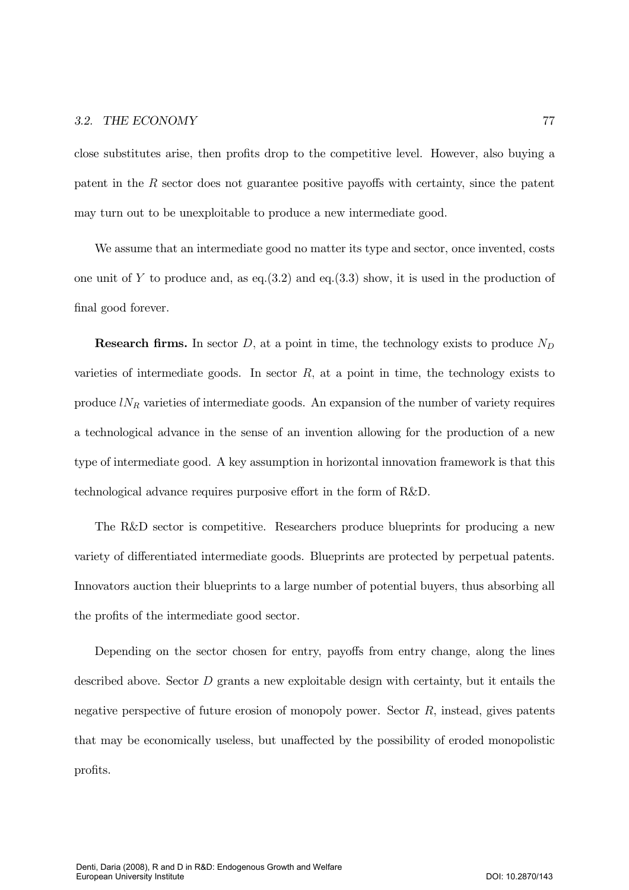close substitutes arise, then profits drop to the competitive level. However, also buying a patent in the $R$ sector does not guarantee positive payoffs with certainty, since the patent may turn out to be unexploitable to produce a new intermediate good.

We assume that an intermediate good no matter its type and sector, once invented, costs one unit of $Y$ to produce and, as eq.(3.2) and eq.(3.3) show, it is used in the production of final good forever.

**Research firms.** In sector $D$, at a point in time, the technology exists to produce $N_D$ varieties of intermediate goods. In sector $R$, at a point in time, the technology exists to produce $lN_R$ varieties of intermediate goods. An expansion of the number of variety requires a technological advance in the sense of an invention allowing for the production of a new type of intermediate good. A key assumption in horizontal innovation framework is that this technological advance requires purposive effort in the form of R&D.

The R&D sector is competitive. Researchers produce blueprints for producing a new variety of differentiated intermediate goods. Blueprints are protected by perpetual patents. Innovators auction their blueprints to a large number of potential buyers, thus absorbing all the profits of the intermediate good sector.

Depending on the sector chosen for entry, payoffs from entry change, along the lines described above. Sector $D$ grants a new exploitable design with certainty, but it entails the negative perspective of future erosion of monopoly power. Sector $R$, instead, gives patents that may be economically useless, but unaffected by the possibility of eroded monopolistic profits.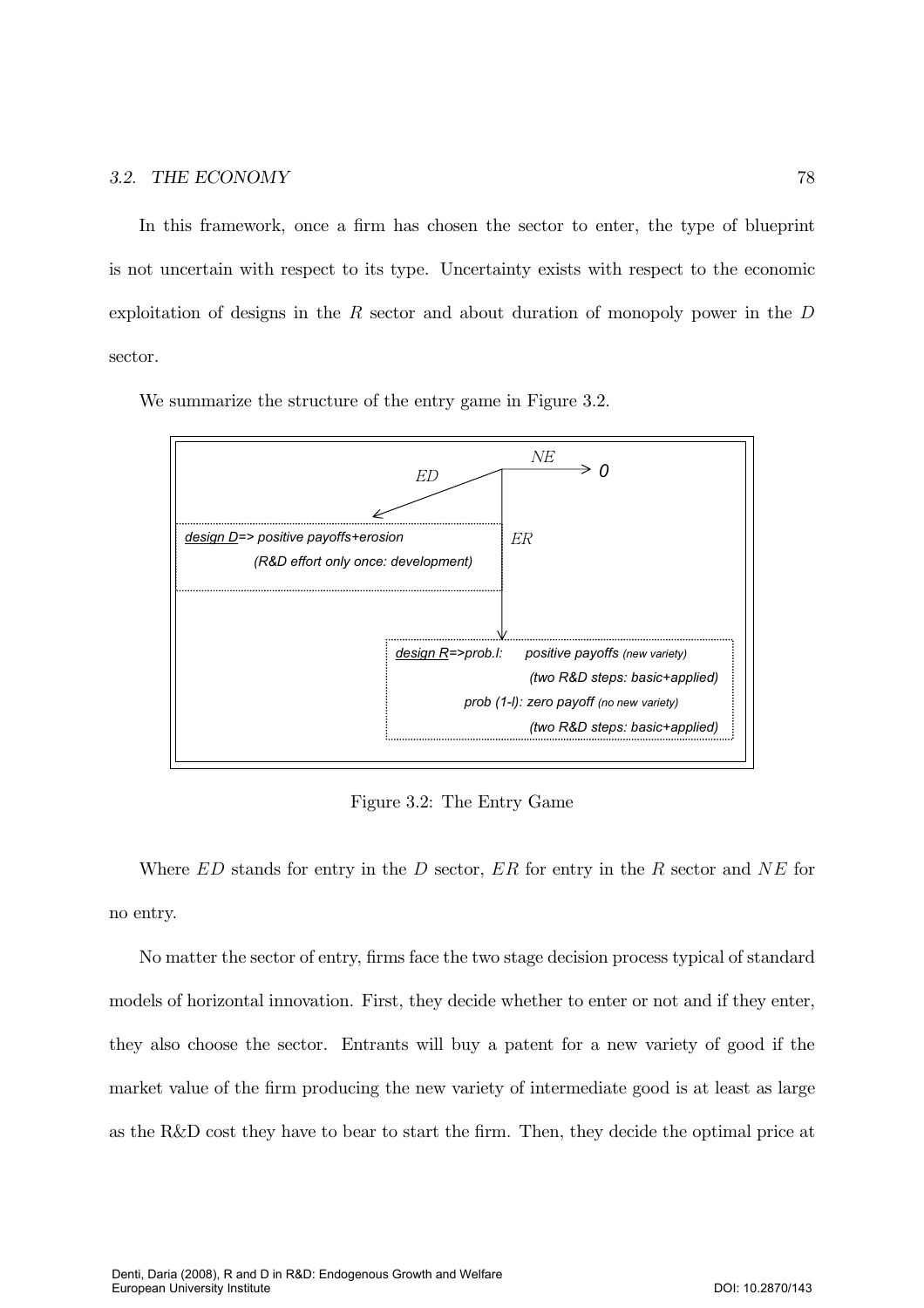In this framework, once a firm has chosen the sector to enter, the type of blueprint is not uncertain with respect to its type. Uncertainty exists with respect to the economic exploitation of designs in the $R$ sector and about duration of monopoly power in the $D$ sector.

We summarize the structure of the entry game in Figure 3.2.

```
                              NE
                    ED  ______________> 0
                  <----/      |
 design D=> positive payoffs+erosion   |  ER
     (R&D effort only once: development)|
                                       v
          design R=>prob.l:   positive payoffs (new variety)
                              (two R&D steps: basic+applied)
                 prob (1-l): zero payoff (no new variety)
                              (two R&D steps: basic+applied)
```

Figure 3.2: The Entry Game

Where $ED$ stands for entry in the $D$ sector, $ER$ for entry in the $R$ sector and $NE$ for no entry.

No matter the sector of entry, firms face the two stage decision process typical of standard models of horizontal innovation. First, they decide whether to enter or not and if they enter, they also choose the sector. Entrants will buy a patent for a new variety of good if the market value of the firm producing the new variety of intermediate good is at least as large as the R&D cost they have to bear to start the firm. Then, they decide the optimal price at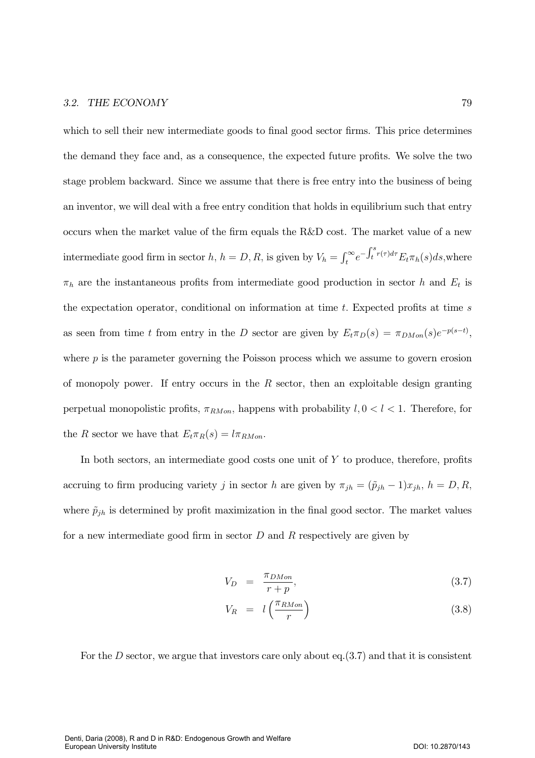which to sell their new intermediate goods to final good sector firms. This price determines the demand they face and, as a consequence, the expected future profits. We solve the two stage problem backward. Since we assume that there is free entry into the business of being an inventor, we will deal with a free entry condition that holds in equilibrium such that entry occurs when the market value of the firm equals the R&D cost. The market value of a new intermediate good firm in sector $h$, $h = D, R$, is given by $V_h = \int_t^{\infty} e^{-\int_t^s r(\tau)d\tau} E_t \pi_h(s) ds$,where $\pi_h$ are the instantaneous profits from intermediate good production in sector $h$ and $E_t$ is the expectation operator, conditional on information at time $t$. Expected profits at time $s$ as seen from time $t$ from entry in the $D$ sector are given by $E_t \pi_D(s) = \pi_{DMon}(s) e^{-p(s-t)}$, where $p$ is the parameter governing the Poisson process which we assume to govern erosion of monopoly power. If entry occurs in the $R$ sector, then an exploitable design granting perpetual monopolistic profits, $\pi_{RMon}$, happens with probability $l, 0 < l < 1$. Therefore, for the $R$ sector we have that $E_t \pi_R(s) = l \pi_{RMon}$.

In both sectors, an intermediate good costs one unit of $Y$ to produce, therefore, profits accruing to firm producing variety $j$ in sector $h$ are given by $\pi_{jh} = (\tilde{p}_{jh} - 1)x_{jh}$, $h = D, R$, where $\tilde{p}_{jh}$ is determined by profit maximization in the final good sector. The market values for a new intermediate good firm in sector $D$ and $R$ respectively are given by

$$V_D = \frac{\pi_{DMon}}{r + p}, \tag{3.7}$$

$$V_R = l \left( \frac{\pi_{RMon}}{r} \right) \tag{3.8}$$

For the $D$ sector, we argue that investors care only about eq.(3.7) and that it is consistent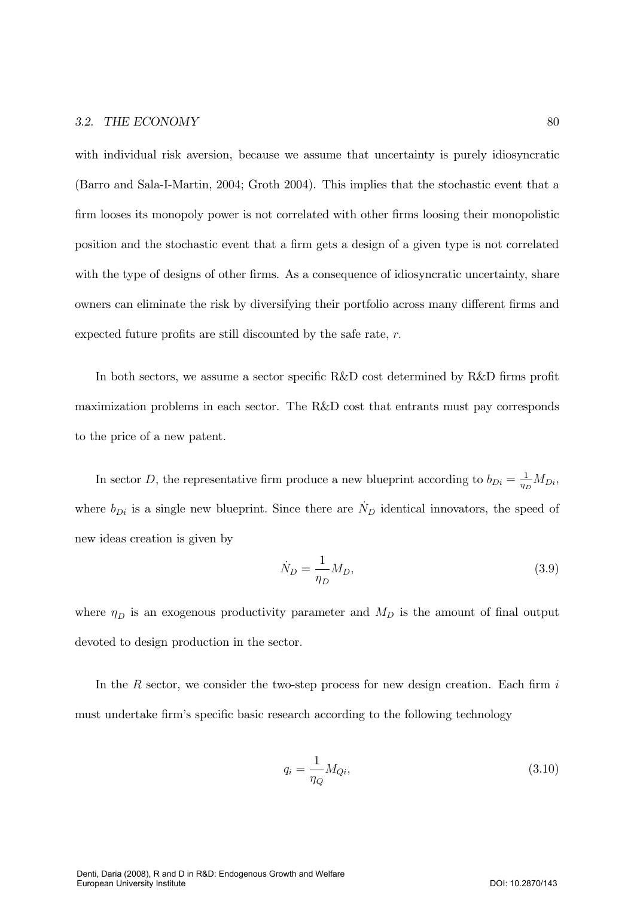with individual risk aversion, because we assume that uncertainty is purely idiosyncratic (Barro and Sala-I-Martin, 2004; Groth 2004). This implies that the stochastic event that a firm looses its monopoly power is not correlated with other firms loosing their monopolistic position and the stochastic event that a firm gets a design of a given type is not correlated with the type of designs of other firms. As a consequence of idiosyncratic uncertainty, share owners can eliminate the risk by diversifying their portfolio across many different firms and expected future profits are still discounted by the safe rate, $r$.

In both sectors, we assume a sector specific R&D cost determined by R&D firms profit maximization problems in each sector. The R&D cost that entrants must pay corresponds to the price of a new patent.

In sector $D$, the representative firm produce a new blueprint according to $b_{Di} = \frac{1}{\eta_D} M_{Di}$, where $b_{Di}$ is a single new blueprint. Since there are $\dot{N}_D$ identical innovators, the speed of new ideas creation is given by

$$\dot{N}_D = \frac{1}{\eta_D} M_D, \tag{3.9}$$

where $\eta_D$ is an exogenous productivity parameter and $M_D$ is the amount of final output devoted to design production in the sector.

In the $R$ sector, we consider the two-step process for new design creation. Each firm $i$ must undertake firm's specific basic research according to the following technology

$$q_i = \frac{1}{\eta_Q} M_{Qi}, \tag{3.10}$$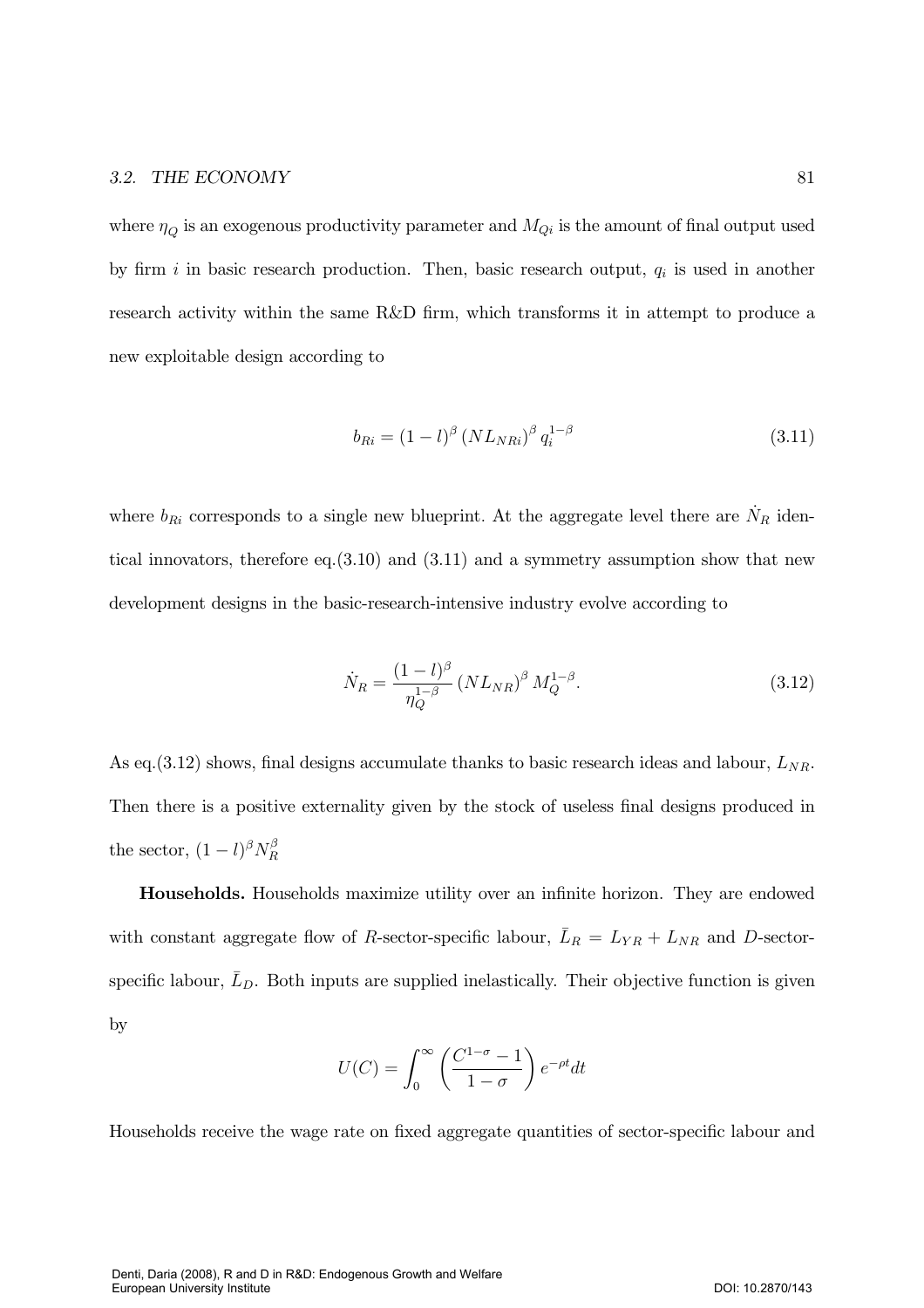where $\eta_Q$ is an exogenous productivity parameter and $M_{Qi}$ is the amount of final output used by firm $i$ in basic research production. Then, basic research output, $q_i$ is used in another research activity within the same R&D firm, which transforms it in attempt to produce a new exploitable design according to

$$b_{Ri} = (1-l)^{\beta} (NL_{NRi})^{\beta} q_i^{1-\beta} \tag{3.11}$$

where $b_{Ri}$ corresponds to a single new blueprint. At the aggregate level there are $\dot{N}_R$ identical innovators, therefore eq.(3.10) and (3.11) and a symmetry assumption show that new development designs in the basic-research-intensive industry evolve according to

$$\dot{N}_R = \frac{(1-l)^{\beta}}{\eta_Q^{1-\beta}} (NL_{NR})^{\beta} M_Q^{1-\beta}. \tag{3.12}$$

As eq.(3.12) shows, final designs accumulate thanks to basic research ideas and labour, $L_{NR}$. Then there is a positive externality given by the stock of useless final designs produced in the sector, $(1-l)^{\beta} N_R^{\beta}$

**Households.** Households maximize utility over an infinite horizon. They are endowed with constant aggregate flow of $R$-sector-specific labour, $\bar{L}_R = L_{YR} + L_{NR}$ and $D$-sector-specific labour, $\bar{L}_D$. Both inputs are supplied inelastically. Their objective function is given by

$$U(C) = \int_0^{\infty} \left( \frac{C^{1-\sigma} - 1}{1-\sigma} \right) e^{-\rho t} dt$$

Households receive the wage rate on fixed aggregate quantities of sector-specific labour and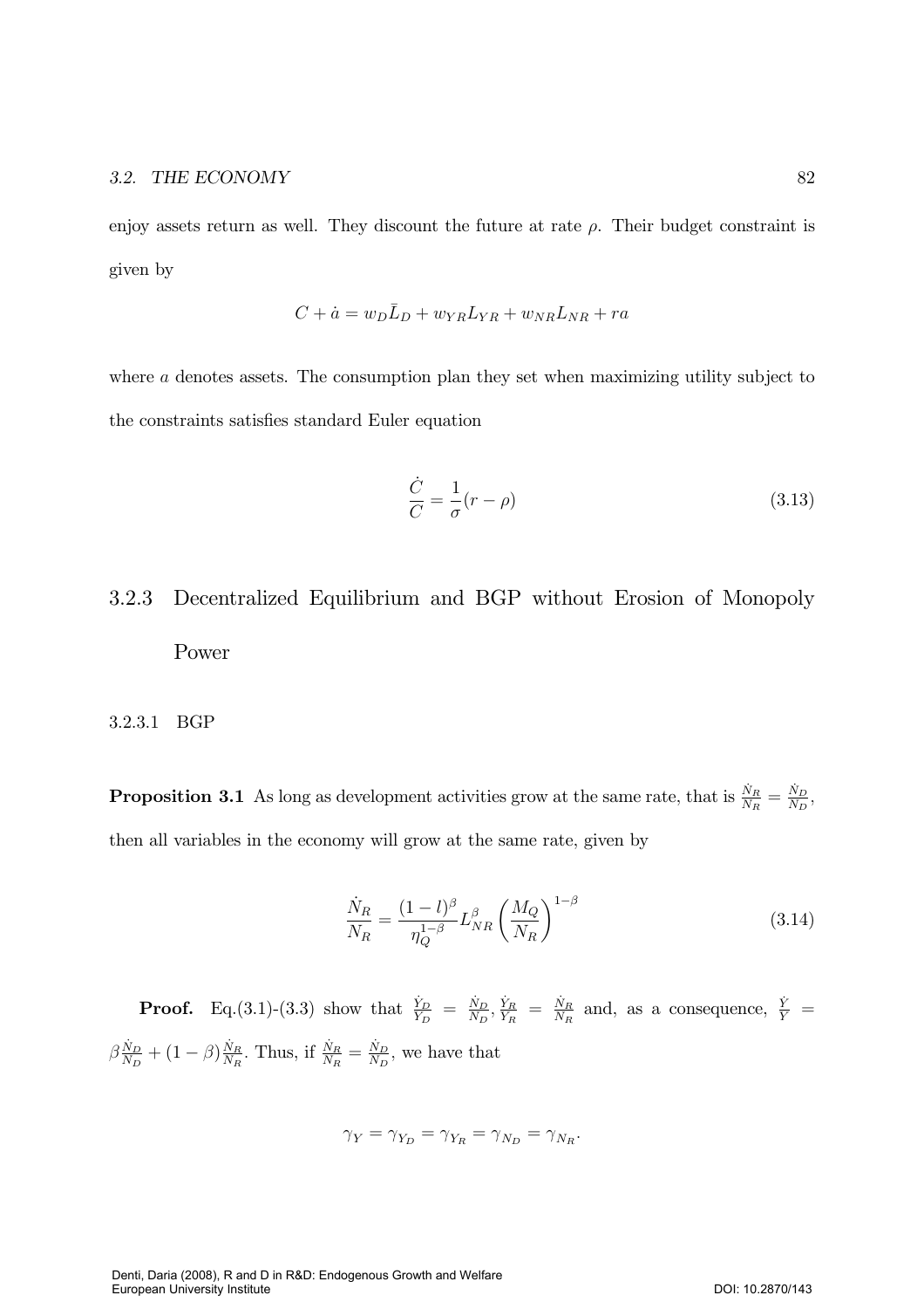enjoy assets return as well. They discount the future at rate $\rho$. Their budget constraint is given by

$$C + \dot{a} = w_D \bar{L}_D + w_{YR} L_{YR} + w_{NR} L_{NR} + ra$$

where $a$ denotes assets. The consumption plan they set when maximizing utility subject to the constraints satisfies standard Euler equation

$$\frac{\dot{C}}{C} = \frac{1}{\sigma}(r - \rho) \tag{3.13}$$

### 3.2.3 Decentralized Equilibrium and BGP without Erosion of Monopoly Power

#### 3.2.3.1 BGP

**Proposition 3.1** As long as development activities grow at the same rate, that is $\frac{\dot{N}_R}{N_R} = \frac{\dot{N}_D}{N_D}$, then all variables in the economy will grow at the same rate, given by

$$\frac{\dot{N}_R}{N_R} = \frac{(1-l)^{\beta}}{\eta_Q^{1-\beta}} L_{NR}^{\beta} \left( \frac{M_Q}{N_R} \right)^{1-\beta} \tag{3.14}$$

**Proof.** Eq.(3.1)-(3.3) show that $\frac{\dot{Y}_D}{Y_D} = \frac{\dot{N}_D}{N_D}, \frac{\dot{Y}_R}{Y_R} = \frac{\dot{N}_R}{N_R}$ and, as a consequence, $\frac{\dot{Y}}{Y} = \beta \frac{\dot{N}_D}{N_D} + (1-\beta)\frac{\dot{N}_R}{N_R}$. Thus, if $\frac{\dot{N}_R}{N_R} = \frac{\dot{N}_D}{N_D}$, we have that

$$\gamma_Y = \gamma_{Y_D} = \gamma_{Y_R} = \gamma_{N_D} = \gamma_{N_R}.$$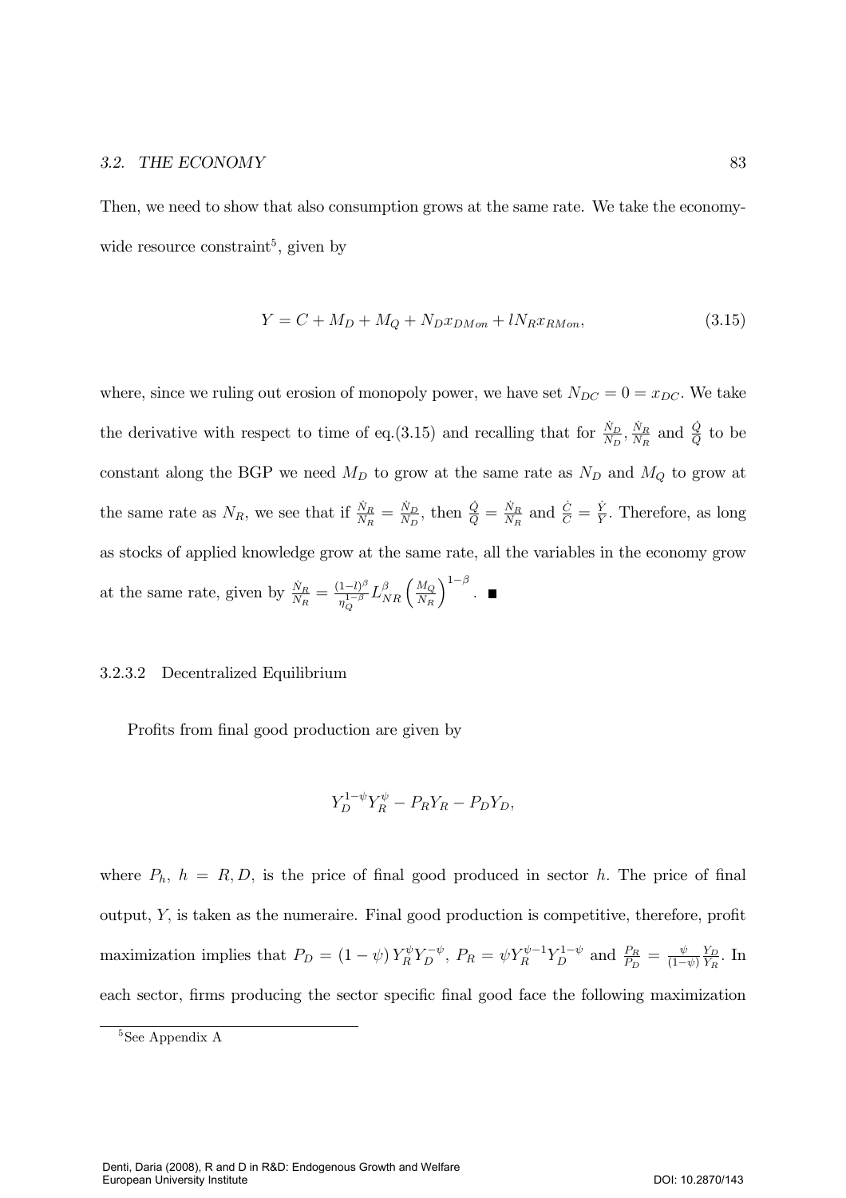Then, we need to show that also consumption grows at the same rate. We take the economy-wide resource constraint[5], given by

$$Y = C + M_D + M_Q + N_D x_{DMon} + l N_R x_{RMon}, \tag{3.15}$$

where, since we ruling out erosion of monopoly power, we have set $N_{DC} = 0 = x_{DC}$. We take the derivative with respect to time of eq.(3.15) and recalling that for $\frac{\dot{N}_D}{N_D}$, $\frac{\dot{N}_R}{N_R}$ and $\frac{\dot{Q}}{Q}$ to be constant along the BGP we need $M_D$ to grow at the same rate as $N_D$ and $M_Q$ to grow at the same rate as $N_R$, we see that if $\frac{\dot{N}_R}{N_R} = \frac{\dot{N}_D}{N_D}$, then $\frac{\dot{Q}}{Q} = \frac{\dot{N}_R}{N_R}$ and $\frac{\dot{C}}{C} = \frac{\dot{Y}}{Y}$. Therefore, as long as stocks of applied knowledge grow at the same rate, all the variables in the economy grow at the same rate, given by $\frac{\dot{N}_R}{N_R} = \frac{(1-l)^{\beta}}{\eta_Q^{1-\beta}} L_{NR}^{\beta} \left(\frac{M_Q}{N_R}\right)^{1-\beta}$. ■

#### 3.2.3.2 Decentralized Equilibrium

Profits from final good production are given by

$$Y_D^{1-\psi} Y_R^{\psi} - P_R Y_R - P_D Y_D,$$

where $P_h$, $h = R, D$, is the price of final good produced in sector $h$. The price of final output, $Y$, is taken as the numeraire. Final good production is competitive, therefore, profit maximization implies that $P_D = (1-\psi) Y_R^{\psi} Y_D^{-\psi}$, $P_R = \psi Y_R^{\psi-1} Y_D^{1-\psi}$ and $\frac{P_R}{P_D} = \frac{\psi}{(1-\psi)} \frac{Y_D}{Y_R}$. In each sector, firms producing the sector specific final good face the following maximization

[5] See Appendix A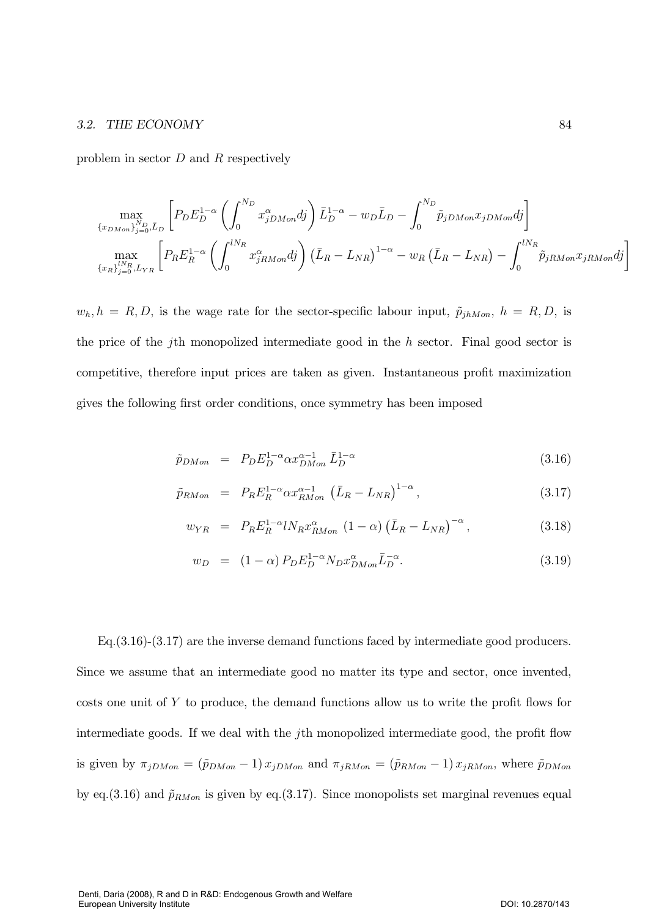problem in sector $D$ and $R$ respectively

$$\max_{\{x_{DMon}\}_{j=0}^{N_D},\bar{L}_D}\left[P_D E_D^{1-\alpha}\left(\int_0^{N_D} x_{jDMon}^{\alpha}dj\right)\bar{L}_D^{1-\alpha}-w_D\bar{L}_D-\int_0^{N_D}\tilde{p}_{jDMon}x_{jDMon}dj\right]$$

$$\max_{\{x_R\}_{j=0}^{lN_R},L_{YR}}\left[P_R E_R^{1-\alpha}\left(\int_0^{lN_R} x_{jRMon}^{\alpha}dj\right)\left(\bar{L}_R-L_{NR}\right)^{1-\alpha}-w_R\left(\bar{L}_R-L_{NR}\right)-\int_0^{lN_R}\tilde{p}_{jRMon}x_{jRMon}dj\right]$$

$w_h, h=R,D$, is the wage rate for the sector-specific labour input, $\tilde{p}_{jhMon}$, $h=R,D$, is the price of the $j$th monopolized intermediate good in the $h$ sector. Final good sector is competitive, therefore input prices are taken as given. Instantaneous profit maximization gives the following first order conditions, once symmetry has been imposed

$$\tilde{p}_{DMon} = P_D E_D^{1-\alpha}\alpha x_{DMon}^{\alpha-1}\bar{L}_D^{1-\alpha} \tag{3.16}$$

$$\tilde{p}_{RMon} = P_R E_R^{1-\alpha}\alpha x_{RMon}^{\alpha-1}\left(\bar{L}_R-L_{NR}\right)^{1-\alpha}, \tag{3.17}$$

$$w_{YR} = P_R E_R^{1-\alpha} lN_R x_{RMon}^{\alpha}\left(1-\alpha\right)\left(\bar{L}_R-L_{NR}\right)^{-\alpha}, \tag{3.18}$$

$$w_D = \left(1-\alpha\right)P_D E_D^{1-\alpha}N_D x_{DMon}^{\alpha}\bar{L}_D^{-\alpha}. \tag{3.19}$$

Eq.(3.16)-(3.17) are the inverse demand functions faced by intermediate good producers. Since we assume that an intermediate good no matter its type and sector, once invented, costs one unit of $Y$ to produce, the demand functions allow us to write the profit flows for intermediate goods. If we deal with the $j$th monopolized intermediate good, the profit flow is given by $\pi_{jDMon}=\left(\tilde{p}_{DMon}-1\right)x_{jDMon}$ and $\pi_{jRMon}=\left(\tilde{p}_{RMon}-1\right)x_{jRMon}$, where $\tilde{p}_{DMon}$ by eq.(3.16) and $\tilde{p}_{RMon}$ is given by eq.(3.17). Since monopolists set marginal revenues equal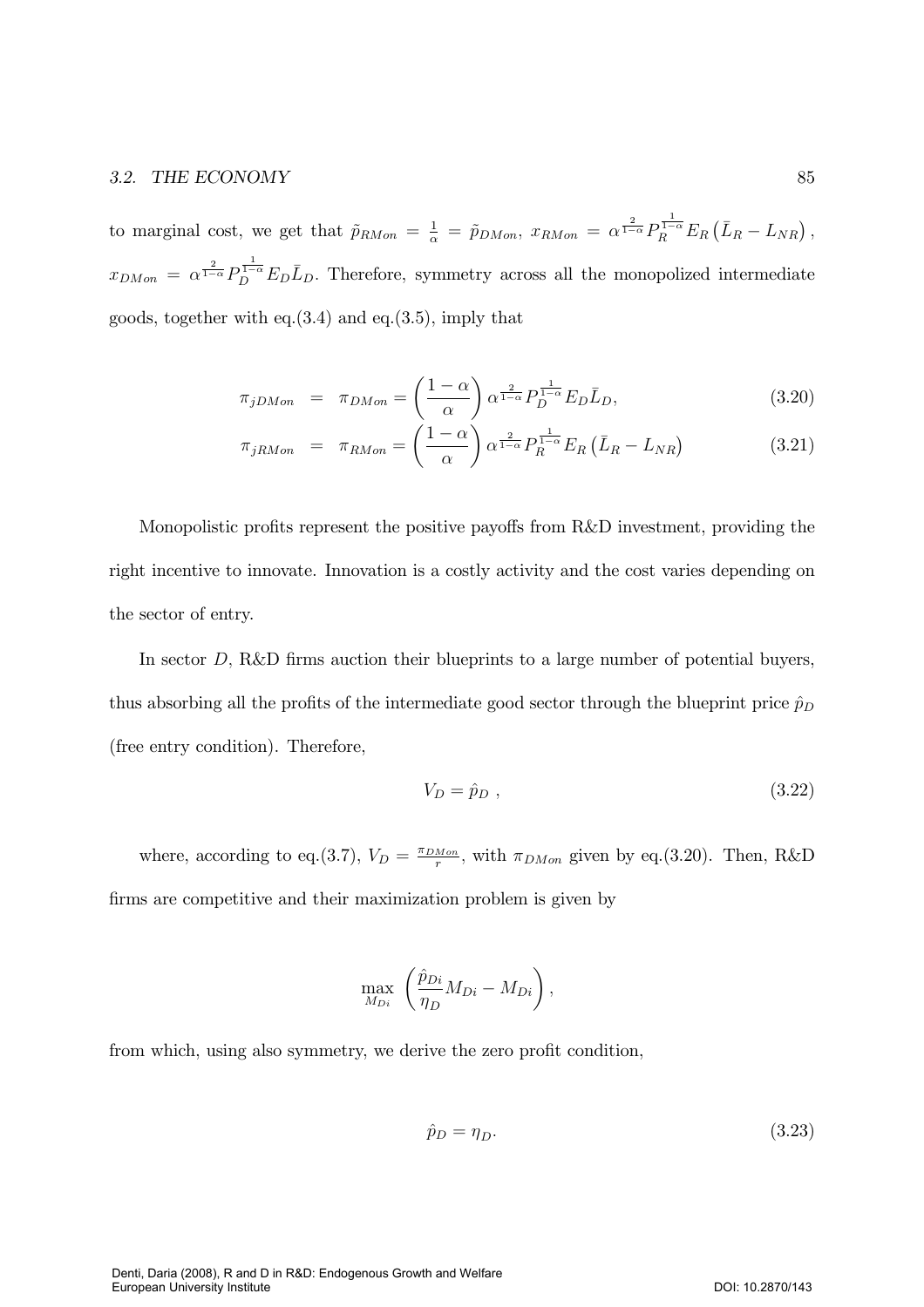to marginal cost, we get that $\tilde{p}_{RMon} = \frac{1}{\alpha} = \tilde{p}_{DMon}$, $x_{RMon} = \alpha^{\frac{2}{1-\alpha}} P_R^{\frac{1}{1-\alpha}} E_R \left(\bar{L}_R - L_{NR}\right)$, $x_{DMon} = \alpha^{\frac{2}{1-\alpha}} P_D^{\frac{1}{1-\alpha}} E_D \bar{L}_D$. Therefore, symmetry across all the monopolized intermediate goods, together with eq.(3.4) and eq.(3.5), imply that

$$\pi_{jDMon} = \pi_{DMon} = \left(\frac{1-\alpha}{\alpha}\right) \alpha^{\frac{2}{1-\alpha}} P_D^{\frac{1}{1-\alpha}} E_D \bar{L}_D, \tag{3.20}$$

$$\pi_{jRMon} = \pi_{RMon} = \left(\frac{1-\alpha}{\alpha}\right) \alpha^{\frac{2}{1-\alpha}} P_R^{\frac{1}{1-\alpha}} E_R \left(\bar{L}_R - L_{NR}\right) \tag{3.21}$$

Monopolistic profits represent the positive payoffs from R&D investment, providing the right incentive to innovate. Innovation is a costly activity and the cost varies depending on the sector of entry.

In sector $D$, R&D firms auction their blueprints to a large number of potential buyers, thus absorbing all the profits of the intermediate good sector through the blueprint price $\hat{p}_D$ (free entry condition). Therefore,

$$V_D = \hat{p}_D \ , \tag{3.22}$$

where, according to eq.(3.7), $V_D = \frac{\pi_{DMon}}{r}$, with $\pi_{DMon}$ given by eq.(3.20). Then, R&D firms are competitive and their maximization problem is given by

$$\max_{M_{Di}} \left(\frac{\hat{p}_{Di}}{\eta_D} M_{Di} - M_{Di}\right),$$

from which, using also symmetry, we derive the zero profit condition,

$$\hat{p}_D = \eta_D. \tag{3.23}$$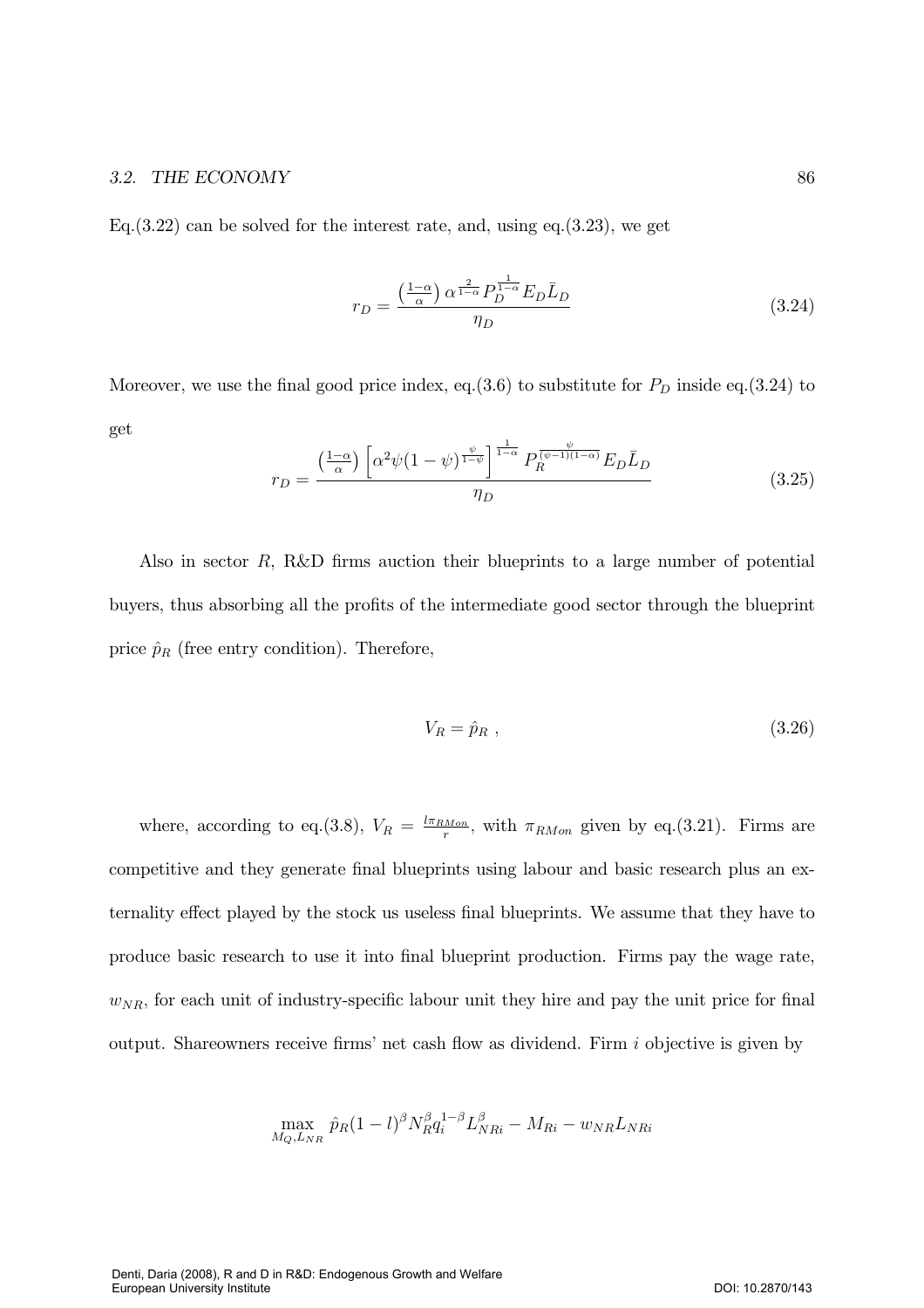Eq.(3.22) can be solved for the interest rate, and, using eq.(3.23), we get

$$r_D = \frac{\left(\frac{1-\alpha}{\alpha}\right) \alpha^{\frac{2}{1-\alpha}} P_D^{\frac{1}{1-\alpha}} E_D \bar{L}_D}{\eta_D} \tag{3.24}$$

Moreover, we use the final good price index, eq.(3.6) to substitute for $P_D$ inside eq.(3.24) to get

$$r_D = \frac{\left(\frac{1-\alpha}{\alpha}\right) \left[\alpha^2 \psi (1-\psi)^{\frac{\psi}{1-\psi}}\right]^{\frac{1}{1-\alpha}} P_R^{\frac{\psi}{(\psi-1)(1-\alpha)}} E_D \bar{L}_D}{\eta_D} \tag{3.25}$$

Also in sector $R$, R&D firms auction their blueprints to a large number of potential buyers, thus absorbing all the profits of the intermediate good sector through the blueprint price $\hat{p}_R$ (free entry condition). Therefore,

$$V_R = \hat{p}_R \ , \tag{3.26}$$

where, according to eq.(3.8), $V_R = \frac{l \pi_{RMon}}{r}$, with $\pi_{RMon}$ given by eq.(3.21). Firms are competitive and they generate final blueprints using labour and basic research plus an externality effect played by the stock us useless final blueprints. We assume that they have to produce basic research to use it into final blueprint production. Firms pay the wage rate, $w_{NR}$, for each unit of industry-specific labour unit they hire and pay the unit price for final output. Shareowners receive firms' net cash flow as dividend. Firm $i$ objective is given by

$$\max_{M_Q, L_{NR}} \ \hat{p}_R (1-l)^\beta N_R^\beta q_i^{1-\beta} L_{NRi}^\beta - M_{Ri} - w_{NR} L_{NRi}$$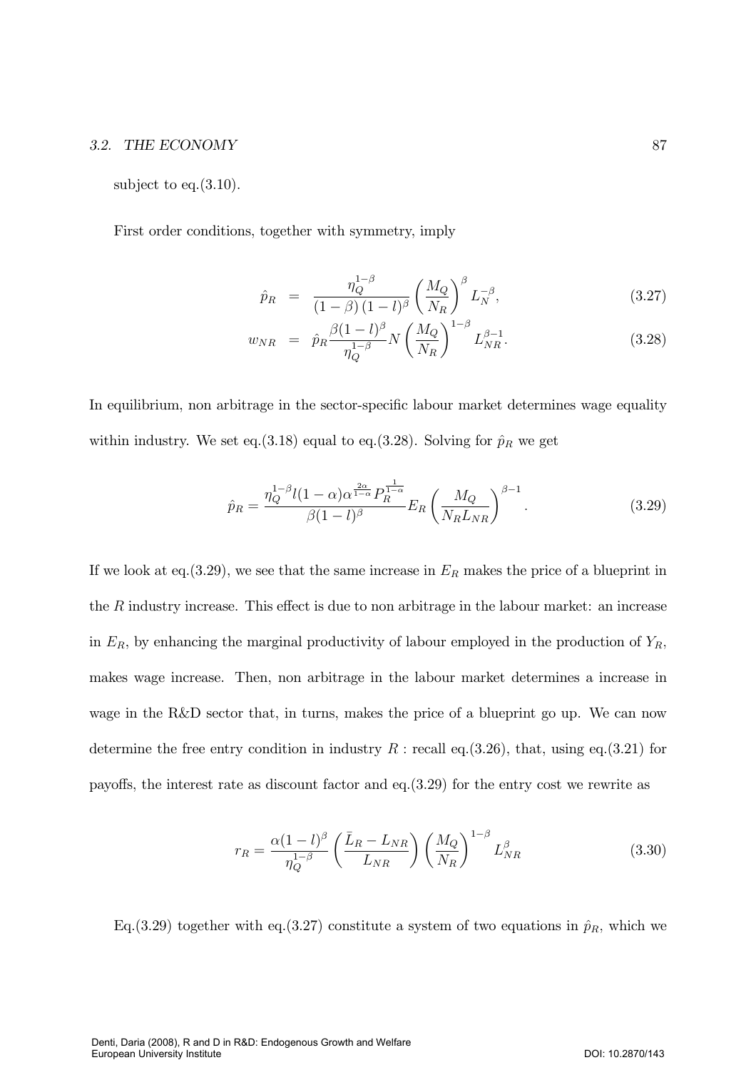subject to eq.(3.10).

First order conditions, together with symmetry, imply

$$\hat{p}_R = \frac{\eta_Q^{1-\beta}}{(1-\beta)(1-l)^{\beta}} \left(\frac{M_Q}{N_R}\right)^{\beta} L_N^{-\beta}, \tag{3.27}$$

$$w_{NR} = \hat{p}_R \frac{\beta(1-l)^{\beta}}{\eta_Q^{1-\beta}} N \left(\frac{M_Q}{N_R}\right)^{1-\beta} L_{NR}^{\beta-1}. \tag{3.28}$$

In equilibrium, non arbitrage in the sector-specific labour market determines wage equality within industry. We set eq.(3.18) equal to eq.(3.28). Solving for $\hat{p}_R$ we get

$$\hat{p}_R = \frac{\eta_Q^{1-\beta} l(1-\alpha)\alpha^{\frac{2\alpha}{1-\alpha}} P_R^{\frac{1}{1-\alpha}}}{\beta(1-l)^{\beta}} E_R \left(\frac{M_Q}{N_R L_{NR}}\right)^{\beta-1}. \tag{3.29}$$

If we look at eq.(3.29), we see that the same increase in $E_R$ makes the price of a blueprint in the $R$ industry increase. This effect is due to non arbitrage in the labour market: an increase in $E_R$, by enhancing the marginal productivity of labour employed in the production of $Y_R$, makes wage increase. Then, non arbitrage in the labour market determines a increase in wage in the R&D sector that, in turns, makes the price of a blueprint go up. We can now determine the free entry condition in industry $R$ : recall eq.(3.26), that, using eq.(3.21) for payoffs, the interest rate as discount factor and eq.(3.29) for the entry cost we rewrite as

$$r_R = \frac{\alpha(1-l)^{\beta}}{\eta_Q^{1-\beta}} \left(\frac{\bar{L}_R - L_{NR}}{L_{NR}}\right) \left(\frac{M_Q}{N_R}\right)^{1-\beta} L_{NR}^{\beta} \tag{3.30}$$

Eq.(3.29) together with eq.(3.27) constitute a system of two equations in $\hat{p}_R$, which we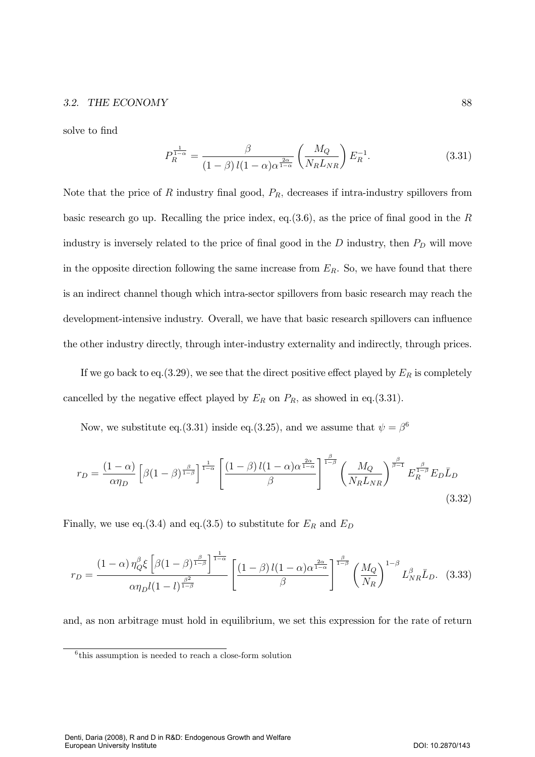solve to find

$$P_R^{\frac{1}{1-\alpha}} = \frac{\beta}{(1-\beta)\, l(1-\alpha)\alpha^{\frac{2\alpha}{1-\alpha}}} \left(\frac{M_Q}{N_R L_{NR}}\right) E_R^{-1}. \tag{3.31}$$

Note that the price of $R$ industry final good, $P_R$, decreases if intra-industry spillovers from basic research go up. Recalling the price index, eq.(3.6), as the price of final good in the $R$ industry is inversely related to the price of final good in the $D$ industry, then $P_D$ will move in the opposite direction following the same increase from $E_R$. So, we have found that there is an indirect channel though which intra-sector spillovers from basic research may reach the development-intensive industry. Overall, we have that basic research spillovers can influence the other industry directly, through inter-industry externality and indirectly, through prices.

If we go back to eq.(3.29), we see that the direct positive effect played by $E_R$ is completely cancelled by the negative effect played by $E_R$ on $P_R$, as showed in eq.(3.31).

Now, we substitute eq.(3.31) inside eq.(3.25), and we assume that $\psi = \beta$[6]

$$r_D = \frac{(1-\alpha)}{\alpha \eta_D} \left[\beta(1-\beta)^{\frac{\beta}{1-\beta}}\right]^{\frac{1}{1-\alpha}} \left[\frac{(1-\beta)\, l(1-\alpha)\alpha^{\frac{2\alpha}{1-\alpha}}}{\beta}\right]^{\frac{\beta}{1-\beta}} \left(\frac{M_Q}{N_R L_{NR}}\right)^{\frac{\beta}{\beta-1}} E_R^{\frac{\beta}{1-\beta}} E_D \bar{L}_D \tag{3.32}$$

Finally, we use eq.(3.4) and eq.(3.5) to substitute for $E_R$ and $E_D$

$$r_D = \frac{(1-\alpha)\,\eta_Q^{\beta}\xi \left[\beta(1-\beta)^{\frac{\beta}{1-\beta}}\right]^{\frac{1}{1-\alpha}}}{\alpha \eta_D l(1-l)^{\frac{\beta^2}{1-\beta}}} \left[\frac{(1-\beta)\, l(1-\alpha)\alpha^{\frac{2\alpha}{1-\alpha}}}{\beta}\right]^{\frac{\beta}{1-\beta}} \left(\frac{M_Q}{N_R}\right)^{1-\beta} L_{NR}^{\beta} \bar{L}_D. \tag{3.33}$$

and, as non arbitrage must hold in equilibrium, we set this expression for the rate of return

[6] this assumption is needed to reach a close-form solution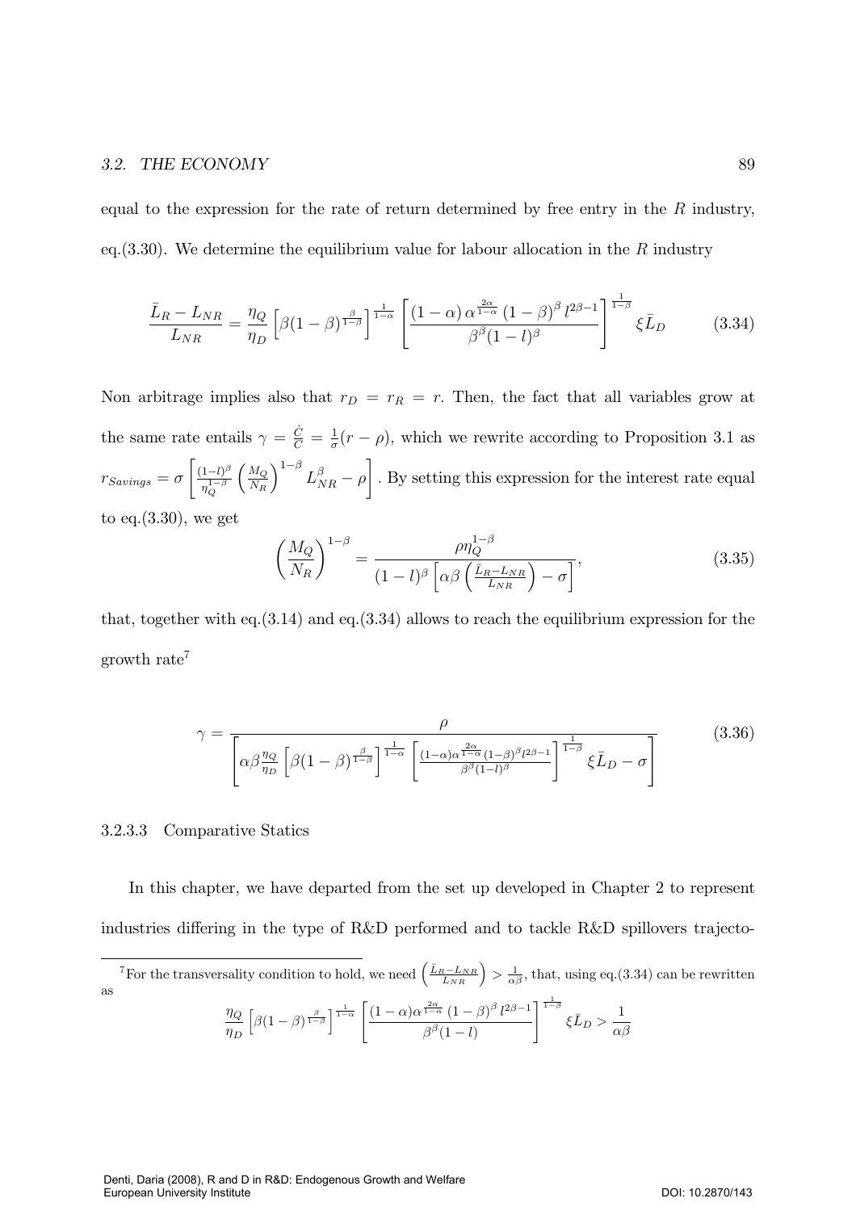equal to the expression for the rate of return determined by free entry in the $R$ industry, eq.(3.30). We determine the equilibrium value for labour allocation in the $R$ industry

$$\frac{\bar{L}_R - L_{NR}}{L_{NR}} = \frac{\eta_Q}{\eta_D}\left[\beta(1-\beta)^{\frac{\beta}{1-\beta}}\right]^{\frac{1}{1-\alpha}}\left[\frac{(1-\alpha)\,\alpha^{\frac{2\alpha}{1-\alpha}}\,(1-\beta)^{\beta}\,l^{2\beta-1}}{\beta^{\beta}(1-l)^{\beta}}\right]^{\frac{1}{1-\beta}}\xi\bar{L}_D \tag{3.34}$$

Non arbitrage implies also that $r_D = r_R = r$. Then, the fact that all variables grow at the same rate entails $\gamma = \frac{\dot{C}}{C} = \frac{1}{\sigma}(r-\rho)$, which we rewrite according to Proposition 3.1 as $r_{Savings} = \sigma\left[\frac{(1-l)^{\beta}}{\eta_Q^{1-\beta}}\left(\frac{M_Q}{N_R}\right)^{1-\beta}L_{NR}^{\beta} - \rho\right]$. By setting this expression for the interest rate equal to eq.(3.30), we get

$$\left(\frac{M_Q}{N_R}\right)^{1-\beta} = \frac{\rho\eta_Q^{1-\beta}}{(1-l)^{\beta}\left[\alpha\beta\left(\frac{\bar{L}_R - L_{NR}}{L_{NR}}\right) - \sigma\right]}, \tag{3.35}$$

that, together with eq.(3.14) and eq.(3.34) allows to reach the equilibrium expression for the growth rate[7]

$$\gamma = \frac{\rho}{\left[\alpha\beta\frac{\eta_Q}{\eta_D}\left[\beta(1-\beta)^{\frac{\beta}{1-\beta}}\right]^{\frac{1}{1-\alpha}}\left[\frac{(1-\alpha)\alpha^{\frac{2\alpha}{1-\alpha}}(1-\beta)^{\beta}l^{2\beta-1}}{\beta^{\beta}(1-l)^{\beta}}\right]^{\frac{1}{1-\beta}}\xi\bar{L}_D - \sigma\right]} \tag{3.36}$$

#### 3.2.3.3 Comparative Statics

In this chapter, we have departed from the set up developed in Chapter 2 to represent industries differing in the type of R&D performed and to tackle R&D spillovers trajecto-

---

[7] For the transversality condition to hold, we need $\left(\frac{\bar{L}_R - L_{NR}}{L_{NR}}\right) > \frac{1}{\alpha\beta}$, that, using eq.(3.34) can be rewritten as

$$\frac{\eta_Q}{\eta_D}\left[\beta(1-\beta)^{\frac{\beta}{1-\beta}}\right]^{\frac{1}{1-\alpha}}\left[\frac{(1-\alpha)\alpha^{\frac{2\alpha}{1-\alpha}}\,(1-\beta)^{\beta}\,l^{2\beta-1}}{\beta^{\beta}(1-l)}\right]^{\frac{1}{1-\beta}}\xi\bar{L}_D > \frac{1}{\alpha\beta}$$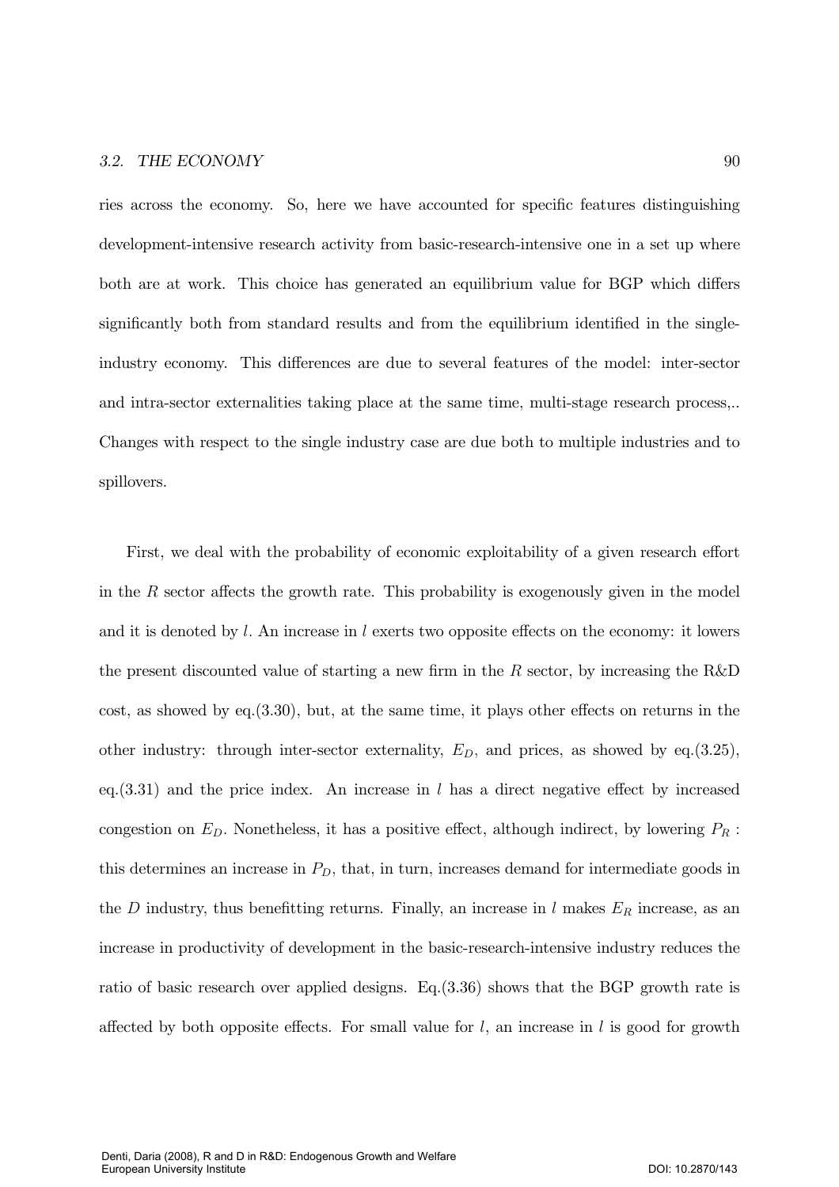ries across the economy. So, here we have accounted for specific features distinguishing development-intensive research activity from basic-research-intensive one in a set up where both are at work. This choice has generated an equilibrium value for BGP which differs significantly both from standard results and from the equilibrium identified in the single-industry economy. This differences are due to several features of the model: inter-sector and intra-sector externalities taking place at the same time, multi-stage research process,.. Changes with respect to the single industry case are due both to multiple industries and to spillovers.

First, we deal with the probability of economic exploitability of a given research effort in the $R$ sector affects the growth rate. This probability is exogenously given in the model and it is denoted by $l$. An increase in $l$ exerts two opposite effects on the economy: it lowers the present discounted value of starting a new firm in the $R$ sector, by increasing the R&D cost, as showed by eq.(3.30), but, at the same time, it plays other effects on returns in the other industry: through inter-sector externality, $E_D$, and prices, as showed by eq.(3.25), eq.(3.31) and the price index. An increase in $l$ has a direct negative effect by increased congestion on $E_D$. Nonetheless, it has a positive effect, although indirect, by lowering $P_R$ : this determines an increase in $P_D$, that, in turn, increases demand for intermediate goods in the $D$ industry, thus benefitting returns. Finally, an increase in $l$ makes $E_R$ increase, as an increase in productivity of development in the basic-research-intensive industry reduces the ratio of basic research over applied designs. Eq.(3.36) shows that the BGP growth rate is affected by both opposite effects. For small value for $l$, an increase in $l$ is good for growth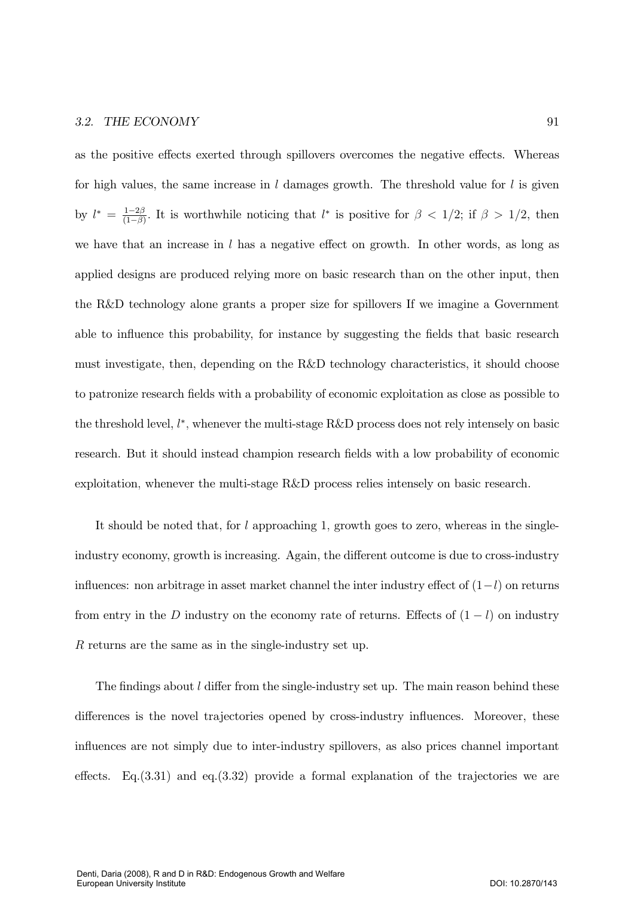as the positive effects exerted through spillovers overcomes the negative effects. Whereas for high values, the same increase in $l$ damages growth. The threshold value for $l$ is given by $l^* = \frac{1-2\beta}{(1-\beta)}$. It is worthwhile noticing that $l^*$ is positive for $\beta < 1/2$; if $\beta > 1/2$, then we have that an increase in $l$ has a negative effect on growth. In other words, as long as applied designs are produced relying more on basic research than on the other input, then the R&D technology alone grants a proper size for spillovers If we imagine a Government able to influence this probability, for instance by suggesting the fields that basic research must investigate, then, depending on the R&D technology characteristics, it should choose to patronize research fields with a probability of economic exploitation as close as possible to the threshold level, $l^*$, whenever the multi-stage R&D process does not rely intensely on basic research. But it should instead champion research fields with a low probability of economic exploitation, whenever the multi-stage R&D process relies intensely on basic research.

It should be noted that, for $l$ approaching 1, growth goes to zero, whereas in the single-industry economy, growth is increasing. Again, the different outcome is due to cross-industry influences: non arbitrage in asset market channel the inter industry effect of $(1-l)$ on returns from entry in the $D$ industry on the economy rate of returns. Effects of $(1-l)$ on industry $R$ returns are the same as in the single-industry set up.

The findings about $l$ differ from the single-industry set up. The main reason behind these differences is the novel trajectories opened by cross-industry influences. Moreover, these influences are not simply due to inter-industry spillovers, as also prices channel important effects. Eq.(3.31) and eq.(3.32) provide a formal explanation of the trajectories we are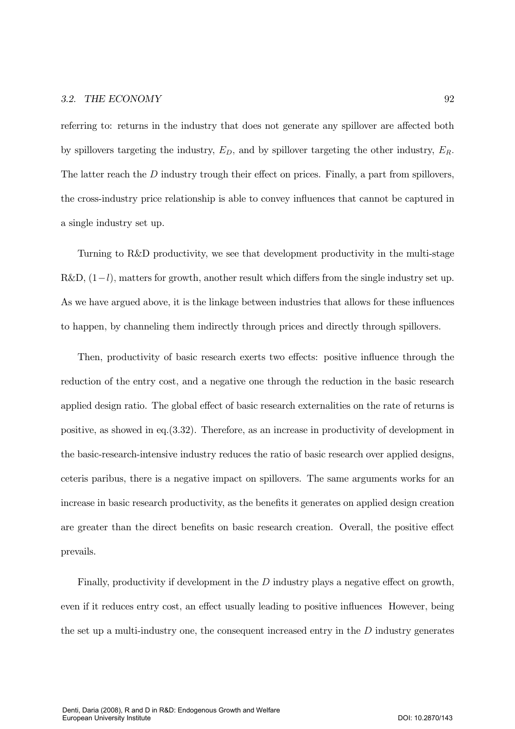referring to: returns in the industry that does not generate any spillover are affected both by spillovers targeting the industry, $E_D$, and by spillover targeting the other industry, $E_R$. The latter reach the $D$ industry trough their effect on prices. Finally, a part from spillovers, the cross-industry price relationship is able to convey influences that cannot be captured in a single industry set up.

Turning to R&D productivity, we see that development productivity in the multi-stage R&D, $(1-l)$, matters for growth, another result which differs from the single industry set up. As we have argued above, it is the linkage between industries that allows for these influences to happen, by channeling them indirectly through prices and directly through spillovers.

Then, productivity of basic research exerts two effects: positive influence through the reduction of the entry cost, and a negative one through the reduction in the basic research applied design ratio. The global effect of basic research externalities on the rate of returns is positive, as showed in eq.(3.32). Therefore, as an increase in productivity of development in the basic-research-intensive industry reduces the ratio of basic research over applied designs, ceteris paribus, there is a negative impact on spillovers. The same arguments works for an increase in basic research productivity, as the benefits it generates on applied design creation are greater than the direct benefits on basic research creation. Overall, the positive effect prevails.

Finally, productivity if development in the $D$ industry plays a negative effect on growth, even if it reduces entry cost, an effect usually leading to positive influences However, being the set up a multi-industry one, the consequent increased entry in the $D$ industry generates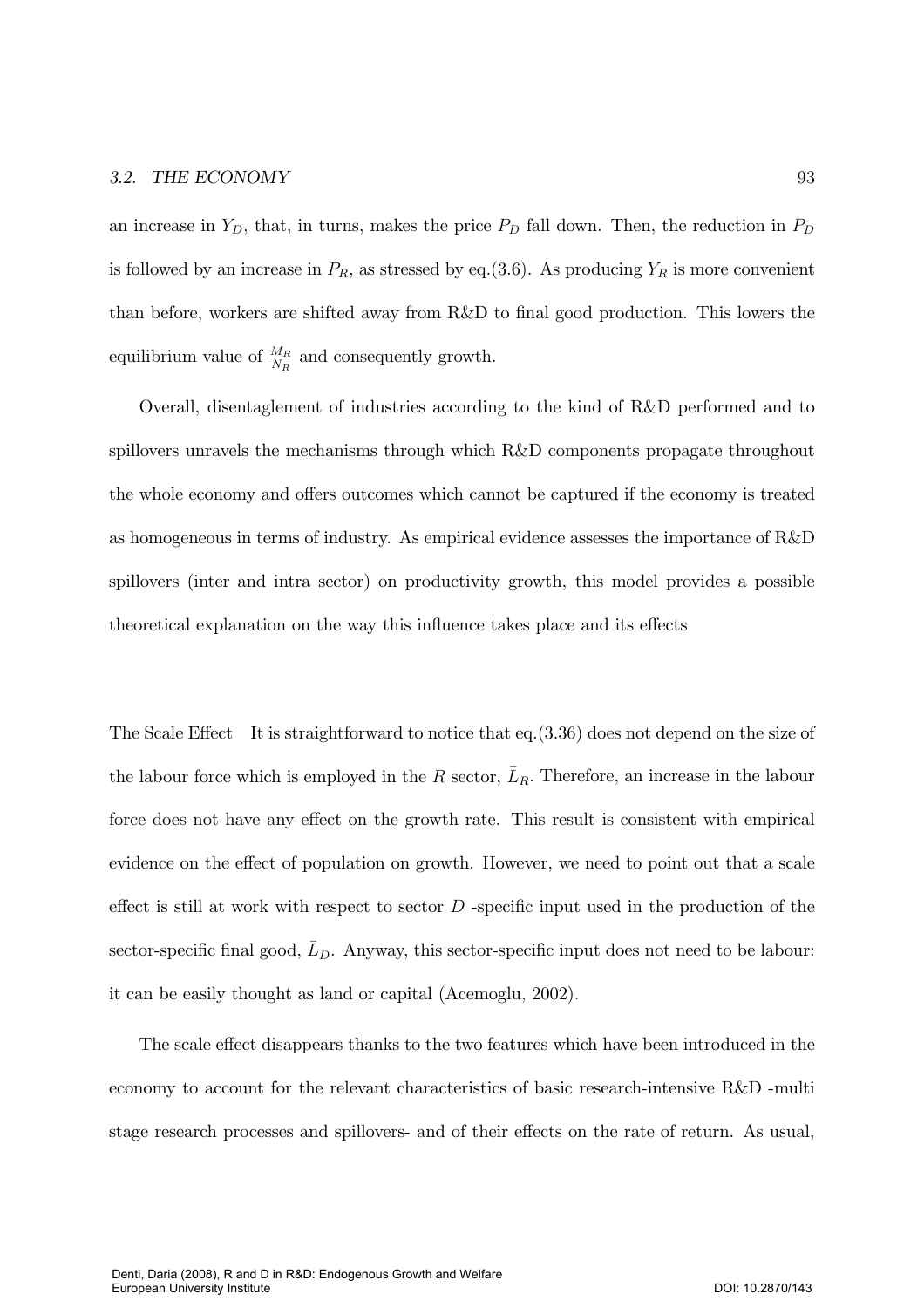an increase in $Y_D$, that, in turns, makes the price $P_D$ fall down. Then, the reduction in $P_D$ is followed by an increase in $P_R$, as stressed by eq.(3.6). As producing $Y_R$ is more convenient than before, workers are shifted away from R&D to final good production. This lowers the equilibrium value of $\frac{M_R}{N_R}$ and consequently growth.

Overall, disentaglement of industries according to the kind of R&D performed and to spillovers unravels the mechanisms through which R&D components propagate throughout the whole economy and offers outcomes which cannot be captured if the economy is treated as homogeneous in terms of industry. As empirical evidence assesses the importance of R&D spillovers (inter and intra sector) on productivity growth, this model provides a possible theoretical explanation on the way this influence takes place and its effects

The Scale Effect It is straightforward to notice that eq.(3.36) does not depend on the size of the labour force which is employed in the $R$ sector, $\bar{L}_R$. Therefore, an increase in the labour force does not have any effect on the growth rate. This result is consistent with empirical evidence on the effect of population on growth. However, we need to point out that a scale effect is still at work with respect to sector $D$ -specific input used in the production of the sector-specific final good, $\bar{L}_D$. Anyway, this sector-specific input does not need to be labour: it can be easily thought as land or capital (Acemoglu, 2002).

The scale effect disappears thanks to the two features which have been introduced in the economy to account for the relevant characteristics of basic research-intensive R&D -multi stage research processes and spillovers- and of their effects on the rate of return. As usual,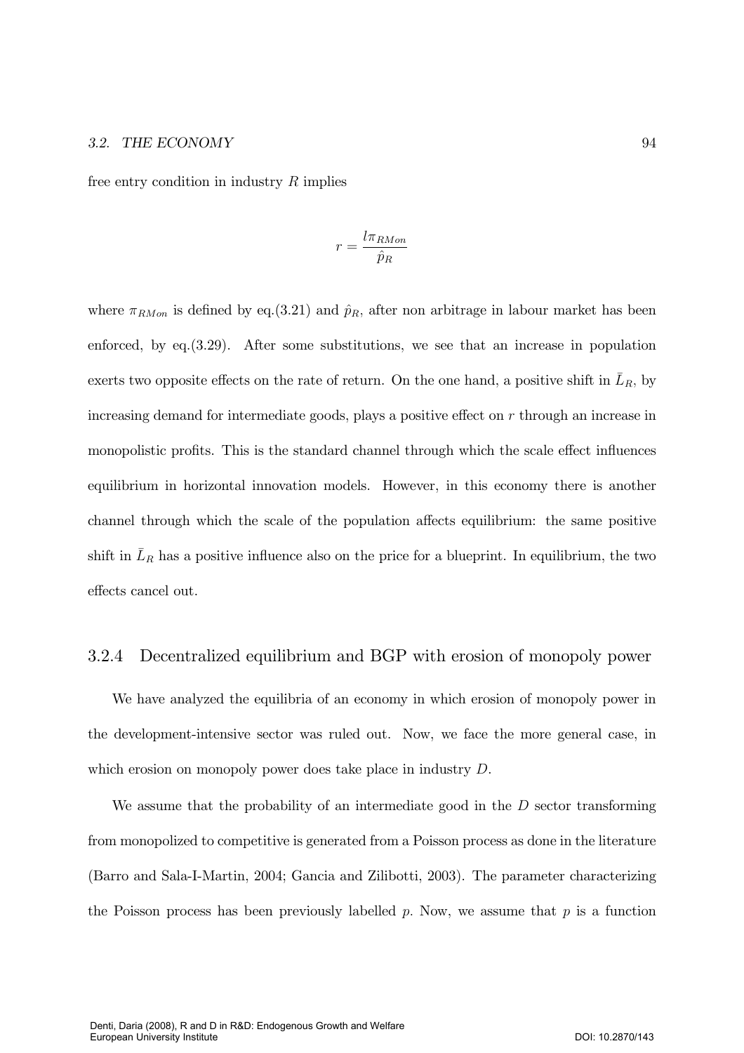free entry condition in industry $R$ implies

$$r = \frac{l\pi_{RMon}}{\hat{p}_R}$$

where $\pi_{RMon}$ is defined by eq.(3.21) and $\hat{p}_R$, after non arbitrage in labour market has been enforced, by eq.(3.29). After some substitutions, we see that an increase in population exerts two opposite effects on the rate of return. On the one hand, a positive shift in $\bar{L}_R$, by increasing demand for intermediate goods, plays a positive effect on $r$ through an increase in monopolistic profits. This is the standard channel through which the scale effect influences equilibrium in horizontal innovation models. However, in this economy there is another channel through which the scale of the population affects equilibrium: the same positive shift in $\bar{L}_R$ has a positive influence also on the price for a blueprint. In equilibrium, the two effects cancel out.

### 3.2.4 Decentralized equilibrium and BGP with erosion of monopoly power

We have analyzed the equilibria of an economy in which erosion of monopoly power in the development-intensive sector was ruled out. Now, we face the more general case, in which erosion on monopoly power does take place in industry $D$.

We assume that the probability of an intermediate good in the $D$ sector transforming from monopolized to competitive is generated from a Poisson process as done in the literature (Barro and Sala-I-Martin, 2004; Gancia and Zilibotti, 2003). The parameter characterizing the Poisson process has been previously labelled $p$. Now, we assume that $p$ is a function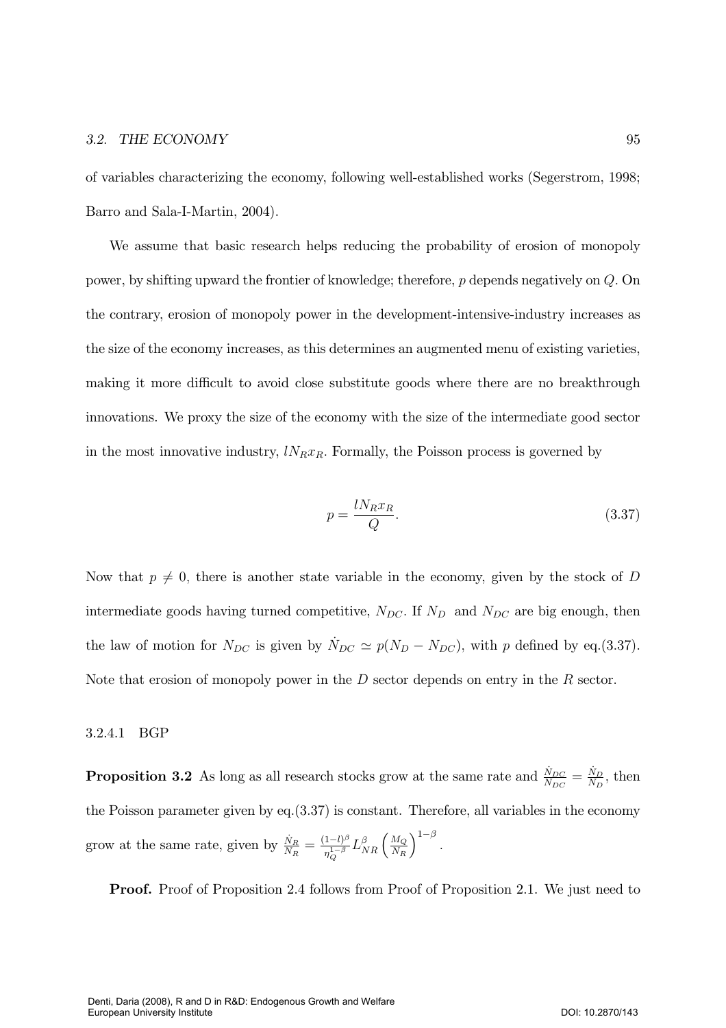of variables characterizing the economy, following well-established works (Segerstrom, 1998; Barro and Sala-I-Martin, 2004).

We assume that basic research helps reducing the probability of erosion of monopoly power, by shifting upward the frontier of knowledge; therefore, $p$ depends negatively on $Q$. On the contrary, erosion of monopoly power in the development-intensive-industry increases as the size of the economy increases, as this determines an augmented menu of existing varieties, making it more difficult to avoid close substitute goods where there are no breakthrough innovations. We proxy the size of the economy with the size of the intermediate good sector in the most innovative industry, $lN_R x_R$. Formally, the Poisson process is governed by

$$p = \frac{lN_R x_R}{Q}. \tag{3.37}$$

Now that $p \neq 0$, there is another state variable in the economy, given by the stock of $D$ intermediate goods having turned competitive, $N_{DC}$. If $N_D$ and $N_{DC}$ are big enough, then the law of motion for $N_{DC}$ is given by $\dot{N}_{DC} \simeq p(N_D - N_{DC})$, with $p$ defined by eq.(3.37). Note that erosion of monopoly power in the $D$ sector depends on entry in the $R$ sector.

#### 3.2.4.1 BGP

**Proposition 3.2** As long as all research stocks grow at the same rate and $\frac{\dot{N}_{DC}}{N_{DC}} = \frac{\dot{N}_D}{N_D}$, then the Poisson parameter given by eq.(3.37) is constant. Therefore, all variables in the economy grow at the same rate, given by $\frac{\dot{N}_R}{N_R} = \frac{(1-l)^{\beta}}{\eta_Q^{1-\beta}} L_{NR}^{\beta} \left(\frac{M_Q}{N_R}\right)^{1-\beta}$.

**Proof.** Proof of Proposition 2.4 follows from Proof of Proposition 2.1. We just need to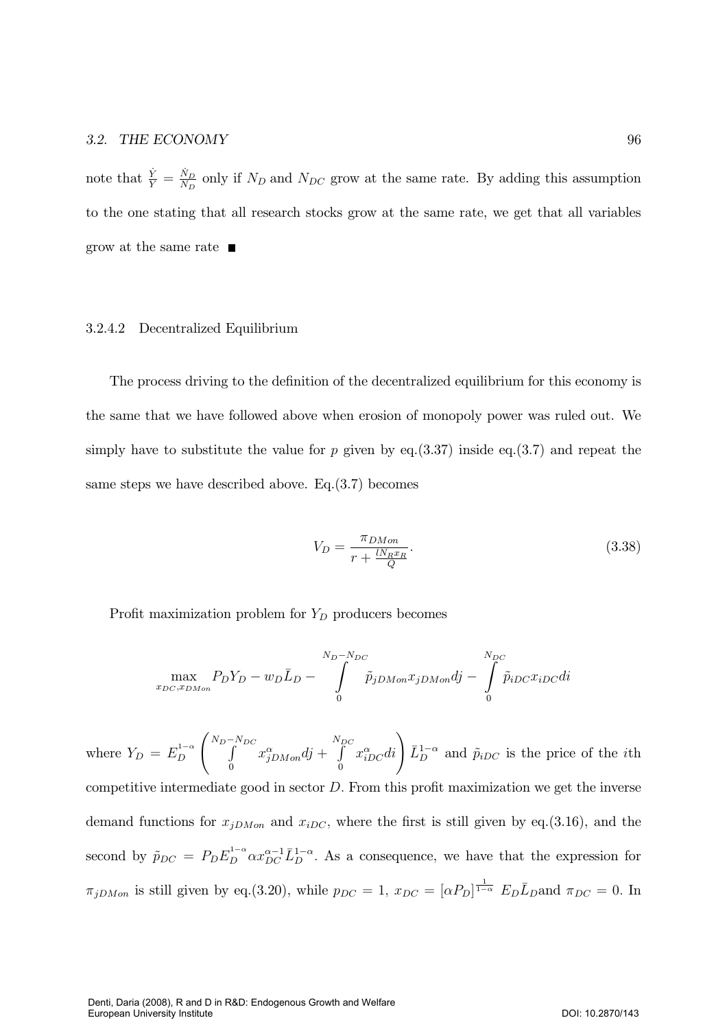note that $\frac{\dot{Y}}{Y} = \frac{\dot{N}_D}{N_D}$ only if $N_D$ and $N_{DC}$ grow at the same rate. By adding this assumption to the one stating that all research stocks grow at the same rate, we get that all variables grow at the same rate ■

#### 3.2.4.2 Decentralized Equilibrium

The process driving to the definition of the decentralized equilibrium for this economy is the same that we have followed above when erosion of monopoly power was ruled out. We simply have to substitute the value for $p$ given by eq.(3.37) inside eq.(3.7) and repeat the same steps we have described above. Eq.(3.7) becomes

$$V_D = \frac{\pi_{DMon}}{r + \frac{l N_R x_R}{Q}}. \tag{3.38}$$

Profit maximization problem for $Y_D$ producers becomes

$$\max_{x_{DC}, x_{DMon}} P_D Y_D - w_D \bar{L}_D - \int_0^{N_D - N_{DC}} \tilde{p}_{jDMon} x_{jDMon} dj - \int_0^{N_{DC}} \tilde{p}_{iDC} x_{iDC} di$$

where $Y_D = E_D^{1-\alpha} \left( \int_0^{N_D - N_{DC}} x_{jDMon}^{\alpha} dj + \int_0^{N_{DC}} x_{iDC}^{\alpha} di \right) \bar{L}_D^{1-\alpha}$ and $\tilde{p}_{iDC}$ is the price of the $i$th competitive intermediate good in sector $D$. From this profit maximization we get the inverse demand functions for $x_{jDMon}$ and $x_{iDC}$, where the first is still given by eq.(3.16), and the second by $\tilde{p}_{DC} = P_D E_D^{1-\alpha} \alpha x_{DC}^{\alpha-1} \bar{L}_D^{1-\alpha}$. As a consequence, we have that the expression for $\pi_{jDMon}$ is still given by eq.(3.20), while $p_{DC} = 1$, $x_{DC} = [\alpha P_D]^{\frac{1}{1-\alpha}} E_D \bar{L}_D$and $\pi_{DC} = 0$. In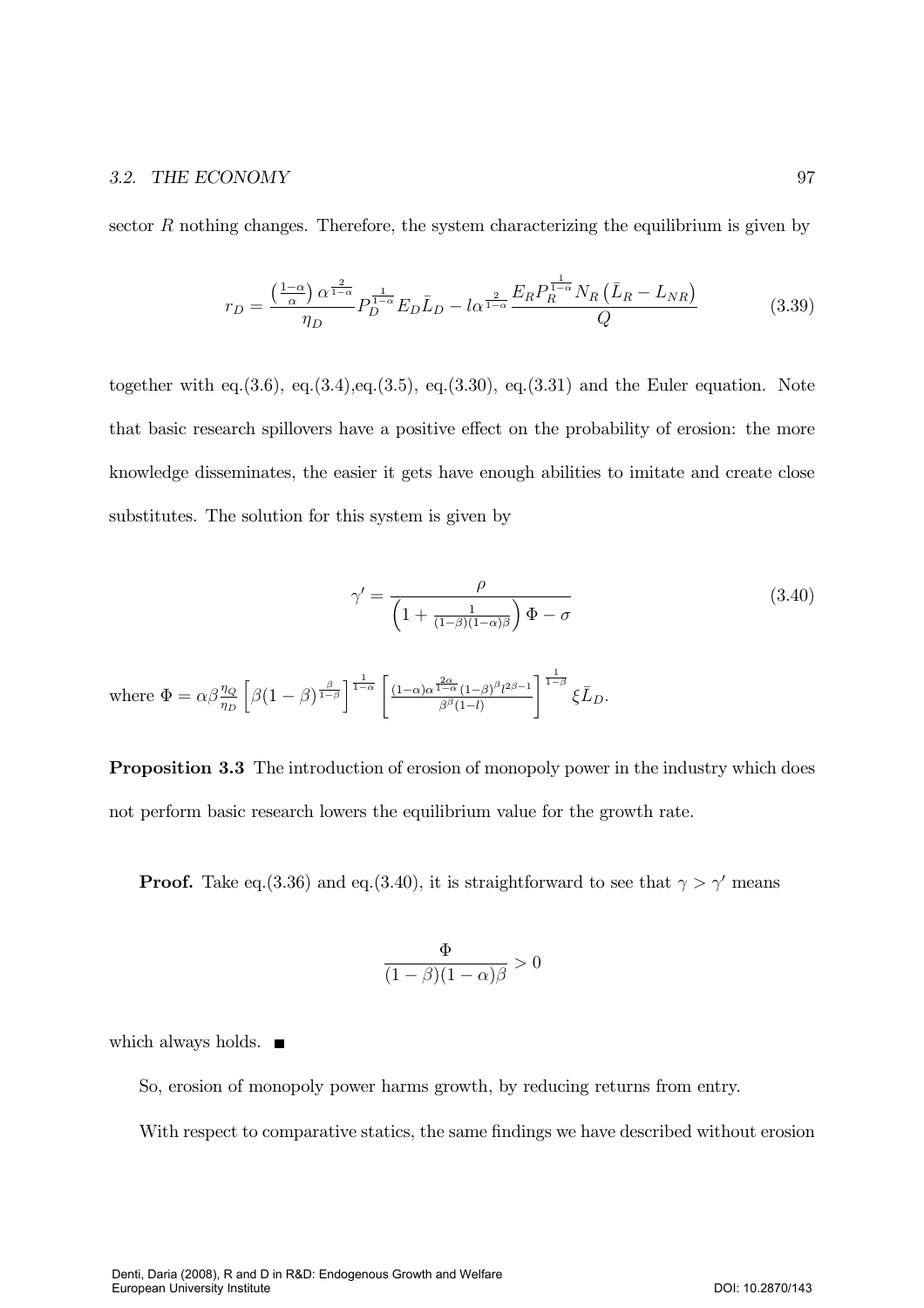sector $R$ nothing changes. Therefore, the system characterizing the equilibrium is given by

$$r_D = \frac{\left(\frac{1-\alpha}{\alpha}\right)\alpha^{\frac{2}{1-\alpha}}}{\eta_D} P_D^{\frac{1}{1-\alpha}} E_D \bar{L}_D - l\alpha^{\frac{2}{1-\alpha}} \frac{E_R P_R^{\frac{1}{1-\alpha}} N_R \left(\bar{L}_R - L_{NR}\right)}{Q} \tag{3.39}$$

together with eq.(3.6), eq.(3.4),eq.(3.5), eq.(3.30), eq.(3.31) and the Euler equation. Note that basic research spillovers have a positive effect on the probability of erosion: the more knowledge disseminates, the easier it gets have enough abilities to imitate and create close substitutes. The solution for this system is given by

$$\gamma' = \frac{\rho}{\left(1 + \frac{1}{(1-\beta)(1-\alpha)\beta}\right)\Phi - \sigma} \tag{3.40}$$

where $\Phi = \alpha\beta\frac{\eta_Q}{\eta_D}\left[\beta(1-\beta)^{\frac{\beta}{1-\beta}}\right]^{\frac{1}{1-\alpha}}\left[\frac{(1-\alpha)\alpha^{\frac{2\alpha}{1-\alpha}}(1-\beta)^{\beta}l^{2\beta-1}}{\beta^{\beta}(1-l)}\right]^{\frac{1}{1-\beta}}\xi\bar{L}_D$.

**Proposition 3.3** The introduction of erosion of monopoly power in the industry which does not perform basic research lowers the equilibrium value for the growth rate.

**Proof.** Take eq.(3.36) and eq.(3.40), it is straightforward to see that $\gamma > \gamma'$ means

$$\frac{\Phi}{(1-\beta)(1-\alpha)\beta} > 0$$

which always holds. ■

So, erosion of monopoly power harms growth, by reducing returns from entry.

With respect to comparative statics, the same findings we have described without erosion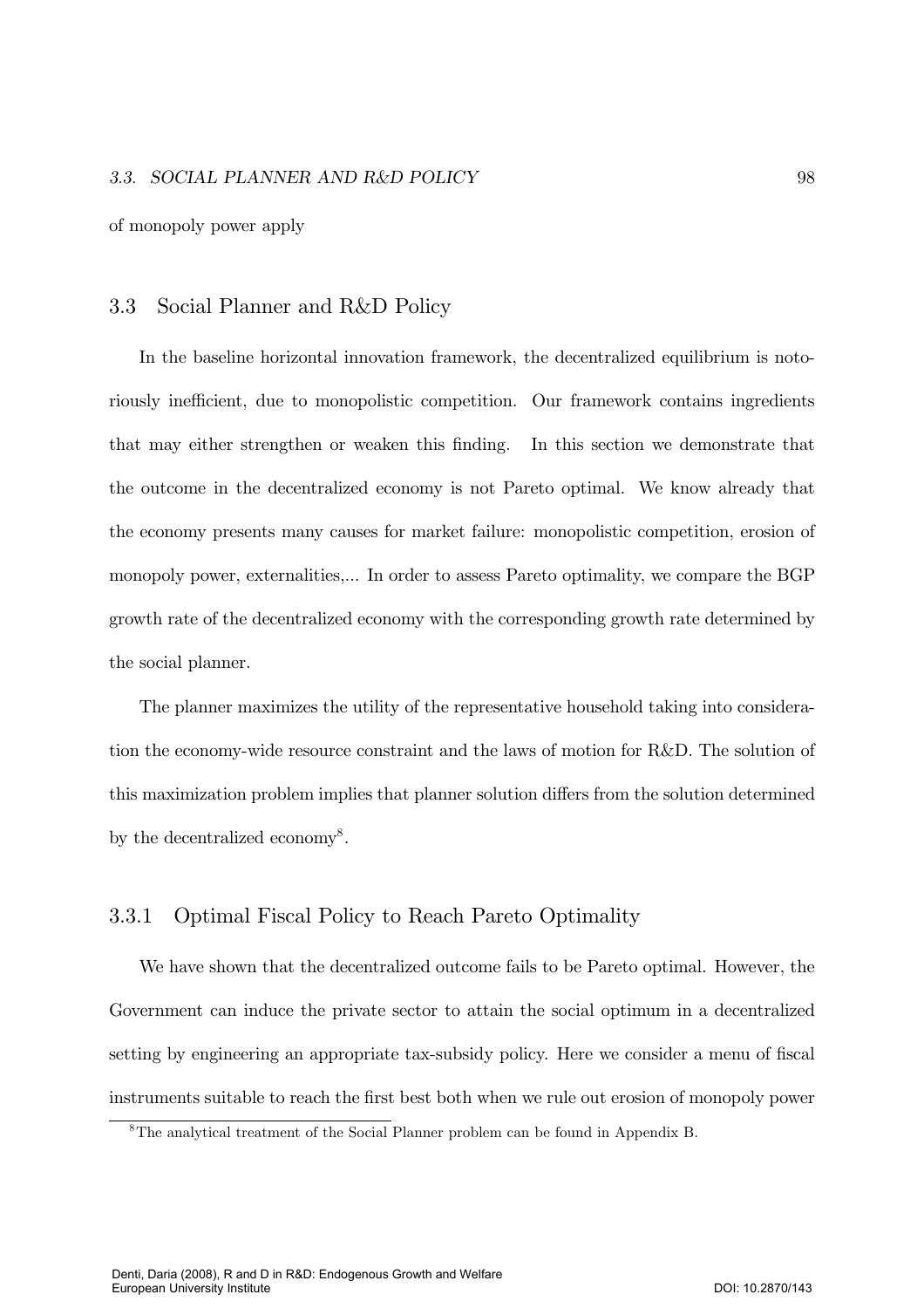of monopoly power apply

## 3.3 Social Planner and R&D Policy

In the baseline horizontal innovation framework, the decentralized equilibrium is notoriously inefficient, due to monopolistic competition. Our framework contains ingredients that may either strengthen or weaken this finding. In this section we demonstrate that the outcome in the decentralized economy is not Pareto optimal. We know already that the economy presents many causes for market failure: monopolistic competition, erosion of monopoly power, externalities,... In order to assess Pareto optimality, we compare the BGP growth rate of the decentralized economy with the corresponding growth rate determined by the social planner.

The planner maximizes the utility of the representative household taking into consideration the economy-wide resource constraint and the laws of motion for R&D. The solution of this maximization problem implies that planner solution differs from the solution determined by the decentralized economy[8].

### 3.3.1 Optimal Fiscal Policy to Reach Pareto Optimality

We have shown that the decentralized outcome fails to be Pareto optimal. However, the Government can induce the private sector to attain the social optimum in a decentralized setting by engineering an appropriate tax-subsidy policy. Here we consider a menu of fiscal instruments suitable to reach the first best both when we rule out erosion of monopoly power

[8] The analytical treatment of the Social Planner problem can be found in Appendix B.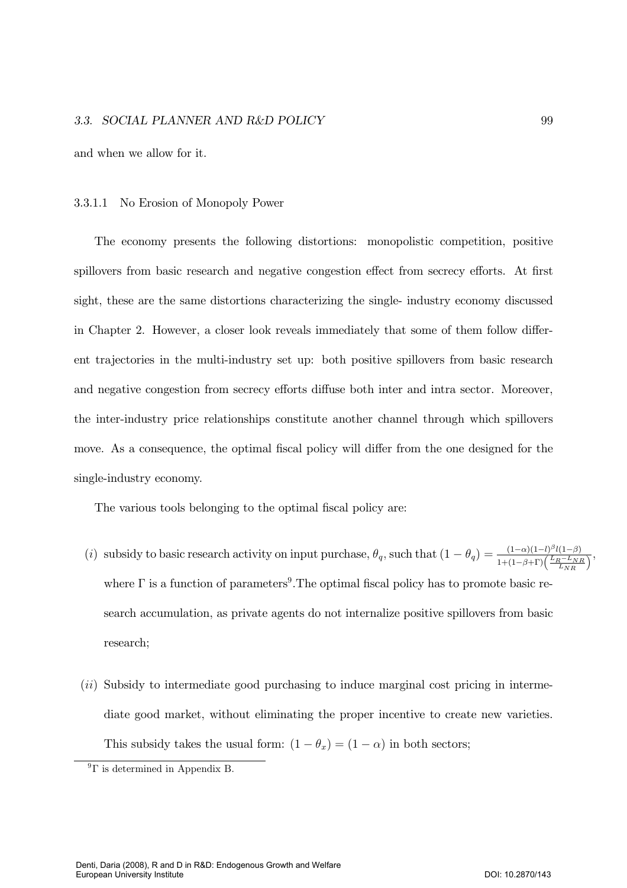and when we allow for it.

#### 3.3.1.1 No Erosion of Monopoly Power

The economy presents the following distortions: monopolistic competition, positive spillovers from basic research and negative congestion effect from secrecy efforts. At first sight, these are the same distortions characterizing the single- industry economy discussed in Chapter 2. However, a closer look reveals immediately that some of them follow different trajectories in the multi-industry set up: both positive spillovers from basic research and negative congestion from secrecy efforts diffuse both inter and intra sector. Moreover, the inter-industry price relationships constitute another channel through which spillovers move. As a consequence, the optimal fiscal policy will differ from the one designed for the single-industry economy.

The various tools belonging to the optimal fiscal policy are:

(i) subsidy to basic research activity on input purchase, $\theta_q$, such that $(1-\theta_q) = \frac{(1-\alpha)(1-l)^{\beta} l(1-\beta)}{1+(1-\beta+\Gamma)\left(\frac{L_R - L_{NR}}{L_{NR}}\right)}$, where $\Gamma$ is a function of parameters[9]. The optimal fiscal policy has to promote basic research accumulation, as private agents do not internalize positive spillovers from basic research;

(ii) Subsidy to intermediate good purchasing to induce marginal cost pricing in intermediate good market, without eliminating the proper incentive to create new varieties. This subsidy takes the usual form: $(1-\theta_x) = (1-\alpha)$ in both sectors;

[9] $\Gamma$ is determined in Appendix B.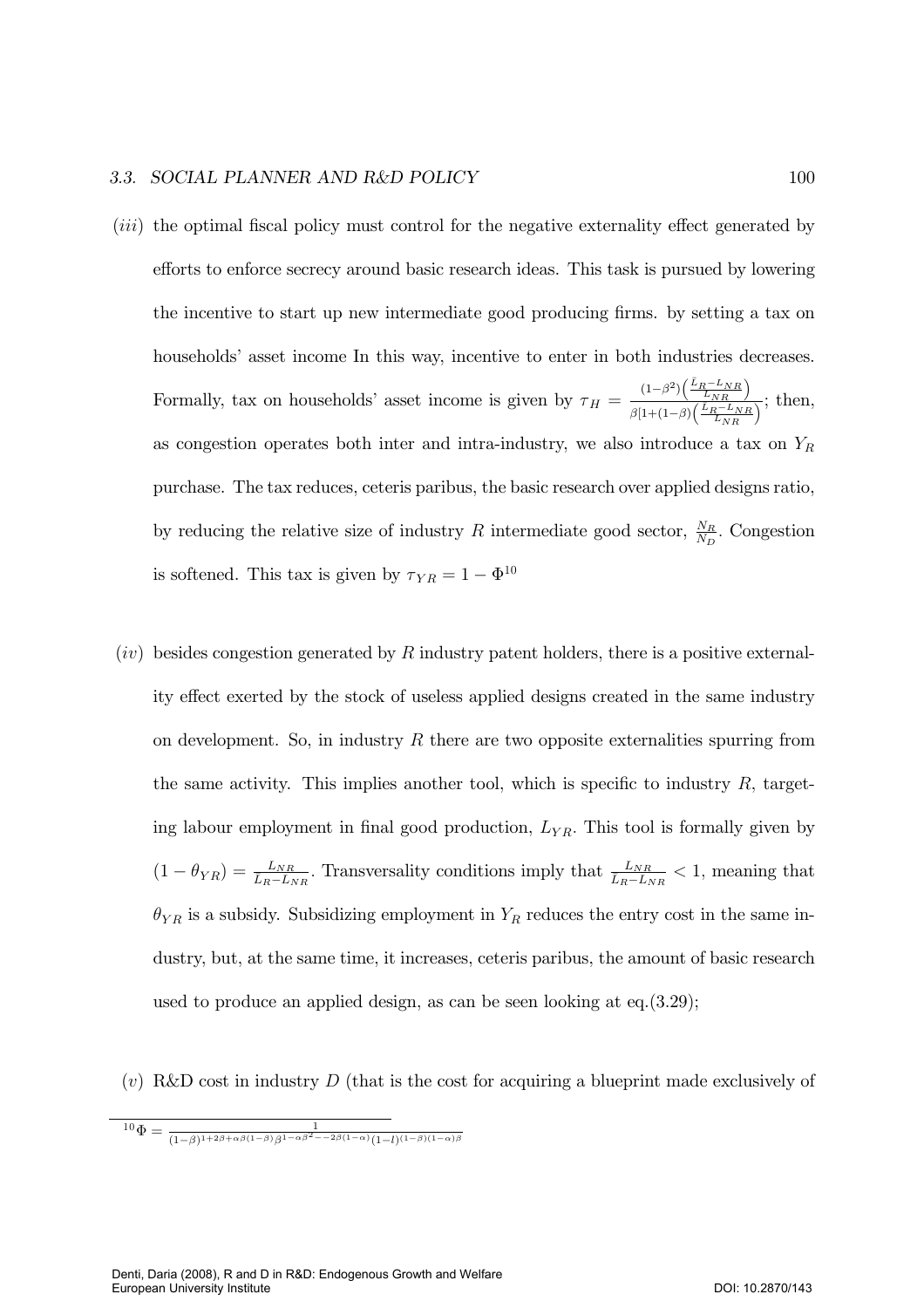(*iii*) the optimal fiscal policy must control for the negative externality effect generated by efforts to enforce secrecy around basic research ideas. This task is pursued by lowering the incentive to start up new intermediate good producing firms. by setting a tax on households' asset income In this way, incentive to enter in both industries decreases. Formally, tax on households' asset income is given by $\tau_H = \frac{(1-\beta^2)\left(\frac{\bar{L}_R - L_{NR}}{L_{NR}}\right)}{\beta[1+(1-\beta)\left(\frac{L_R - L_{NR}}{L_{NR}}\right)}$; then, as congestion operates both inter and intra-industry, we also introduce a tax on $Y_R$ purchase. The tax reduces, ceteris paribus, the basic research over applied designs ratio, by reducing the relative size of industry $R$ intermediate good sector, $\frac{N_R}{N_D}$. Congestion is softened. This tax is given by $\tau_{YR} = 1 - \Phi$[10]

(*iv*) besides congestion generated by $R$ industry patent holders, there is a positive externality effect exerted by the stock of useless applied designs created in the same industry on development. So, in industry $R$ there are two opposite externalities spurring from the same activity. This implies another tool, which is specific to industry $R$, targeting labour employment in final good production, $L_{YR}$. This tool is formally given by $(1 - \theta_{YR}) = \frac{L_{NR}}{L_R - L_{NR}}$. Transversality conditions imply that $\frac{L_{NR}}{L_R - L_{NR}} < 1$, meaning that $\theta_{YR}$ is a subsidy. Subsidizing employment in $Y_R$ reduces the entry cost in the same industry, but, at the same time, it increases, ceteris paribus, the amount of basic research used to produce an applied design, as can be seen looking at eq.(3.29);

(*v*) R&D cost in industry $D$ (that is the cost for acquiring a blueprint made exclusively of

[10] $\Phi = \frac{1}{(1-\beta)^{1+2\beta+\alpha\beta(1-\beta)}\beta^{1-\alpha\beta^2--2\beta(1-\alpha)}(1-l)^{(1-\beta)(1-\alpha)\beta}}$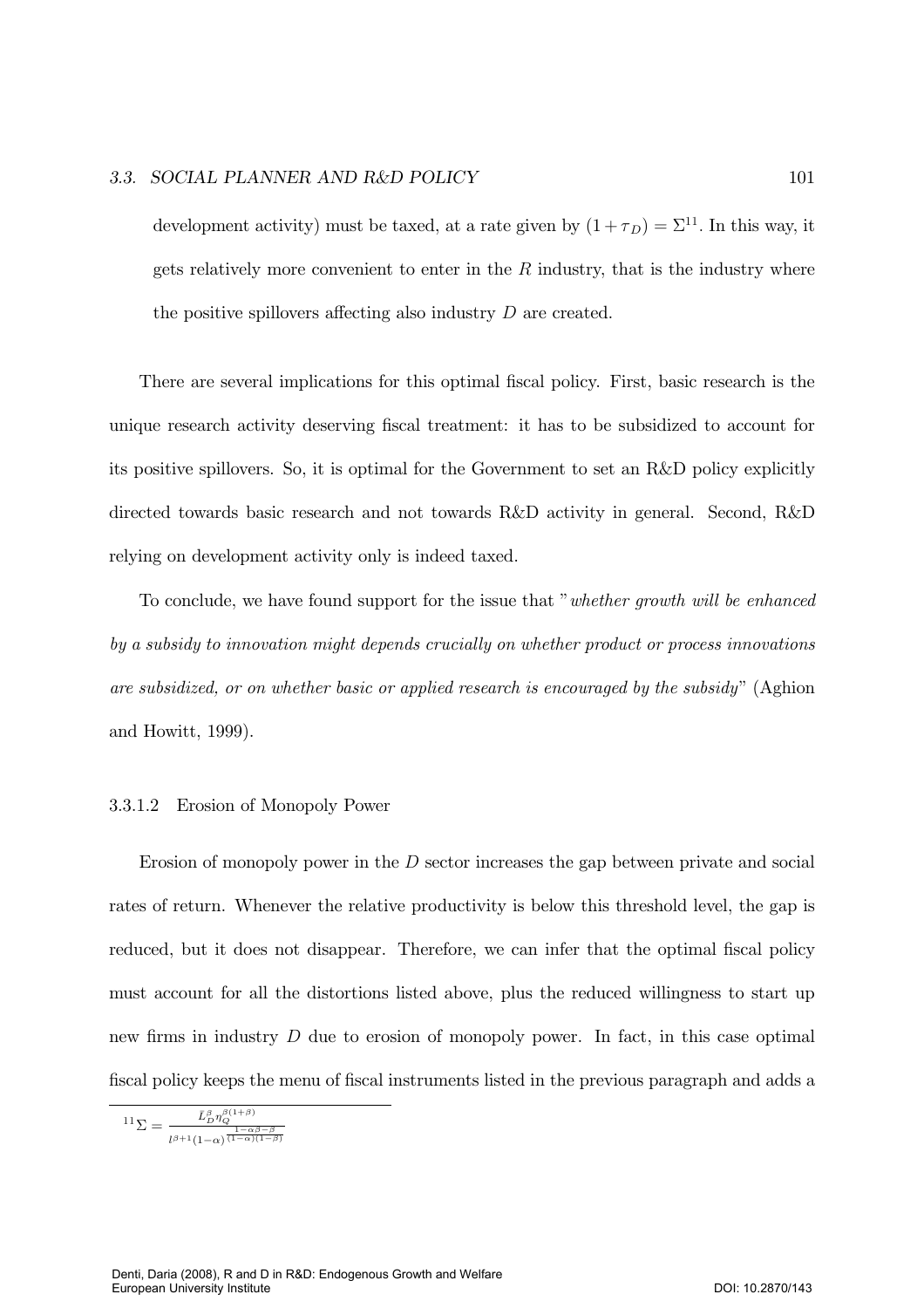development activity) must be taxed, at a rate given by $(1+\tau_D) = \Sigma$[11]. In this way, it gets relatively more convenient to enter in the $R$ industry, that is the industry where the positive spillovers affecting also industry $D$ are created.

There are several implications for this optimal fiscal policy. First, basic research is the unique research activity deserving fiscal treatment: it has to be subsidized to account for its positive spillovers. So, it is optimal for the Government to set an R&D policy explicitly directed towards basic research and not towards R&D activity in general. Second, R&D relying on development activity only is indeed taxed.

To conclude, we have found support for the issue that "*whether growth will be enhanced by a subsidy to innovation might depends crucially on whether product or process innovations are subsidized, or on whether basic or applied research is encouraged by the subsidy*" (Aghion and Howitt, 1999).

#### 3.3.1.2 Erosion of Monopoly Power

Erosion of monopoly power in the $D$ sector increases the gap between private and social rates of return. Whenever the relative productivity is below this threshold level, the gap is reduced, but it does not disappear. Therefore, we can infer that the optimal fiscal policy must account for all the distortions listed above, plus the reduced willingness to start up new firms in industry $D$ due to erosion of monopoly power. In fact, in this case optimal fiscal policy keeps the menu of fiscal instruments listed in the previous paragraph and adds a

---

[11] $\Sigma = \frac{\bar{L}_D^{\beta} \eta_Q^{\beta(1+\beta)}}{l^{\beta+1}(1-\alpha)^{\frac{1-\alpha\beta-\beta}{(1-\alpha)(1-\beta)}}}$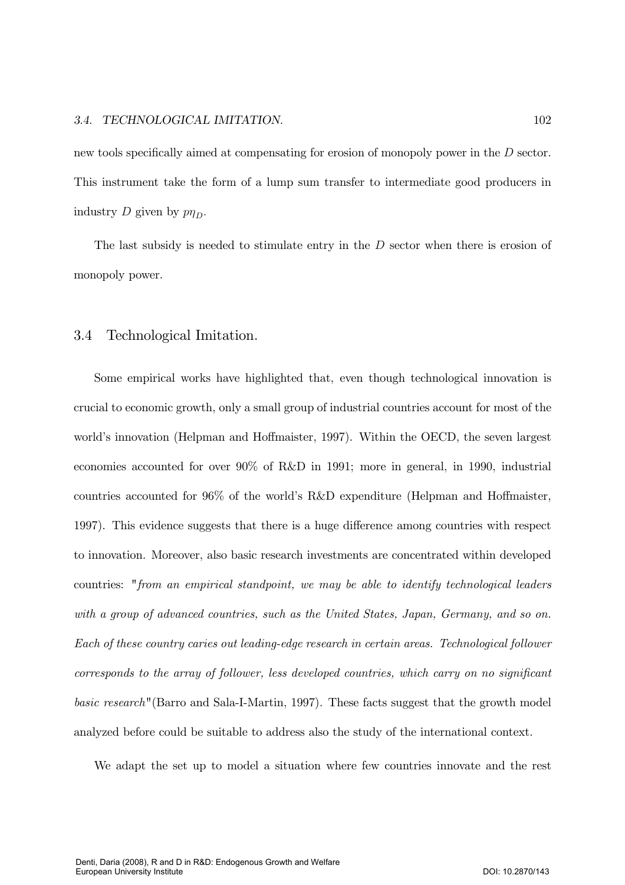new tools specifically aimed at compensating for erosion of monopoly power in the $D$ sector. This instrument take the form of a lump sum transfer to intermediate good producers in industry $D$ given by $p\eta_D$.

The last subsidy is needed to stimulate entry in the $D$ sector when there is erosion of monopoly power.

## 3.4 Technological Imitation.

Some empirical works have highlighted that, even though technological innovation is crucial to economic growth, only a small group of industrial countries account for most of the world's innovation (Helpman and Hoffmaister, 1997). Within the OECD, the seven largest economies accounted for over 90% of R&D in 1991; more in general, in 1990, industrial countries accounted for 96% of the world's R&D expenditure (Helpman and Hoffmaister, 1997). This evidence suggests that there is a huge difference among countries with respect to innovation. Moreover, also basic research investments are concentrated within developed countries: "*from an empirical standpoint, we may be able to identify technological leaders with a group of advanced countries, such as the United States, Japan, Germany, and so on. Each of these country caries out leading-edge research in certain areas. Technological follower corresponds to the array of follower, less developed countries, which carry on no significant basic research*"(Barro and Sala-I-Martin, 1997). These facts suggest that the growth model analyzed before could be suitable to address also the study of the international context.

We adapt the set up to model a situation where few countries innovate and the rest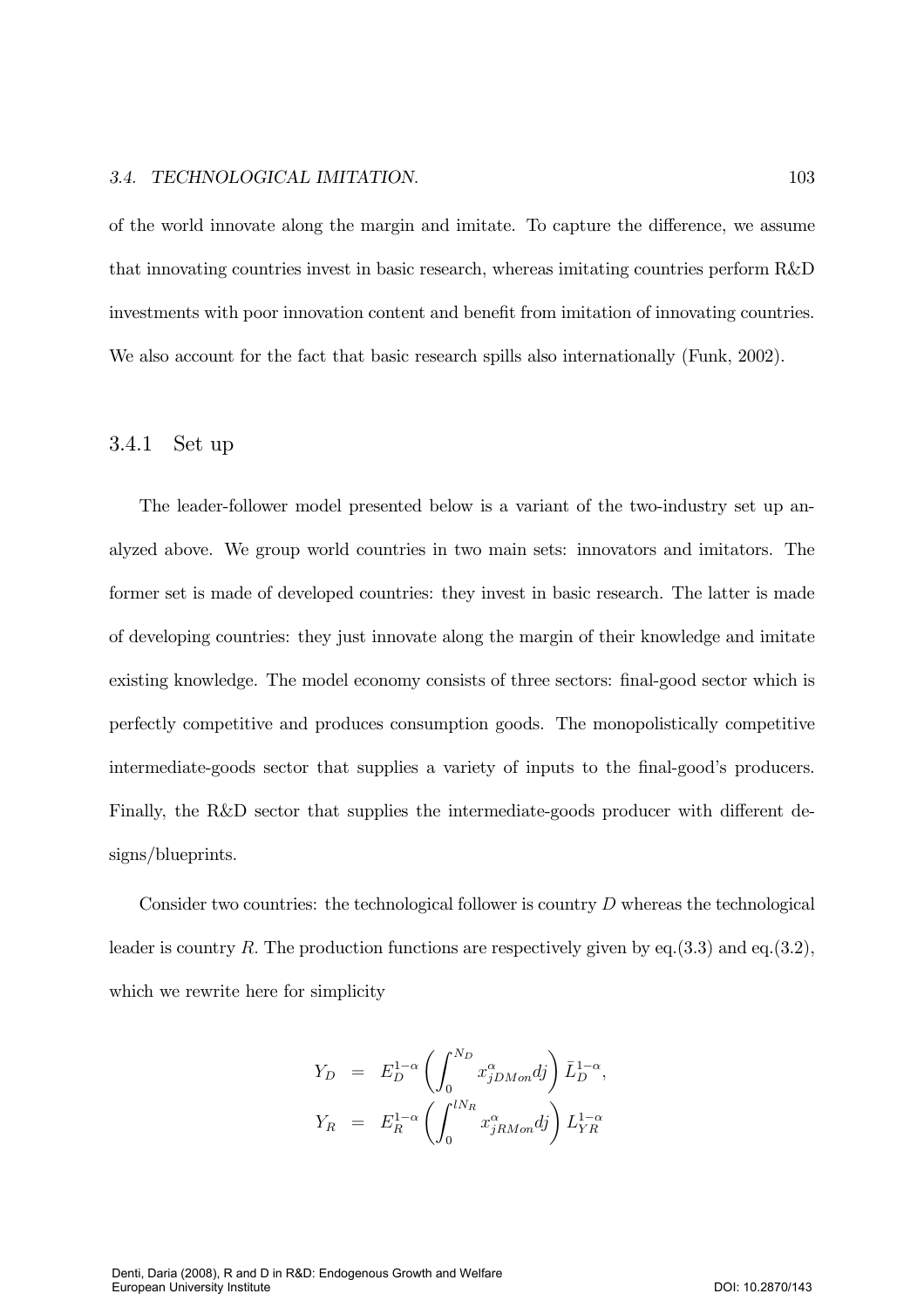of the world innovate along the margin and imitate. To capture the difference, we assume that innovating countries invest in basic research, whereas imitating countries perform R&D investments with poor innovation content and benefit from imitation of innovating countries. We also account for the fact that basic research spills also internationally (Funk, 2002).

### 3.4.1 Set up

The leader-follower model presented below is a variant of the two-industry set up analyzed above. We group world countries in two main sets: innovators and imitators. The former set is made of developed countries: they invest in basic research. The latter is made of developing countries: they just innovate along the margin of their knowledge and imitate existing knowledge. The model economy consists of three sectors: final-good sector which is perfectly competitive and produces consumption goods. The monopolistically competitive intermediate-goods sector that supplies a variety of inputs to the final-good's producers. Finally, the R&D sector that supplies the intermediate-goods producer with different designs/blueprints.

Consider two countries: the technological follower is country $D$ whereas the technological leader is country $R$. The production functions are respectively given by eq.(3.3) and eq.(3.2), which we rewrite here for simplicity

$$
\begin{aligned}
Y_D &= E_D^{1-\alpha} \left( \int_0^{N_D} x_{jDMon}^{\alpha} dj \right) \bar{L}_D^{1-\alpha}, \\
Y_R &= E_R^{1-\alpha} \left( \int_0^{lN_R} x_{jRMon}^{\alpha} dj \right) L_{YR}^{1-\alpha}
\end{aligned}
$$

Denti, Daria (2008), R and D in R&D: Endogenous Growth and Welfare
European University Institute DOI: 10.2870/143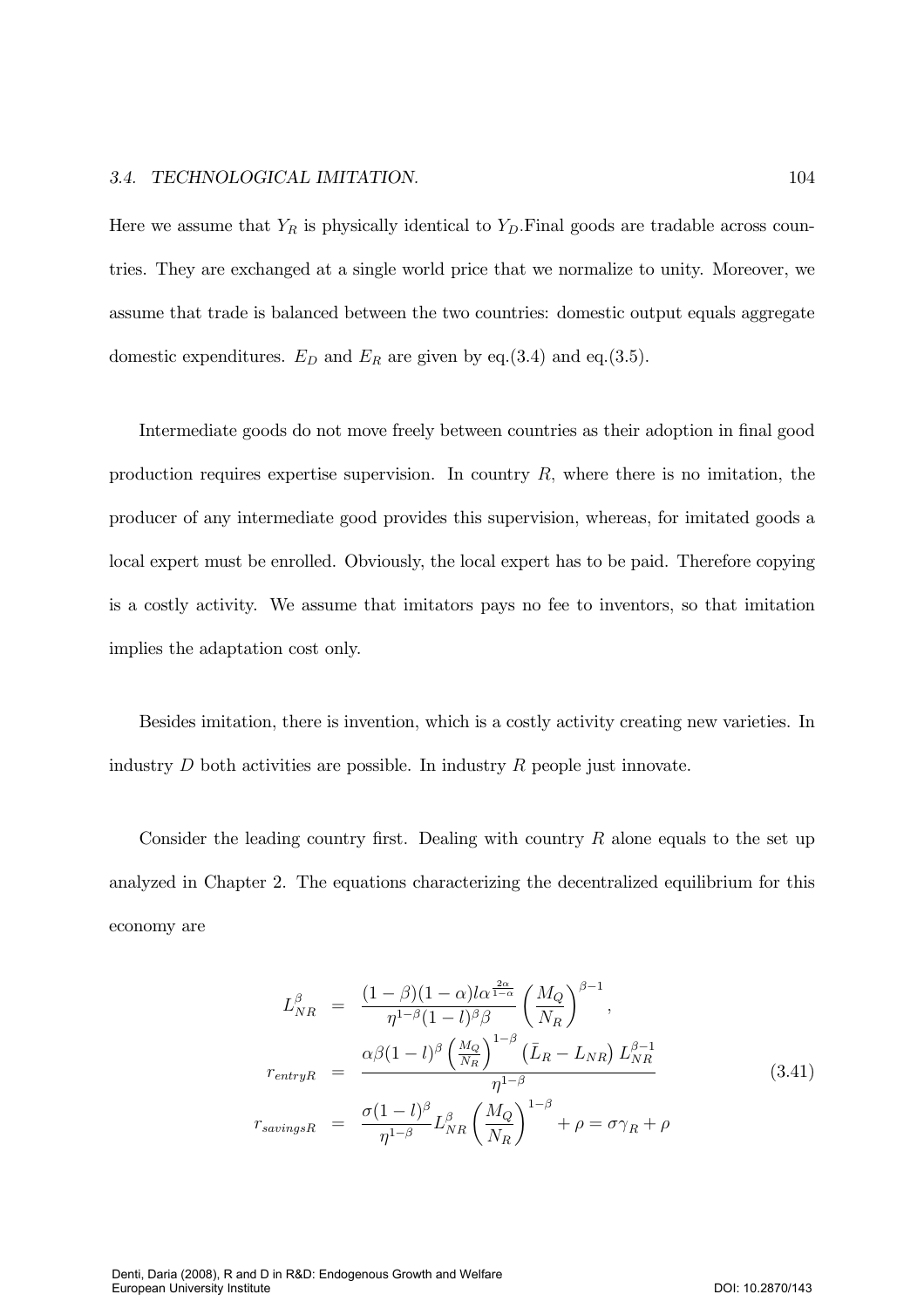Here we assume that $Y_R$ is physically identical to $Y_D$.Final goods are tradable across countries. They are exchanged at a single world price that we normalize to unity. Moreover, we assume that trade is balanced between the two countries: domestic output equals aggregate domestic expenditures. $E_D$ and $E_R$ are given by eq.(3.4) and eq.(3.5).

Intermediate goods do not move freely between countries as their adoption in final good production requires expertise supervision. In country $R$, where there is no imitation, the producer of any intermediate good provides this supervision, whereas, for imitated goods a local expert must be enrolled. Obviously, the local expert has to be paid. Therefore copying is a costly activity. We assume that imitators pays no fee to inventors, so that imitation implies the adaptation cost only.

Besides imitation, there is invention, which is a costly activity creating new varieties. In industry $D$ both activities are possible. In industry $R$ people just innovate.

Consider the leading country first. Dealing with country $R$ alone equals to the set up analyzed in Chapter 2. The equations characterizing the decentralized equilibrium for this economy are

$$
\begin{aligned}
L_{NR}^{\beta} &= \frac{(1-\beta)(1-\alpha)l\alpha^{\frac{2\alpha}{1-\alpha}}}{\eta^{1-\beta}(1-l)^{\beta}\beta}\left(\frac{M_Q}{N_R}\right)^{\beta-1}, \\
r_{entryR} &= \frac{\alpha\beta(1-l)^{\beta}\left(\frac{M_Q}{N_R}\right)^{1-\beta}\left(\bar{L}_R-L_{NR}\right)L_{NR}^{\beta-1}}{\eta^{1-\beta}} \\
r_{savingsR} &= \frac{\sigma(1-l)^{\beta}}{\eta^{1-\beta}}L_{NR}^{\beta}\left(\frac{M_Q}{N_R}\right)^{1-\beta}+\rho=\sigma\gamma_R+\rho
\end{aligned}
\tag{3.41}
$$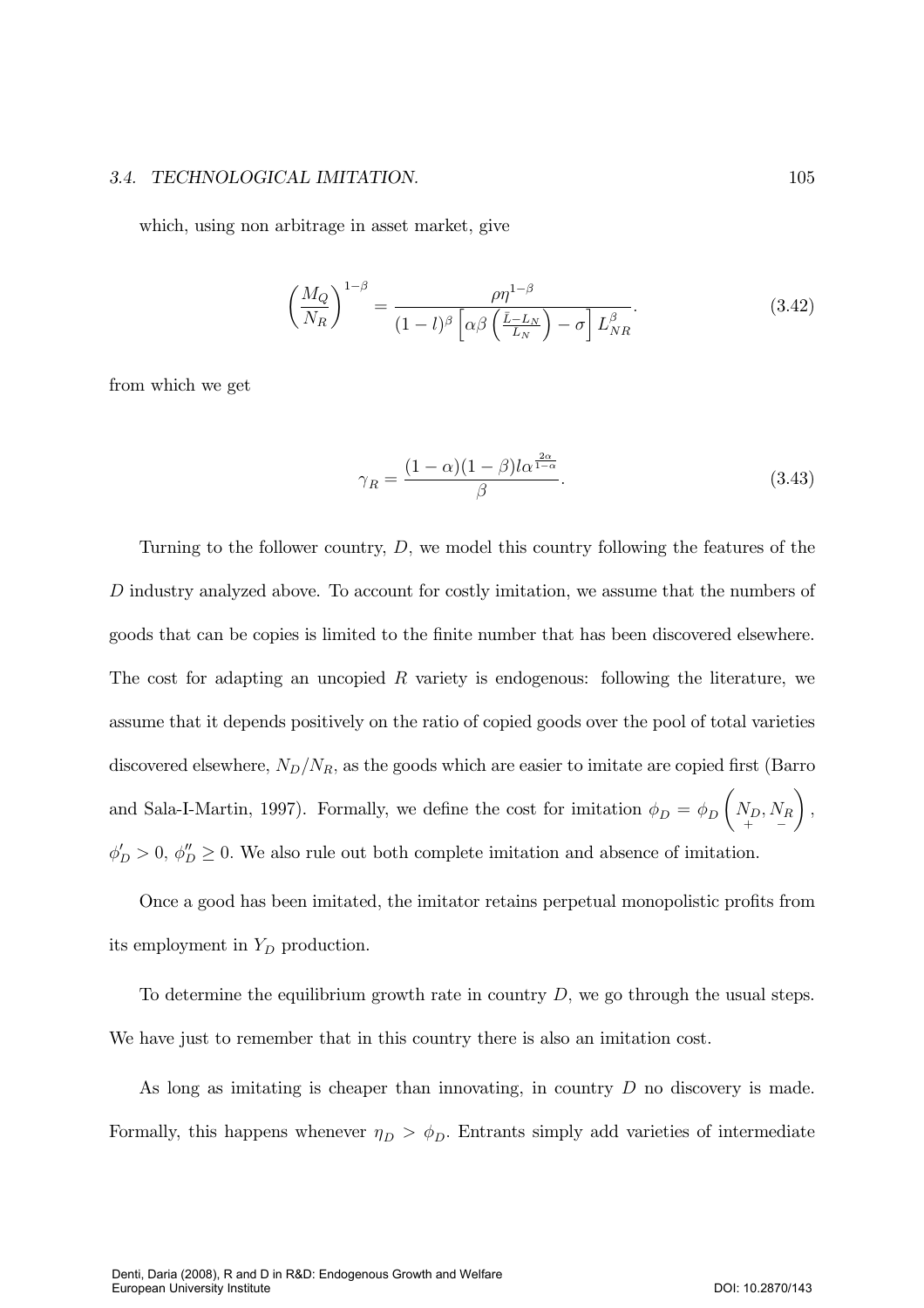which, using non arbitrage in asset market, give

$$\left(\frac{M_Q}{N_R}\right)^{1-\beta} = \frac{\rho\eta^{1-\beta}}{(1-l)^{\beta}\left[\alpha\beta\left(\frac{\bar{L}-L_N}{L_N}\right)-\sigma\right]L_{NR}^{\beta}}. \tag{3.42}$$

from which we get

$$\gamma_R = \frac{(1-\alpha)(1-\beta)l\alpha^{\frac{2\alpha}{1-\alpha}}}{\beta}. \tag{3.43}$$

Turning to the follower country, $D$, we model this country following the features of the $D$ industry analyzed above. To account for costly imitation, we assume that the numbers of goods that can be copies is limited to the finite number that has been discovered elsewhere. The cost for adapting an uncopied $R$ variety is endogenous: following the literature, we assume that it depends positively on the ratio of copied goods over the pool of total varieties discovered elsewhere, $N_D/N_R$, as the goods which are easier to imitate are copied first (Barro and Sala-I-Martin, 1997). Formally, we define the cost for imitation $\phi_D = \phi_D\left(\underset{+}{N_D}, \underset{-}{N_R}\right)$, $\phi_D' > 0$, $\phi_D'' \geq 0$. We also rule out both complete imitation and absence of imitation.

Once a good has been imitated, the imitator retains perpetual monopolistic profits from its employment in $Y_D$ production.

To determine the equilibrium growth rate in country $D$, we go through the usual steps. We have just to remember that in this country there is also an imitation cost.

As long as imitating is cheaper than innovating, in country $D$ no discovery is made. Formally, this happens whenever $\eta_D > \phi_D$. Entrants simply add varieties of intermediate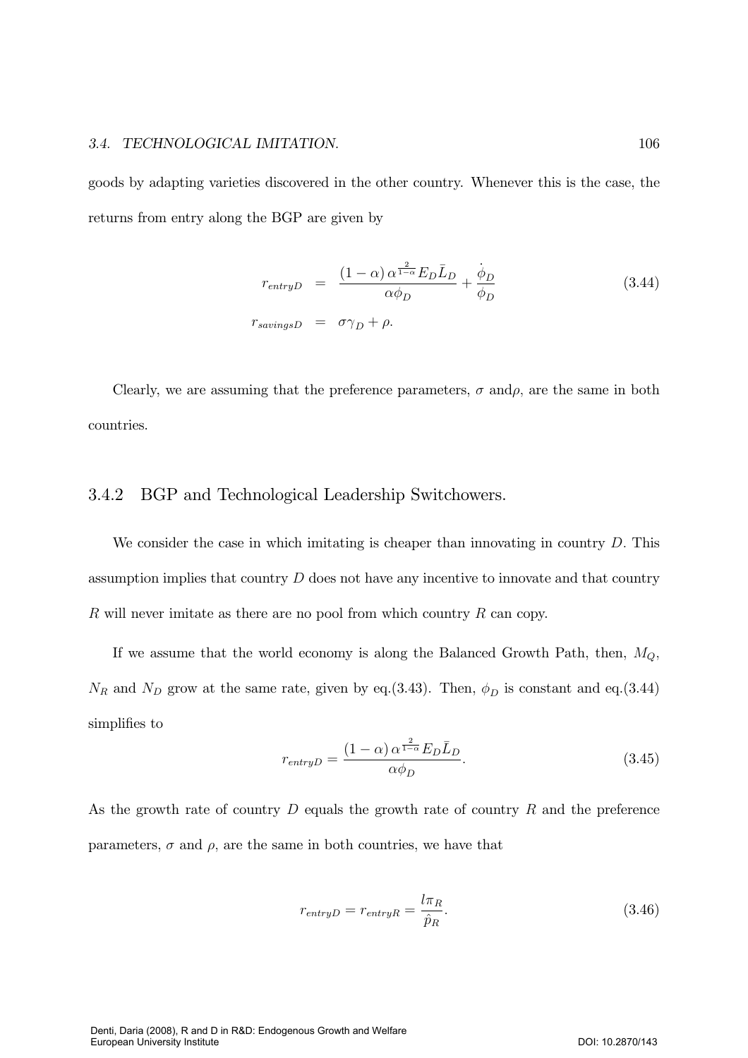goods by adapting varieties discovered in the other country. Whenever this is the case, the returns from entry along the BGP are given by

$$
\begin{aligned}
r_{entryD} &= \frac{(1-\alpha)\,\alpha^{\frac{2}{1-\alpha}} E_D \bar{L}_D}{\alpha \phi_D} + \frac{\dot{\phi}_D}{\phi_D} \\
r_{savingsD} &= \sigma \gamma_D + \rho.
\end{aligned}
\tag{3.44}
$$

Clearly, we are assuming that the preference parameters, $\sigma$ and$\rho$, are the same in both countries.

### 3.4.2 BGP and Technological Leadership Switchowers.

We consider the case in which imitating is cheaper than innovating in country $D$. This assumption implies that country $D$ does not have any incentive to innovate and that country $R$ will never imitate as there are no pool from which country $R$ can copy.

If we assume that the world economy is along the Balanced Growth Path, then, $M_Q$, $N_R$ and $N_D$ grow at the same rate, given by eq.(3.43). Then, $\phi_D$ is constant and eq.(3.44) simplifies to

$$
r_{entryD} = \frac{(1-\alpha)\,\alpha^{\frac{2}{1-\alpha}} E_D \bar{L}_D}{\alpha \phi_D}. \tag{3.45}
$$

As the growth rate of country $D$ equals the growth rate of country $R$ and the preference parameters, $\sigma$ and $\rho$, are the same in both countries, we have that

$$
r_{entryD} = r_{entryR} = \frac{l \pi_R}{\hat{p}_R}. \tag{3.46}
$$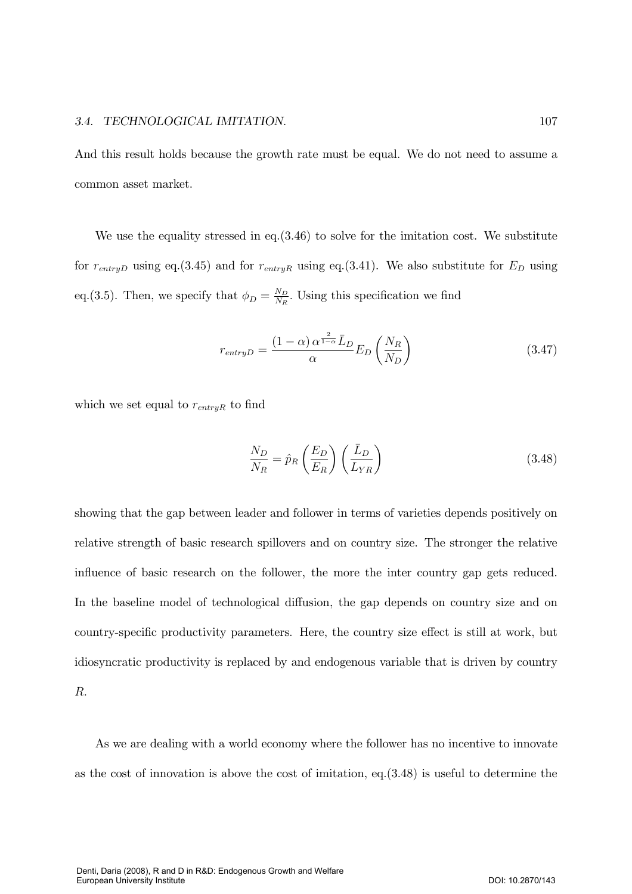And this result holds because the growth rate must be equal. We do not need to assume a common asset market.

We use the equality stressed in eq.(3.46) to solve for the imitation cost. We substitute for $r_{entryD}$ using eq.(3.45) and for $r_{entryR}$ using eq.(3.41). We also substitute for $E_D$ using eq.(3.5). Then, we specify that $\phi_D = \frac{N_D}{N_R}$. Using this specification we find

$$r_{entryD} = \frac{(1-\alpha)\,\alpha^{\frac{2}{1-\alpha}}\bar{L}_D}{\alpha} E_D \left(\frac{N_R}{N_D}\right) \tag{3.47}$$

which we set equal to $r_{entryR}$ to find

$$\frac{N_D}{N_R} = \hat{p}_R \left(\frac{E_D}{E_R}\right)\left(\frac{\bar{L}_D}{L_{YR}}\right) \tag{3.48}$$

showing that the gap between leader and follower in terms of varieties depends positively on relative strength of basic research spillovers and on country size. The stronger the relative influence of basic research on the follower, the more the inter country gap gets reduced. In the baseline model of technological diffusion, the gap depends on country size and on country-specific productivity parameters. Here, the country size effect is still at work, but idiosyncratic productivity is replaced by and endogenous variable that is driven by country $R$.

As we are dealing with a world economy where the follower has no incentive to innovate as the cost of innovation is above the cost of imitation, eq.(3.48) is useful to determine the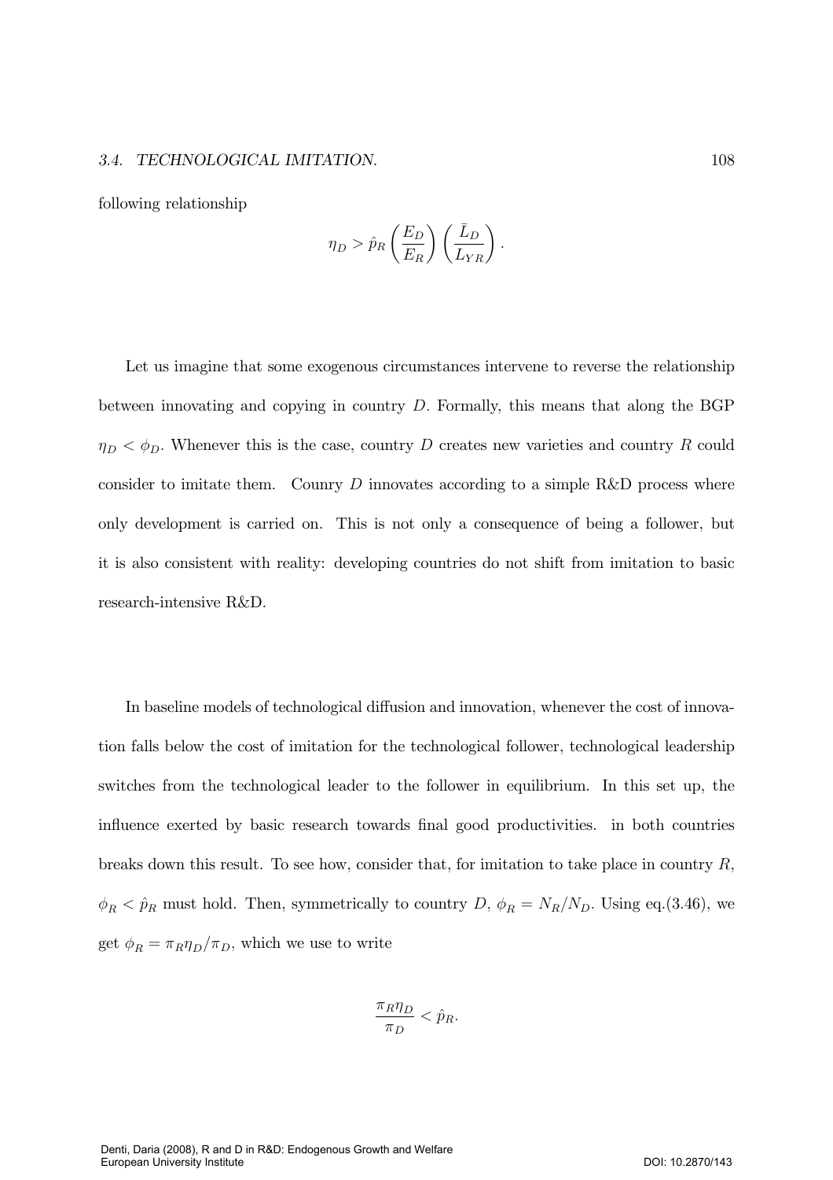following relationship

$$\eta_D > \hat{p}_R \left(\frac{E_D}{E_R}\right)\left(\frac{\bar{L}_D}{L_{YR}}\right).$$

Let us imagine that some exogenous circumstances intervene to reverse the relationship between innovating and copying in country $D$. Formally, this means that along the BGP $\eta_D < \phi_D$. Whenever this is the case, country $D$ creates new varieties and country $R$ could consider to imitate them. Counry $D$ innovates according to a simple R&D process where only development is carried on. This is not only a consequence of being a follower, but it is also consistent with reality: developing countries do not shift from imitation to basic research-intensive R&D.

In baseline models of technological diffusion and innovation, whenever the cost of innovation falls below the cost of imitation for the technological follower, technological leadership switches from the technological leader to the follower in equilibrium. In this set up, the influence exerted by basic research towards final good productivities. in both countries breaks down this result. To see how, consider that, for imitation to take place in country $R$, $\phi_R < \hat{p}_R$ must hold. Then, symmetrically to country $D$, $\phi_R = N_R/N_D$. Using eq.(3.46), we get $\phi_R = \pi_R \eta_D / \pi_D$, which we use to write

$$\frac{\pi_R \eta_D}{\pi_D} < \hat{p}_R.$$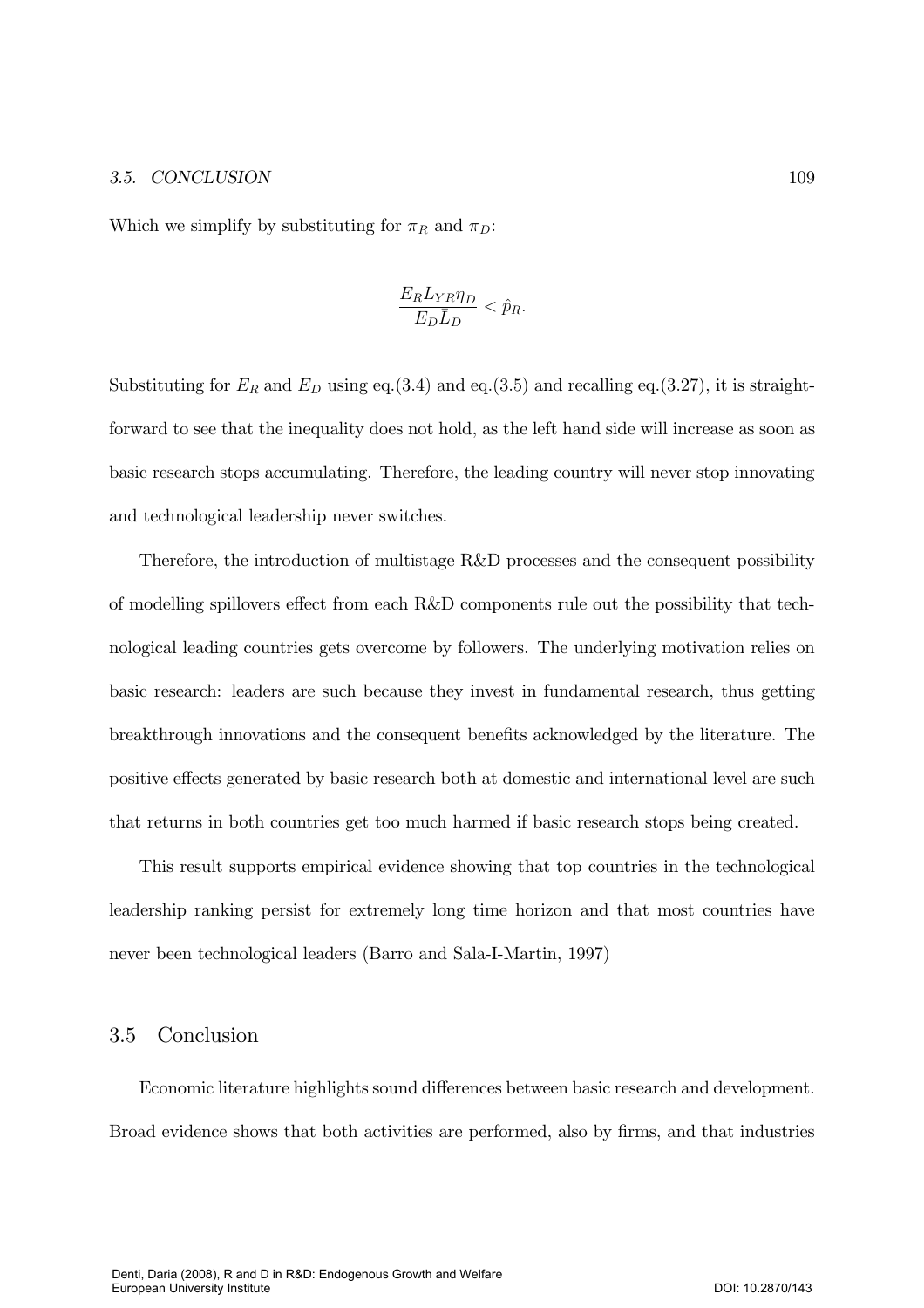Which we simplify by substituting for $\pi_R$ and $\pi_D$:

$$\frac{E_R L_{YR} \eta_D}{E_D \bar{L}_D} < \hat{p}_R.$$

Substituting for $E_R$ and $E_D$ using eq.(3.4) and eq.(3.5) and recalling eq.(3.27), it is straightforward to see that the inequality does not hold, as the left hand side will increase as soon as basic research stops accumulating. Therefore, the leading country will never stop innovating and technological leadership never switches.

Therefore, the introduction of multistage R&D processes and the consequent possibility of modelling spillovers effect from each R&D components rule out the possibility that technological leading countries gets overcome by followers. The underlying motivation relies on basic research: leaders are such because they invest in fundamental research, thus getting breakthrough innovations and the consequent benefits acknowledged by the literature. The positive effects generated by basic research both at domestic and international level are such that returns in both countries get too much harmed if basic research stops being created.

This result supports empirical evidence showing that top countries in the technological leadership ranking persist for extremely long time horizon and that most countries have never been technological leaders (Barro and Sala-I-Martin, 1997)

## 3.5 Conclusion

Economic literature highlights sound differences between basic research and development. Broad evidence shows that both activities are performed, also by firms, and that industries

Denti, Daria (2008), R and D in R&D: Endogenous Growth and Welfare
European University Institute DOI: 10.2870/143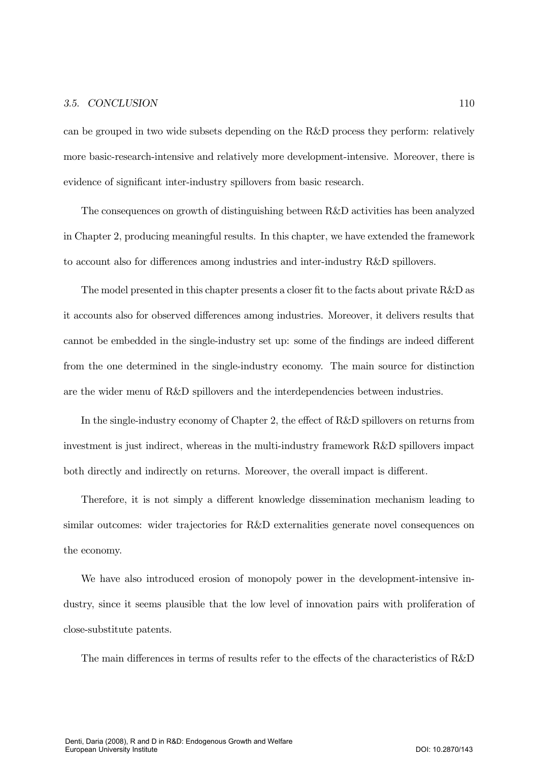can be grouped in two wide subsets depending on the R&D process they perform: relatively more basic-research-intensive and relatively more development-intensive. Moreover, there is evidence of significant inter-industry spillovers from basic research.

The consequences on growth of distinguishing between R&D activities has been analyzed in Chapter 2, producing meaningful results. In this chapter, we have extended the framework to account also for differences among industries and inter-industry R&D spillovers.

The model presented in this chapter presents a closer fit to the facts about private R&D as it accounts also for observed differences among industries. Moreover, it delivers results that cannot be embedded in the single-industry set up: some of the findings are indeed different from the one determined in the single-industry economy. The main source for distinction are the wider menu of R&D spillovers and the interdependencies between industries.

In the single-industry economy of Chapter 2, the effect of R&D spillovers on returns from investment is just indirect, whereas in the multi-industry framework R&D spillovers impact both directly and indirectly on returns. Moreover, the overall impact is different.

Therefore, it is not simply a different knowledge dissemination mechanism leading to similar outcomes: wider trajectories for R&D externalities generate novel consequences on the economy.

We have also introduced erosion of monopoly power in the development-intensive industry, since it seems plausible that the low level of innovation pairs with proliferation of close-substitute patents.

The main differences in terms of results refer to the effects of the characteristics of R&D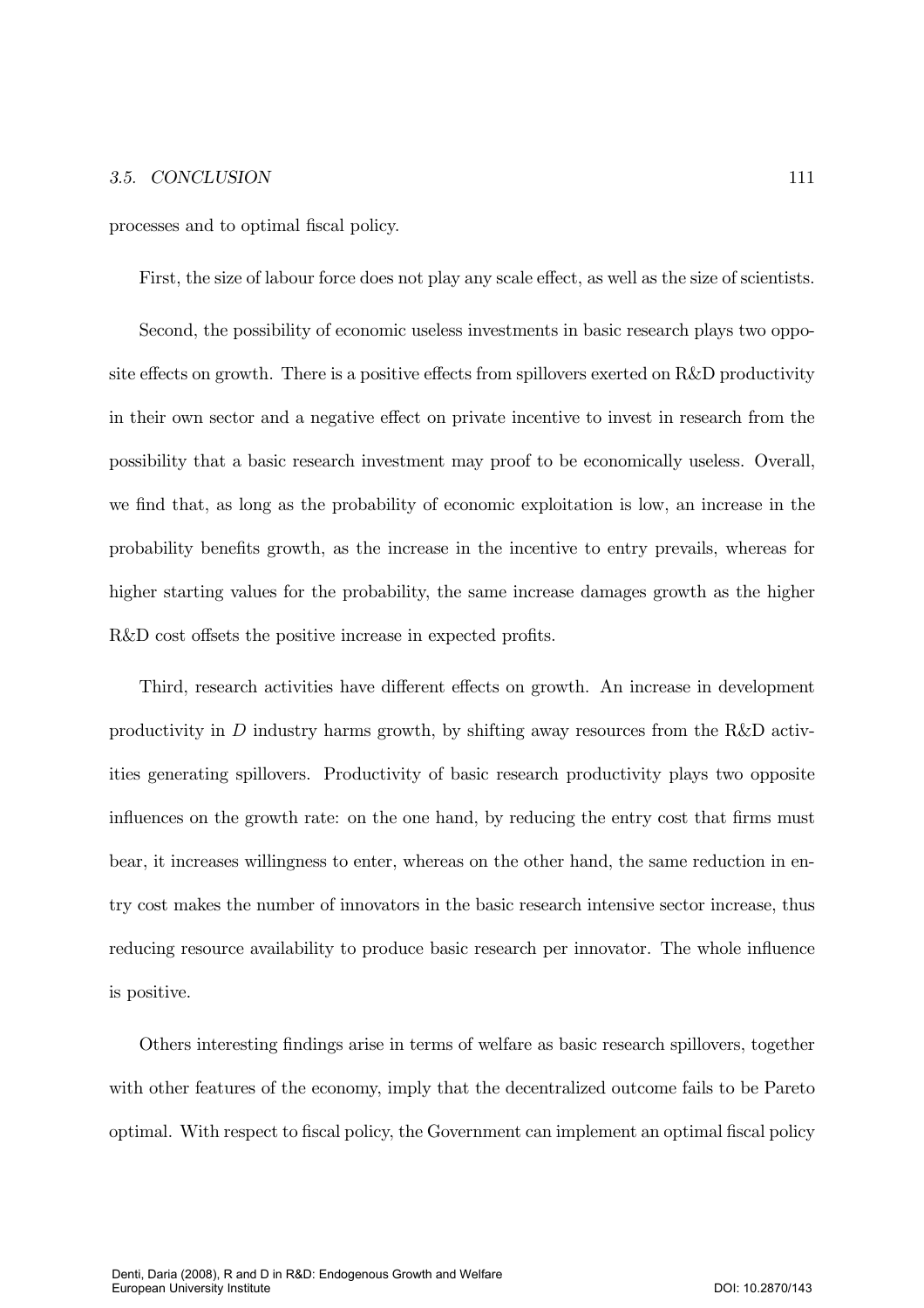processes and to optimal fiscal policy.

First, the size of labour force does not play any scale effect, as well as the size of scientists.

Second, the possibility of economic useless investments in basic research plays two opposite effects on growth. There is a positive effects from spillovers exerted on R&D productivity in their own sector and a negative effect on private incentive to invest in research from the possibility that a basic research investment may proof to be economically useless. Overall, we find that, as long as the probability of economic exploitation is low, an increase in the probability benefits growth, as the increase in the incentive to entry prevails, whereas for higher starting values for the probability, the same increase damages growth as the higher R&D cost offsets the positive increase in expected profits.

Third, research activities have different effects on growth. An increase in development productivity in $D$ industry harms growth, by shifting away resources from the R&D activities generating spillovers. Productivity of basic research productivity plays two opposite influences on the growth rate: on the one hand, by reducing the entry cost that firms must bear, it increases willingness to enter, whereas on the other hand, the same reduction in entry cost makes the number of innovators in the basic research intensive sector increase, thus reducing resource availability to produce basic research per innovator. The whole influence is positive.

Others interesting findings arise in terms of welfare as basic research spillovers, together with other features of the economy, imply that the decentralized outcome fails to be Pareto optimal. With respect to fiscal policy, the Government can implement an optimal fiscal policy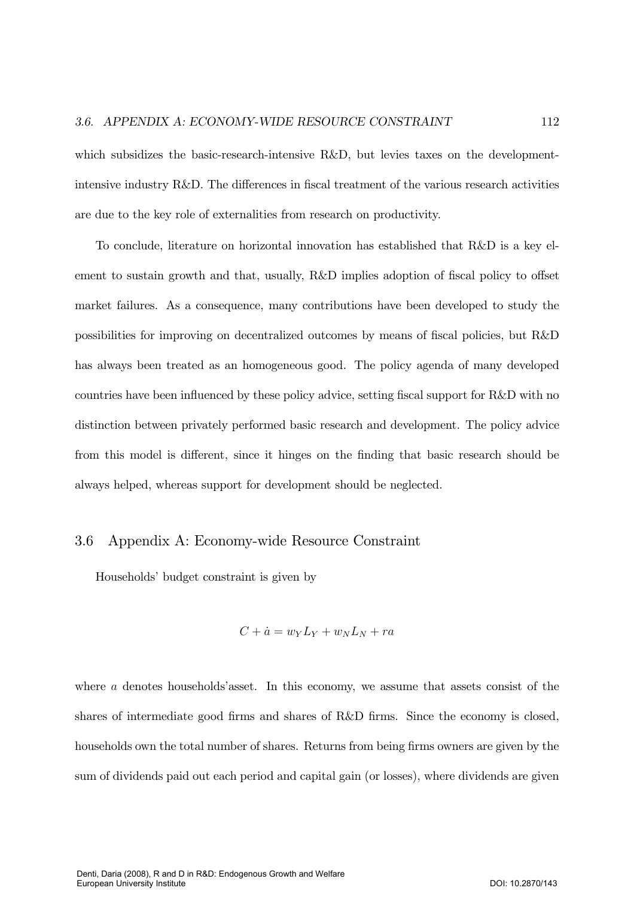which subsidizes the basic-research-intensive R&D, but levies taxes on the development-intensive industry R&D. The differences in fiscal treatment of the various research activities are due to the key role of externalities from research on productivity.

To conclude, literature on horizontal innovation has established that R&D is a key element to sustain growth and that, usually, R&D implies adoption of fiscal policy to offset market failures. As a consequence, many contributions have been developed to study the possibilities for improving on decentralized outcomes by means of fiscal policies, but R&D has always been treated as an homogeneous good. The policy agenda of many developed countries have been influenced by these policy advice, setting fiscal support for R&D with no distinction between privately performed basic research and development. The policy advice from this model is different, since it hinges on the finding that basic research should be always helped, whereas support for development should be neglected.

## 3.6 Appendix A: Economy-wide Resource Constraint

Households' budget constraint is given by

$$C + \dot{a} = w_Y L_Y + w_N L_N + ra$$

where $a$ denotes households'asset. In this economy, we assume that assets consist of the shares of intermediate good firms and shares of R&D firms. Since the economy is closed, households own the total number of shares. Returns from being firms owners are given by the sum of dividends paid out each period and capital gain (or losses), where dividends are given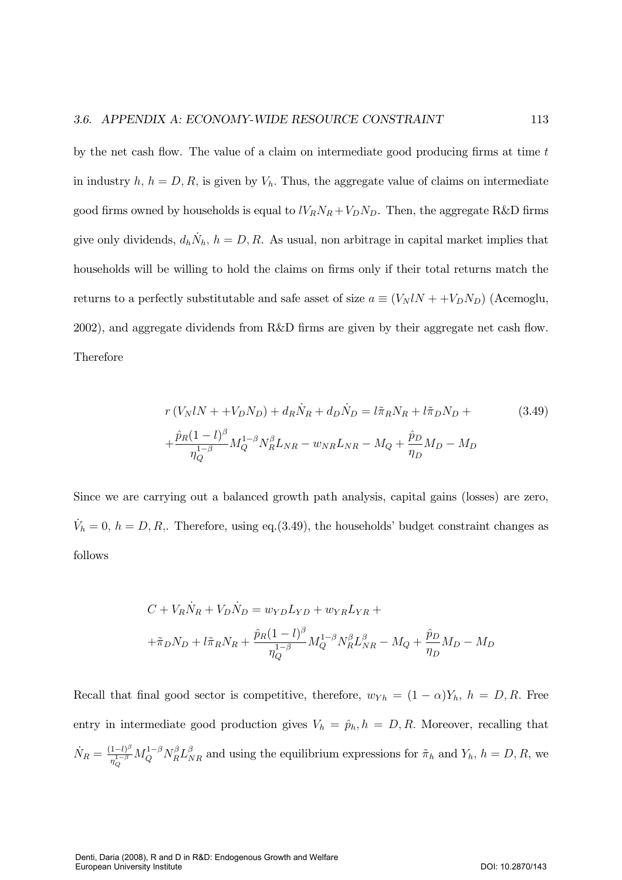by the net cash flow. The value of a claim on intermediate good producing firms at time $t$ in industry $h$, $h = D, R$, is given by $V_h$. Thus, the aggregate value of claims on intermediate good firms owned by households is equal to $lV_R N_R + V_D N_D$. Then, the aggregate R&D firms give only dividends, $d_h \dot{N}_h$, $h = D, R$. As usual, non arbitrage in capital market implies that households will be willing to hold the claims on firms only if their total returns match the returns to a perfectly substitutable and safe asset of size $a \equiv (V_N l N + +V_D N_D)$ (Acemoglu, 2002), and aggregate dividends from R&D firms are given by their aggregate net cash flow. Therefore

$$
\begin{aligned}
& r\left(V_N l N + +V_D N_D\right) + d_R \dot{N}_R + d_D \dot{N}_D = l\tilde{\pi}_R N_R + l\tilde{\pi}_D N_D + \\
& + \frac{\hat{p}_R (1-l)^{\beta}}{\eta_Q^{1-\beta}} M_Q^{1-\beta} N_R^{\beta} L_{NR} - w_{NR} L_{NR} - M_Q + \frac{\hat{p}_D}{\eta_D} M_D - M_D
\end{aligned}
\tag{3.49}
$$

Since we are carrying out a balanced growth path analysis, capital gains (losses) are zero, $\dot{V}_h = 0$, $h = D, R,$. Therefore, using eq.(3.49), the households' budget constraint changes as follows

$$
\begin{aligned}
& C + V_R \dot{N}_R + V_D \dot{N}_D = w_{YD} L_{YD} + w_{YR} L_{YR} + \\
& + \tilde{\pi}_D N_D + l\tilde{\pi}_R N_R + \frac{\hat{p}_R (1-l)^{\beta}}{\eta_Q^{1-\beta}} M_Q^{1-\beta} N_R^{\beta} L_{NR}^{\beta} - M_Q + \frac{\hat{p}_D}{\eta_D} M_D - M_D
\end{aligned}
$$

Recall that final good sector is competitive, therefore, $w_{Yh} = (1-\alpha) Y_h$, $h = D, R$. Free entry in intermediate good production gives $V_h = \hat{p}_h, h = D, R$. Moreover, recalling that $\dot{N}_R = \frac{(1-l)^{\beta}}{\eta_Q^{1-\beta}} M_Q^{1-\beta} N_R^{\beta} L_{NR}^{\beta}$ and using the equilibrium expressions for $\tilde{\pi}_h$ and $Y_h$, $h = D, R$, we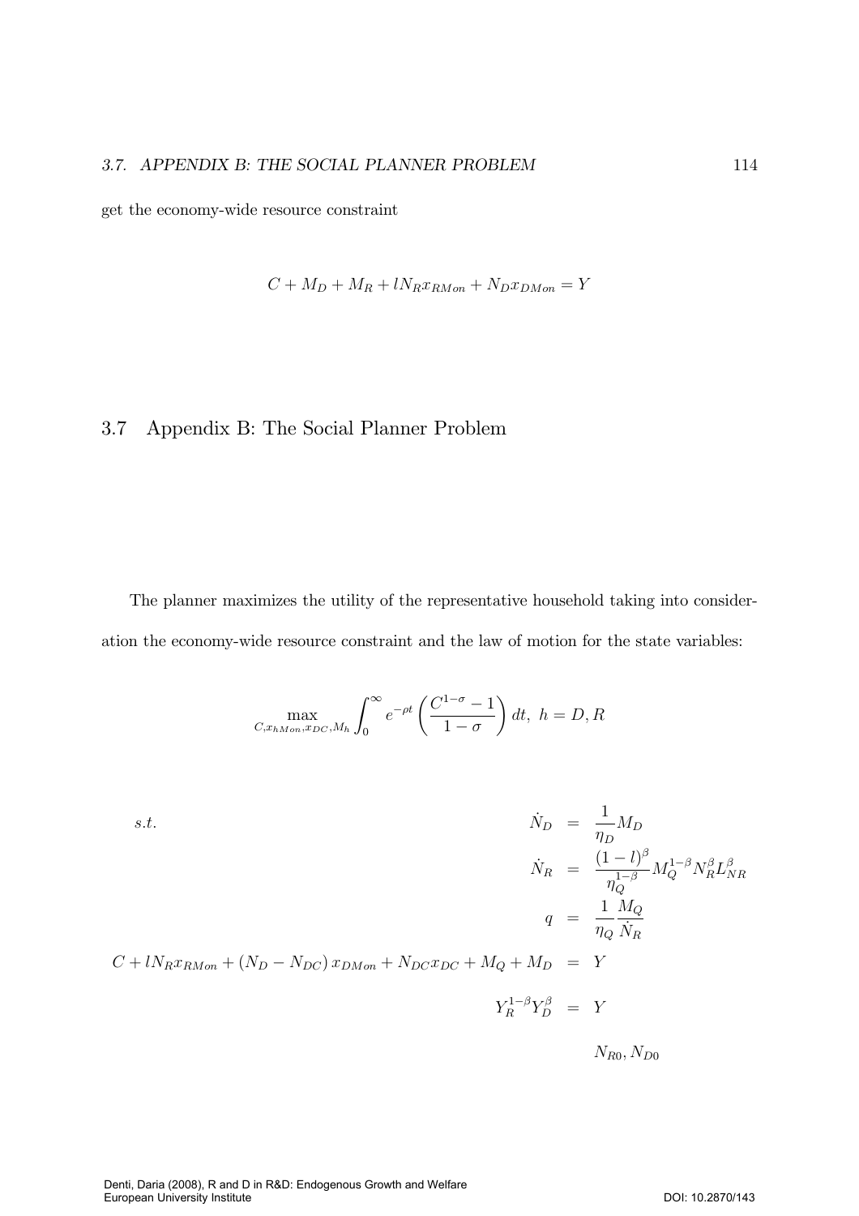get the economy-wide resource constraint

$$C + M_D + M_R + lN_R x_{RMon} + N_D x_{DMon} = Y$$

## 3.7 Appendix B: The Social Planner Problem

The planner maximizes the utility of the representative household taking into consideration the economy-wide resource constraint and the law of motion for the state variables:

$$\max_{C, x_{hMon}, x_{DC}, M_h} \int_0^\infty e^{-\rho t} \left( \frac{C^{1-\sigma} - 1}{1-\sigma} \right) dt, \ h = D, R$$

$$
\begin{aligned}
s.t. \qquad \dot{N}_D &= \frac{1}{\eta_D} M_D \\
\dot{N}_R &= \frac{(1-l)^\beta}{\eta_Q^{1-\beta}} M_Q^{1-\beta} N_R^\beta L_{NR}^\beta \\
q &= \frac{1}{\eta_Q} \frac{M_Q}{\dot{N}_R} \\
C + lN_R x_{RMon} + (N_D - N_{DC}) x_{DMon} + N_{DC} x_{DC} + M_Q + M_D &= Y \\
Y_R^{1-\beta} Y_D^\beta &= Y \\
& N_{R0}, N_{D0}
\end{aligned}
$$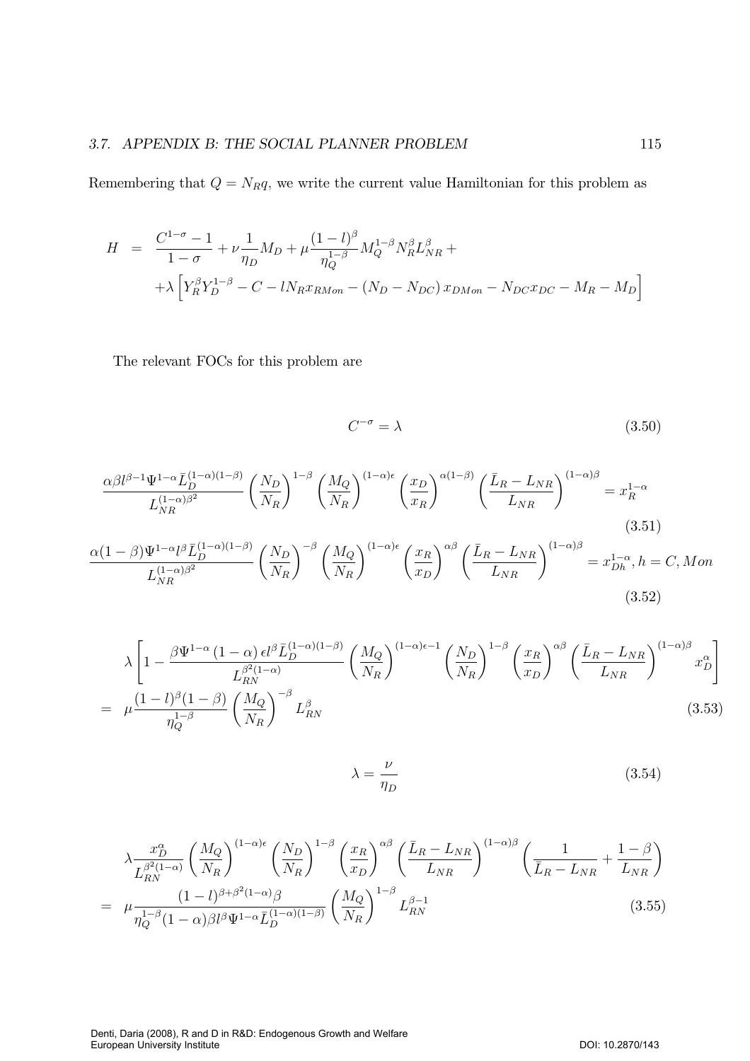Remembering that $Q = N_R q$, we write the current value Hamiltonian for this problem as

$$
\begin{aligned}
H &= \frac{C^{1-\sigma}-1}{1-\sigma} + \nu \frac{1}{\eta_D} M_D + \mu \frac{(1-l)^{\beta}}{\eta_Q^{\frac{1}{1-\beta}}} M_Q^{1-\beta} N_R^{\beta} L_{NR}^{\beta} + \\
&\quad + \lambda \left[ Y_R^{\beta} Y_D^{1-\beta} - C - l N_R x_{RMon} - (N_D - N_{DC}) x_{DMon} - N_{DC} x_{DC} - M_R - M_D \right]
\end{aligned}
$$

The relevant FOCs for this problem are

$$
C^{-\sigma} = \lambda \tag{3.50}
$$

$$
\frac{\alpha \beta l^{\beta-1} \Psi^{1-\alpha} \bar{L}_D^{(1-\alpha)(1-\beta)}}{L_{NR}^{(1-\alpha)\beta^2}} \left(\frac{N_D}{N_R}\right)^{1-\beta} \left(\frac{M_Q}{N_R}\right)^{(1-\alpha)\epsilon} \left(\frac{x_D}{x_R}\right)^{\alpha(1-\beta)} \left(\frac{\bar{L}_R - L_{NR}}{L_{NR}}\right)^{(1-\alpha)\beta} = x_R^{1-\alpha} \tag{3.51}
$$

$$
\frac{\alpha(1-\beta) \Psi^{1-\alpha} l^{\beta} \bar{L}_D^{(1-\alpha)(1-\beta)}}{L_{NR}^{(1-\alpha)\beta^2}} \left(\frac{N_D}{N_R}\right)^{-\beta} \left(\frac{M_Q}{N_R}\right)^{(1-\alpha)\epsilon} \left(\frac{x_R}{x_D}\right)^{\alpha\beta} \left(\frac{\bar{L}_R - L_{NR}}{L_{NR}}\right)^{(1-\alpha)\beta} = x_{Dh}^{1-\alpha}, h = C, Mon \tag{3.52}
$$

$$
\begin{aligned}
& \lambda \left[ 1 - \frac{\beta \Psi^{1-\alpha} (1-\alpha) \epsilon l^{\beta} \bar{L}_D^{(1-\alpha)(1-\beta)}}{L_{RN}^{\beta^2(1-\alpha)}} \left(\frac{M_Q}{N_R}\right)^{(1-\alpha)\epsilon - 1} \left(\frac{N_D}{N_R}\right)^{1-\beta} \left(\frac{x_R}{x_D}\right)^{\alpha\beta} \left(\frac{\bar{L}_R - L_{NR}}{L_{NR}}\right)^{(1-\alpha)\beta} x_D^{\alpha} \right] \\
= \; & \mu \frac{(1-l)^{\beta}(1-\beta)}{\eta_Q^{1-\beta}} \left(\frac{M_Q}{N_R}\right)^{-\beta} L_{RN}^{\beta}
\end{aligned} \tag{3.53}
$$

$$
\lambda = \frac{\nu}{\eta_D} \tag{3.54}
$$

$$
\begin{aligned}
& \lambda \frac{x_D^{\alpha}}{L_{RN}^{\beta^2(1-\alpha)}} \left(\frac{M_Q}{N_R}\right)^{(1-\alpha)\epsilon} \left(\frac{N_D}{N_R}\right)^{1-\beta} \left(\frac{x_R}{x_D}\right)^{\alpha\beta} \left(\frac{\bar{L}_R - L_{NR}}{L_{NR}}\right)^{(1-\alpha)\beta} \left(\frac{1}{\bar{L}_R - L_{NR}} + \frac{1-\beta}{L_{NR}}\right) \\
= \; & \mu \frac{(1-l)^{\beta+\beta^2(1-\alpha)} \beta}{\eta_Q^{1-\beta} (1-\alpha) \beta l^{\beta} \Psi^{1-\alpha} \bar{L}_D^{(1-\alpha)(1-\beta)}} \left(\frac{M_Q}{N_R}\right)^{1-\beta} L_{RN}^{\beta-1}
\end{aligned} \tag{3.55}
$$

Denti, Daria (2008), R and D in R&D: Endogenous Growth and Welfare
European University Institute DOI: 10.2870/143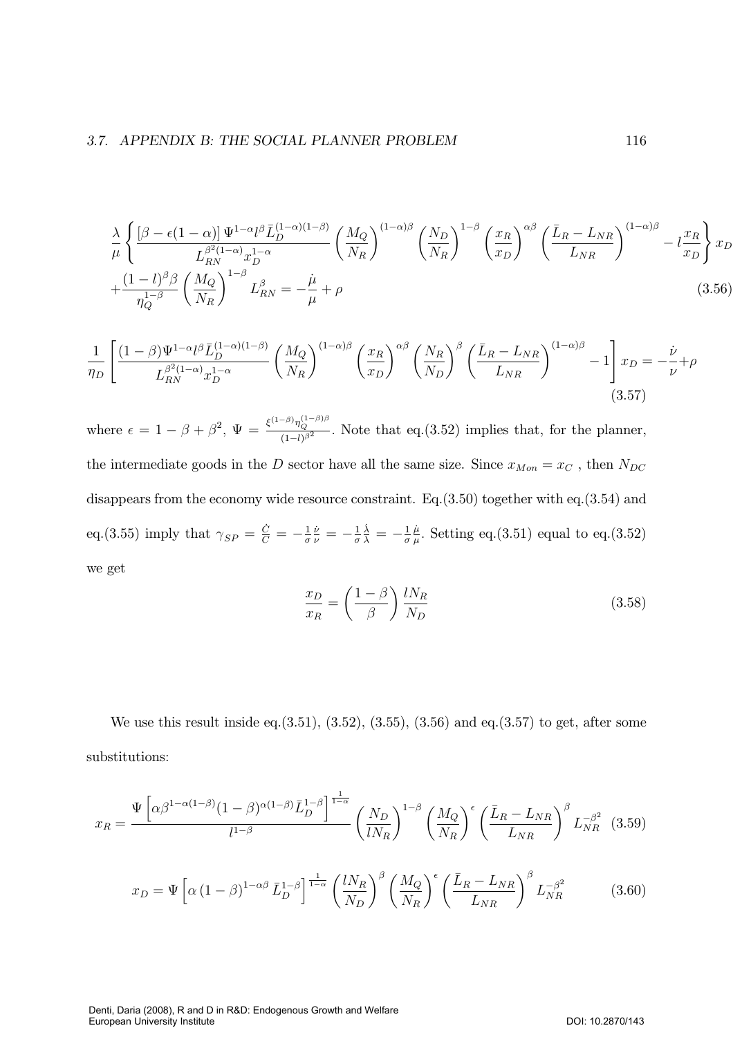$$\frac{\lambda}{\mu}\left\{\frac{\left[\beta-\epsilon(1-\alpha)\right]\Psi^{1-\alpha}l^{\beta}\bar{L}_D^{(1-\alpha)(1-\beta)}}{L_{RN}^{\beta^2(1-\alpha)}x_D^{1-\alpha}}\left(\frac{M_Q}{N_R}\right)^{(1-\alpha)\beta}\left(\frac{N_D}{N_R}\right)^{1-\beta}\left(\frac{x_R}{x_D}\right)^{\alpha\beta}\left(\frac{\bar{L}_R-L_{NR}}{L_{NR}}\right)^{(1-\alpha)\beta}-l\frac{x_R}{x_D}\right\}x_D$$
$$+\frac{(1-l)^{\beta}\beta}{\eta_Q^{1-\beta}}\left(\frac{M_Q}{N_R}\right)^{1-\beta}L_{RN}^{\beta}=-\frac{\dot{\mu}}{\mu}+\rho \tag{3.56}$$

$$\frac{1}{\eta_D}\left[\frac{(1-\beta)\Psi^{1-\alpha}l^{\beta}\bar{L}_D^{(1-\alpha)(1-\beta)}}{L_{RN}^{\beta^2(1-\alpha)}x_D^{1-\alpha}}\left(\frac{M_Q}{N_R}\right)^{(1-\alpha)\beta}\left(\frac{x_R}{x_D}\right)^{\alpha\beta}\left(\frac{N_R}{N_D}\right)^{\beta}\left(\frac{\bar{L}_R-L_{NR}}{L_{NR}}\right)^{(1-\alpha)\beta}-1\right]x_D=-\frac{\dot{\nu}}{\nu}+\rho \tag{3.57}$$

where $\epsilon = 1-\beta+\beta^2$, $\Psi = \frac{\xi^{(1-\beta)}\eta_Q^{(1-\beta)\beta}}{(1-l)^{\beta^2}}$. Note that eq.(3.52) implies that, for the planner, the intermediate goods in the $D$ sector have all the same size. Since $x_{Mon} = x_C$ , then $N_{DC}$ disappears from the economy wide resource constraint. Eq.(3.50) together with eq.(3.54) and eq.(3.55) imply that $\gamma_{SP} = \frac{\dot{C}}{C} = -\frac{1}{\sigma}\frac{\dot{\nu}}{\nu} = -\frac{1}{\sigma}\frac{\dot{\lambda}}{\lambda} = -\frac{1}{\sigma}\frac{\dot{\mu}}{\mu}$. Setting eq.(3.51) equal to eq.(3.52) we get

$$\frac{x_D}{x_R}=\left(\frac{1-\beta}{\beta}\right)\frac{lN_R}{N_D} \tag{3.58}$$

We use this result inside eq.(3.51), (3.52), (3.55), (3.56) and eq.(3.57) to get, after some substitutions:

$$x_R=\frac{\Psi\left[\alpha\beta^{1-\alpha(1-\beta)}(1-\beta)^{\alpha(1-\beta)}\bar{L}_D^{1-\beta}\right]^{\frac{1}{1-\alpha}}}{l^{1-\beta}}\left(\frac{N_D}{lN_R}\right)^{1-\beta}\left(\frac{M_Q}{N_R}\right)^{\epsilon}\left(\frac{\bar{L}_R-L_{NR}}{L_{NR}}\right)^{\beta}L_{NR}^{-\beta^2} \tag{3.59}$$

$$x_D=\Psi\left[\alpha\left(1-\beta\right)^{1-\alpha\beta}\bar{L}_D^{1-\beta}\right]^{\frac{1}{1-\alpha}}\left(\frac{lN_R}{N_D}\right)^{\beta}\left(\frac{M_Q}{N_R}\right)^{\epsilon}\left(\frac{\bar{L}_R-L_{NR}}{L_{NR}}\right)^{\beta}L_{NR}^{-\beta^2} \tag{3.60}$$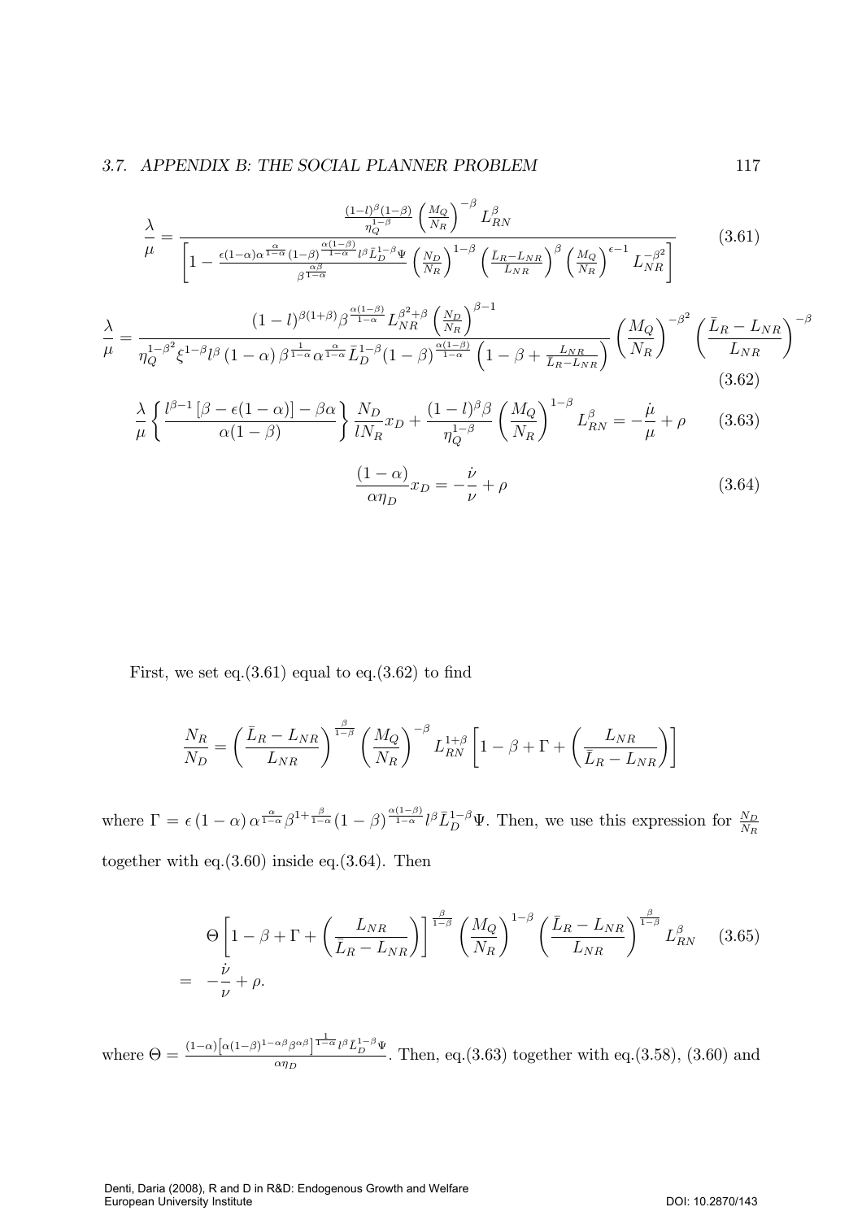$$\frac{\lambda}{\mu} = \frac{\frac{(1-l)^{\beta}(1-\beta)}{\eta_Q^{1-\beta}}\left(\frac{M_Q}{N_R}\right)^{-\beta} L_{RN}^{\beta}}{\left[1 - \frac{\epsilon(1-\alpha)\alpha^{\frac{\alpha}{1-\alpha}}(1-\beta)^{\frac{\alpha(1-\beta)}{1-\alpha}} l^{\beta}\bar{L}_D^{1-\beta}\Psi}{\beta^{\frac{\alpha\beta}{1-\alpha}}}\left(\frac{N_D}{N_R}\right)^{1-\beta}\left(\frac{\bar{L}_R - L_{NR}}{L_{NR}}\right)^{\beta}\left(\frac{M_Q}{N_R}\right)^{\epsilon-1} L_{NR}^{-\beta^2}\right]} \tag{3.61}$$

$$\frac{\lambda}{\mu} = \frac{(1-l)^{\beta(1+\beta)}\beta^{\frac{\alpha(1-\beta)}{1-\alpha}} L_{NR}^{\beta^2+\beta}\left(\frac{N_D}{N_R}\right)^{\beta-1}}{\eta_Q^{1-\beta^2}\xi^{1-\beta}l^{\beta}(1-\alpha)\beta^{\frac{1}{1-\alpha}}\alpha^{\frac{\alpha}{1-\alpha}}\bar{L}_D^{1-\beta}(1-\beta)^{\frac{\alpha(1-\beta)}{1-\alpha}}\left(1-\beta+\frac{L_{NR}}{\bar{L}_R - L_{NR}}\right)}\left(\frac{M_Q}{N_R}\right)^{-\beta^2}\left(\frac{\bar{L}_R - L_{NR}}{L_{NR}}\right)^{-\beta} \tag{3.62}$$

$$\frac{\lambda}{\mu}\left\{\frac{l^{\beta-1}\left[\beta - \epsilon(1-\alpha)\right] - \beta\alpha}{\alpha(1-\beta)}\right\}\frac{N_D}{lN_R}x_D + \frac{(1-l)^{\beta}\beta}{\eta_Q^{1-\beta}}\left(\frac{M_Q}{N_R}\right)^{1-\beta} L_{RN}^{\beta} = -\frac{\dot{\mu}}{\mu} + \rho \tag{3.63}$$

$$\frac{(1-\alpha)}{\alpha\eta_D}x_D = -\frac{\dot{\nu}}{\nu} + \rho \tag{3.64}$$

First, we set eq.(3.61) equal to eq.(3.62) to find

$$\frac{N_R}{N_D} = \left(\frac{\bar{L}_R - L_{NR}}{L_{NR}}\right)^{\frac{\beta}{1-\beta}}\left(\frac{M_Q}{N_R}\right)^{-\beta} L_{RN}^{1+\beta}\left[1-\beta+\Gamma+\left(\frac{L_{NR}}{\bar{L}_R - L_{NR}}\right)\right]$$

where $\Gamma = \epsilon(1-\alpha)\alpha^{\frac{\alpha}{1-\alpha}}\beta^{1+\frac{\beta}{1-\alpha}}(1-\beta)^{\frac{\alpha(1-\beta)}{1-\alpha}} l^{\beta}\bar{L}_D^{1-\beta}\Psi$. Then, we use this expression for $\frac{N_D}{N_R}$ together with eq.(3.60) inside eq.(3.64). Then

$$\begin{aligned} &\Theta\left[1-\beta+\Gamma+\left(\frac{L_{NR}}{\bar{L}_R - L_{NR}}\right)\right]^{\frac{\beta}{1-\beta}}\left(\frac{M_Q}{N_R}\right)^{1-\beta}\left(\frac{\bar{L}_R - L_{NR}}{L_{NR}}\right)^{\frac{\beta}{1-\beta}} L_{RN}^{\beta} \\ = \; & -\frac{\dot{\nu}}{\nu} + \rho. \end{aligned} \tag{3.65}$$

where $\Theta = \frac{(1-\alpha)\left[\alpha(1-\beta)^{1-\alpha\beta}\beta^{\alpha\beta}\right]^{\frac{1}{1-\alpha}} l^{\beta}\bar{L}_D^{1-\beta}\Psi}{\alpha\eta_D}$. Then, eq.(3.63) together with eq.(3.58), (3.60) and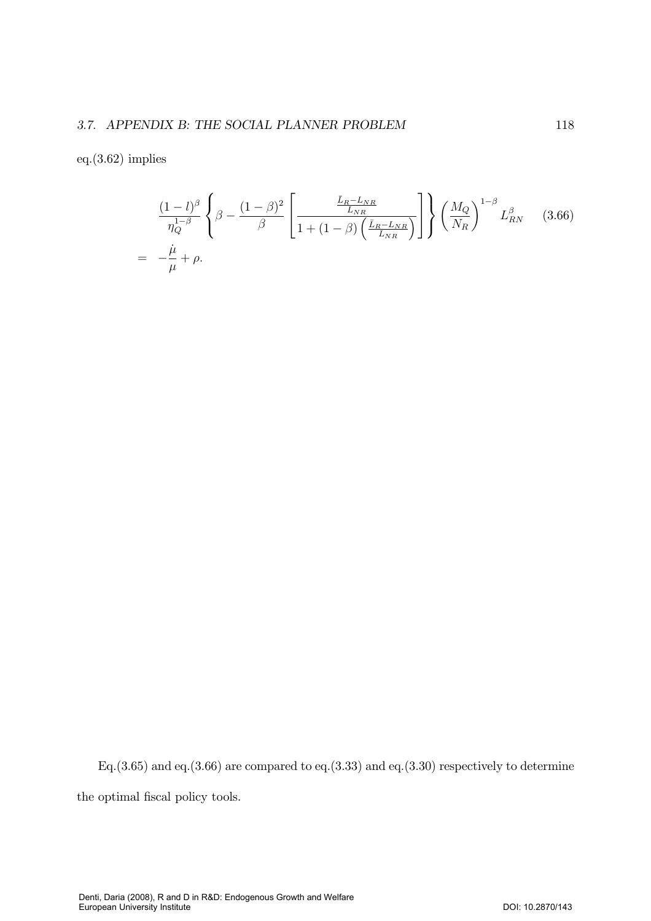eq.(3.62) implies

$$
\begin{aligned}
&\frac{(1-l)^{\beta}}{\eta_{Q}^{1-\beta}}\left\{\beta-\frac{(1-\beta)^{2}}{\beta}\left[\frac{\frac{\bar{L}_{R}-L_{NR}}{L_{NR}}}{1+(1-\beta)\left(\frac{\bar{L}_{R}-L_{NR}}{L_{NR}}\right)}\right]\right\}\left(\frac{M_{Q}}{N_{R}}\right)^{1-\beta}L_{RN}^{\beta} \qquad (3.66)\\
=&\ -\frac{\dot{\mu}}{\mu}+\rho.
\end{aligned}
$$

Eq.(3.65) and eq.(3.66) are compared to eq.(3.33) and eq.(3.30) respectively to determine the optimal fiscal policy tools.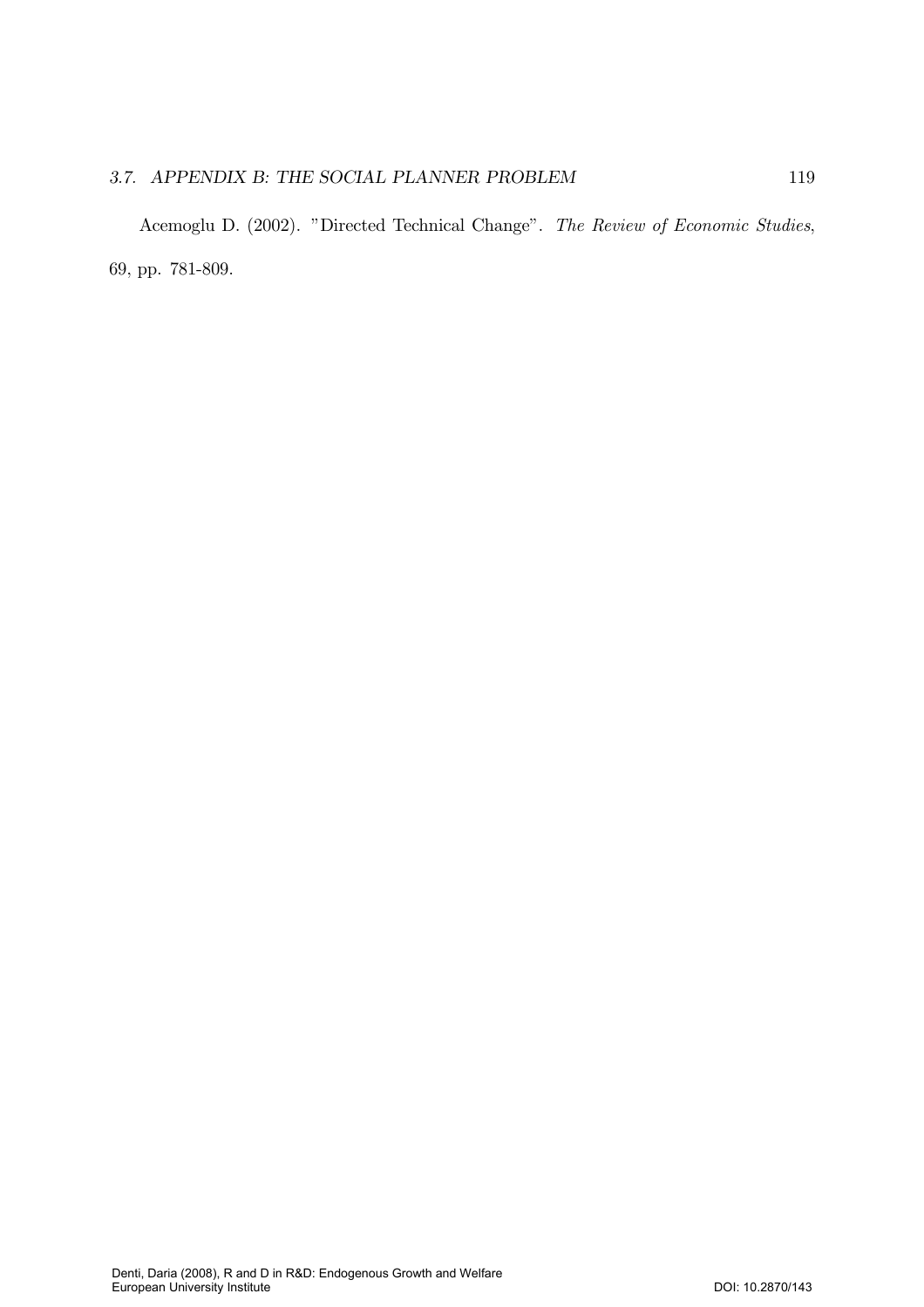Acemoglu D. (2002). "Directed Technical Change". *The Review of Economic Studies*, 69, pp. 781-809.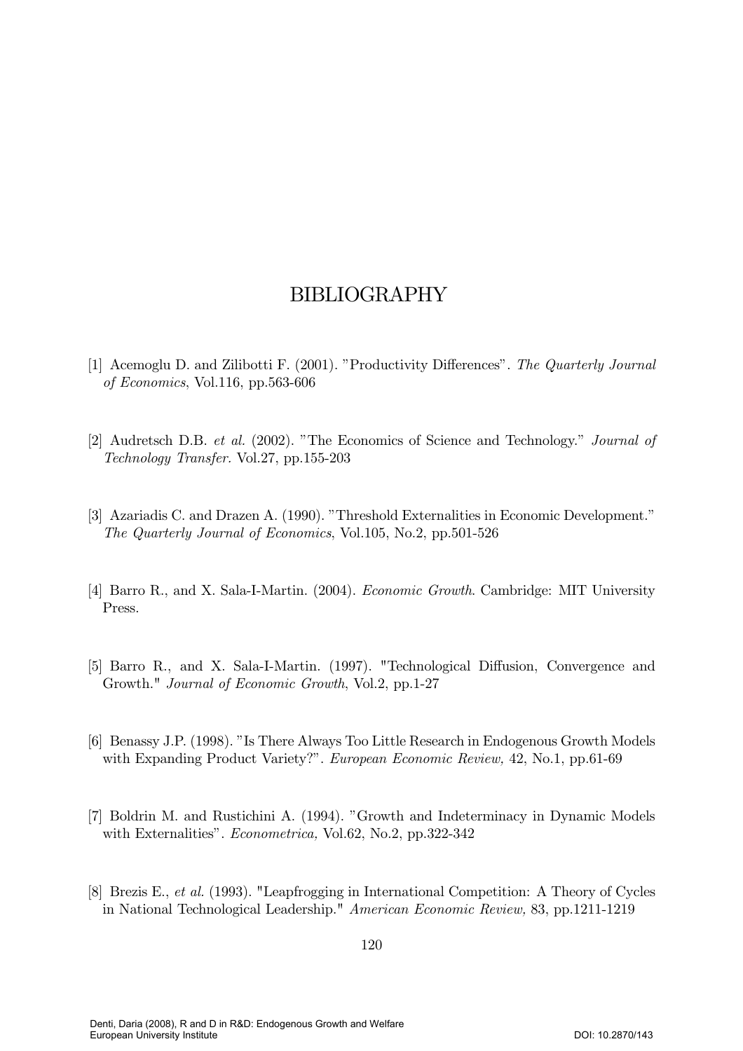# BIBLIOGRAPHY

[1] Acemoglu D. and Zilibotti F. (2001). "Productivity Differences". *The Quarterly Journal of Economics*, Vol.116, pp.563-606

[2] Audretsch D.B. *et al.* (2002). "The Economics of Science and Technology." *Journal of Technology Transfer*. Vol.27, pp.155-203

[3] Azariadis C. and Drazen A. (1990). "Threshold Externalities in Economic Development." *The Quarterly Journal of Economics*, Vol.105, No.2, pp.501-526

[4] Barro R., and X. Sala-I-Martin. (2004). *Economic Growth*. Cambridge: MIT University Press.

[5] Barro R., and X. Sala-I-Martin. (1997). "Technological Diffusion, Convergence and Growth." *Journal of Economic Growth*, Vol.2, pp.1-27

[6] Benassy J.P. (1998). "Is There Always Too Little Research in Endogenous Growth Models with Expanding Product Variety?". *European Economic Review,* 42, No.1, pp.61-69

[7] Boldrin M. and Rustichini A. (1994). "Growth and Indeterminacy in Dynamic Models with Externalities". *Econometrica,* Vol.62, No.2, pp.322-342

[8] Brezis E., *et al.* (1993). "Leapfrogging in International Competition: A Theory of Cycles in National Technological Leadership." *American Economic Review,* 83, pp.1211-1219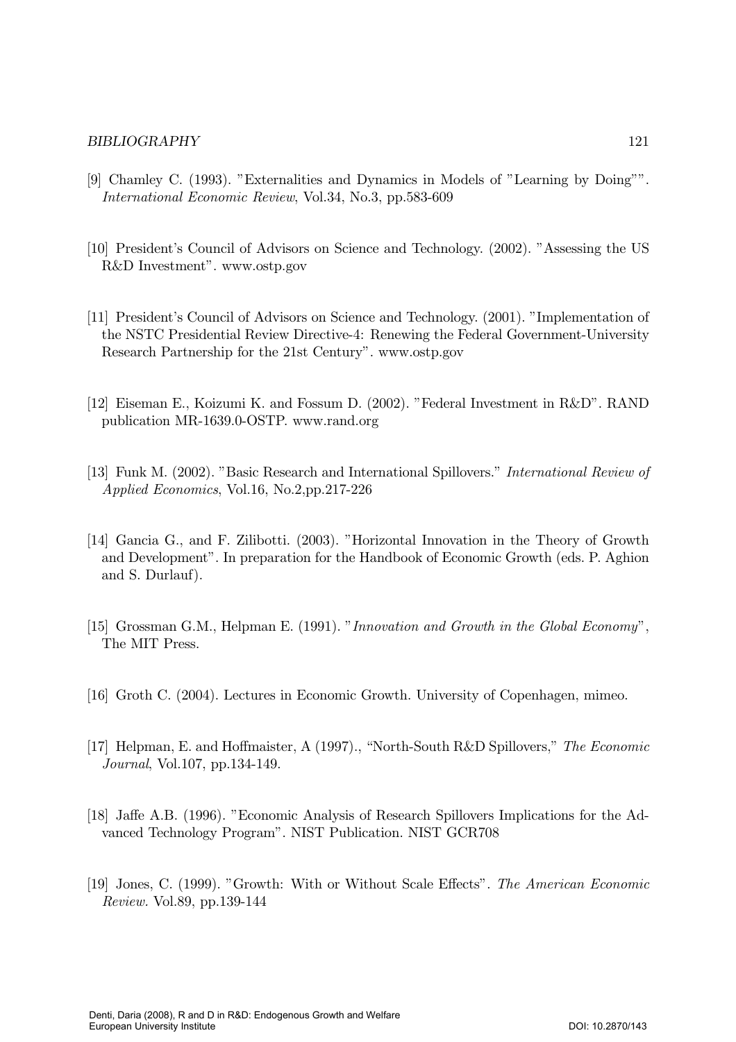[9] Chamley C. (1993). "Externalities and Dynamics in Models of "Learning by Doing"". *International Economic Review*, Vol.34, No.3, pp.583-609

[10] President's Council of Advisors on Science and Technology. (2002). "Assessing the US R&D Investment". www.ostp.gov

[11] President's Council of Advisors on Science and Technology. (2001). "Implementation of the NSTC Presidential Review Directive-4: Renewing the Federal Government-University Research Partnership for the 21st Century". www.ostp.gov

[12] Eiseman E., Koizumi K. and Fossum D. (2002). "Federal Investment in R&D". RAND publication MR-1639.0-OSTP. www.rand.org

[13] Funk M. (2002). "Basic Research and International Spillovers." *International Review of Applied Economics*, Vol.16, No.2,pp.217-226

[14] Gancia G., and F. Zilibotti. (2003). "Horizontal Innovation in the Theory of Growth and Development". In preparation for the Handbook of Economic Growth (eds. P. Aghion and S. Durlauf).

[15] Grossman G.M., Helpman E. (1991). "*Innovation and Growth in the Global Economy*", The MIT Press.

[16] Groth C. (2004). Lectures in Economic Growth. University of Copenhagen, mimeo.

[17] Helpman, E. and Hoffmaister, A (1997)., "North-South R&D Spillovers," *The Economic Journal*, Vol.107, pp.134-149.

[18] Jaffe A.B. (1996). "Economic Analysis of Research Spillovers Implications for the Advanced Technology Program". NIST Publication. NIST GCR708

[19] Jones, C. (1999). "Growth: With or Without Scale Effects". *The American Economic Review.* Vol.89, pp.139-144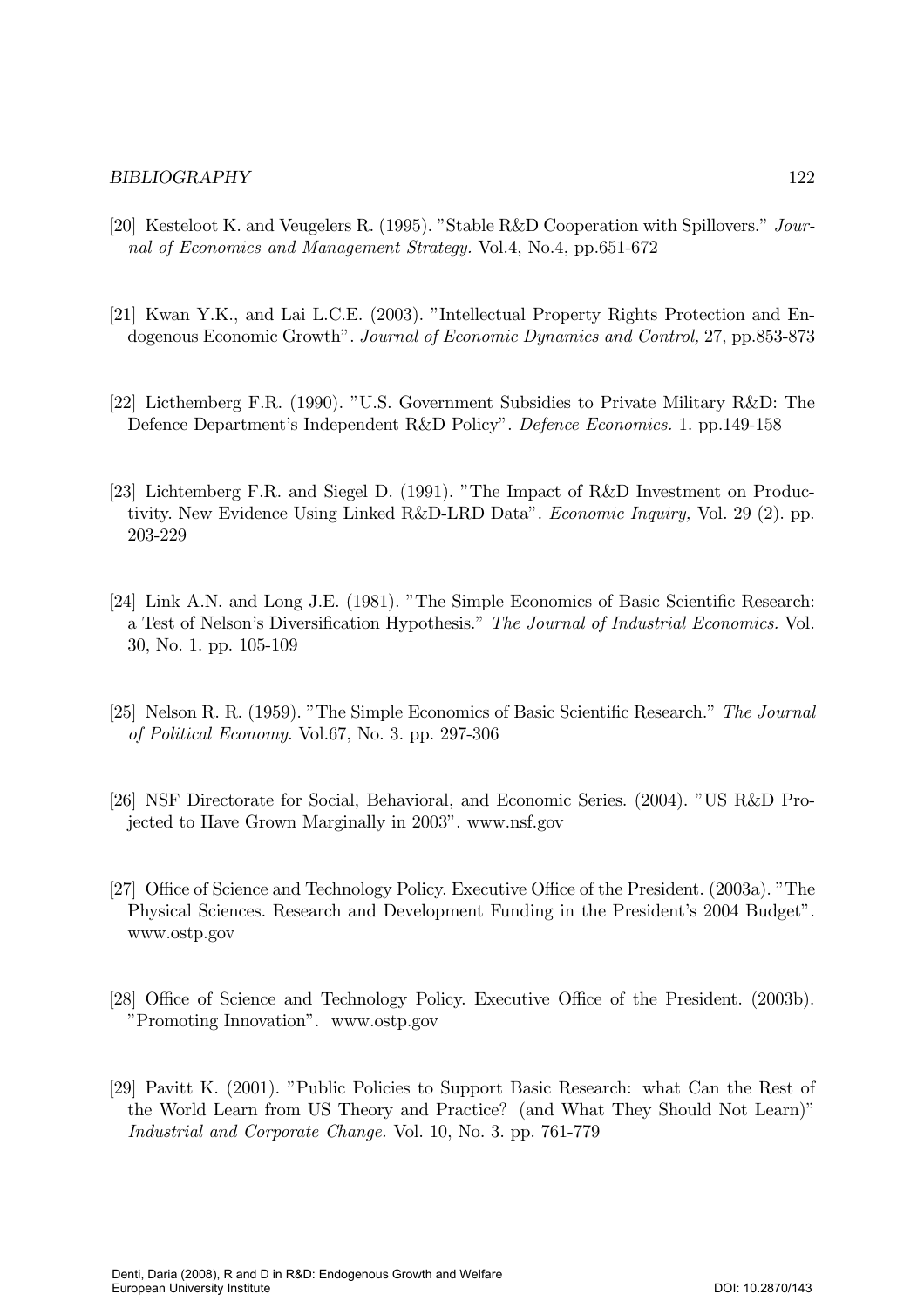[20] Kesteloot K. and Veugelers R. (1995). "Stable R&D Cooperation with Spillovers." *Journal of Economics and Management Strategy.* Vol.4, No.4, pp.651-672

[21] Kwan Y.K., and Lai L.C.E. (2003). "Intellectual Property Rights Protection and Endogenous Economic Growth". *Journal of Economic Dynamics and Control,* 27, pp.853-873

[22] Licthemberg F.R. (1990). "U.S. Government Subsidies to Private Military R&D: The Defence Department's Independent R&D Policy". *Defence Economics.* 1. pp.149-158

[23] Lichtemberg F.R. and Siegel D. (1991). "The Impact of R&D Investment on Productivity. New Evidence Using Linked R&D-LRD Data". *Economic Inquiry,* Vol. 29 (2). pp. 203-229

[24] Link A.N. and Long J.E. (1981). "The Simple Economics of Basic Scientific Research: a Test of Nelson's Diversification Hypothesis." *The Journal of Industrial Economics.* Vol. 30, No. 1. pp. 105-109

[25] Nelson R. R. (1959). "The Simple Economics of Basic Scientific Research." *The Journal of Political Economy.* Vol.67, No. 3. pp. 297-306

[26] NSF Directorate for Social, Behavioral, and Economic Series. (2004). "US R&D Projected to Have Grown Marginally in 2003". www.nsf.gov

[27] Office of Science and Technology Policy. Executive Office of the President. (2003a). "The Physical Sciences. Research and Development Funding in the President's 2004 Budget". www.ostp.gov

[28] Office of Science and Technology Policy. Executive Office of the President. (2003b). "Promoting Innovation". www.ostp.gov

[29] Pavitt K. (2001). "Public Policies to Support Basic Research: what Can the Rest of the World Learn from US Theory and Practice? (and What They Should Not Learn)" *Industrial and Corporate Change.* Vol. 10, No. 3. pp. 761-779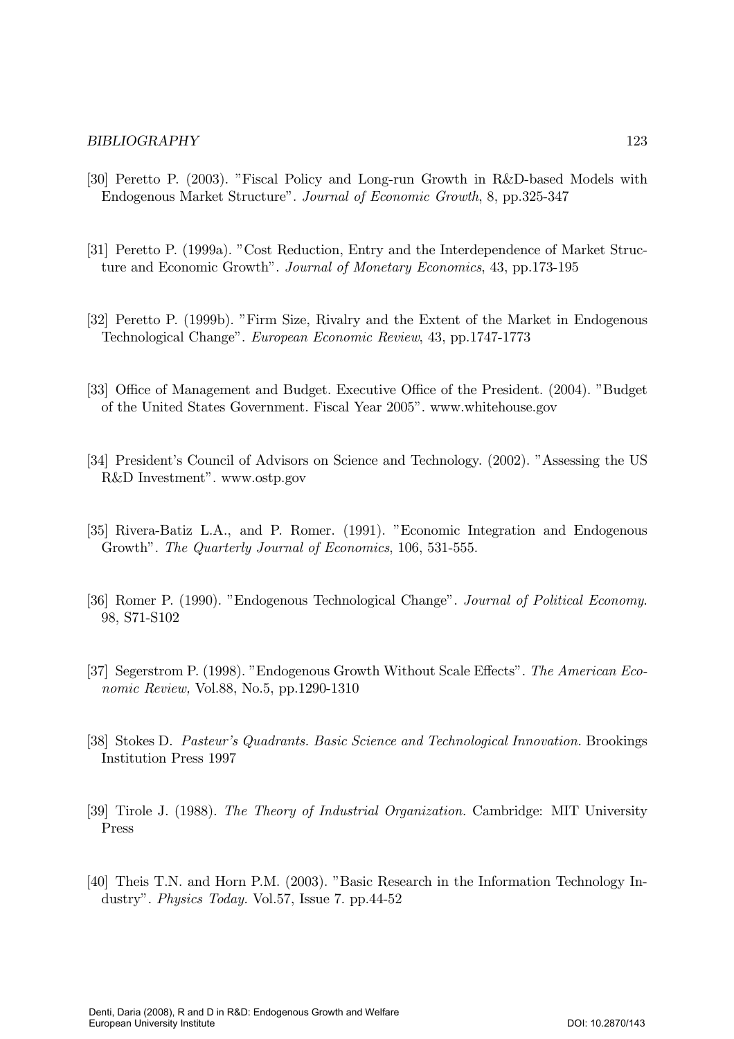[30] Peretto P. (2003). "Fiscal Policy and Long-run Growth in R&D-based Models with Endogenous Market Structure". *Journal of Economic Growth*, 8, pp.325-347

[31] Peretto P. (1999a). "Cost Reduction, Entry and the Interdependence of Market Structure and Economic Growth". *Journal of Monetary Economics*, 43, pp.173-195

[32] Peretto P. (1999b). "Firm Size, Rivalry and the Extent of the Market in Endogenous Technological Change". *European Economic Review*, 43, pp.1747-1773

[33] Office of Management and Budget. Executive Office of the President. (2004). "Budget of the United States Government. Fiscal Year 2005". www.whitehouse.gov

[34] President's Council of Advisors on Science and Technology. (2002). "Assessing the US R&D Investment". www.ostp.gov

[35] Rivera-Batiz L.A., and P. Romer. (1991). "Economic Integration and Endogenous Growth". *The Quarterly Journal of Economics*, 106, 531-555.

[36] Romer P. (1990). "Endogenous Technological Change". *Journal of Political Economy.* 98, S71-S102

[37] Segerstrom P. (1998). "Endogenous Growth Without Scale Effects". *The American Economic Review,* Vol.88, No.5, pp.1290-1310

[38] Stokes D. *Pasteur's Quadrants. Basic Science and Technological Innovation.* Brookings Institution Press 1997

[39] Tirole J. (1988). *The Theory of Industrial Organization.* Cambridge: MIT University Press

[40] Theis T.N. and Horn P.M. (2003). "Basic Research in the Information Technology Industry". *Physics Today.* Vol.57, Issue 7. pp.44-52

Denti, Daria (2008), R and D in R&D: Endogenous Growth and Welfare
European University Institute DOI: 10.2870/143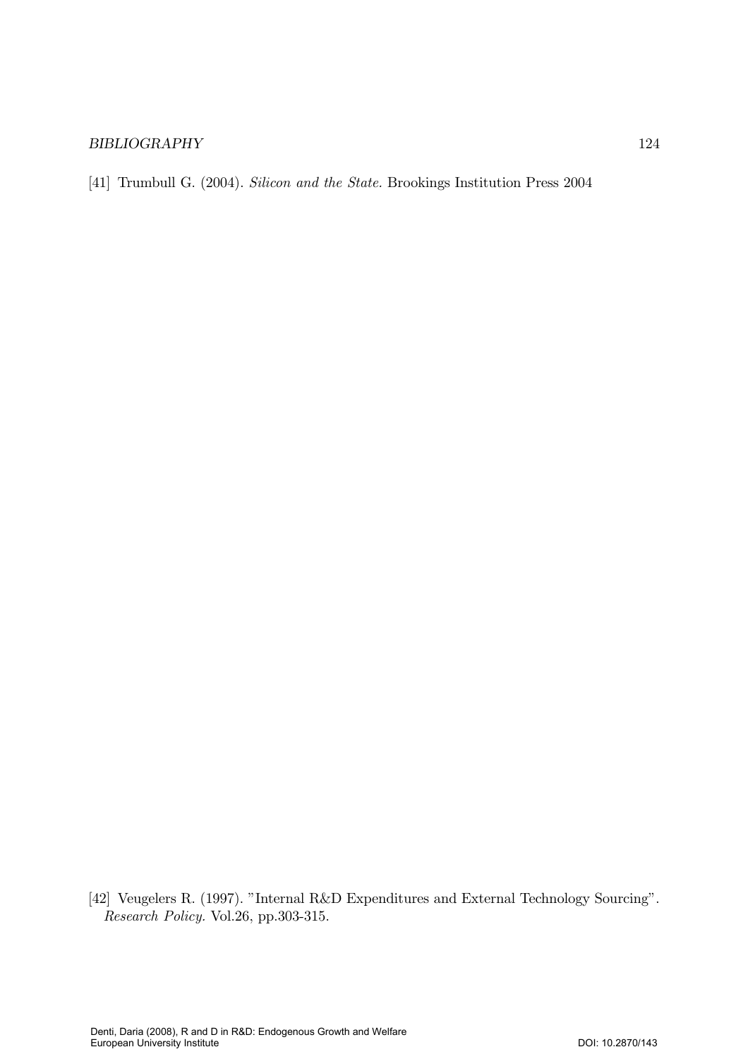[41] Trumbull G. (2004). *Silicon and the State.* Brookings Institution Press 2004

[42] Veugelers R. (1997). "Internal R&D Expenditures and External Technology Sourcing". *Research Policy.* Vol.26, pp.303-315.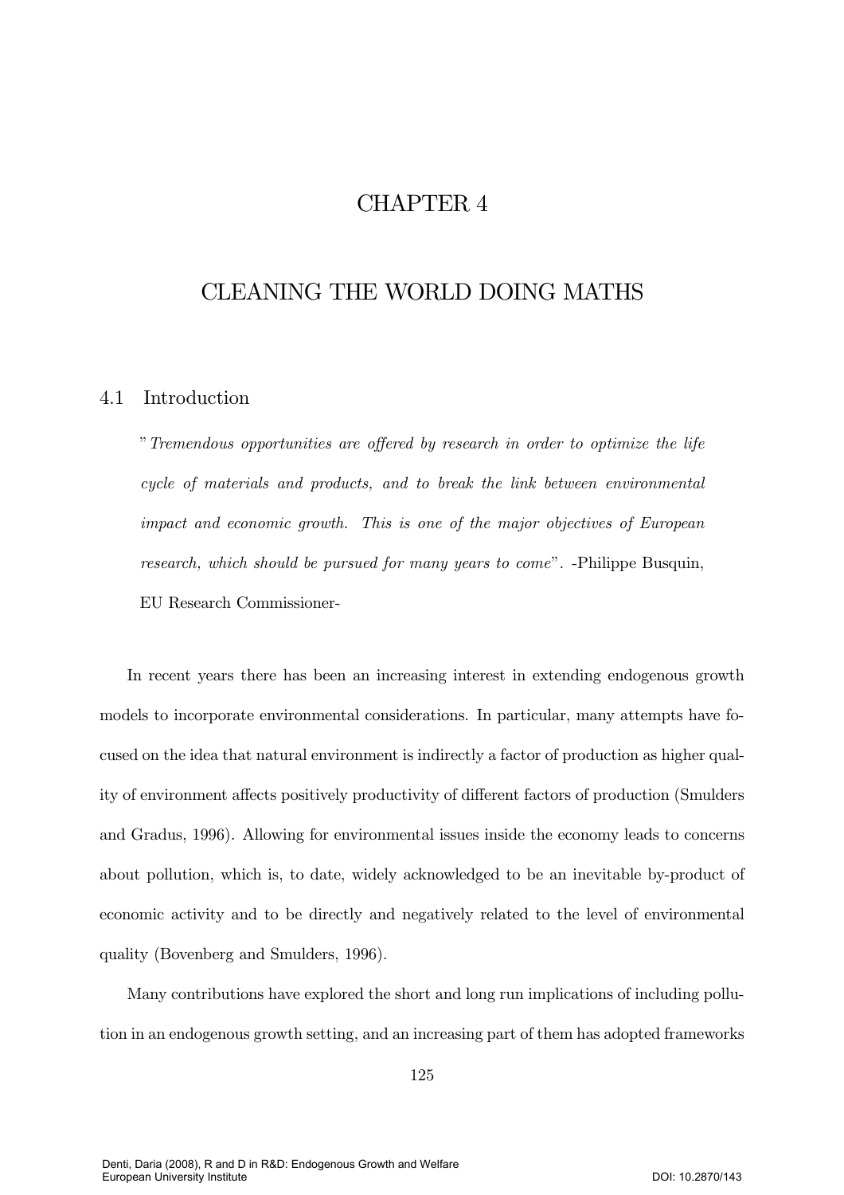# CHAPTER 4

# CLEANING THE WORLD DOING MATHS

## 4.1 Introduction

> "*Tremendous opportunities are offered by research in order to optimize the life cycle of materials and products, and to break the link between environmental impact and economic growth. This is one of the major objectives of European research, which should be pursued for many years to come*". -Philippe Busquin, EU Research Commissioner-

In recent years there has been an increasing interest in extending endogenous growth models to incorporate environmental considerations. In particular, many attempts have focused on the idea that natural environment is indirectly a factor of production as higher quality of environment affects positively productivity of different factors of production (Smulders and Gradus, 1996). Allowing for environmental issues inside the economy leads to concerns about pollution, which is, to date, widely acknowledged to be an inevitable by-product of economic activity and to be directly and negatively related to the level of environmental quality (Bovenberg and Smulders, 1996).

Many contributions have explored the short and long run implications of including pollution in an endogenous growth setting, and an increasing part of them has adopted frameworks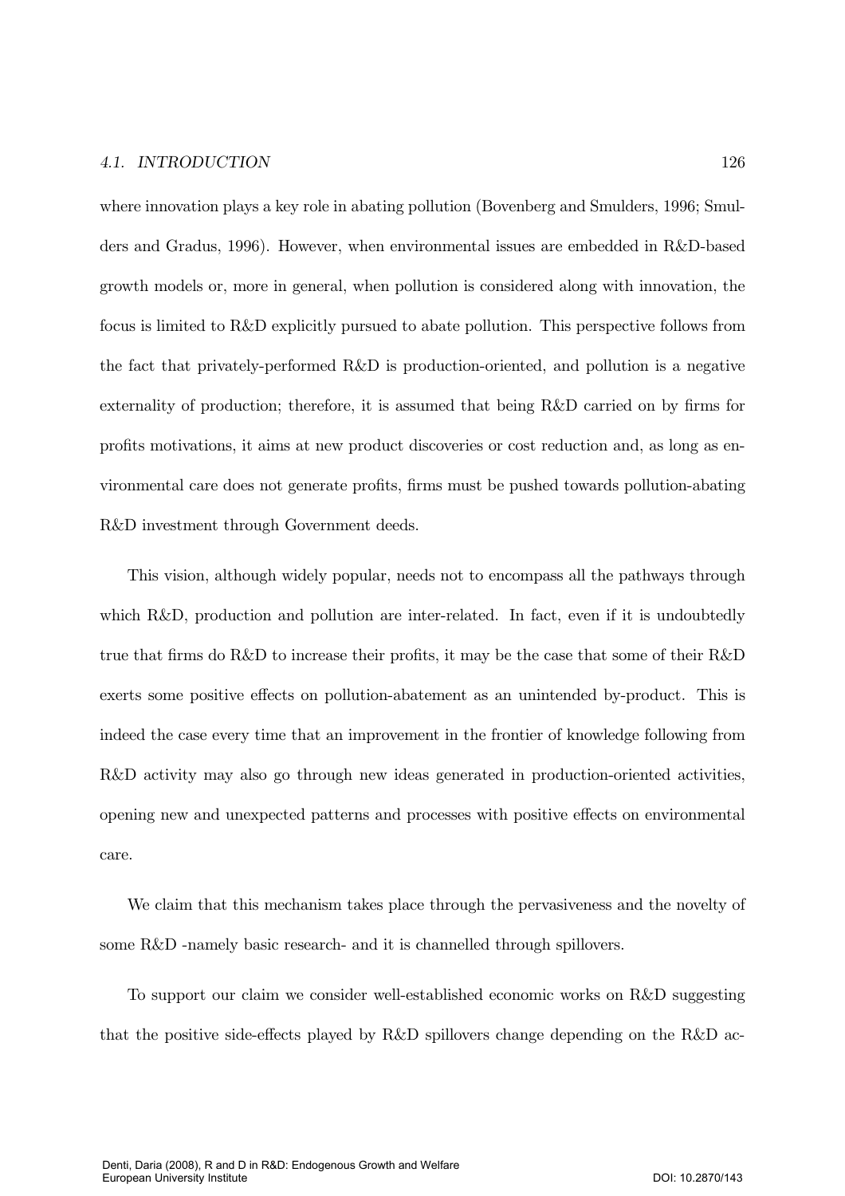where innovation plays a key role in abating pollution (Bovenberg and Smulders, 1996; Smulders and Gradus, 1996). However, when environmental issues are embedded in R&D-based growth models or, more in general, when pollution is considered along with innovation, the focus is limited to R&D explicitly pursued to abate pollution. This perspective follows from the fact that privately-performed R&D is production-oriented, and pollution is a negative externality of production; therefore, it is assumed that being R&D carried on by firms for profits motivations, it aims at new product discoveries or cost reduction and, as long as environmental care does not generate profits, firms must be pushed towards pollution-abating R&D investment through Government deeds.

This vision, although widely popular, needs not to encompass all the pathways through which R&D, production and pollution are inter-related. In fact, even if it is undoubtedly true that firms do R&D to increase their profits, it may be the case that some of their R&D exerts some positive effects on pollution-abatement as an unintended by-product. This is indeed the case every time that an improvement in the frontier of knowledge following from R&D activity may also go through new ideas generated in production-oriented activities, opening new and unexpected patterns and processes with positive effects on environmental care.

We claim that this mechanism takes place through the pervasiveness and the novelty of some R&D -namely basic research- and it is channelled through spillovers.

To support our claim we consider well-established economic works on R&D suggesting that the positive side-effects played by R&D spillovers change depending on the R&D ac-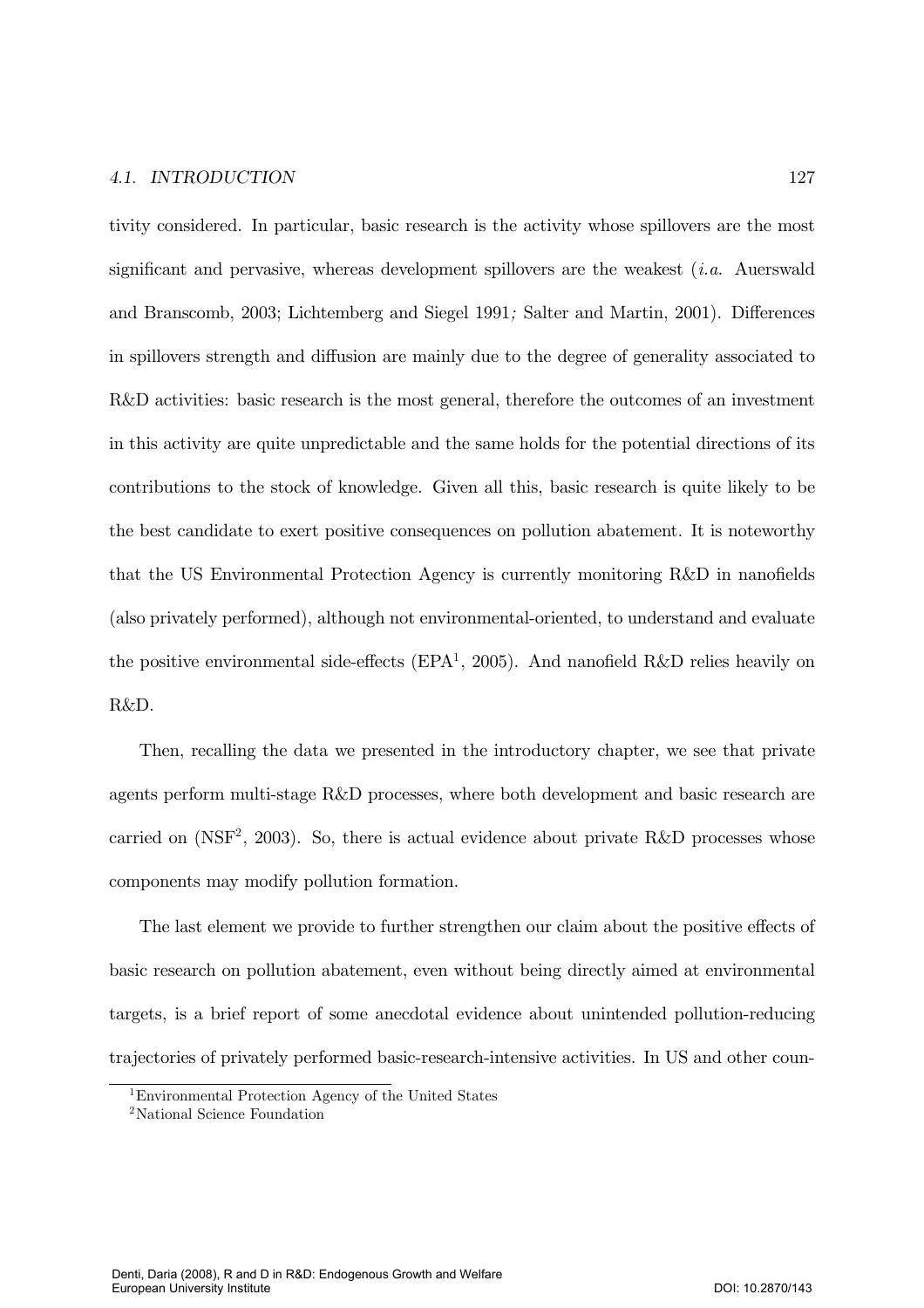tivity considered. In particular, basic research is the activity whose spillovers are the most significant and pervasive, whereas development spillovers are the weakest (*i.a.* Auerswald and Branscomb, 2003; Lichtemberg and Siegel 1991*;* Salter and Martin, 2001). Differences in spillovers strength and diffusion are mainly due to the degree of generality associated to R&D activities: basic research is the most general, therefore the outcomes of an investment in this activity are quite unpredictable and the same holds for the potential directions of its contributions to the stock of knowledge. Given all this, basic research is quite likely to be the best candidate to exert positive consequences on pollution abatement. It is noteworthy that the US Environmental Protection Agency is currently monitoring R&D in nanofields (also privately performed), although not environmental-oriented, to understand and evaluate the positive environmental side-effects (EPA[1], 2005). And nanofield R&D relies heavily on R&D.

Then, recalling the data we presented in the introductory chapter, we see that private agents perform multi-stage R&D processes, where both development and basic research are carried on (NSF[2], 2003). So, there is actual evidence about private R&D processes whose components may modify pollution formation.

The last element we provide to further strengthen our claim about the positive effects of basic research on pollution abatement, even without being directly aimed at environmental targets, is a brief report of some anecdotal evidence about unintended pollution-reducing trajectories of privately performed basic-research-intensive activities. In US and other coun-

[1] Environmental Protection Agency of the United States

[2] National Science Foundation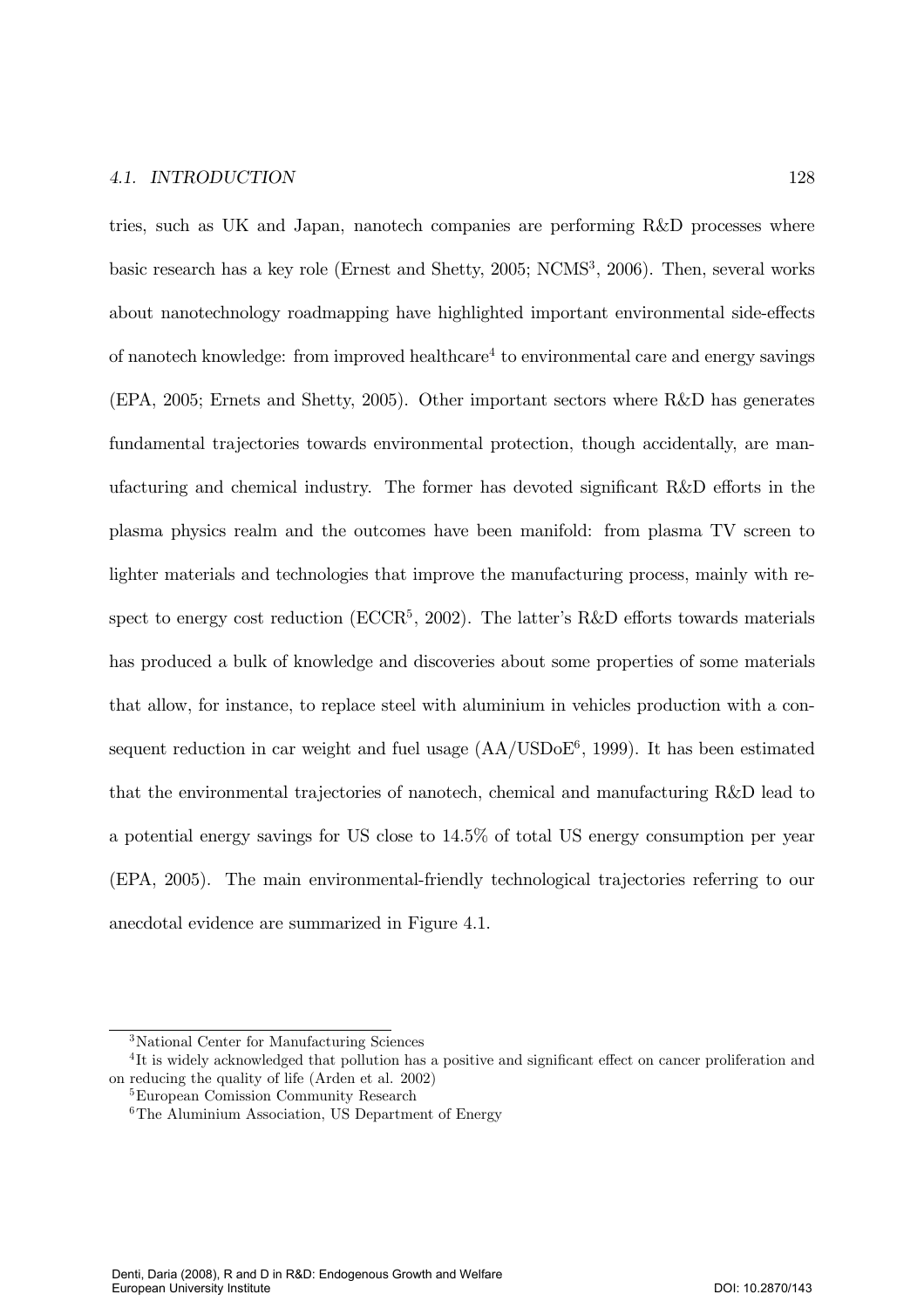tries, such as UK and Japan, nanotech companies are performing R&D processes where basic research has a key role (Ernest and Shetty, 2005; NCMS[3], 2006). Then, several works about nanotechnology roadmapping have highlighted important environmental side-effects of nanotech knowledge: from improved healthcare[4] to environmental care and energy savings (EPA, 2005; Ernets and Shetty, 2005). Other important sectors where R&D has generates fundamental trajectories towards environmental protection, though accidentally, are manufacturing and chemical industry. The former has devoted significant R&D efforts in the plasma physics realm and the outcomes have been manifold: from plasma TV screen to lighter materials and technologies that improve the manufacturing process, mainly with respect to energy cost reduction (ECCR[5], 2002). The latter's R&D efforts towards materials has produced a bulk of knowledge and discoveries about some properties of some materials that allow, for instance, to replace steel with aluminium in vehicles production with a consequent reduction in car weight and fuel usage (AA/USDoE[6], 1999). It has been estimated that the environmental trajectories of nanotech, chemical and manufacturing R&D lead to a potential energy savings for US close to 14.5% of total US energy consumption per year (EPA, 2005). The main environmental-friendly technological trajectories referring to our anecdotal evidence are summarized in Figure 4.1.

---

[3] National Center for Manufacturing Sciences

[4] It is widely acknowledged that pollution has a positive and significant effect on cancer proliferation and on reducing the quality of life (Arden et al. 2002)

[5] European Comission Community Research

[6] The Aluminium Association, US Department of Energy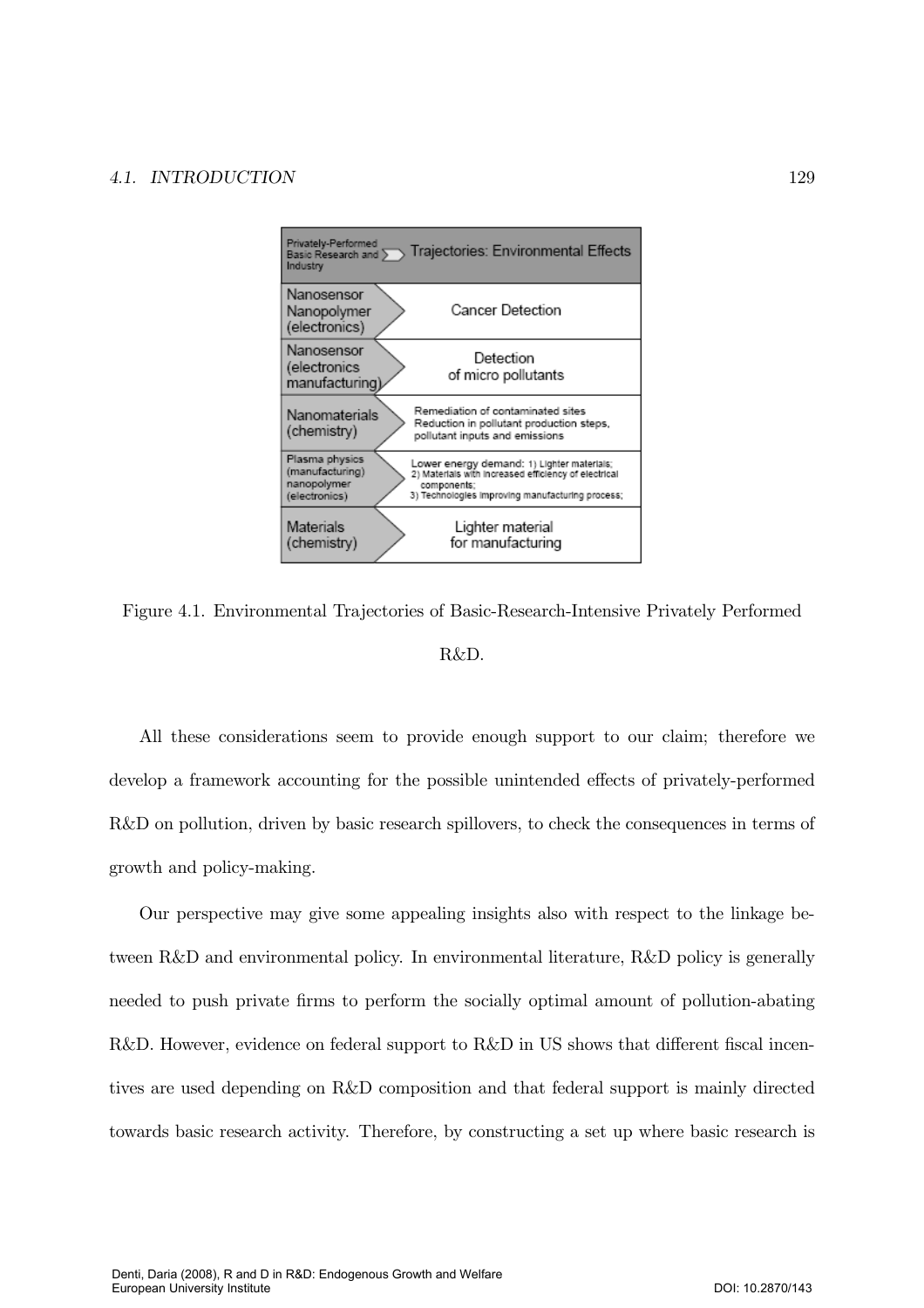| Privately-Performed Basic Research and Industry | Trajectories: Environmental Effects |
|---|---|
| Nanosensor Nanopolymer (electronics) | Cancer Detection |
| Nanosensor (electronics manufacturing) | Detection of micro pollutants |
| Nanomaterials (chemistry) | Remediation of contaminated sites Reduction in pollutant production steps, pollutant inputs and emissions |
| Plasma physics (manufacturing) nanopolymer (electronics) | Lower energy demand: 1) Lighter materials; 2) Materials with increased efficiency of electrical components; 3) Technologies improving manufacturing process; |
| Materials (chemistry) | Lighter material for manufacturing |

Figure 4.1. Environmental Trajectories of Basic-Research-Intensive Privately Performed R&D.

All these considerations seem to provide enough support to our claim; therefore we develop a framework accounting for the possible unintended effects of privately-performed R&D on pollution, driven by basic research spillovers, to check the consequences in terms of growth and policy-making.

Our perspective may give some appealing insights also with respect to the linkage between R&D and environmental policy. In environmental literature, R&D policy is generally needed to push private firms to perform the socially optimal amount of pollution-abating R&D. However, evidence on federal support to R&D in US shows that different fiscal incentives are used depending on R&D composition and that federal support is mainly directed towards basic research activity. Therefore, by constructing a set up where basic research is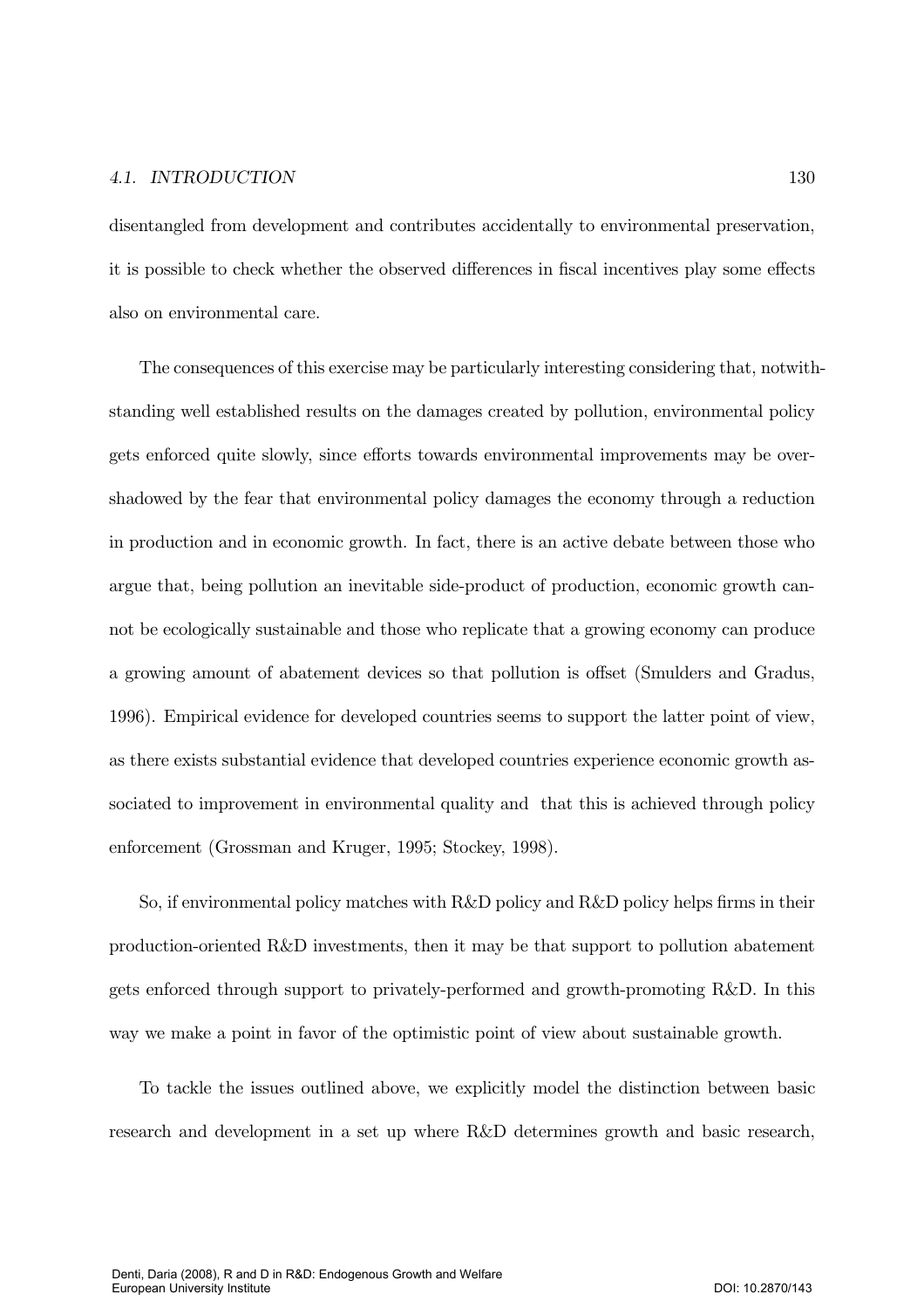disentangled from development and contributes accidentally to environmental preservation, it is possible to check whether the observed differences in fiscal incentives play some effects also on environmental care.

The consequences of this exercise may be particularly interesting considering that, notwithstanding well established results on the damages created by pollution, environmental policy gets enforced quite slowly, since efforts towards environmental improvements may be overshadowed by the fear that environmental policy damages the economy through a reduction in production and in economic growth. In fact, there is an active debate between those who argue that, being pollution an inevitable side-product of production, economic growth cannot be ecologically sustainable and those who replicate that a growing economy can produce a growing amount of abatement devices so that pollution is offset (Smulders and Gradus, 1996). Empirical evidence for developed countries seems to support the latter point of view, as there exists substantial evidence that developed countries experience economic growth associated to improvement in environmental quality and that this is achieved through policy enforcement (Grossman and Kruger, 1995; Stockey, 1998).

So, if environmental policy matches with R&D policy and R&D policy helps firms in their production-oriented R&D investments, then it may be that support to pollution abatement gets enforced through support to privately-performed and growth-promoting R&D. In this way we make a point in favor of the optimistic point of view about sustainable growth.

To tackle the issues outlined above, we explicitly model the distinction between basic research and development in a set up where R&D determines growth and basic research,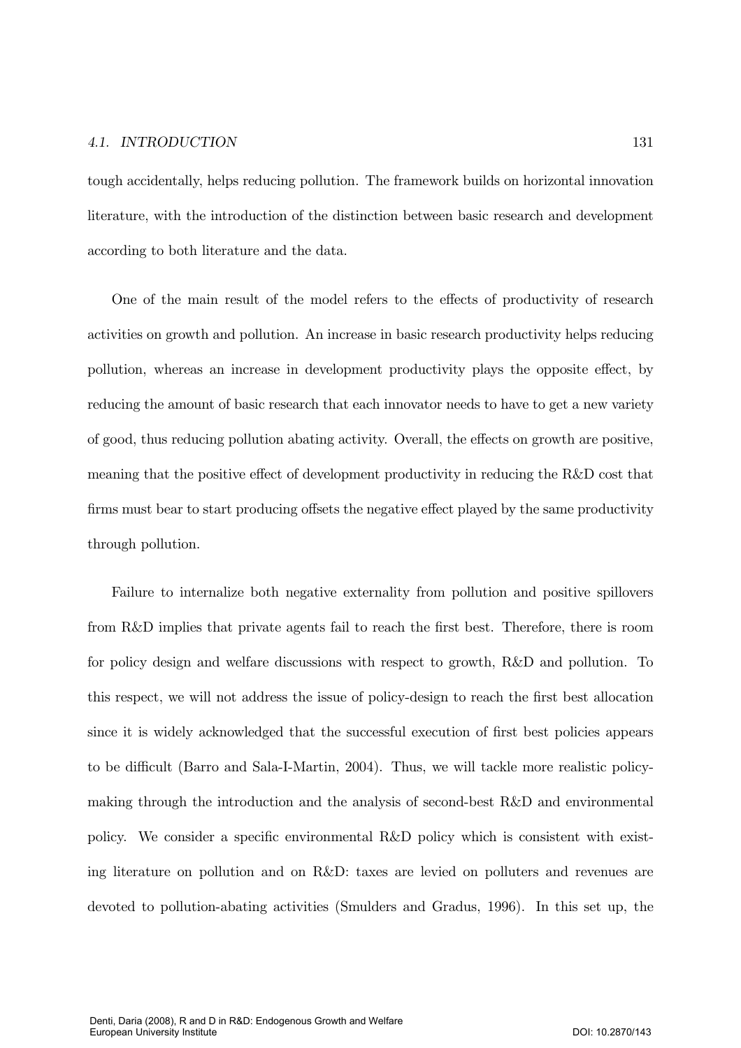tough accidentally, helps reducing pollution. The framework builds on horizontal innovation literature, with the introduction of the distinction between basic research and development according to both literature and the data.

One of the main result of the model refers to the effects of productivity of research activities on growth and pollution. An increase in basic research productivity helps reducing pollution, whereas an increase in development productivity plays the opposite effect, by reducing the amount of basic research that each innovator needs to have to get a new variety of good, thus reducing pollution abating activity. Overall, the effects on growth are positive, meaning that the positive effect of development productivity in reducing the R&D cost that firms must bear to start producing offsets the negative effect played by the same productivity through pollution.

Failure to internalize both negative externality from pollution and positive spillovers from R&D implies that private agents fail to reach the first best. Therefore, there is room for policy design and welfare discussions with respect to growth, R&D and pollution. To this respect, we will not address the issue of policy-design to reach the first best allocation since it is widely acknowledged that the successful execution of first best policies appears to be difficult (Barro and Sala-I-Martin, 2004). Thus, we will tackle more realistic policy-making through the introduction and the analysis of second-best R&D and environmental policy. We consider a specific environmental R&D policy which is consistent with existing literature on pollution and on R&D: taxes are levied on polluters and revenues are devoted to pollution-abating activities (Smulders and Gradus, 1996). In this set up, the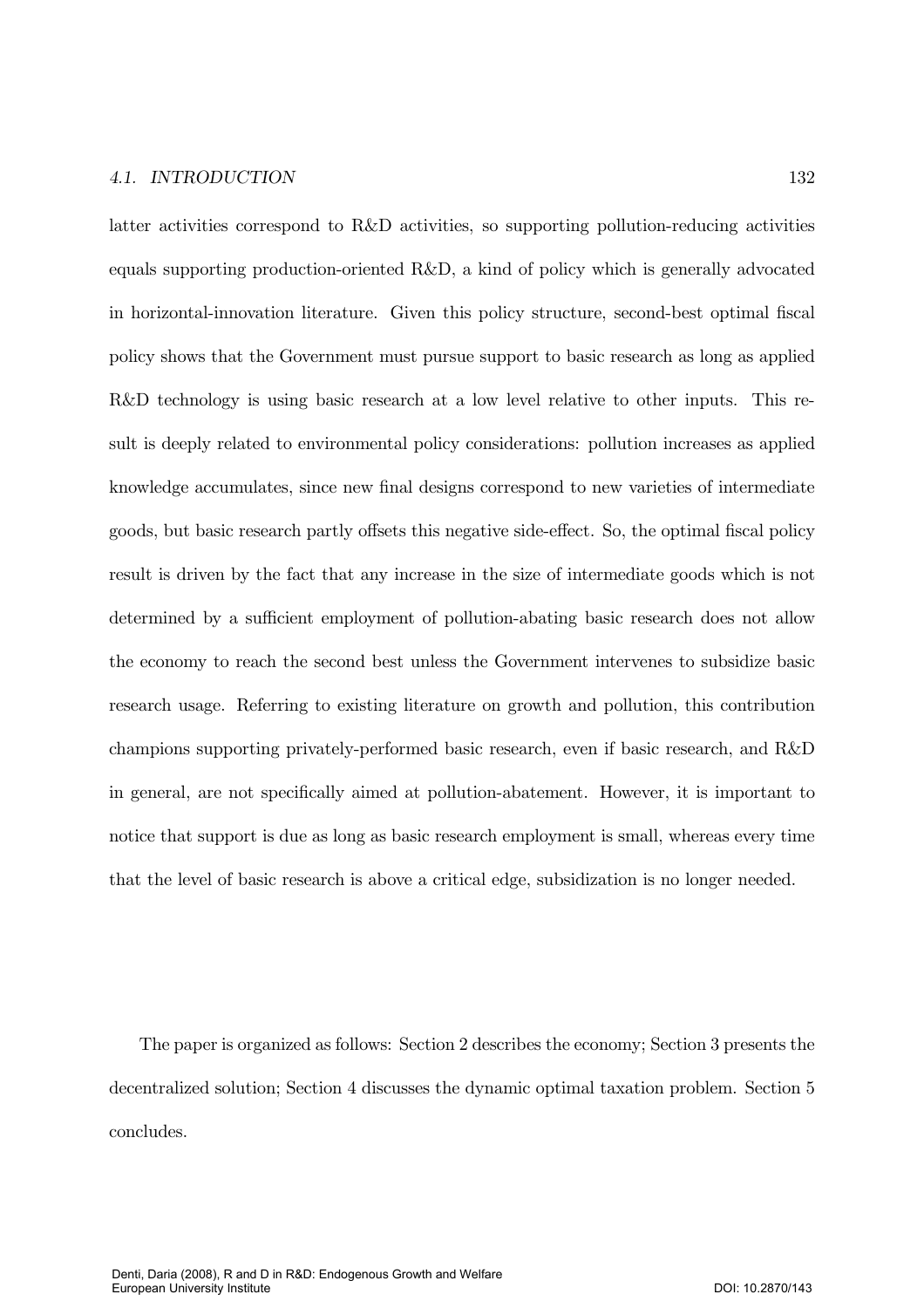latter activities correspond to R&D activities, so supporting pollution-reducing activities equals supporting production-oriented R&D, a kind of policy which is generally advocated in horizontal-innovation literature. Given this policy structure, second-best optimal fiscal policy shows that the Government must pursue support to basic research as long as applied R&D technology is using basic research at a low level relative to other inputs. This result is deeply related to environmental policy considerations: pollution increases as applied knowledge accumulates, since new final designs correspond to new varieties of intermediate goods, but basic research partly offsets this negative side-effect. So, the optimal fiscal policy result is driven by the fact that any increase in the size of intermediate goods which is not determined by a sufficient employment of pollution-abating basic research does not allow the economy to reach the second best unless the Government intervenes to subsidize basic research usage. Referring to existing literature on growth and pollution, this contribution champions supporting privately-performed basic research, even if basic research, and R&D in general, are not specifically aimed at pollution-abatement. However, it is important to notice that support is due as long as basic research employment is small, whereas every time that the level of basic research is above a critical edge, subsidization is no longer needed.

The paper is organized as follows: Section 2 describes the economy; Section 3 presents the decentralized solution; Section 4 discusses the dynamic optimal taxation problem. Section 5 concludes.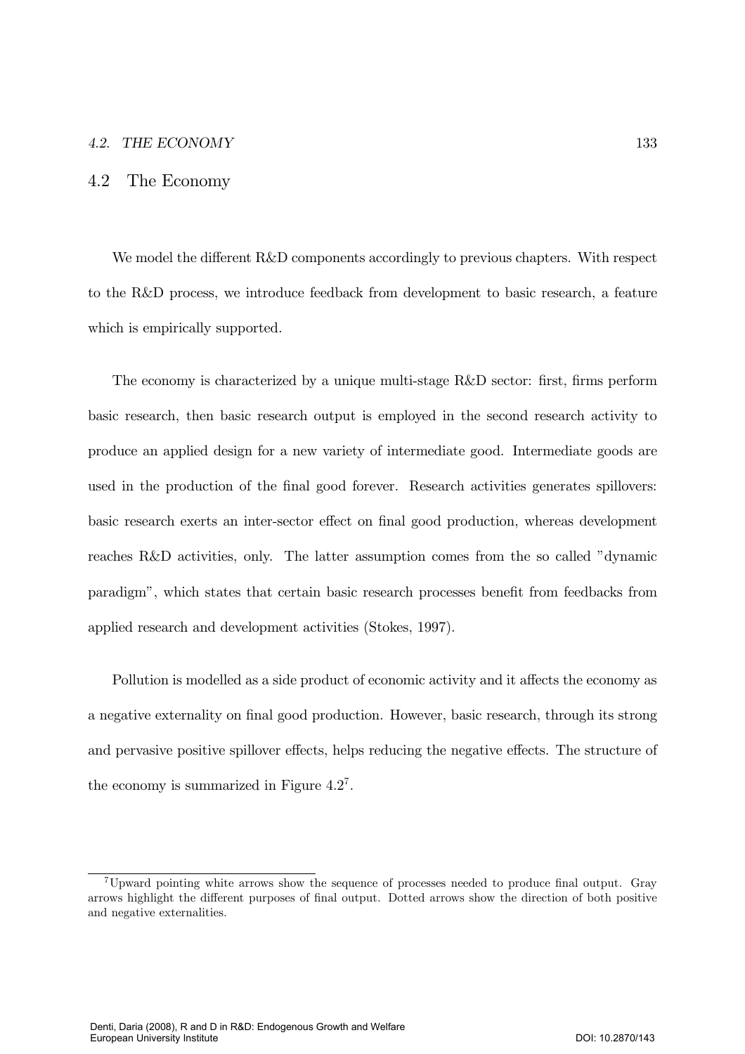## 4.2 The Economy

We model the different R&D components accordingly to previous chapters. With respect to the R&D process, we introduce feedback from development to basic research, a feature which is empirically supported.

The economy is characterized by a unique multi-stage R&D sector: first, firms perform basic research, then basic research output is employed in the second research activity to produce an applied design for a new variety of intermediate good. Intermediate goods are used in the production of the final good forever. Research activities generates spillovers: basic research exerts an inter-sector effect on final good production, whereas development reaches R&D activities, only. The latter assumption comes from the so called "dynamic paradigm", which states that certain basic research processes benefit from feedbacks from applied research and development activities (Stokes, 1997).

Pollution is modelled as a side product of economic activity and it affects the economy as a negative externality on final good production. However, basic research, through its strong and pervasive positive spillover effects, helps reducing the negative effects. The structure of the economy is summarized in Figure 4.2[7].

[7] Upward pointing white arrows show the sequence of processes needed to produce final output. Gray arrows highlight the different purposes of final output. Dotted arrows show the direction of both positive and negative externalities.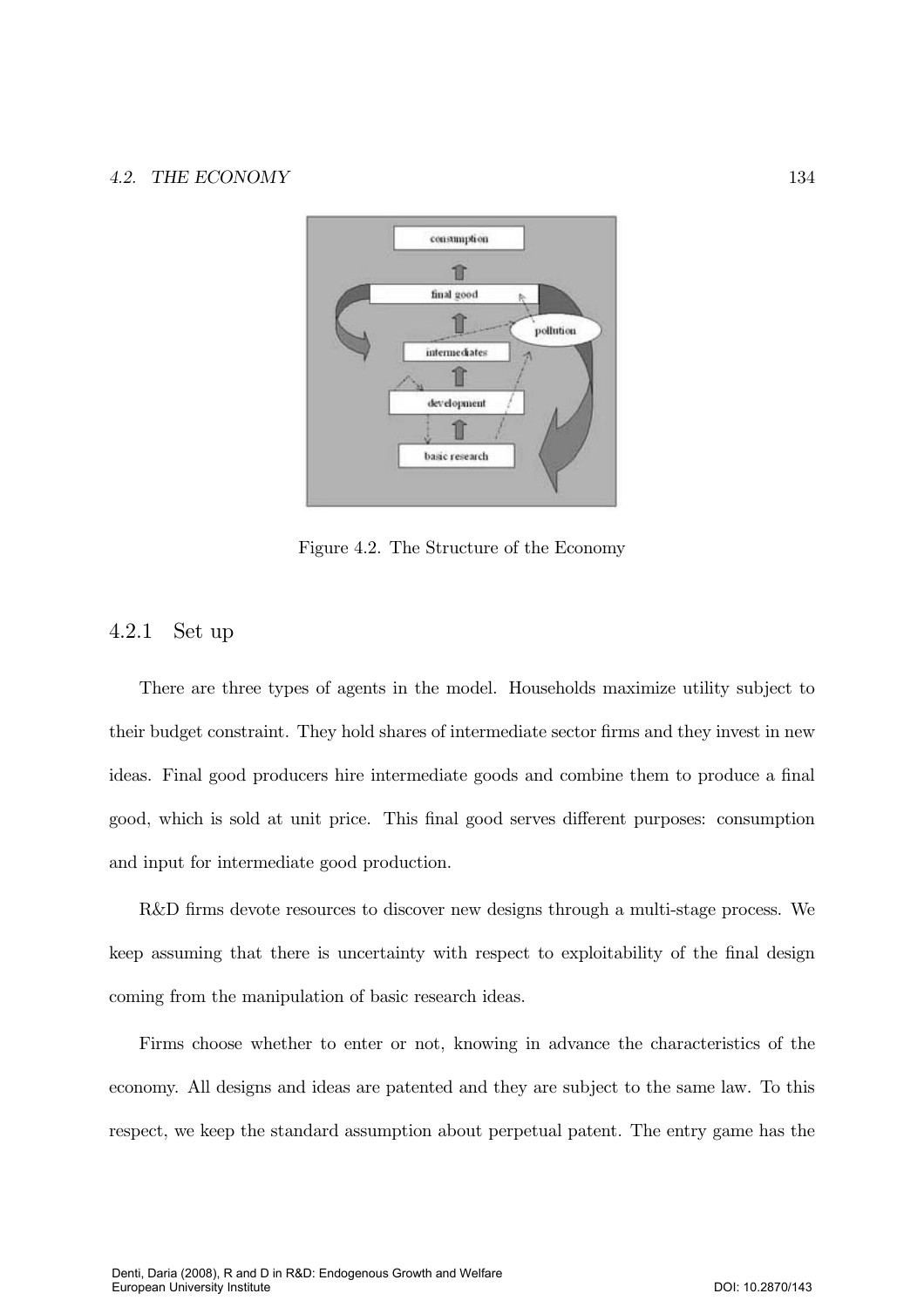Figure 4.2. The Structure of the Economy

### 4.2.1 Set up

There are three types of agents in the model. Households maximize utility subject to their budget constraint. They hold shares of intermediate sector firms and they invest in new ideas. Final good producers hire intermediate goods and combine them to produce a final good, which is sold at unit price. This final good serves different purposes: consumption and input for intermediate good production.

R&D firms devote resources to discover new designs through a multi-stage process. We keep assuming that there is uncertainty with respect to exploitability of the final design coming from the manipulation of basic research ideas.

Firms choose whether to enter or not, knowing in advance the characteristics of the economy. All designs and ideas are patented and they are subject to the same law. To this respect, we keep the standard assumption about perpetual patent. The entry game has the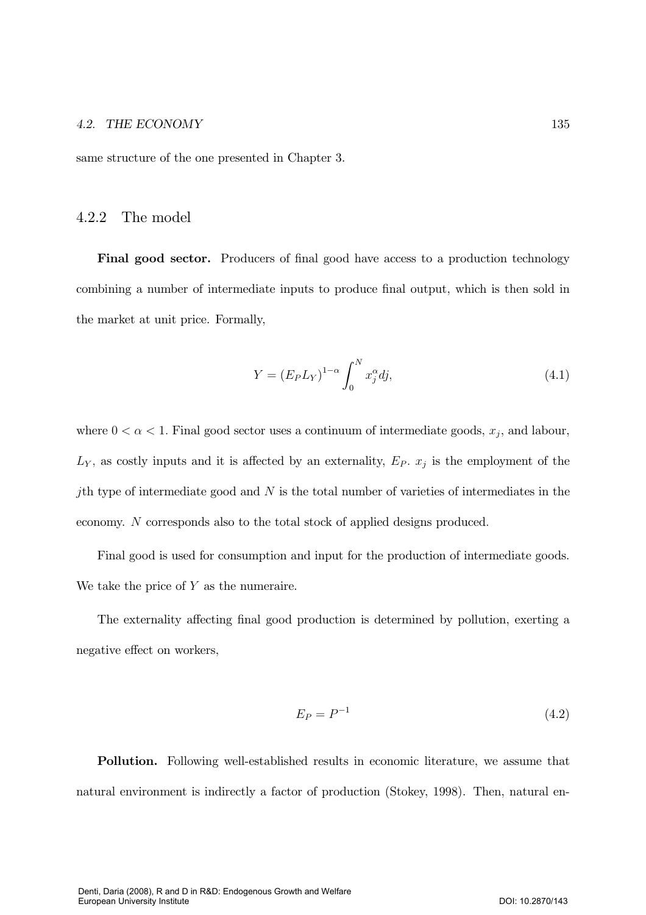same structure of the one presented in Chapter 3.

### 4.2.2 The model

**Final good sector.** Producers of final good have access to a production technology combining a number of intermediate inputs to produce final output, which is then sold in the market at unit price. Formally,

$$Y = (E_P L_Y)^{1-\alpha} \int_0^N x_j^{\alpha} dj, \tag{4.1}$$

where $0 < \alpha < 1$. Final good sector uses a continuum of intermediate goods, $x_j$, and labour, $L_Y$, as costly inputs and it is affected by an externality, $E_P$. $x_j$ is the employment of the $j$th type of intermediate good and $N$ is the total number of varieties of intermediates in the economy. $N$ corresponds also to the total stock of applied designs produced.

Final good is used for consumption and input for the production of intermediate goods. We take the price of $Y$ as the numeraire.

The externality affecting final good production is determined by pollution, exerting a negative effect on workers,

$$E_P = P^{-1} \tag{4.2}$$

**Pollution.** Following well-established results in economic literature, we assume that natural environment is indirectly a factor of production (Stokey, 1998). Then, natural en-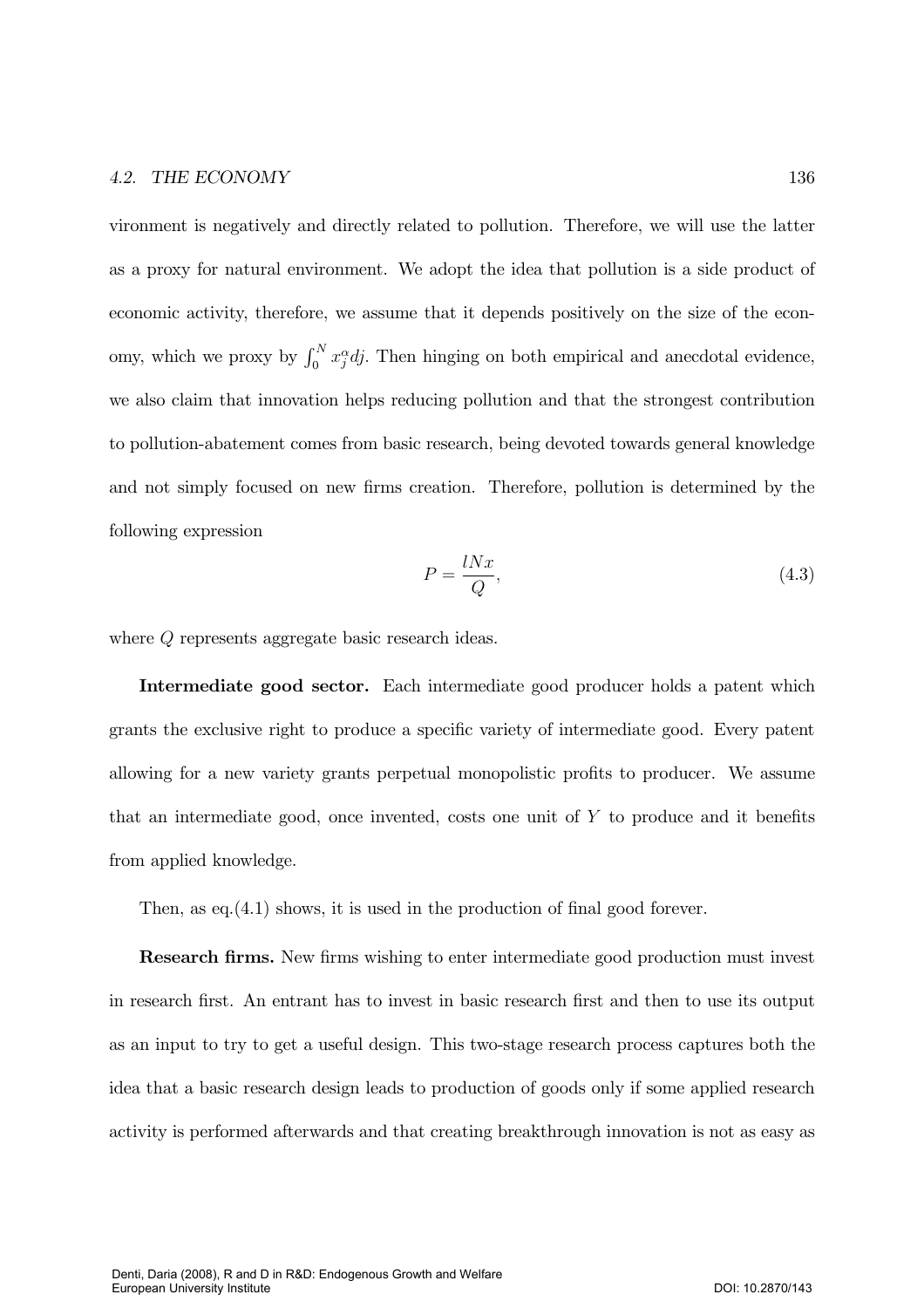vironment is negatively and directly related to pollution. Therefore, we will use the latter as a proxy for natural environment. We adopt the idea that pollution is a side product of economic activity, therefore, we assume that it depends positively on the size of the economy, which we proxy by $\int_0^N x_j^\alpha dj$. Then hinging on both empirical and anecdotal evidence, we also claim that innovation helps reducing pollution and that the strongest contribution to pollution-abatement comes from basic research, being devoted towards general knowledge and not simply focused on new firms creation. Therefore, pollution is determined by the following expression

$$P = \frac{lNx}{Q}, \tag{4.3}$$

where $Q$ represents aggregate basic research ideas.

**Intermediate good sector.** Each intermediate good producer holds a patent which grants the exclusive right to produce a specific variety of intermediate good. Every patent allowing for a new variety grants perpetual monopolistic profits to producer. We assume that an intermediate good, once invented, costs one unit of $Y$ to produce and it benefits from applied knowledge.

Then, as eq.(4.1) shows, it is used in the production of final good forever.

**Research firms.** New firms wishing to enter intermediate good production must invest in research first. An entrant has to invest in basic research first and then to use its output as an input to try to get a useful design. This two-stage research process captures both the idea that a basic research design leads to production of goods only if some applied research activity is performed afterwards and that creating breakthrough innovation is not as easy as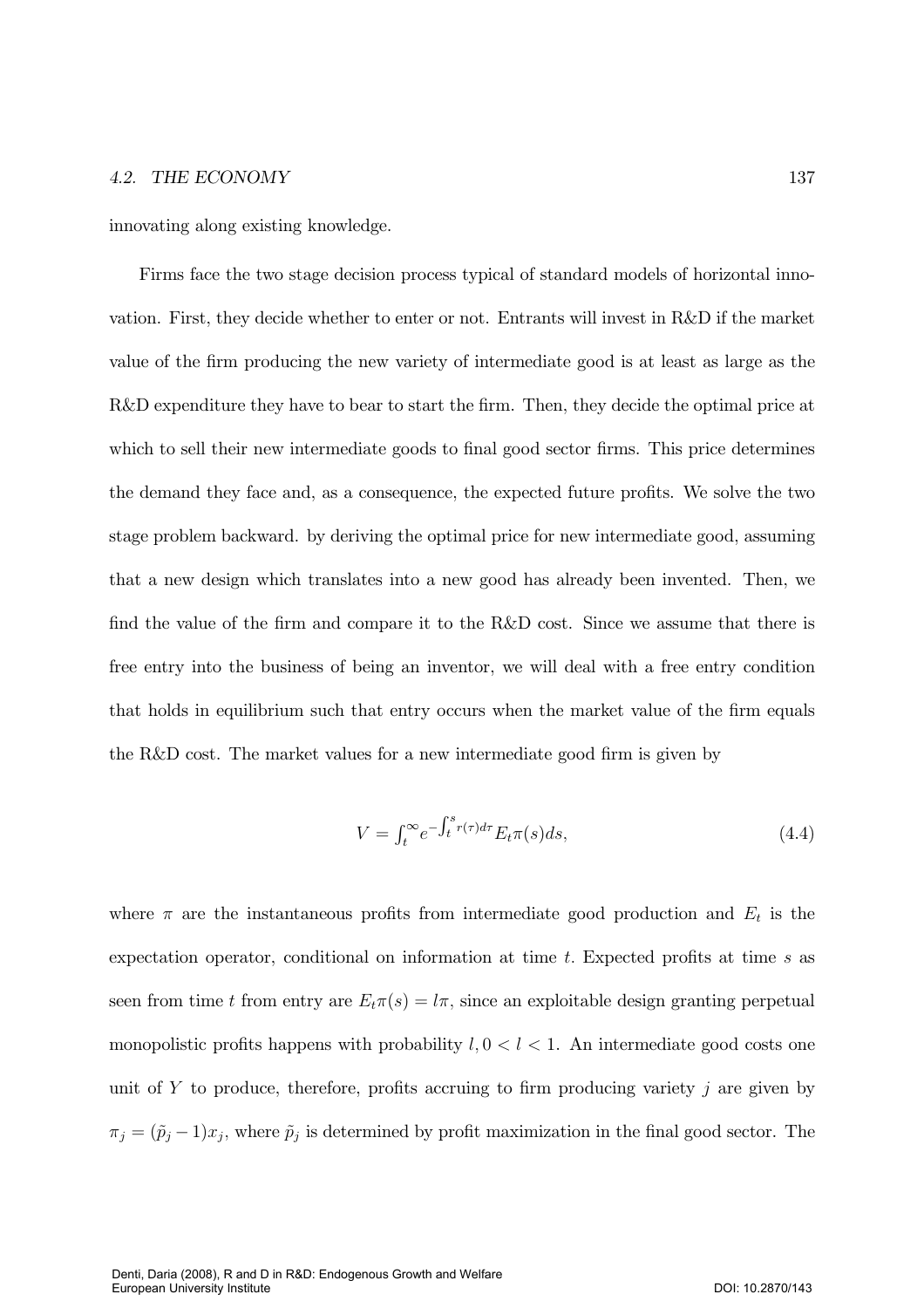innovating along existing knowledge.

Firms face the two stage decision process typical of standard models of horizontal innovation. First, they decide whether to enter or not. Entrants will invest in R&D if the market value of the firm producing the new variety of intermediate good is at least as large as the R&D expenditure they have to bear to start the firm. Then, they decide the optimal price at which to sell their new intermediate goods to final good sector firms. This price determines the demand they face and, as a consequence, the expected future profits. We solve the two stage problem backward. by deriving the optimal price for new intermediate good, assuming that a new design which translates into a new good has already been invented. Then, we find the value of the firm and compare it to the R&D cost. Since we assume that there is free entry into the business of being an inventor, we will deal with a free entry condition that holds in equilibrium such that entry occurs when the market value of the firm equals the R&D cost. The market values for a new intermediate good firm is given by

$$V = \int_t^{\infty} e^{-\int_t^s r(\tau)d\tau} E_t \pi(s) ds, \tag{4.4}$$

where $\pi$ are the instantaneous profits from intermediate good production and $E_t$ is the expectation operator, conditional on information at time $t$. Expected profits at time $s$ as seen from time $t$ from entry are $E_t\pi(s) = l\pi$, since an exploitable design granting perpetual monopolistic profits happens with probability $l, 0 < l < 1$. An intermediate good costs one unit of $Y$ to produce, therefore, profits accruing to firm producing variety $j$ are given by $\pi_j = (\tilde{p}_j - 1)x_j$, where $\tilde{p}_j$ is determined by profit maximization in the final good sector. The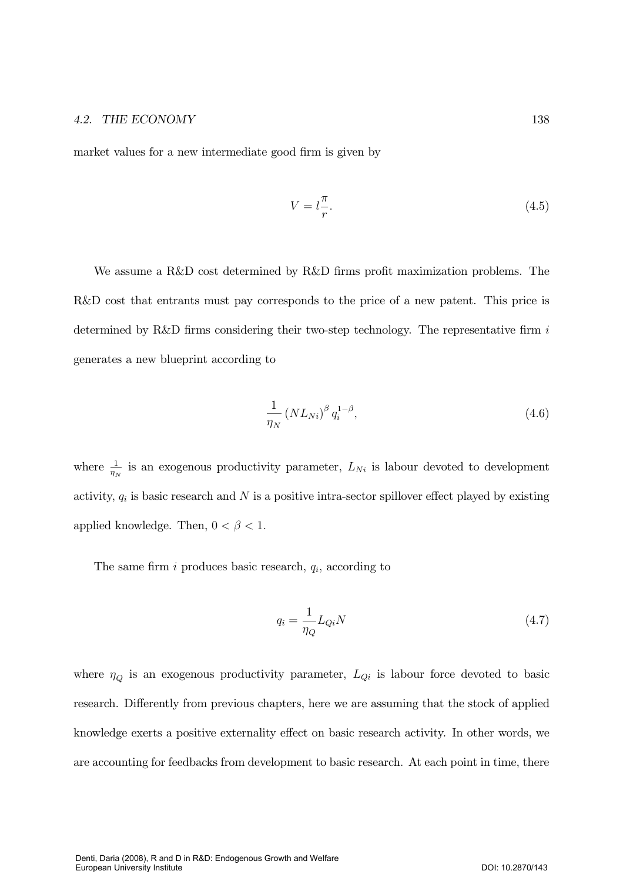market values for a new intermediate good firm is given by

$$V = l\frac{\pi}{r}. \tag{4.5}$$

We assume a R&D cost determined by R&D firms profit maximization problems. The R&D cost that entrants must pay corresponds to the price of a new patent. This price is determined by R&D firms considering their two-step technology. The representative firm $i$ generates a new blueprint according to

$$\frac{1}{\eta_N}\left(NL_{Ni}\right)^{\beta} q_i^{1-\beta}, \tag{4.6}$$

where $\frac{1}{\eta_N}$ is an exogenous productivity parameter, $L_{Ni}$ is labour devoted to development activity, $q_i$ is basic research and $N$ is a positive intra-sector spillover effect played by existing applied knowledge. Then, $0 < \beta < 1$.

The same firm $i$ produces basic research, $q_i$, according to

$$q_i = \frac{1}{\eta_Q} L_{Qi} N \tag{4.7}$$

where $\eta_Q$ is an exogenous productivity parameter, $L_{Qi}$ is labour force devoted to basic research. Differently from previous chapters, here we are assuming that the stock of applied knowledge exerts a positive externality effect on basic research activity. In other words, we are accounting for feedbacks from development to basic research. At each point in time, there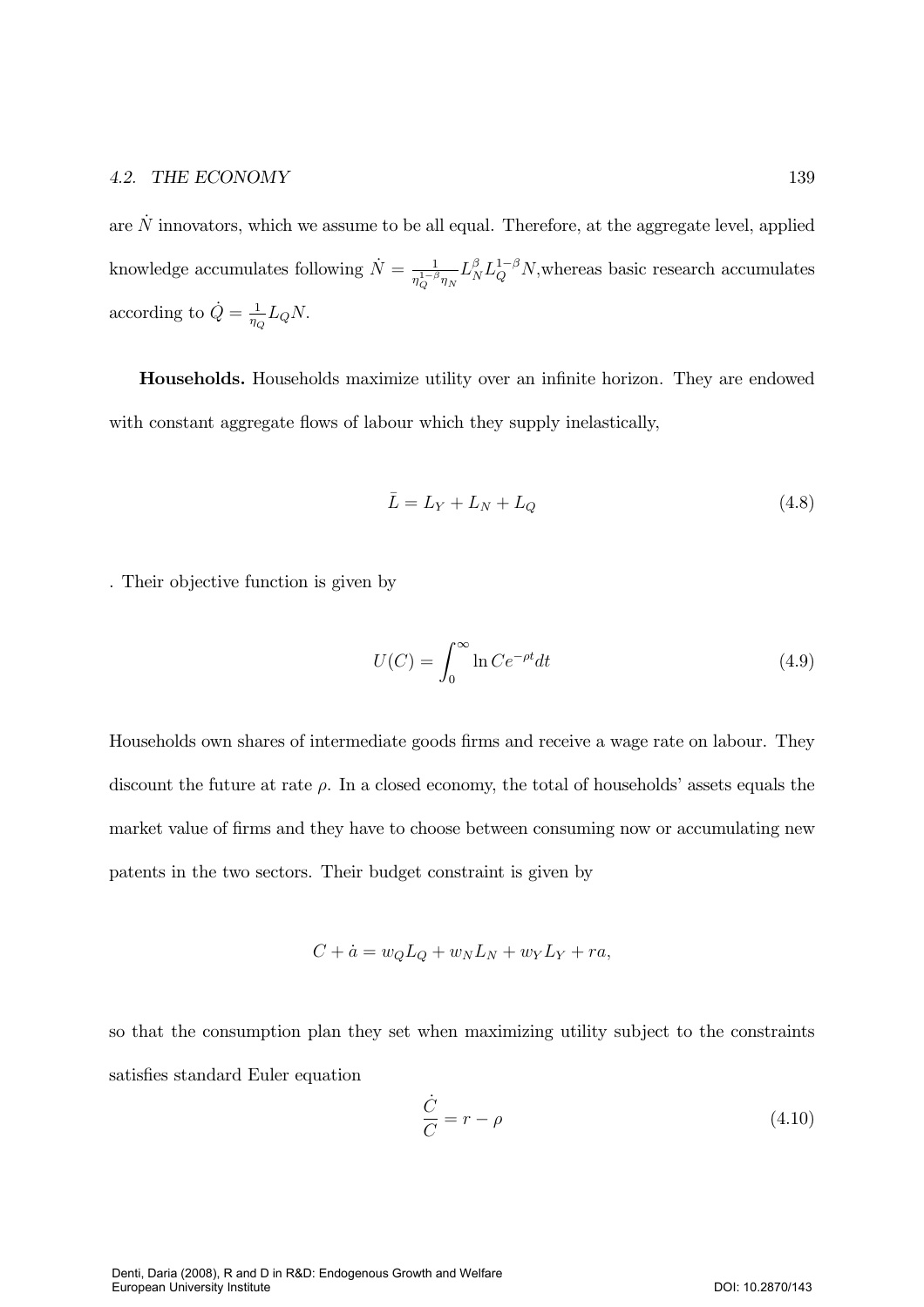are $\dot{N}$ innovators, which we assume to be all equal. Therefore, at the aggregate level, applied knowledge accumulates following $\dot{N} = \frac{1}{\eta_Q^{1-\beta}\eta_N} L_N^{\beta} L_Q^{1-\beta} N$,whereas basic research accumulates according to $\dot{Q} = \frac{1}{\eta_Q} L_Q N$.

**Households.** Households maximize utility over an infinite horizon. They are endowed with constant aggregate flows of labour which they supply inelastically,

$$\bar{L} = L_Y + L_N + L_Q \tag{4.8}$$

. Their objective function is given by

$$U(C) = \int_0^{\infty} \ln C e^{-\rho t} dt \tag{4.9}$$

Households own shares of intermediate goods firms and receive a wage rate on labour. They discount the future at rate $\rho$. In a closed economy, the total of households' assets equals the market value of firms and they have to choose between consuming now or accumulating new patents in the two sectors. Their budget constraint is given by

$$C + \dot{a} = w_Q L_Q + w_N L_N + w_Y L_Y + ra,$$

so that the consumption plan they set when maximizing utility subject to the constraints satisfies standard Euler equation

$$\frac{\dot{C}}{C} = r - \rho \tag{4.10}$$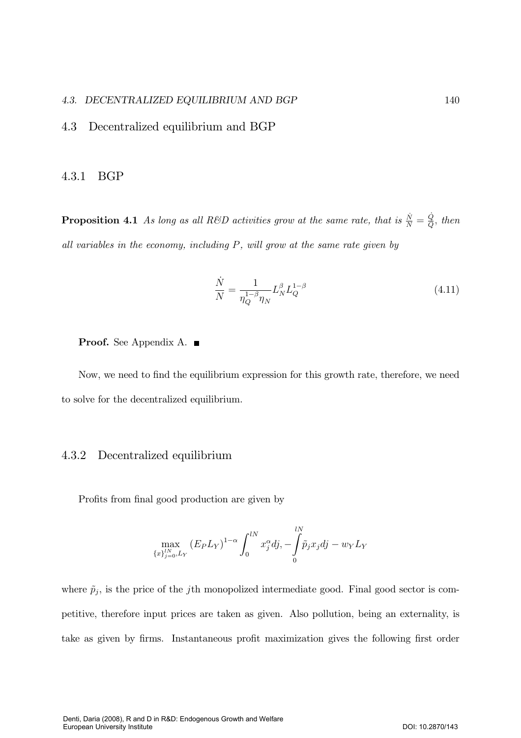## 4.3 Decentralized equilibrium and BGP

### 4.3.1 BGP

**Proposition 4.1** *As long as all R&D activities grow at the same rate, that is $\frac{\dot{N}}{N} = \frac{\dot{Q}}{Q}$, then all variables in the economy, including $P$, will grow at the same rate given by*

$$\frac{\dot{N}}{N} = \frac{1}{\eta_Q^{1-\beta}\eta_N} L_N^{\beta} L_Q^{1-\beta} \tag{4.11}$$

**Proof.** See Appendix A. ■

Now, we need to find the equilibrium expression for this growth rate, therefore, we need to solve for the decentralized equilibrium.

### 4.3.2 Decentralized equilibrium

Profits from final good production are given by

$$\max_{\{x\}_{j=0}^{lN}, L_Y} (E_P L_Y)^{1-\alpha} \int_0^{lN} x_j^{\alpha} dj, -\int_0^{lN} \tilde{p}_j x_j dj - w_Y L_Y$$

where $\tilde{p}_j$, is the price of the $j$th monopolized intermediate good. Final good sector is competitive, therefore input prices are taken as given. Also pollution, being an externality, is take as given by firms. Instantaneous profit maximization gives the following first order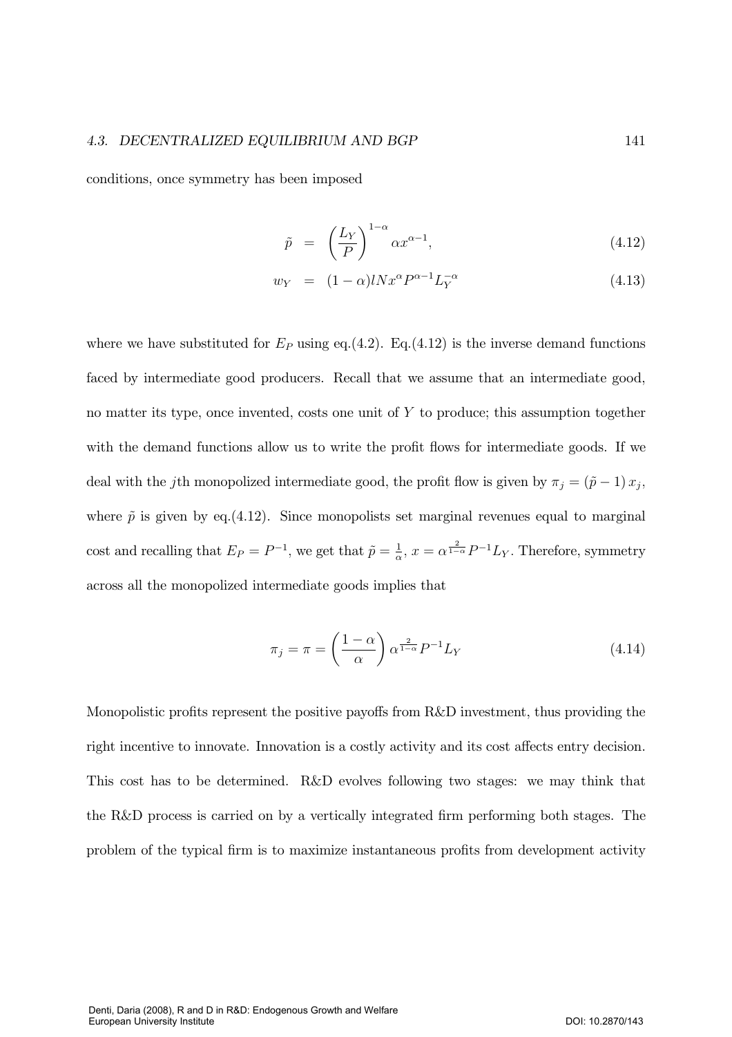conditions, once symmetry has been imposed

$$
\begin{aligned}
\tilde{p} &= \left(\frac{L_Y}{P}\right)^{1-\alpha} \alpha x^{\alpha-1}, &(4.12) \\
w_Y &= (1-\alpha) l N x^{\alpha} P^{\alpha-1} L_Y^{-\alpha} &(4.13)
\end{aligned}
$$

where we have substituted for $E_P$ using eq.(4.2). Eq.(4.12) is the inverse demand functions faced by intermediate good producers. Recall that we assume that an intermediate good, no matter its type, once invented, costs one unit of $Y$ to produce; this assumption together with the demand functions allow us to write the profit flows for intermediate goods. If we deal with the $j$th monopolized intermediate good, the profit flow is given by $\pi_j = (\tilde{p} - 1)\, x_j$, where $\tilde{p}$ is given by eq.(4.12). Since monopolists set marginal revenues equal to marginal cost and recalling that $E_P = P^{-1}$, we get that $\tilde{p} = \frac{1}{\alpha}$, $x = \alpha^{\frac{2}{1-\alpha}} P^{-1} L_Y$. Therefore, symmetry across all the monopolized intermediate goods implies that

$$
\pi_j = \pi = \left(\frac{1-\alpha}{\alpha}\right) \alpha^{\frac{2}{1-\alpha}} P^{-1} L_Y \tag{4.14}
$$

Monopolistic profits represent the positive payoffs from R&D investment, thus providing the right incentive to innovate. Innovation is a costly activity and its cost affects entry decision. This cost has to be determined. R&D evolves following two stages: we may think that the R&D process is carried on by a vertically integrated firm performing both stages. The problem of the typical firm is to maximize instantaneous profits from development activity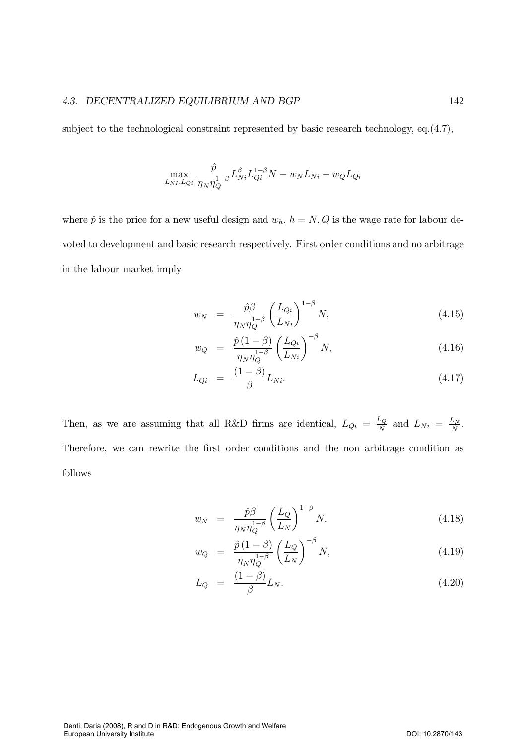subject to the technological constraint represented by basic research technology, eq.(4.7),

$$\max_{L_{NI},L_{Qi}} \frac{\hat{p}}{\eta_N \eta_Q^{1-\beta}} L_{Ni}^{\beta} L_{Qi}^{1-\beta} N - w_N L_{Ni} - w_Q L_{Qi}$$

where $\hat{p}$ is the price for a new useful design and $w_h$, $h = N, Q$ is the wage rate for labour devoted to development and basic research respectively. First order conditions and no arbitrage in the labour market imply

$$w_N = \frac{\hat{p}\beta}{\eta_N \eta_Q^{1-\beta}} \left(\frac{L_{Qi}}{L_{Ni}}\right)^{1-\beta} N, \tag{4.15}$$

$$w_Q = \frac{\hat{p}(1-\beta)}{\eta_N \eta_Q^{1-\beta}} \left(\frac{L_{Qi}}{L_{Ni}}\right)^{-\beta} N, \tag{4.16}$$

$$L_{Qi} = \frac{(1-\beta)}{\beta} L_{Ni}. \tag{4.17}$$

Then, as we are assuming that all R&D firms are identical, $L_{Qi} = \frac{L_Q}{N}$ and $L_{Ni} = \frac{L_N}{N}$. Therefore, we can rewrite the first order conditions and the non arbitrage condition as follows

$$w_N = \frac{\hat{p}\beta}{\eta_N \eta_Q^{1-\beta}} \left(\frac{L_Q}{L_N}\right)^{1-\beta} N, \tag{4.18}$$

$$w_Q = \frac{\hat{p}(1-\beta)}{\eta_N \eta_Q^{1-\beta}} \left(\frac{L_Q}{L_N}\right)^{-\beta} N, \tag{4.19}$$

$$L_Q = \frac{(1-\beta)}{\beta} L_N. \tag{4.20}$$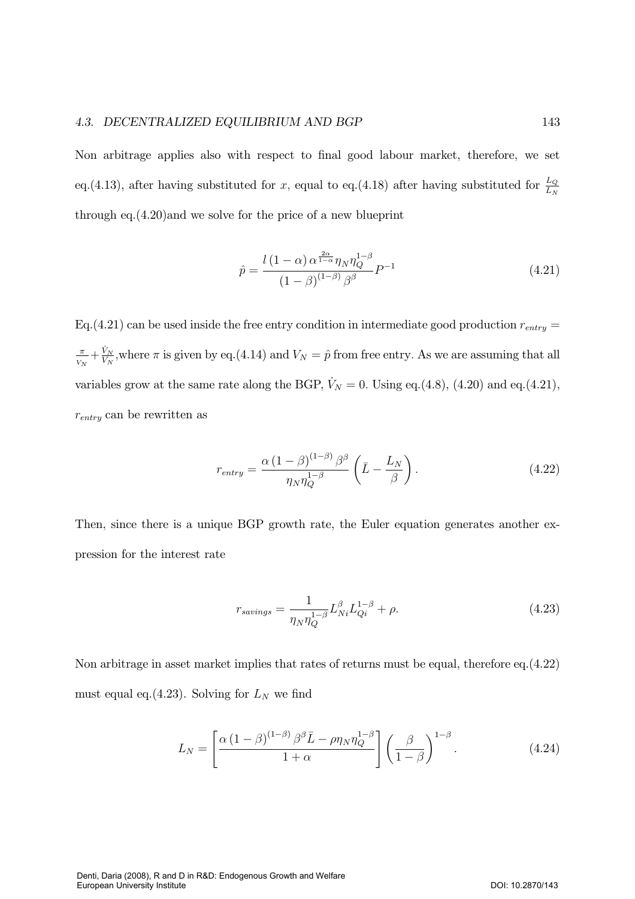Non arbitrage applies also with respect to final good labour market, therefore, we set eq.(4.13), after having substituted for $x$, equal to eq.(4.18) after having substituted for $\frac{L_Q}{L_N}$ through eq.(4.20)and we solve for the price of a new blueprint

$$\hat{p} = \frac{l\,(1-\alpha)\,\alpha^{\frac{2\alpha}{1-\alpha}}\eta_N \eta_Q^{1-\beta}}{(1-\beta)^{(1-\beta)}\,\beta^{\beta}} P^{-1} \tag{4.21}$$

Eq.(4.21) can be used inside the free entry condition in intermediate good production $r_{entry} = \frac{\pi}{V_N} + \frac{\dot{V}_N}{V_N}$,where $\pi$ is given by eq.(4.14) and $V_N = \hat{p}$ from free entry. As we are assuming that all variables grow at the same rate along the BGP, $\dot{V}_N = 0$. Using eq.(4.8), (4.20) and eq.(4.21), $r_{entry}$ can be rewritten as

$$r_{entry} = \frac{\alpha\,(1-\beta)^{(1-\beta)}\,\beta^{\beta}}{\eta_N \eta_Q^{1-\beta}} \left(\bar{L} - \frac{L_N}{\beta}\right). \tag{4.22}$$

Then, since there is a unique BGP growth rate, the Euler equation generates another expression for the interest rate

$$r_{savings} = \frac{1}{\eta_N \eta_Q^{1-\beta}} L_{Ni}^{\beta} L_{Qi}^{1-\beta} + \rho. \tag{4.23}$$

Non arbitrage in asset market implies that rates of returns must be equal, therefore eq.(4.22) must equal eq.(4.23). Solving for $L_N$ we find

$$L_N = \left[\frac{\alpha\,(1-\beta)^{(1-\beta)}\,\beta^{\beta}\bar{L} - \rho\eta_N \eta_Q^{1-\beta}}{1+\alpha}\right] \left(\frac{\beta}{1-\beta}\right)^{1-\beta}. \tag{4.24}$$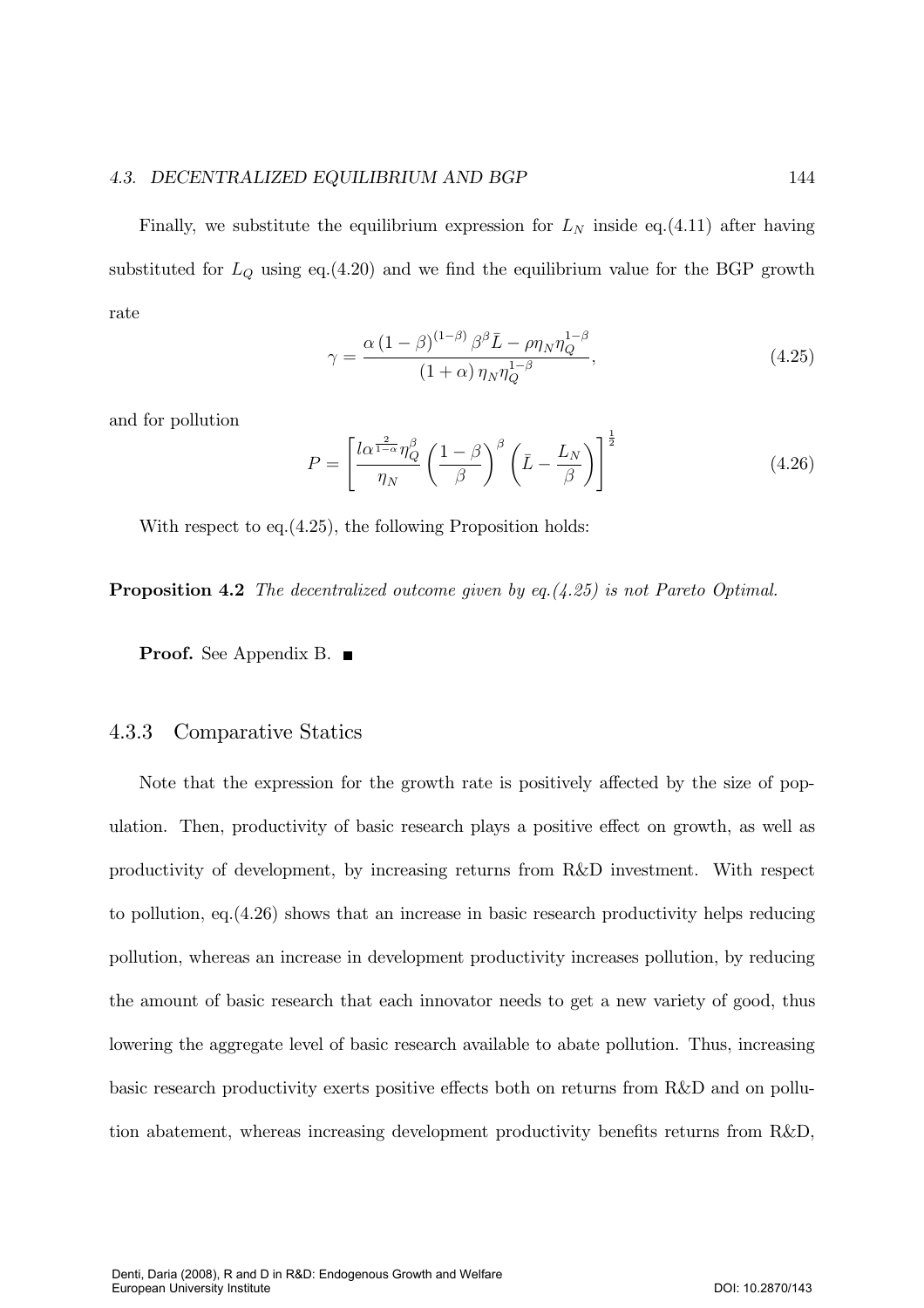Finally, we substitute the equilibrium expression for $L_N$ inside eq.(4.11) after having substituted for $L_Q$ using eq.(4.20) and we find the equilibrium value for the BGP growth rate

$$\gamma = \frac{\alpha \left(1-\beta\right)^{(1-\beta)} \beta^{\beta} \bar{L} - \rho \eta_N \eta_Q^{1-\beta}}{\left(1+\alpha\right) \eta_N \eta_Q^{1-\beta}}, \tag{4.25}$$

and for pollution

$$P = \left[ \frac{l \alpha^{\frac{2}{1-\alpha}} \eta_Q^{\beta}}{\eta_N} \left( \frac{1-\beta}{\beta} \right)^{\beta} \left( \bar{L} - \frac{L_N}{\beta} \right) \right]^{\frac{1}{2}} \tag{4.26}$$

With respect to eq.(4.25), the following Proposition holds:

**Proposition 4.2** *The decentralized outcome given by eq.(4.25) is not Pareto Optimal.*

**Proof.** See Appendix B. ■

### 4.3.3 Comparative Statics

Note that the expression for the growth rate is positively affected by the size of population. Then, productivity of basic research plays a positive effect on growth, as well as productivity of development, by increasing returns from R&D investment. With respect to pollution, eq.(4.26) shows that an increase in basic research productivity helps reducing pollution, whereas an increase in development productivity increases pollution, by reducing the amount of basic research that each innovator needs to get a new variety of good, thus lowering the aggregate level of basic research available to abate pollution. Thus, increasing basic research productivity exerts positive effects both on returns from R&D and on pollution abatement, whereas increasing development productivity benefits returns from R&D,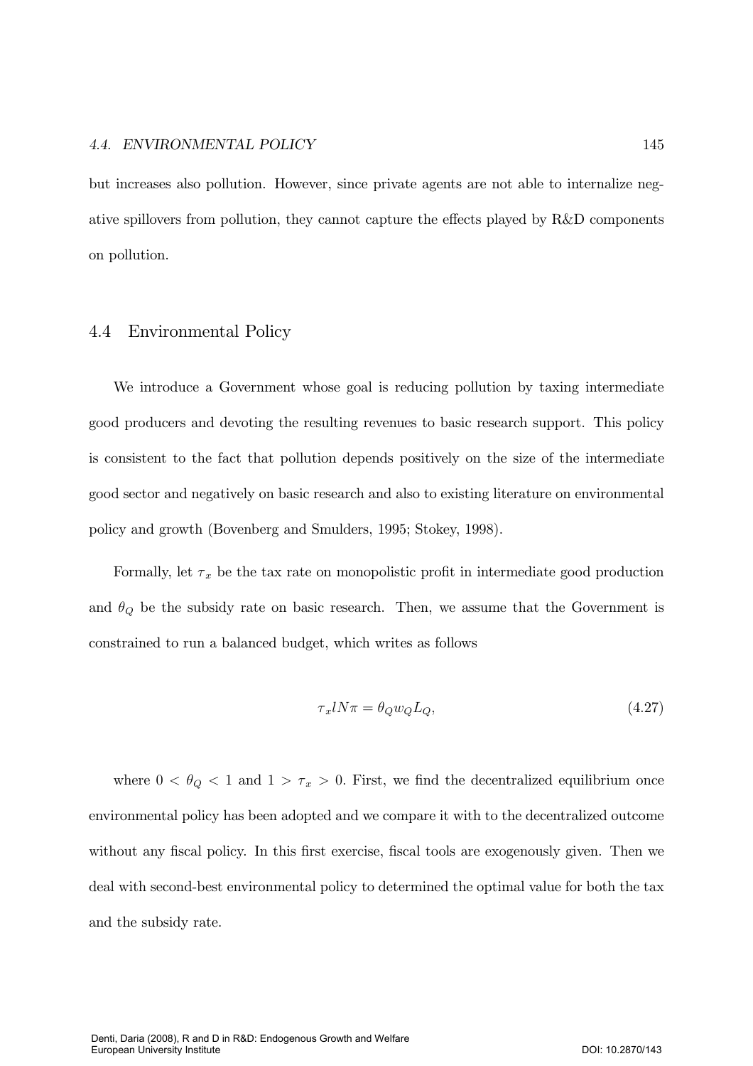but increases also pollution. However, since private agents are not able to internalize negative spillovers from pollution, they cannot capture the effects played by R&D components on pollution.

## 4.4 Environmental Policy

We introduce a Government whose goal is reducing pollution by taxing intermediate good producers and devoting the resulting revenues to basic research support. This policy is consistent to the fact that pollution depends positively on the size of the intermediate good sector and negatively on basic research and also to existing literature on environmental policy and growth (Bovenberg and Smulders, 1995; Stokey, 1998).

Formally, let $\tau_x$ be the tax rate on monopolistic profit in intermediate good production and $\theta_Q$ be the subsidy rate on basic research. Then, we assume that the Government is constrained to run a balanced budget, which writes as follows

$$\tau_x l N \pi = \theta_Q w_Q L_Q, \tag{4.27}$$

where $0 < \theta_Q < 1$ and $1 > \tau_x > 0$. First, we find the decentralized equilibrium once environmental policy has been adopted and we compare it with to the decentralized outcome without any fiscal policy. In this first exercise, fiscal tools are exogenously given. Then we deal with second-best environmental policy to determined the optimal value for both the tax and the subsidy rate.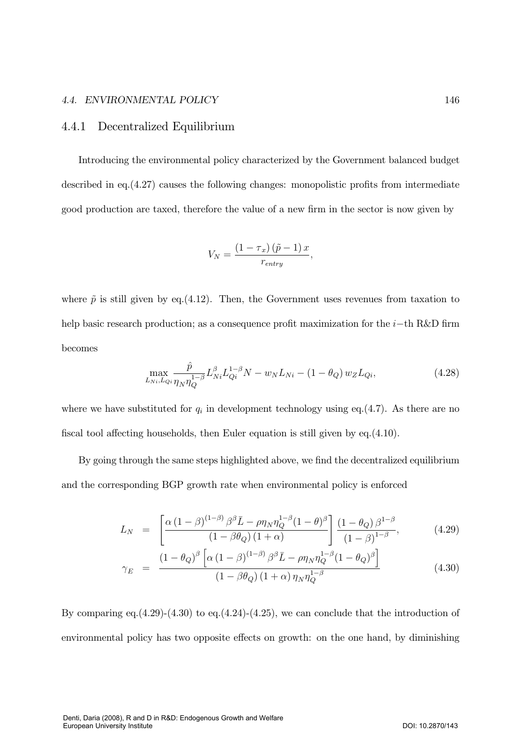### 4.4.1 Decentralized Equilibrium

Introducing the environmental policy characterized by the Government balanced budget described in eq.(4.27) causes the following changes: monopolistic profits from intermediate good production are taxed, therefore the value of a new firm in the sector is now given by

$$V_N = \frac{(1-\tau_x)(\tilde{p}-1)x}{r_{entry}},$$

where $\tilde{p}$ is still given by eq.(4.12). Then, the Government uses revenues from taxation to help basic research production; as a consequence profit maximization for the $i-$th R&D firm becomes

$$\max_{L_{Ni},L_{Qi}} \frac{\hat{p}}{\eta_N \eta_Q^{1-\beta}} L_{Ni}^{\beta} L_{Qi}^{1-\beta} N - w_N L_{Ni} - (1-\theta_Q) w_Z L_{Qi}, \tag{4.28}$$

where we have substituted for $q_i$ in development technology using eq.(4.7). As there are no fiscal tool affecting households, then Euler equation is still given by eq.(4.10).

By going through the same steps highlighted above, we find the decentralized equilibrium and the corresponding BGP growth rate when environmental policy is enforced

$$L_N = \left[\frac{\alpha(1-\beta)^{(1-\beta)}\beta^{\beta}\bar{L} - \rho\eta_N\eta_Q^{1-\beta}(1-\theta)^{\beta}}{(1-\beta\theta_Q)(1+\alpha)}\right]\frac{(1-\theta_Q)\beta^{1-\beta}}{(1-\beta)^{1-\beta}}, \tag{4.29}$$

$$\gamma_E = \frac{(1-\theta_Q)^{\beta}\left[\alpha(1-\beta)^{(1-\beta)}\beta^{\beta}\bar{L} - \rho\eta_N\eta_Q^{1-\beta}(1-\theta_Q)^{\beta}\right]}{(1-\beta\theta_Q)(1+\alpha)\eta_N\eta_Q^{1-\beta}} \tag{4.30}$$

By comparing eq.(4.29)-(4.30) to eq.(4.24)-(4.25), we can conclude that the introduction of environmental policy has two opposite effects on growth: on the one hand, by diminishing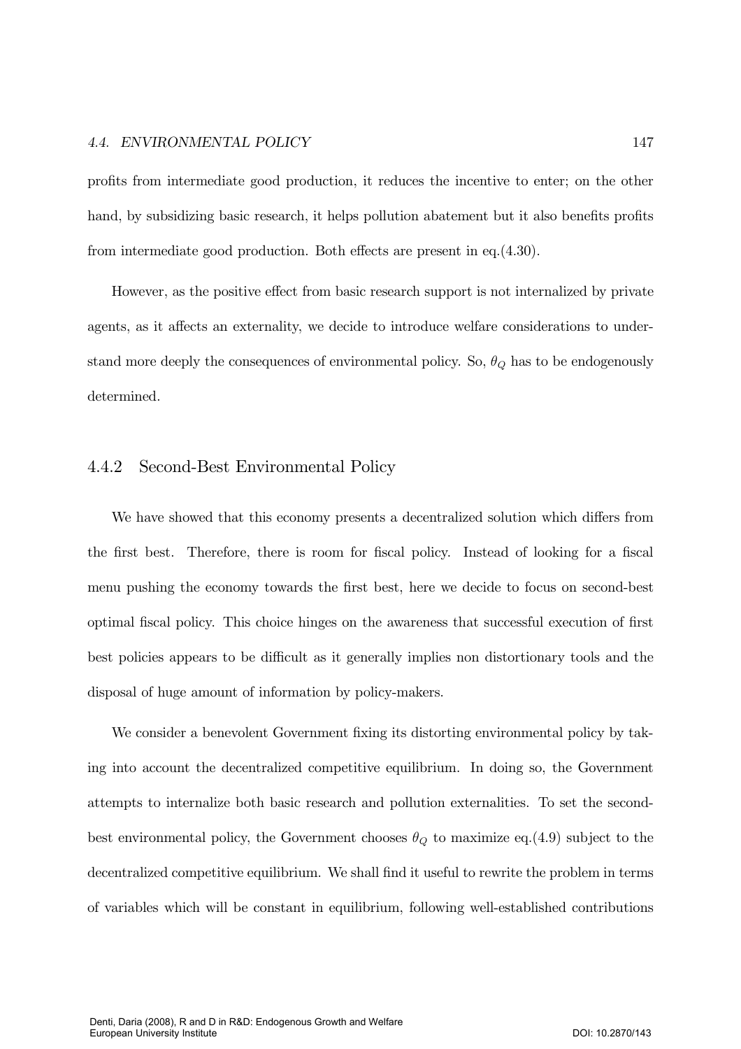profits from intermediate good production, it reduces the incentive to enter; on the other hand, by subsidizing basic research, it helps pollution abatement but it also benefits profits from intermediate good production. Both effects are present in eq.(4.30).

However, as the positive effect from basic research support is not internalized by private agents, as it affects an externality, we decide to introduce welfare considerations to understand more deeply the consequences of environmental policy. So, $\theta_Q$ has to be endogenously determined.

### 4.4.2 Second-Best Environmental Policy

We have showed that this economy presents a decentralized solution which differs from the first best. Therefore, there is room for fiscal policy. Instead of looking for a fiscal menu pushing the economy towards the first best, here we decide to focus on second-best optimal fiscal policy. This choice hinges on the awareness that successful execution of first best policies appears to be difficult as it generally implies non distortionary tools and the disposal of huge amount of information by policy-makers.

We consider a benevolent Government fixing its distorting environmental policy by taking into account the decentralized competitive equilibrium. In doing so, the Government attempts to internalize both basic research and pollution externalities. To set the second-best environmental policy, the Government chooses $\theta_Q$ to maximize eq.(4.9) subject to the decentralized competitive equilibrium. We shall find it useful to rewrite the problem in terms of variables which will be constant in equilibrium, following well-established contributions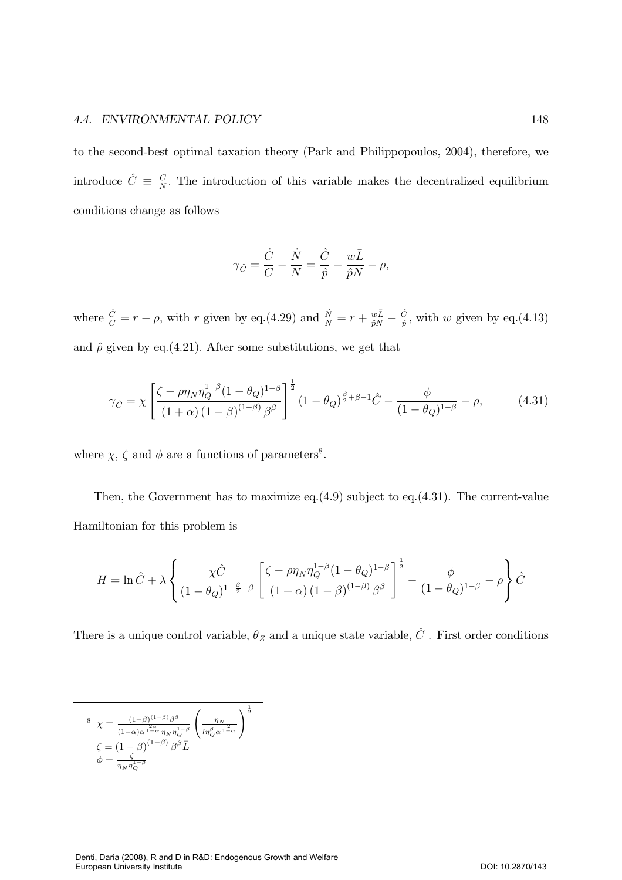to the second-best optimal taxation theory (Park and Philippopoulos, 2004), therefore, we introduce $\hat{C} \equiv \frac{C}{N}$. The introduction of this variable makes the decentralized equilibrium conditions change as follows

$$\gamma_{\hat{C}} = \frac{\dot{C}}{C} - \frac{\dot{N}}{N} = \frac{\hat{C}}{\hat{p}} - \frac{w\bar{L}}{\hat{p}N} - \rho,$$

where $\frac{\dot{C}}{C} = r - \rho$, with $r$ given by eq.(4.29) and $\frac{\dot{N}}{N} = r + \frac{w\bar{L}}{\hat{p}N} - \frac{\hat{C}}{\hat{p}}$, with $w$ given by eq.(4.13) and $\hat{p}$ given by eq.(4.21). After some substitutions, we get that

$$\gamma_{\hat{C}} = \chi \left[ \frac{\zeta - \rho \eta_N \eta_Q^{1-\beta} (1-\theta_Q)^{1-\beta}}{(1+\alpha)(1-\beta)^{(1-\beta)} \beta^{\beta}} \right]^{\frac{1}{2}} (1-\theta_Q)^{\frac{\beta}{2}+\beta-1} \hat{C} - \frac{\phi}{(1-\theta_Q)^{1-\beta}} - \rho, \tag{4.31}$$

where $\chi$, $\zeta$ and $\phi$ are a functions of parameters[8].

Then, the Government has to maximize eq.(4.9) subject to eq.(4.31). The current-value Hamiltonian for this problem is

$$H = \ln \hat{C} + \lambda \left\{ \frac{\chi \hat{C}}{(1-\theta_Q)^{1-\frac{\beta}{2}-\beta}} \left[ \frac{\zeta - \rho \eta_N \eta_Q^{1-\beta} (1-\theta_Q)^{1-\beta}}{(1+\alpha)(1-\beta)^{(1-\beta)} \beta^{\beta}} \right]^{\frac{1}{2}} - \frac{\phi}{(1-\theta_Q)^{1-\beta}} - \rho \right\} \hat{C}$$

There is a unique control variable, $\theta_Z$ and a unique state variable, $\hat{C}$ . First order conditions

---

[8] $\chi = \frac{(1-\beta)^{(1-\beta)} \beta^{\beta}}{(1-\alpha) \alpha^{\frac{2\alpha}{1-\alpha}} \eta_N \eta_Q^{1-\beta}} \left( \frac{\eta_N}{l \eta_Q^{\beta} \alpha^{\frac{2}{1-\alpha}}} \right)^{\frac{1}{2}}$
$\zeta = (1-\beta)^{(1-\beta)} \beta^{\beta} \bar{L}$
$\phi = \frac{\zeta}{\eta_N \eta_Q^{1-\beta}}$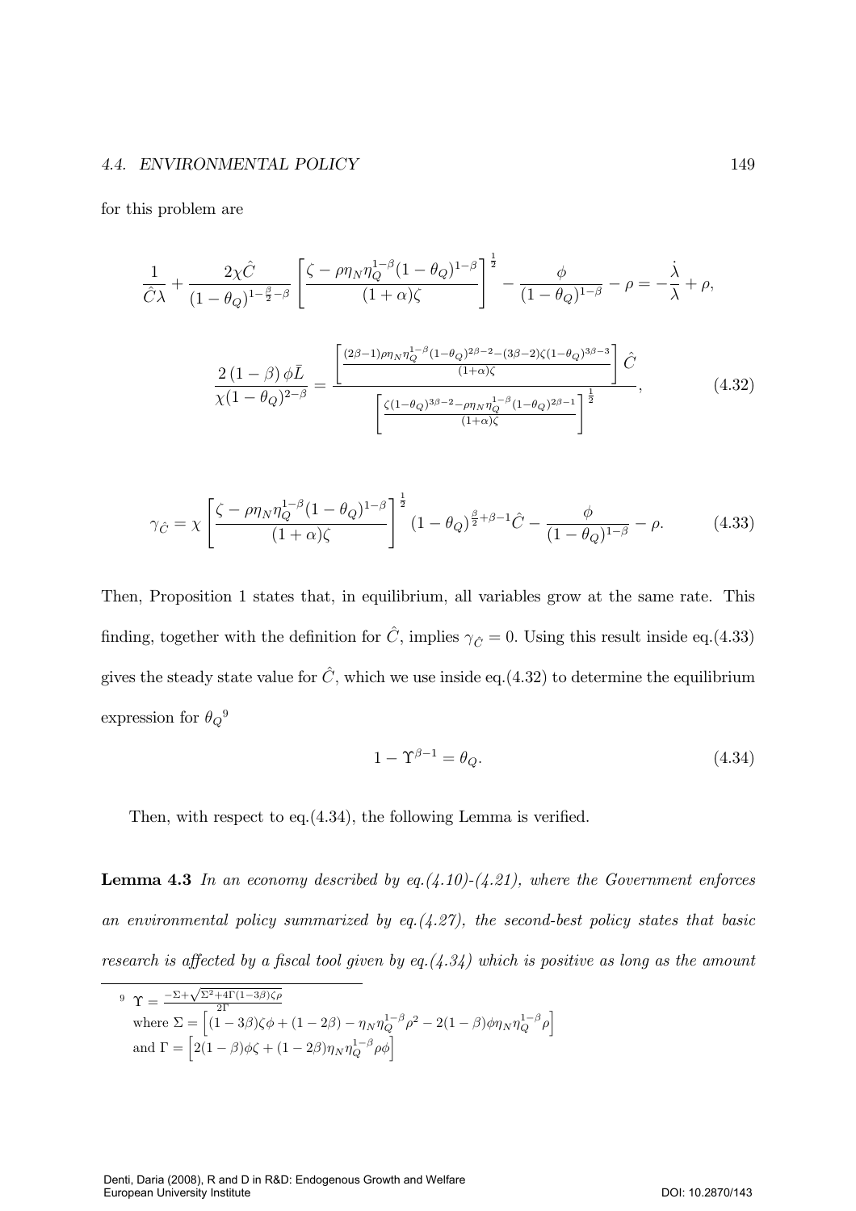for this problem are

$$\frac{1}{\hat{C}\lambda} + \frac{2\chi\hat{C}}{(1-\theta_Q)^{1-\frac{\beta}{2}-\beta}} \left[\frac{\zeta - \rho\eta_N\eta_Q^{1-\beta}(1-\theta_Q)^{1-\beta}}{(1+\alpha)\zeta}\right]^{\frac{1}{2}} - \frac{\phi}{(1-\theta_Q)^{1-\beta}} - \rho = -\frac{\dot{\lambda}}{\lambda} + \rho,$$

$$\frac{2(1-\beta)\phi\bar{L}}{\chi(1-\theta_Q)^{2-\beta}} = \frac{\left[\frac{(2\beta-1)\rho\eta_N\eta_Q^{1-\beta}(1-\theta_Q)^{2\beta-2} - (3\beta-2)\zeta(1-\theta_Q)^{3\beta-3}}{(1+\alpha)\zeta}\right]\hat{C}}{\left[\frac{\zeta(1-\theta_Q)^{3\beta-2} - \rho\eta_N\eta_Q^{1-\beta}(1-\theta_Q)^{2\beta-1}}{(1+\alpha)\zeta}\right]^{\frac{1}{2}}}, \tag{4.32}$$

$$\gamma_{\hat{C}} = \chi\left[\frac{\zeta - \rho\eta_N\eta_Q^{1-\beta}(1-\theta_Q)^{1-\beta}}{(1+\alpha)\zeta}\right]^{\frac{1}{2}} (1-\theta_Q)^{\frac{\beta}{2}+\beta-1}\hat{C} - \frac{\phi}{(1-\theta_Q)^{1-\beta}} - \rho. \tag{4.33}$$

Then, Proposition 1 states that, in equilibrium, all variables grow at the same rate. This finding, together with the definition for $\hat{C}$, implies $\gamma_{\hat{C}} = 0$. Using this result inside eq.(4.33) gives the steady state value for $\hat{C}$, which we use inside eq.(4.32) to determine the equilibrium expression for $\theta_Q$[9]

$$1 - \Upsilon^{\beta-1} = \theta_Q. \tag{4.34}$$

Then, with respect to eq.(4.34), the following Lemma is verified.

**Lemma 4.3** *In an economy described by eq.(4.10)-(4.21), where the Government enforces an environmental policy summarized by eq.(4.27), the second-best policy states that basic research is affected by a fiscal tool given by eq.(4.34) which is positive as long as the amount*

---

[9] $\Upsilon = \frac{-\Sigma+\sqrt{\Sigma^2+4\Gamma(1-3\beta)\zeta\rho}}{2\Gamma}$
where $\Sigma = \left[(1-3\beta)\zeta\phi + (1-2\beta) - \eta_N\eta_Q^{1-\beta}\rho^2 - 2(1-\beta)\phi\eta_N\eta_Q^{1-\beta}\rho\right]$
and $\Gamma = \left[2(1-\beta)\phi\zeta + (1-2\beta)\eta_N\eta_Q^{1-\beta}\rho\phi\right]$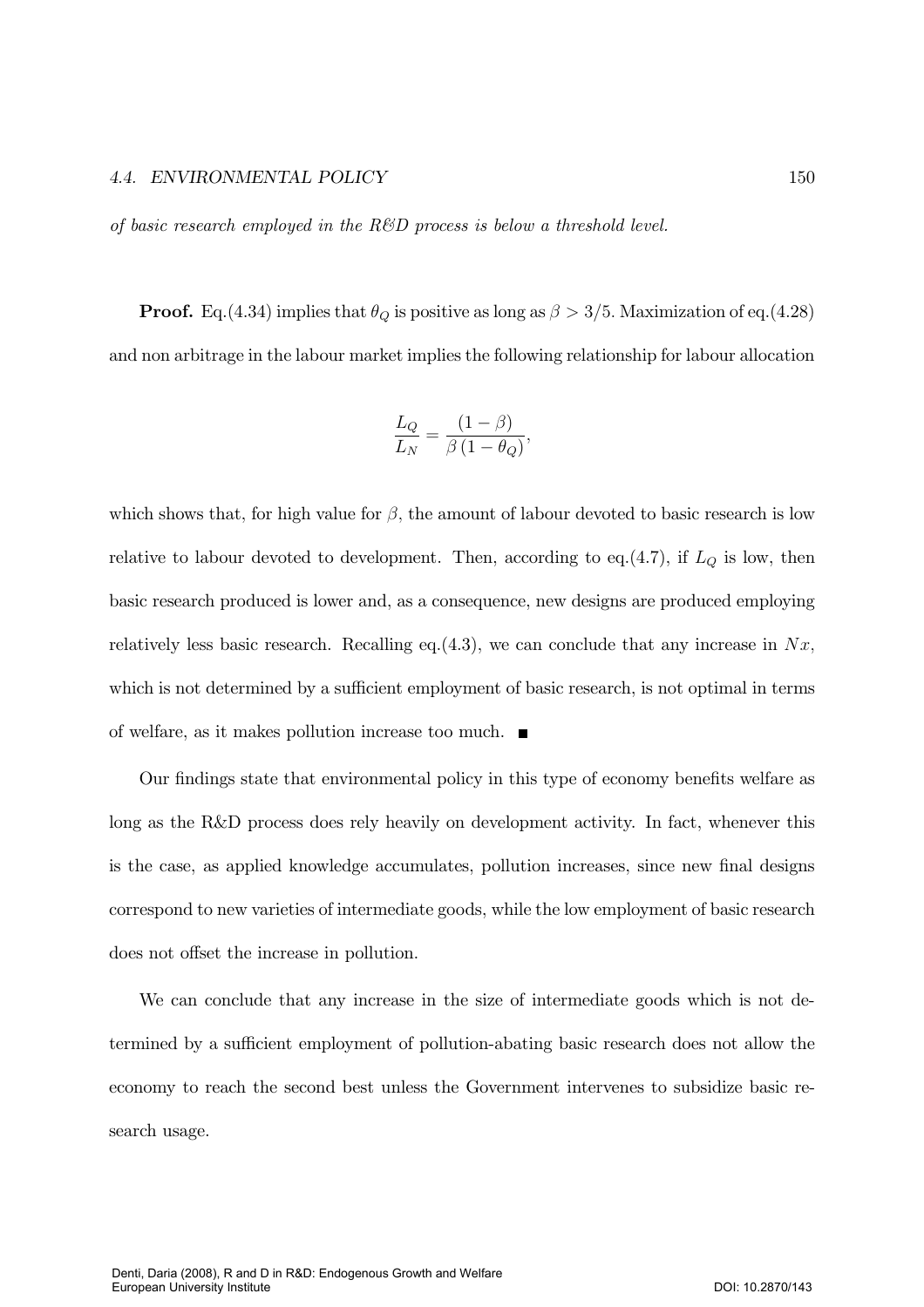*of basic research employed in the R&D process is below a threshold level.*

**Proof.** Eq.(4.34) implies that $\theta_Q$ is positive as long as $\beta > 3/5$. Maximization of eq.(4.28) and non arbitrage in the labour market implies the following relationship for labour allocation

$$\frac{L_Q}{L_N} = \frac{(1-\beta)}{\beta\,(1-\theta_Q)},$$

which shows that, for high value for $\beta$, the amount of labour devoted to basic research is low relative to labour devoted to development. Then, according to eq.(4.7), if $L_Q$ is low, then basic research produced is lower and, as a consequence, new designs are produced employing relatively less basic research. Recalling eq.(4.3), we can conclude that any increase in $Nx$, which is not determined by a sufficient employment of basic research, is not optimal in terms of welfare, as it makes pollution increase too much. ■

Our findings state that environmental policy in this type of economy benefits welfare as long as the R&D process does rely heavily on development activity. In fact, whenever this is the case, as applied knowledge accumulates, pollution increases, since new final designs correspond to new varieties of intermediate goods, while the low employment of basic research does not offset the increase in pollution.

We can conclude that any increase in the size of intermediate goods which is not determined by a sufficient employment of pollution-abating basic research does not allow the economy to reach the second best unless the Government intervenes to subsidize basic research usage.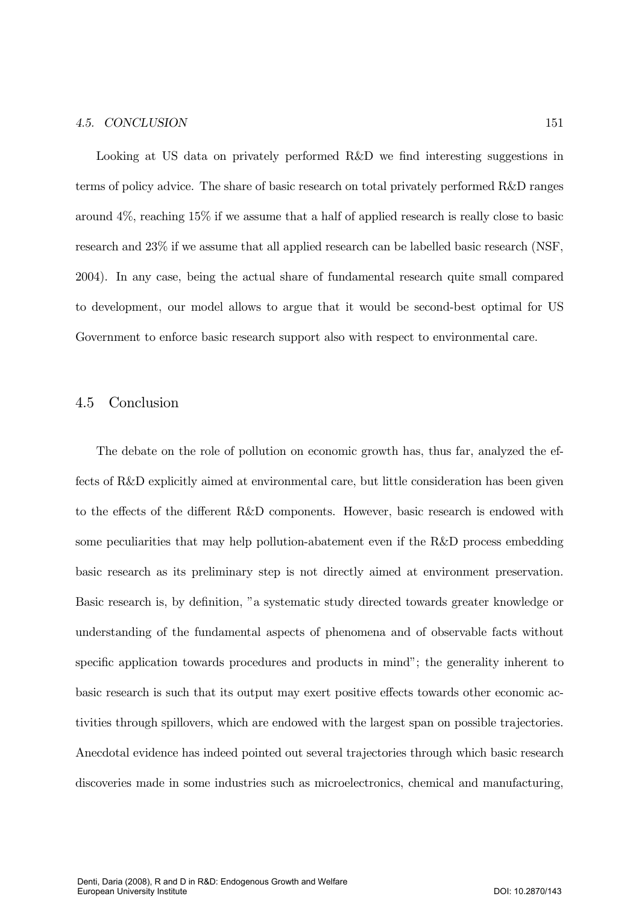Looking at US data on privately performed R&D we find interesting suggestions in terms of policy advice. The share of basic research on total privately performed R&D ranges around 4%, reaching 15% if we assume that a half of applied research is really close to basic research and 23% if we assume that all applied research can be labelled basic research (NSF, 2004). In any case, being the actual share of fundamental research quite small compared to development, our model allows to argue that it would be second-best optimal for US Government to enforce basic research support also with respect to environmental care.

## 4.5 Conclusion

The debate on the role of pollution on economic growth has, thus far, analyzed the effects of R&D explicitly aimed at environmental care, but little consideration has been given to the effects of the different R&D components. However, basic research is endowed with some peculiarities that may help pollution-abatement even if the R&D process embedding basic research as its preliminary step is not directly aimed at environment preservation. Basic research is, by definition, "a systematic study directed towards greater knowledge or understanding of the fundamental aspects of phenomena and of observable facts without specific application towards procedures and products in mind"; the generality inherent to basic research is such that its output may exert positive effects towards other economic activities through spillovers, which are endowed with the largest span on possible trajectories. Anecdotal evidence has indeed pointed out several trajectories through which basic research discoveries made in some industries such as microelectronics, chemical and manufacturing,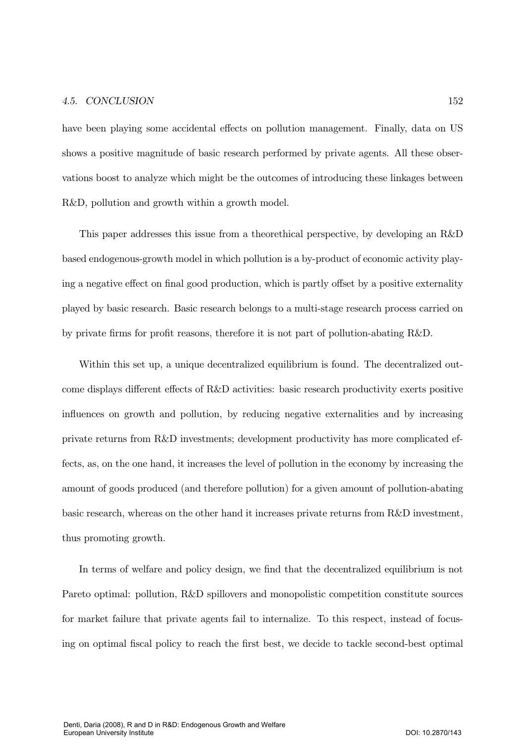have been playing some accidental effects on pollution management. Finally, data on US shows a positive magnitude of basic research performed by private agents. All these observations boost to analyze which might be the outcomes of introducing these linkages between R&D, pollution and growth within a growth model.

This paper addresses this issue from a theorethical perspective, by developing an R&D based endogenous-growth model in which pollution is a by-product of economic activity playing a negative effect on final good production, which is partly offset by a positive externality played by basic research. Basic research belongs to a multi-stage research process carried on by private firms for profit reasons, therefore it is not part of pollution-abating R&D.

Within this set up, a unique decentralized equilibrium is found. The decentralized outcome displays different effects of R&D activities: basic research productivity exerts positive influences on growth and pollution, by reducing negative externalities and by increasing private returns from R&D investments; development productivity has more complicated effects, as, on the one hand, it increases the level of pollution in the economy by increasing the amount of goods produced (and therefore pollution) for a given amount of pollution-abating basic research, whereas on the other hand it increases private returns from R&D investment, thus promoting growth.

In terms of welfare and policy design, we find that the decentralized equilibrium is not Pareto optimal: pollution, R&D spillovers and monopolistic competition constitute sources for market failure that private agents fail to internalize. To this respect, instead of focusing on optimal fiscal policy to reach the first best, we decide to tackle second-best optimal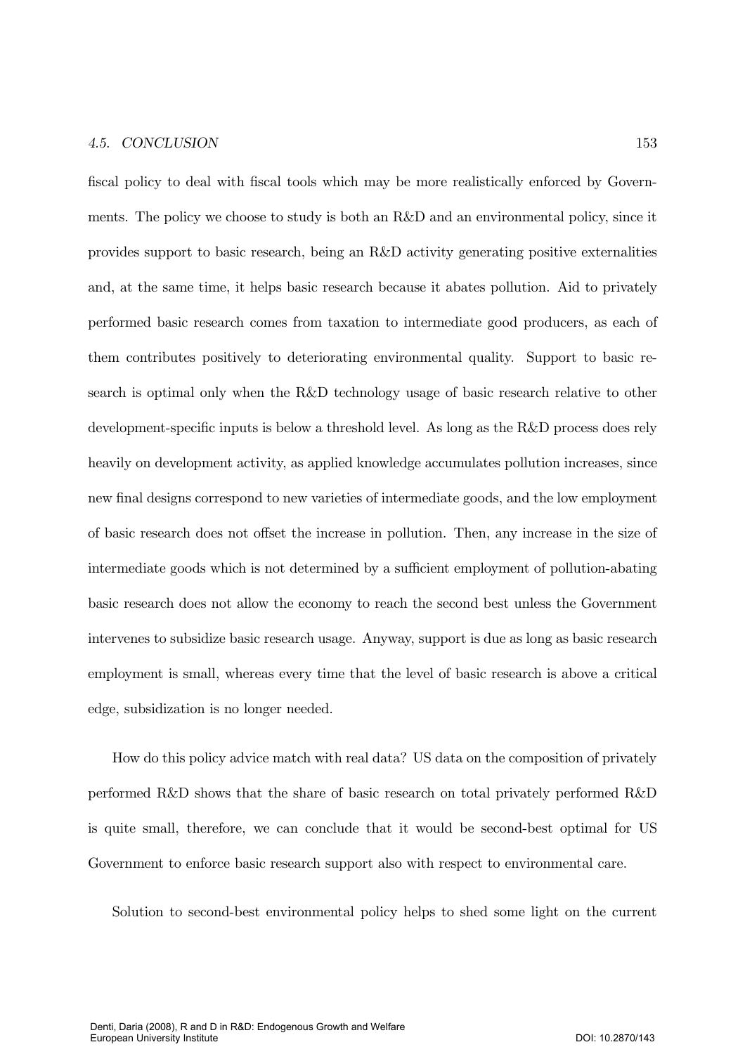fiscal policy to deal with fiscal tools which may be more realistically enforced by Governments. The policy we choose to study is both an R&D and an environmental policy, since it provides support to basic research, being an R&D activity generating positive externalities and, at the same time, it helps basic research because it abates pollution. Aid to privately performed basic research comes from taxation to intermediate good producers, as each of them contributes positively to deteriorating environmental quality. Support to basic research is optimal only when the R&D technology usage of basic research relative to other development-specific inputs is below a threshold level. As long as the R&D process does rely heavily on development activity, as applied knowledge accumulates pollution increases, since new final designs correspond to new varieties of intermediate goods, and the low employment of basic research does not offset the increase in pollution. Then, any increase in the size of intermediate goods which is not determined by a sufficient employment of pollution-abating basic research does not allow the economy to reach the second best unless the Government intervenes to subsidize basic research usage. Anyway, support is due as long as basic research employment is small, whereas every time that the level of basic research is above a critical edge, subsidization is no longer needed.

How do this policy advice match with real data? US data on the composition of privately performed R&D shows that the share of basic research on total privately performed R&D is quite small, therefore, we can conclude that it would be second-best optimal for US Government to enforce basic research support also with respect to environmental care.

Solution to second-best environmental policy helps to shed some light on the current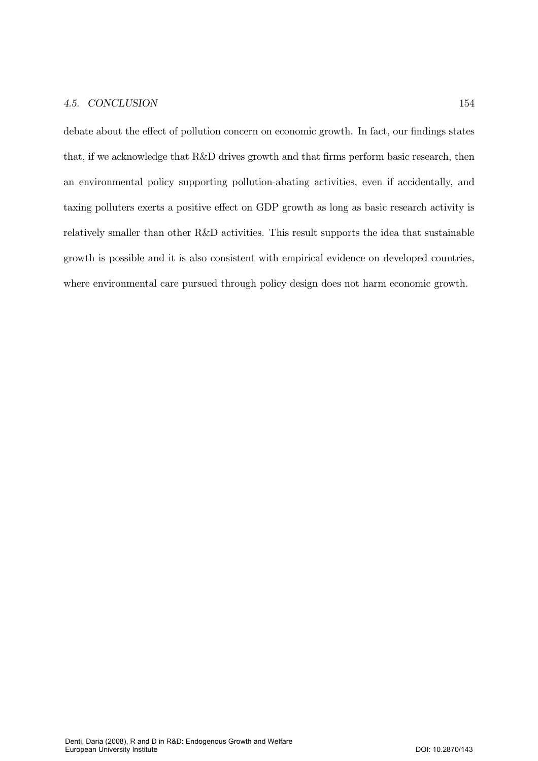debate about the effect of pollution concern on economic growth. In fact, our findings states that, if we acknowledge that R&D drives growth and that firms perform basic research, then an environmental policy supporting pollution-abating activities, even if accidentally, and taxing polluters exerts a positive effect on GDP growth as long as basic research activity is relatively smaller than other R&D activities. This result supports the idea that sustainable growth is possible and it is also consistent with empirical evidence on developed countries, where environmental care pursued through policy design does not harm economic growth.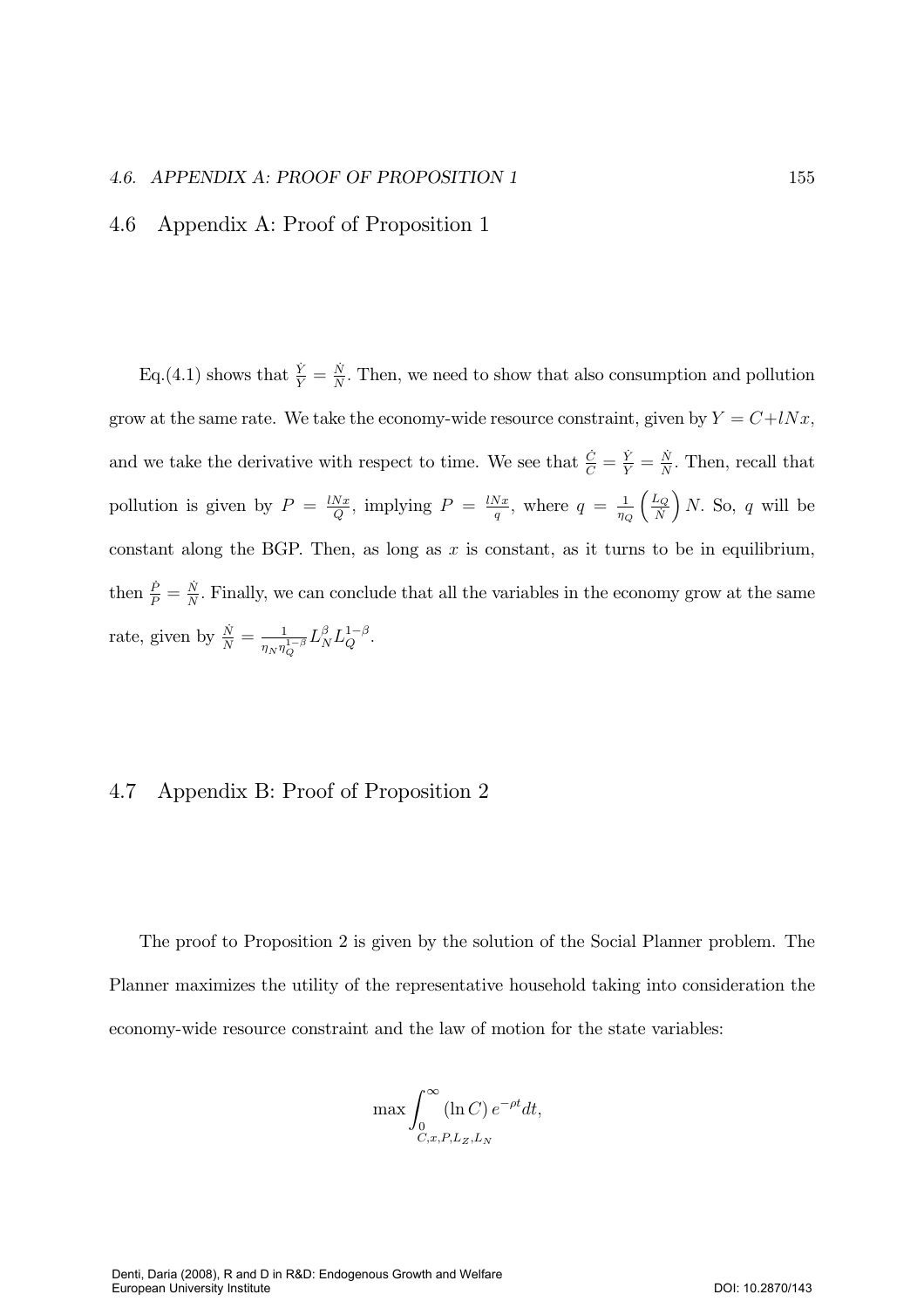## 4.6 Appendix A: Proof of Proposition 1

Eq.(4.1) shows that $\frac{\dot{Y}}{Y} = \frac{\dot{N}}{N}$. Then, we need to show that also consumption and pollution grow at the same rate. We take the economy-wide resource constraint, given by $Y = C + lNx$, and we take the derivative with respect to time. We see that $\frac{\dot{C}}{C} = \frac{\dot{Y}}{Y} = \frac{\dot{N}}{N}$. Then, recall that pollution is given by $P = \frac{lNx}{Q}$, implying $P = \frac{lNx}{q}$, where $q = \frac{1}{\eta_Q}\left(\frac{L_Q}{\dot{N}}\right)N$. So, $q$ will be constant along the BGP. Then, as long as $x$ is constant, as it turns to be in equilibrium, then $\frac{\dot{P}}{P} = \frac{\dot{N}}{N}$. Finally, we can conclude that all the variables in the economy grow at the same rate, given by $\frac{\dot{N}}{N} = \frac{1}{\eta_N \eta_Q^{1-\beta}} L_N^{\beta} L_Q^{1-\beta}$.

## 4.7 Appendix B: Proof of Proposition 2

The proof to Proposition 2 is given by the solution of the Social Planner problem. The Planner maximizes the utility of the representative household taking into consideration the economy-wide resource constraint and the law of motion for the state variables:

$$\max_{C,x,P,L_Z,L_N} \int_0^{\infty} (\ln C)\, e^{-\rho t} dt,$$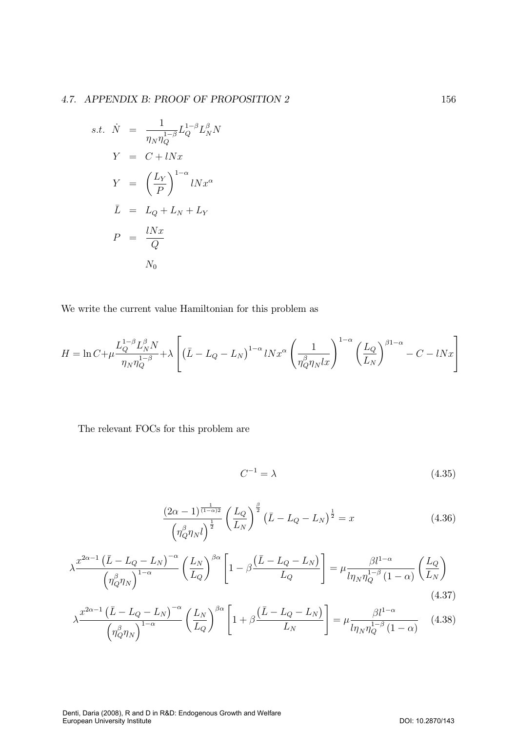$$
\begin{aligned}
s.t. \;\; \dot{N} &= \frac{1}{\eta_N \eta_Q^{1-\beta}} L_Q^{1-\beta} L_N^{\beta} N \\
Y &= C + lNx \\
Y &= \left(\frac{L_Y}{P}\right)^{1-\alpha} lNx^{\alpha} \\
\bar{L} &= L_Q + L_N + L_Y \\
P &= \frac{lNx}{Q} \\
& N_0
\end{aligned}
$$

We write the current value Hamiltonian for this problem as

$$
H = \ln C + \mu \frac{L_Q^{1-\beta} L_N^{\beta} N}{\eta_N \eta_Q^{1-\beta}} + \lambda \left[ \left(\bar{L} - L_Q - L_N\right)^{1-\alpha} lNx^{\alpha} \left(\frac{1}{\eta_Q^{\beta} \eta_N l x}\right)^{1-\alpha} \left(\frac{L_Q}{L_N}\right)^{\beta 1-\alpha} - C - lNx \right]
$$

The relevant FOCs for this problem are

$$
C^{-1} = \lambda \tag{4.35}
$$

$$
\frac{(2\alpha - 1)^{\frac{1}{(1-\alpha)2}}}{\left(\eta_Q^{\beta} \eta_N l\right)^{\frac{1}{2}}} \left(\frac{L_Q}{L_N}\right)^{\frac{\beta}{2}} \left(\bar{L} - L_Q - L_N\right)^{\frac{1}{2}} = x \tag{4.36}
$$

$$
\lambda \frac{x^{2\alpha - 1} \left(\bar{L} - L_Q - L_N\right)^{-\alpha}}{\left(\eta_Q^{\beta} \eta_N\right)^{1-\alpha}} \left(\frac{L_N}{L_Q}\right)^{\beta\alpha} \left[1 - \beta \frac{\left(\bar{L} - L_Q - L_N\right)}{L_Q}\right] = \mu \frac{\beta l^{1-\alpha}}{l \eta_N \eta_Q^{1-\beta} (1-\alpha)} \left(\frac{L_Q}{L_N}\right) \tag{4.37}
$$

$$
\lambda \frac{x^{2\alpha - 1} \left(\bar{L} - L_Q - L_N\right)^{-\alpha}}{\left(\eta_Q^{\beta} \eta_N\right)^{1-\alpha}} \left(\frac{L_N}{L_Q}\right)^{\beta\alpha} \left[1 + \beta \frac{\left(\bar{L} - L_Q - L_N\right)}{L_N}\right] = \mu \frac{\beta l^{1-\alpha}}{l \eta_N \eta_Q^{1-\beta} (1-\alpha)} \tag{4.38}
$$

Denti, Daria (2008), R and D in R&D: Endogenous Growth and Welfare
European University Institute DOI: 10.2870/143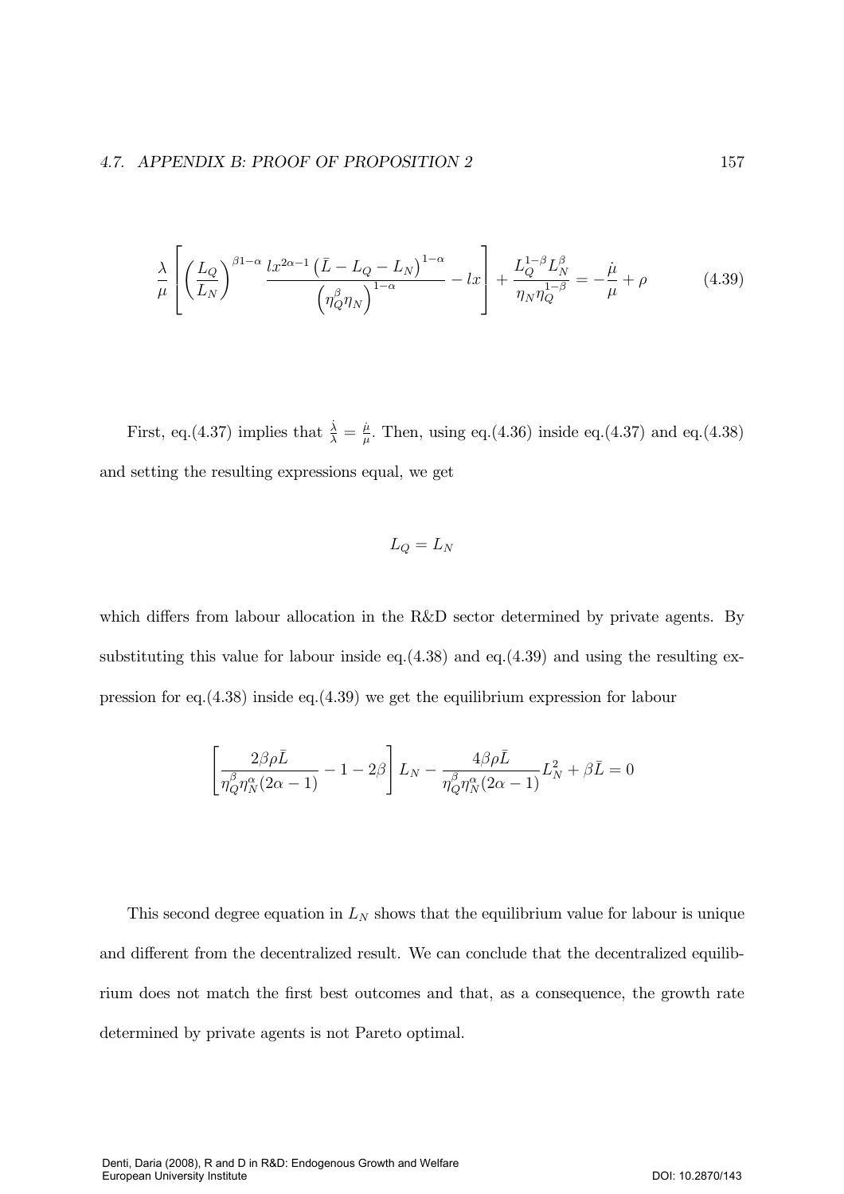$$\frac{\lambda}{\mu}\left[\left(\frac{L_Q}{L_N}\right)^{\beta 1-\alpha}\frac{lx^{2\alpha-1}\left(\bar{L}-L_Q-L_N\right)^{1-\alpha}}{\left(\eta_Q^{\beta}\eta_N\right)^{1-\alpha}}-lx\right]+\frac{L_Q^{1-\beta}L_N^{\beta}}{\eta_N\eta_Q^{1-\beta}}=-\frac{\dot{\mu}}{\mu}+\rho \tag{4.39}$$

First, eq.(4.37) implies that $\frac{\dot{\lambda}}{\lambda}=\frac{\dot{\mu}}{\mu}$. Then, using eq.(4.36) inside eq.(4.37) and eq.(4.38) and setting the resulting expressions equal, we get

$$L_Q = L_N$$

which differs from labour allocation in the R&D sector determined by private agents. By substituting this value for labour inside eq.(4.38) and eq.(4.39) and using the resulting expression for eq.(4.38) inside eq.(4.39) we get the equilibrium expression for labour

$$\left[\frac{2\beta\rho\bar{L}}{\eta_Q^{\beta}\eta_N^{\alpha}(2\alpha-1)}-1-2\beta\right]L_N-\frac{4\beta\rho\bar{L}}{\eta_Q^{\beta}\eta_N^{\alpha}(2\alpha-1)}L_N^2+\beta\bar{L}=0$$

This second degree equation in $L_N$ shows that the equilibrium value for labour is unique and different from the decentralized result. We can conclude that the decentralized equilibrium does not match the first best outcomes and that, as a consequence, the growth rate determined by private agents is not Pareto optimal.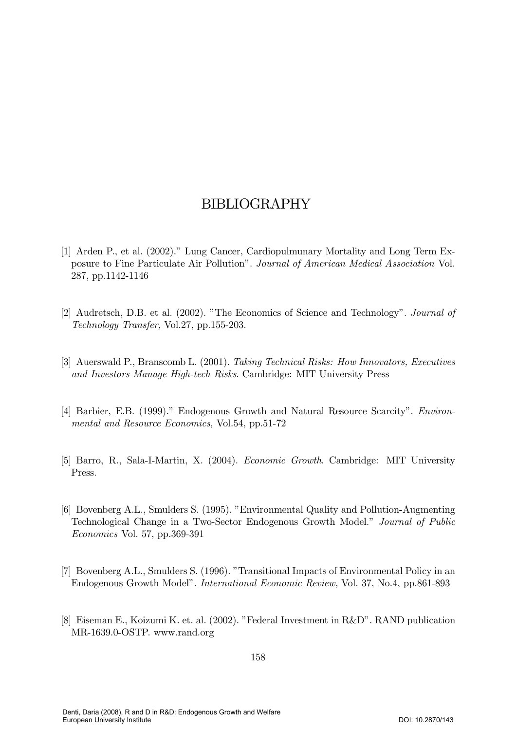# BIBLIOGRAPHY

[1] Arden P., et al. (2002)." Lung Cancer, Cardiopulmunary Mortality and Long Term Exposure to Fine Particulate Air Pollution". *Journal of American Medical Association* Vol. 287, pp.1142-1146

[2] Audretsch, D.B. et al. (2002). "The Economics of Science and Technology". *Journal of Technology Transfer,* Vol.27, pp.155-203.

[3] Auerswald P., Branscomb L. (2001). *Taking Technical Risks: How Innovators, Executives and Investors Manage High-tech Risks*. Cambridge: MIT University Press

[4] Barbier, E.B. (1999)." Endogenous Growth and Natural Resource Scarcity". *Environmental and Resource Economics,* Vol.54, pp.51-72

[5] Barro, R., Sala-I-Martin, X. (2004). *Economic Growth*. Cambridge: MIT University Press.

[6] Bovenberg A.L., Smulders S. (1995). "Environmental Quality and Pollution-Augmenting Technological Change in a Two-Sector Endogenous Growth Model." *Journal of Public Economics* Vol. 57, pp.369-391

[7] Bovenberg A.L., Smulders S. (1996). "Transitional Impacts of Environmental Policy in an Endogenous Growth Model". *International Economic Review,* Vol. 37, No.4, pp.861-893

[8] Eiseman E., Koizumi K. et. al. (2002). "Federal Investment in R&D". RAND publication MR-1639.0-OSTP. www.rand.org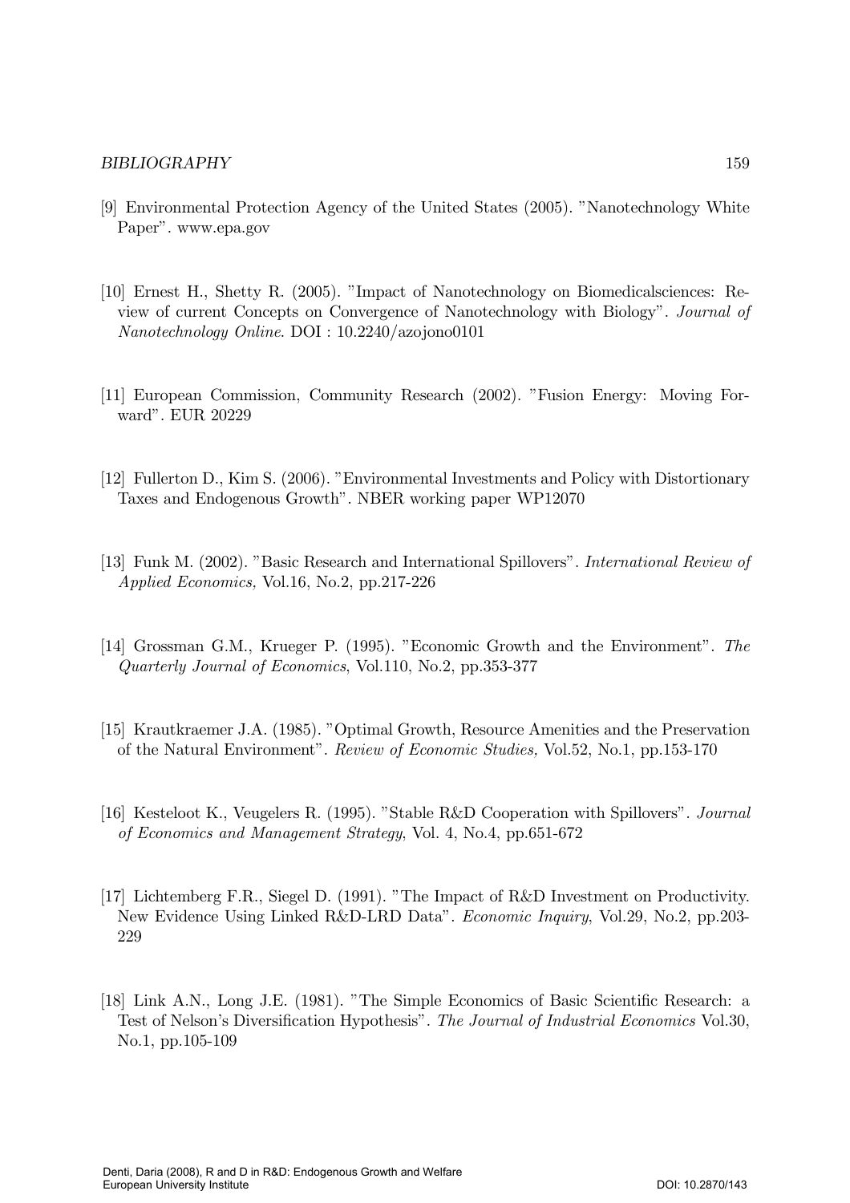[9] Environmental Protection Agency of the United States (2005). "Nanotechnology White Paper". www.epa.gov

[10] Ernest H., Shetty R. (2005). "Impact of Nanotechnology on Biomedicalsciences: Review of current Concepts on Convergence of Nanotechnology with Biology". *Journal of Nanotechnology Online*. DOI : 10.2240/azojono0101

[11] European Commission, Community Research (2002). "Fusion Energy: Moving Forward". EUR 20229

[12] Fullerton D., Kim S. (2006). "Environmental Investments and Policy with Distortionary Taxes and Endogenous Growth". NBER working paper WP12070

[13] Funk M. (2002). "Basic Research and International Spillovers". *International Review of Applied Economics,* Vol.16, No.2, pp.217-226

[14] Grossman G.M., Krueger P. (1995). "Economic Growth and the Environment". *The Quarterly Journal of Economics*, Vol.110, No.2, pp.353-377

[15] Krautkraemer J.A. (1985). "Optimal Growth, Resource Amenities and the Preservation of the Natural Environment". *Review of Economic Studies,* Vol.52, No.1, pp.153-170

[16] Kesteloot K., Veugelers R. (1995). "Stable R&D Cooperation with Spillovers". *Journal of Economics and Management Strategy*, Vol. 4, No.4, pp.651-672

[17] Lichtemberg F.R., Siegel D. (1991). "The Impact of R&D Investment on Productivity. New Evidence Using Linked R&D-LRD Data". *Economic Inquiry*, Vol.29, No.2, pp.203-229

[18] Link A.N., Long J.E. (1981). "The Simple Economics of Basic Scientific Research: a Test of Nelson's Diversification Hypothesis". *The Journal of Industrial Economics* Vol.30, No.1, pp.105-109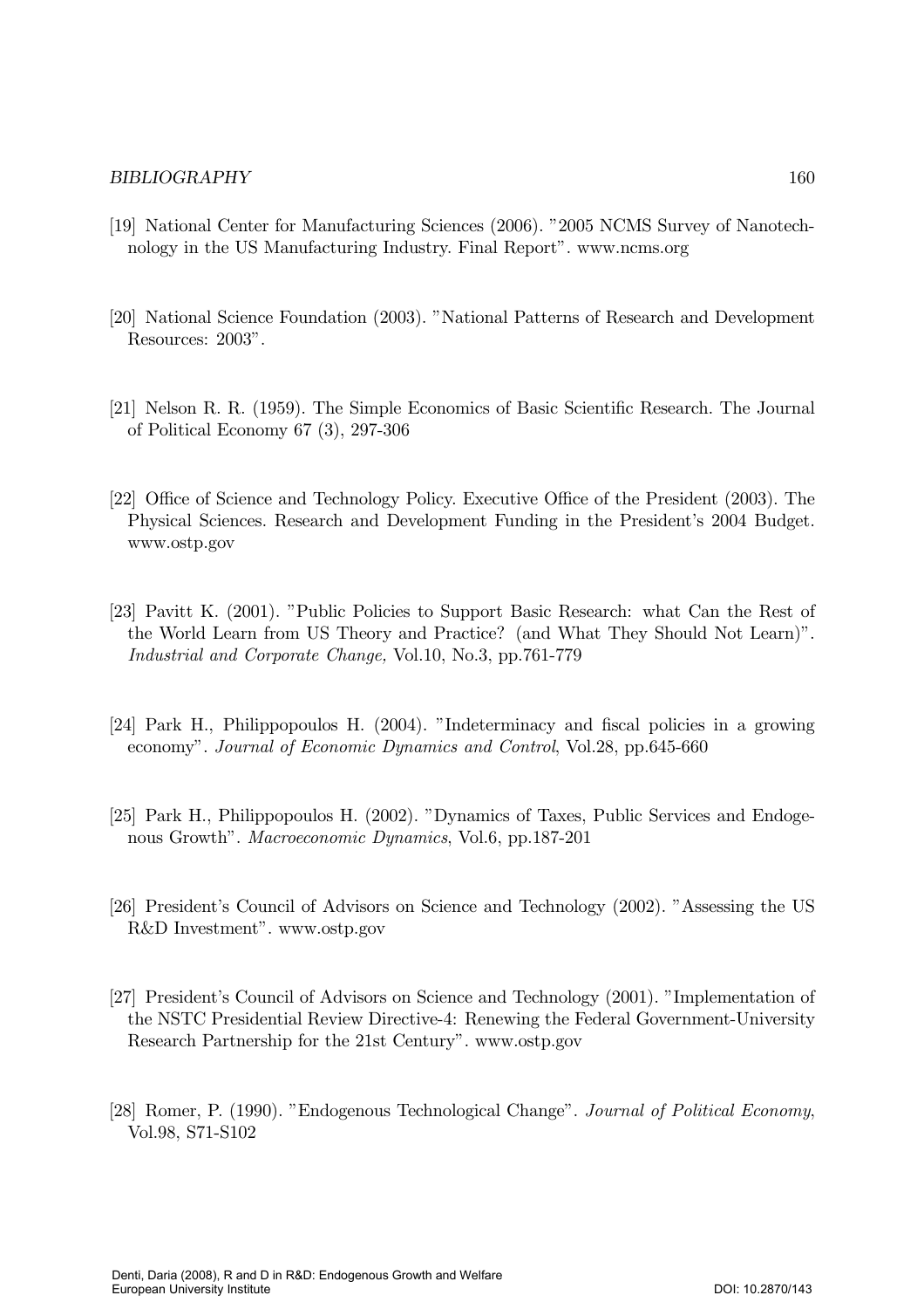[19] National Center for Manufacturing Sciences (2006). "2005 NCMS Survey of Nanotechnology in the US Manufacturing Industry. Final Report". www.ncms.org

[20] National Science Foundation (2003). "National Patterns of Research and Development Resources: 2003".

[21] Nelson R. R. (1959). The Simple Economics of Basic Scientific Research. The Journal of Political Economy 67 (3), 297-306

[22] Office of Science and Technology Policy. Executive Office of the President (2003). The Physical Sciences. Research and Development Funding in the President's 2004 Budget. www.ostp.gov

[23] Pavitt K. (2001). "Public Policies to Support Basic Research: what Can the Rest of the World Learn from US Theory and Practice? (and What They Should Not Learn)". *Industrial and Corporate Change,* Vol.10, No.3, pp.761-779

[24] Park H., Philippopoulos H. (2004). "Indeterminacy and fiscal policies in a growing economy". *Journal of Economic Dynamics and Control*, Vol.28, pp.645-660

[25] Park H., Philippopoulos H. (2002). "Dynamics of Taxes, Public Services and Endogenous Growth". *Macroeconomic Dynamics*, Vol.6, pp.187-201

[26] President's Council of Advisors on Science and Technology (2002). "Assessing the US R&D Investment". www.ostp.gov

[27] President's Council of Advisors on Science and Technology (2001). "Implementation of the NSTC Presidential Review Directive-4: Renewing the Federal Government-University Research Partnership for the 21st Century". www.ostp.gov

[28] Romer, P. (1990). "Endogenous Technological Change". *Journal of Political Economy*, Vol.98, S71-S102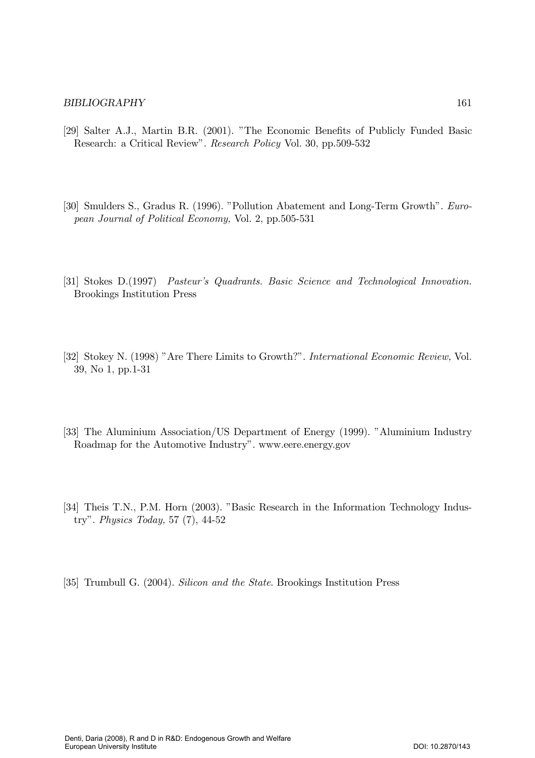[29] Salter A.J., Martin B.R. (2001). "The Economic Benefits of Publicly Funded Basic Research: a Critical Review". *Research Policy* Vol. 30, pp.509-532

[30] Smulders S., Gradus R. (1996). "Pollution Abatement and Long-Term Growth". *European Journal of Political Economy,* Vol. 2, pp.505-531

[31] Stokes D.(1997) *Pasteur's Quadrants. Basic Science and Technological Innovation.* Brookings Institution Press

[32] Stokey N. (1998) "Are There Limits to Growth?". *International Economic Review,* Vol. 39, No 1, pp.1-31

[33] The Aluminium Association/US Department of Energy (1999). "Aluminium Industry Roadmap for the Automotive Industry". www.eere.energy.gov

[34] Theis T.N., P.M. Horn (2003). "Basic Research in the Information Technology Industry". *Physics Today,* 57 (7), 44-52

[35] Trumbull G. (2004). *Silicon and the State*. Brookings Institution Press